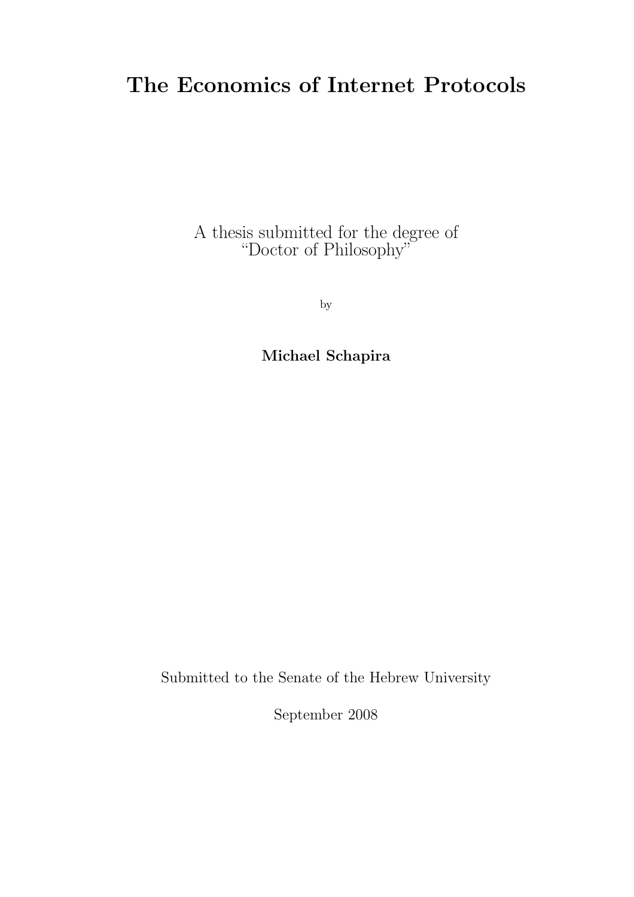# The Economics of Internet Protocols

A thesis submitted for the degree of
"Doctor of Philosophy"

by

**Michael Schapira**

Submitted to the Senate of the Hebrew University

September 2008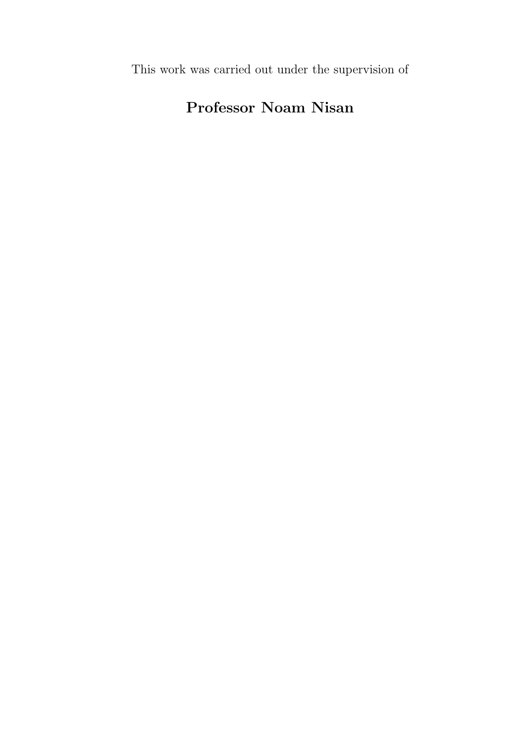This work was carried out under the supervision of

**Professor Noam Nisan**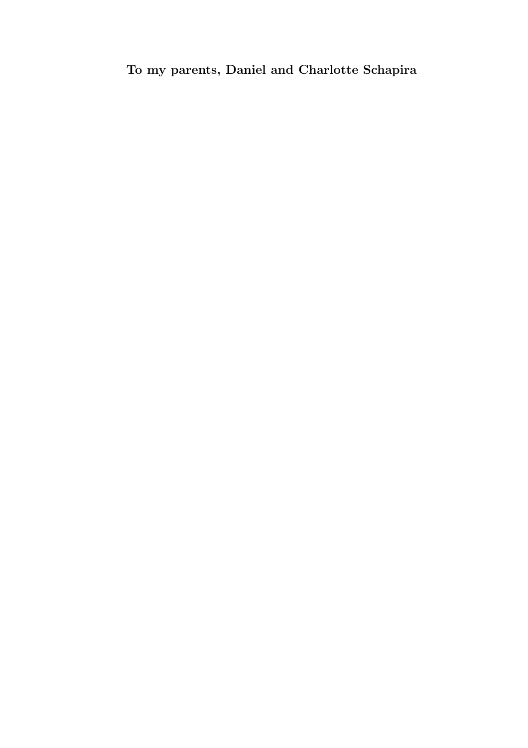**To my parents, Daniel and Charlotte Schapira**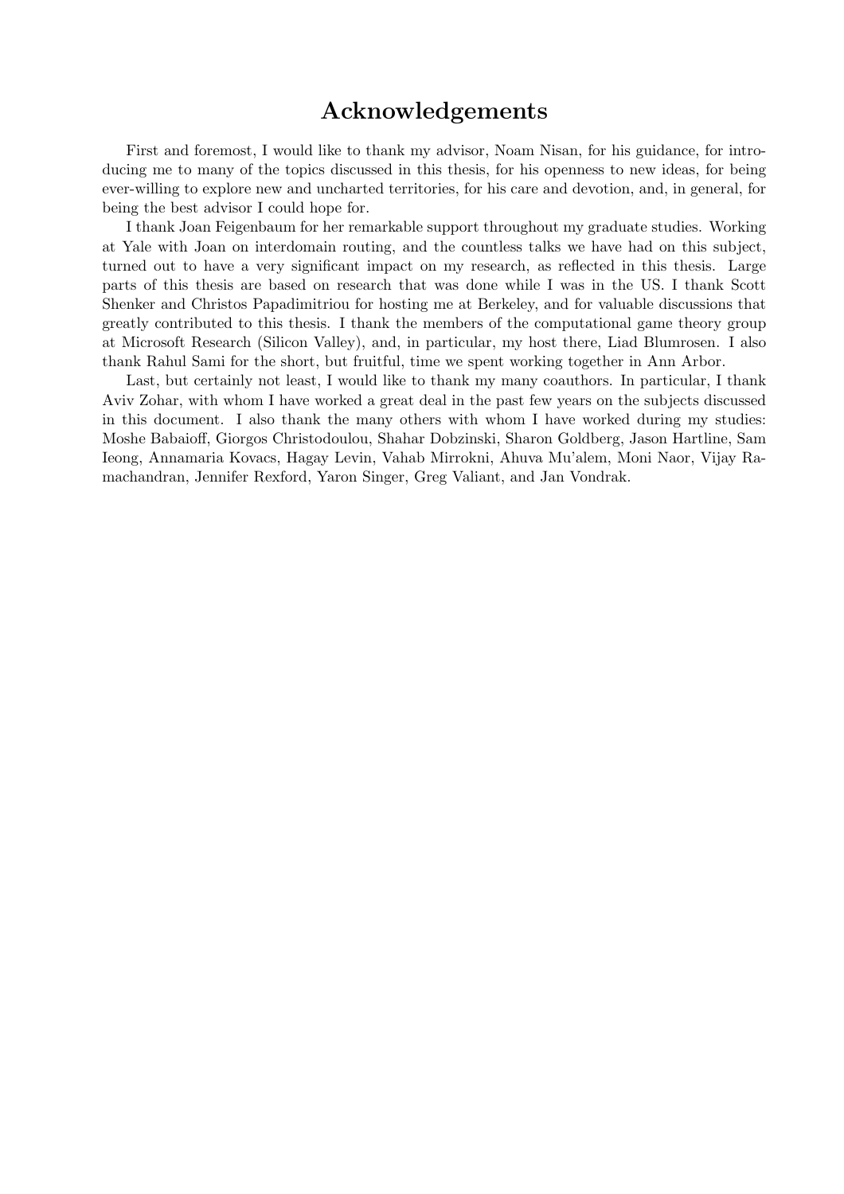# Acknowledgements

First and foremost, I would like to thank my advisor, Noam Nisan, for his guidance, for introducing me to many of the topics discussed in this thesis, for his openness to new ideas, for being ever-willing to explore new and uncharted territories, for his care and devotion, and, in general, for being the best advisor I could hope for.

I thank Joan Feigenbaum for her remarkable support throughout my graduate studies. Working at Yale with Joan on interdomain routing, and the countless talks we have had on this subject, turned out to have a very significant impact on my research, as reflected in this thesis. Large parts of this thesis are based on research that was done while I was in the US. I thank Scott Shenker and Christos Papadimitriou for hosting me at Berkeley, and for valuable discussions that greatly contributed to this thesis. I thank the members of the computational game theory group at Microsoft Research (Silicon Valley), and, in particular, my host there, Liad Blumrosen. I also thank Rahul Sami for the short, but fruitful, time we spent working together in Ann Arbor.

Last, but certainly not least, I would like to thank my many coauthors. In particular, I thank Aviv Zohar, with whom I have worked a great deal in the past few years on the subjects discussed in this document. I also thank the many others with whom I have worked during my studies: Moshe Babaioff, Giorgos Christodoulou, Shahar Dobzinski, Sharon Goldberg, Jason Hartline, Sam Ieong, Annamaria Kovacs, Hagay Levin, Vahab Mirrokni, Ahuva Mu'alem, Moni Naor, Vijay Ramachandran, Jennifer Rexford, Yaron Singer, Greg Valiant, and Jan Vondrak.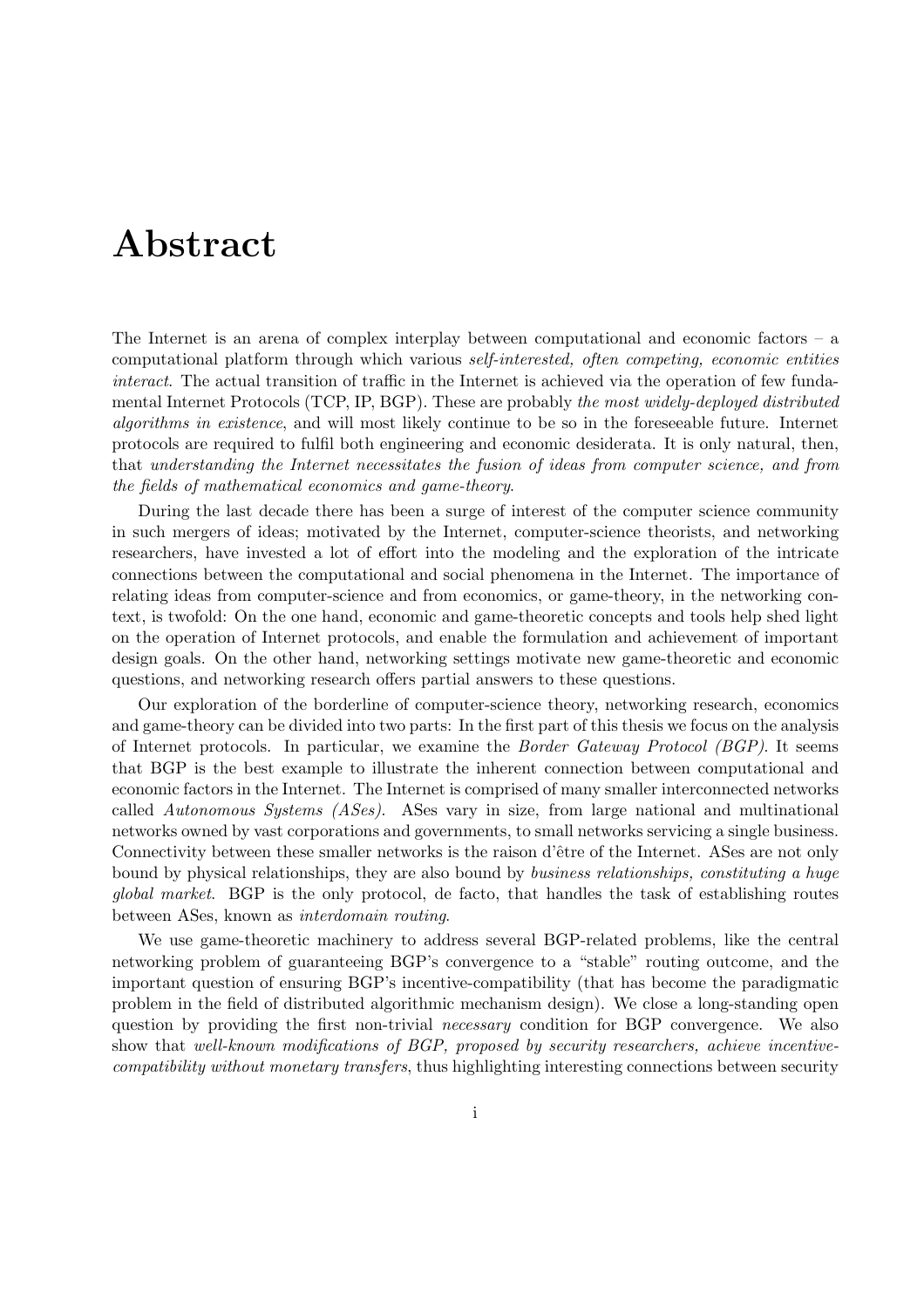# Abstract

The Internet is an arena of complex interplay between computational and economic factors – a computational platform through which various *self-interested, often competing, economic entities interact*. The actual transition of traffic in the Internet is achieved via the operation of few fundamental Internet Protocols (TCP, IP, BGP). These are probably *the most widely-deployed distributed algorithms in existence*, and will most likely continue to be so in the foreseeable future. Internet protocols are required to fulfil both engineering and economic desiderata. It is only natural, then, that *understanding the Internet necessitates the fusion of ideas from computer science, and from the fields of mathematical economics and game-theory*.

During the last decade there has been a surge of interest of the computer science community in such mergers of ideas; motivated by the Internet, computer-science theorists, and networking researchers, have invested a lot of effort into the modeling and the exploration of the intricate connections between the computational and social phenomena in the Internet. The importance of relating ideas from computer-science and from economics, or game-theory, in the networking context, is twofold: On the one hand, economic and game-theoretic concepts and tools help shed light on the operation of Internet protocols, and enable the formulation and achievement of important design goals. On the other hand, networking settings motivate new game-theoretic and economic questions, and networking research offers partial answers to these questions.

Our exploration of the borderline of computer-science theory, networking research, economics and game-theory can be divided into two parts: In the first part of this thesis we focus on the analysis of Internet protocols. In particular, we examine the *Border Gateway Protocol (BGP)*. It seems that BGP is the best example to illustrate the inherent connection between computational and economic factors in the Internet. The Internet is comprised of many smaller interconnected networks called *Autonomous Systems (ASes)*. ASes vary in size, from large national and multinational networks owned by vast corporations and governments, to small networks servicing a single business. Connectivity between these smaller networks is the raison d'être of the Internet. ASes are not only bound by physical relationships, they are also bound by *business relationships, constituting a huge global market*. BGP is the only protocol, de facto, that handles the task of establishing routes between ASes, known as *interdomain routing*.

We use game-theoretic machinery to address several BGP-related problems, like the central networking problem of guaranteeing BGP's convergence to a "stable" routing outcome, and the important question of ensuring BGP's incentive-compatibility (that has become the paradigmatic problem in the field of distributed algorithmic mechanism design). We close a long-standing open question by providing the first non-trivial *necessary* condition for BGP convergence. We also show that *well-known modifications of BGP, proposed by security researchers, achieve incentive-compatibility without monetary transfers*, thus highlighting interesting connections between security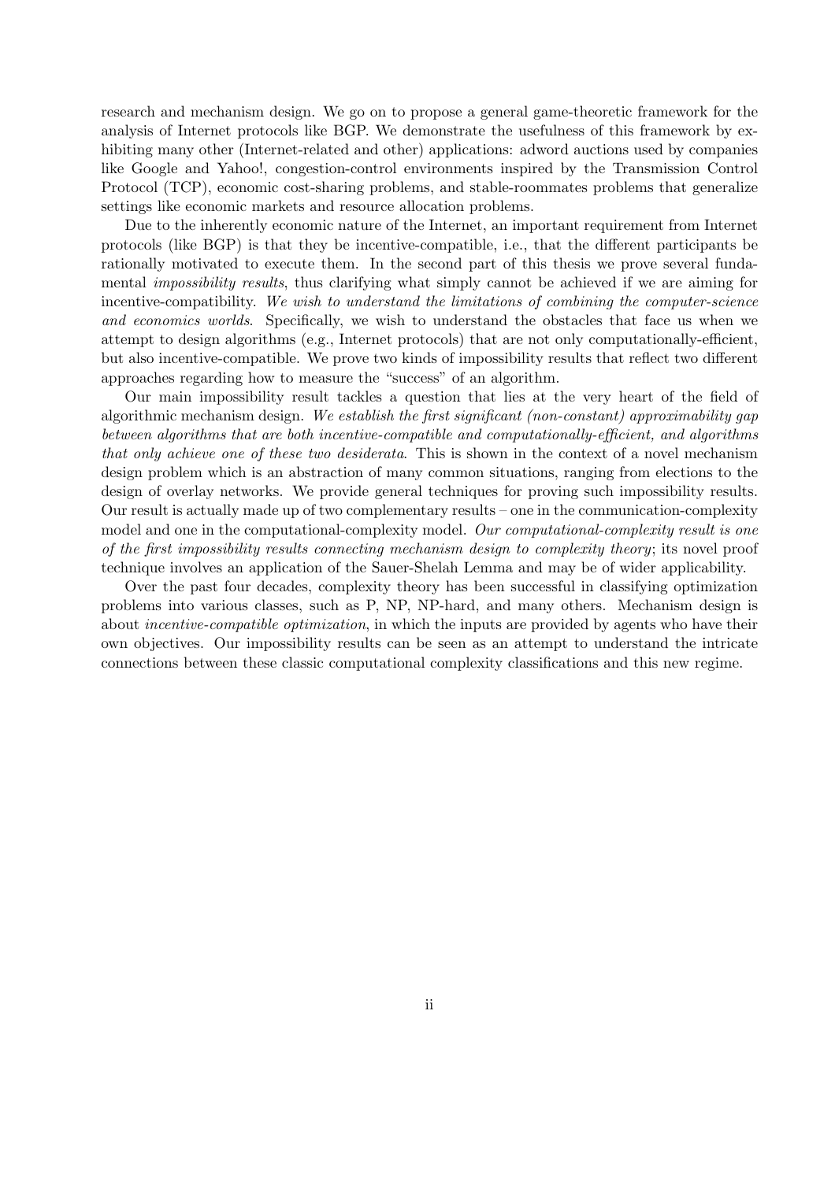research and mechanism design. We go on to propose a general game-theoretic framework for the analysis of Internet protocols like BGP. We demonstrate the usefulness of this framework by exhibiting many other (Internet-related and other) applications: adword auctions used by companies like Google and Yahoo!, congestion-control environments inspired by the Transmission Control Protocol (TCP), economic cost-sharing problems, and stable-roommates problems that generalize settings like economic markets and resource allocation problems.

Due to the inherently economic nature of the Internet, an important requirement from Internet protocols (like BGP) is that they be incentive-compatible, i.e., that the different participants be rationally motivated to execute them. In the second part of this thesis we prove several fundamental *impossibility results*, thus clarifying what simply cannot be achieved if we are aiming for incentive-compatibility. *We wish to understand the limitations of combining the computer-science and economics worlds*. Specifically, we wish to understand the obstacles that face us when we attempt to design algorithms (e.g., Internet protocols) that are not only computationally-efficient, but also incentive-compatible. We prove two kinds of impossibility results that reflect two different approaches regarding how to measure the "success" of an algorithm.

Our main impossibility result tackles a question that lies at the very heart of the field of algorithmic mechanism design. *We establish the first significant (non-constant) approximability gap between algorithms that are both incentive-compatible and computationally-efficient, and algorithms that only achieve one of these two desiderata*. This is shown in the context of a novel mechanism design problem which is an abstraction of many common situations, ranging from elections to the design of overlay networks. We provide general techniques for proving such impossibility results. Our result is actually made up of two complementary results – one in the communication-complexity model and one in the computational-complexity model. *Our computational-complexity result is one of the first impossibility results connecting mechanism design to complexity theory*; its novel proof technique involves an application of the Sauer-Shelah Lemma and may be of wider applicability.

Over the past four decades, complexity theory has been successful in classifying optimization problems into various classes, such as P, NP, NP-hard, and many others. Mechanism design is about *incentive-compatible optimization*, in which the inputs are provided by agents who have their own objectives. Our impossibility results can be seen as an attempt to understand the intricate connections between these classic computational complexity classifications and this new regime.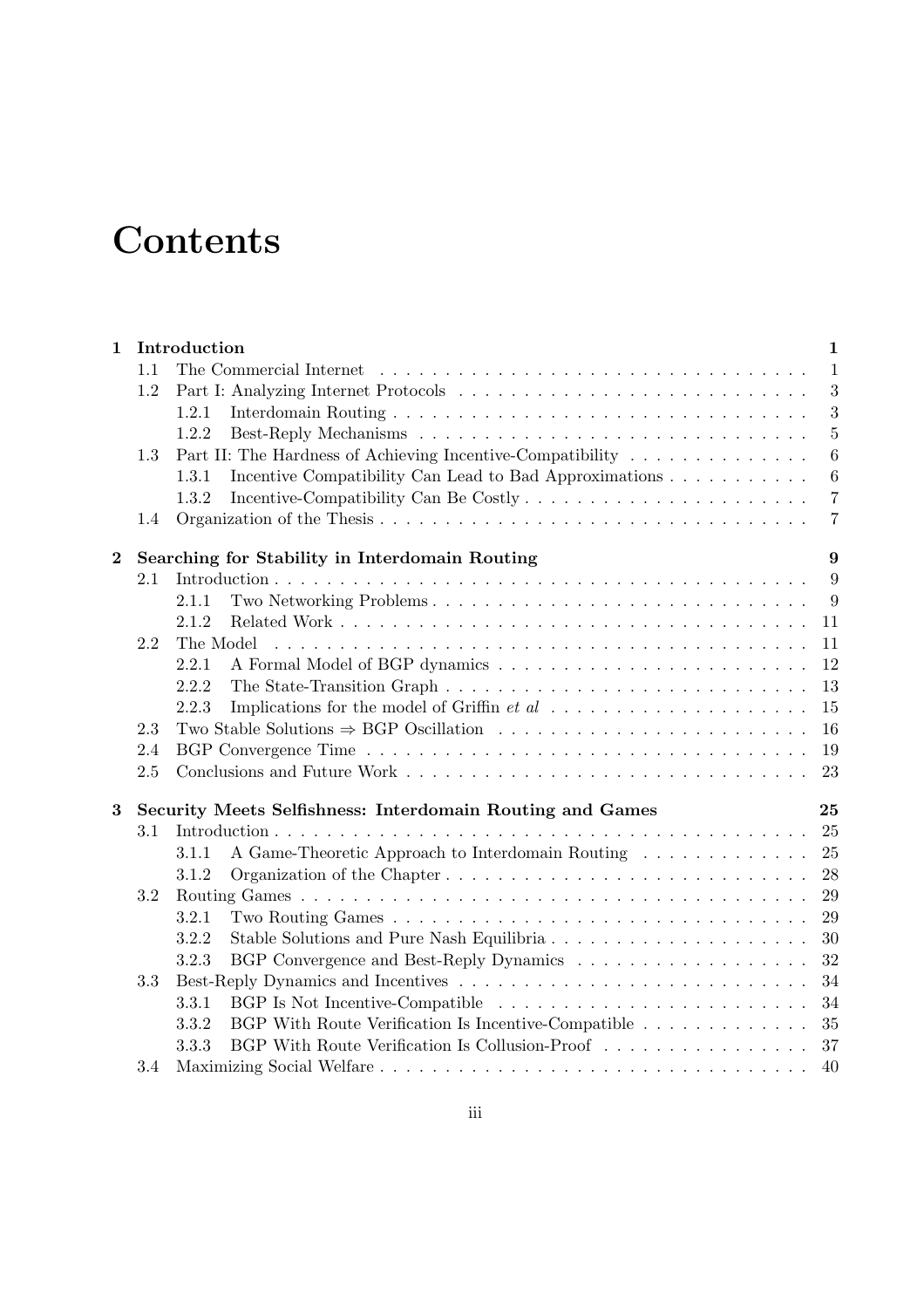# Contents

| | | |
|---|---|---|
| **1** | **Introduction** | **1** |
| 1.1 | The Commercial Internet | 1 |
| 1.2 | Part I: Analyzing Internet Protocols | 3 |
| 1.2.1 | Interdomain Routing | 3 |
| 1.2.2 | Best-Reply Mechanisms | 5 |
| 1.3 | Part II: The Hardness of Achieving Incentive-Compatibility | 6 |
| 1.3.1 | Incentive Compatibility Can Lead to Bad Approximations | 6 |
| 1.3.2 | Incentive-Compatibility Can Be Costly | 7 |
| 1.4 | Organization of the Thesis | 7 |
| **2** | **Searching for Stability in Interdomain Routing** | **9** |
| 2.1 | Introduction | 9 |
| 2.1.1 | Two Networking Problems | 9 |
| 2.1.2 | Related Work | 11 |
| 2.2 | The Model | 11 |
| 2.2.1 | A Formal Model of BGP dynamics | 12 |
| 2.2.2 | The State-Transition Graph | 13 |
| 2.2.3 | Implications for the model of Griffin *et al* | 15 |
| 2.3 | Two Stable Solutions ⇒ BGP Oscillation | 16 |
| 2.4 | BGP Convergence Time | 19 |
| 2.5 | Conclusions and Future Work | 23 |
| **3** | **Security Meets Selfishness: Interdomain Routing and Games** | **25** |
| 3.1 | Introduction | 25 |
| 3.1.1 | A Game-Theoretic Approach to Interdomain Routing | 25 |
| 3.1.2 | Organization of the Chapter | 28 |
| 3.2 | Routing Games | 29 |
| 3.2.1 | Two Routing Games | 29 |
| 3.2.2 | Stable Solutions and Pure Nash Equilibria | 30 |
| 3.2.3 | BGP Convergence and Best-Reply Dynamics | 32 |
| 3.3 | Best-Reply Dynamics and Incentives | 34 |
| 3.3.1 | BGP Is Not Incentive-Compatible | 34 |
| 3.3.2 | BGP With Route Verification Is Incentive-Compatible | 35 |
| 3.3.3 | BGP With Route Verification Is Collusion-Proof | 37 |
| 3.4 | Maximizing Social Welfare | 40 |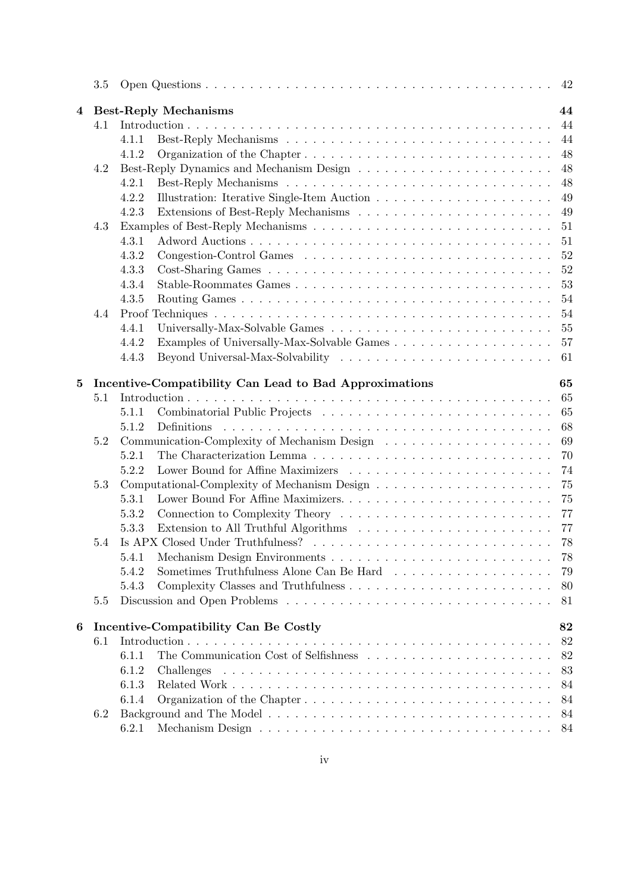3.5 Open Questions . . . . . . . . . . . . . . . . . . . . . . . . . . . . . . . . . . . . . . . . 42

**4 Best-Reply Mechanisms** **44**

4.1 Introduction . . . . . . . . . . . . . . . . . . . . . . . . . . . . . . . . . . . . . . . . 44

4.1.1 Best-Reply Mechanisms . . . . . . . . . . . . . . . . . . . . . . . . . . . . 44

4.1.2 Organization of the Chapter . . . . . . . . . . . . . . . . . . . . . . . . . . 48

4.2 Best-Reply Dynamics and Mechanism Design . . . . . . . . . . . . . . . . . . . . . 48

4.2.1 Best-Reply Mechanisms . . . . . . . . . . . . . . . . . . . . . . . . . . . . 48

4.2.2 Illustration: Iterative Single-Item Auction . . . . . . . . . . . . . . . . . . . 49

4.2.3 Extensions of Best-Reply Mechanisms . . . . . . . . . . . . . . . . . . . . . 49

4.3 Examples of Best-Reply Mechanisms . . . . . . . . . . . . . . . . . . . . . . . . . 51

4.3.1 Adword Auctions . . . . . . . . . . . . . . . . . . . . . . . . . . . . . . . . 51

4.3.2 Congestion-Control Games . . . . . . . . . . . . . . . . . . . . . . . . . . . 52

4.3.3 Cost-Sharing Games . . . . . . . . . . . . . . . . . . . . . . . . . . . . . . 52

4.3.4 Stable-Roommates Games . . . . . . . . . . . . . . . . . . . . . . . . . . . 53

4.3.5 Routing Games . . . . . . . . . . . . . . . . . . . . . . . . . . . . . . . . . 54

4.4 Proof Techniques . . . . . . . . . . . . . . . . . . . . . . . . . . . . . . . . . . . . 54

4.4.1 Universally-Max-Solvable Games . . . . . . . . . . . . . . . . . . . . . . . . 55

4.4.2 Examples of Universally-Max-Solvable Games . . . . . . . . . . . . . . . . . 57

4.4.3 Beyond Universal-Max-Solvability . . . . . . . . . . . . . . . . . . . . . . . 61

**5 Incentive-Compatibility Can Lead to Bad Approximations** **65**

5.1 Introduction . . . . . . . . . . . . . . . . . . . . . . . . . . . . . . . . . . . . . . . . 65

5.1.1 Combinatorial Public Projects . . . . . . . . . . . . . . . . . . . . . . . . . 65

5.1.2 Definitions . . . . . . . . . . . . . . . . . . . . . . . . . . . . . . . . . . . . 68

5.2 Communication-Complexity of Mechanism Design . . . . . . . . . . . . . . . . . . 69

5.2.1 The Characterization Lemma . . . . . . . . . . . . . . . . . . . . . . . . . . 70

5.2.2 Lower Bound for Affine Maximizers . . . . . . . . . . . . . . . . . . . . . . 74

5.3 Computational-Complexity of Mechanism Design . . . . . . . . . . . . . . . . . . . 75

5.3.1 Lower Bound For Affine Maximizers. . . . . . . . . . . . . . . . . . . . . . . 75

5.3.2 Connection to Complexity Theory . . . . . . . . . . . . . . . . . . . . . . . 77

5.3.3 Extension to All Truthful Algorithms . . . . . . . . . . . . . . . . . . . . . 77

5.4 Is APX Closed Under Truthfulness? . . . . . . . . . . . . . . . . . . . . . . . . . . 78

5.4.1 Mechanism Design Environments . . . . . . . . . . . . . . . . . . . . . . . . 78

5.4.2 Sometimes Truthfulness Alone Can Be Hard . . . . . . . . . . . . . . . . . . 79

5.4.3 Complexity Classes and Truthfulness . . . . . . . . . . . . . . . . . . . . . . 80

5.5 Discussion and Open Problems . . . . . . . . . . . . . . . . . . . . . . . . . . . . . 81

**6 Incentive-Compatibility Can Be Costly** **82**

6.1 Introduction . . . . . . . . . . . . . . . . . . . . . . . . . . . . . . . . . . . . . . . . 82

6.1.1 The Communication Cost of Selfishness . . . . . . . . . . . . . . . . . . . . 82

6.1.2 Challenges . . . . . . . . . . . . . . . . . . . . . . . . . . . . . . . . . . . . 83

6.1.3 Related Work . . . . . . . . . . . . . . . . . . . . . . . . . . . . . . . . . . 84

6.1.4 Organization of the Chapter . . . . . . . . . . . . . . . . . . . . . . . . . . 84

6.2 Background and The Model . . . . . . . . . . . . . . . . . . . . . . . . . . . . . . . 84

6.2.1 Mechanism Design . . . . . . . . . . . . . . . . . . . . . . . . . . . . . . . 84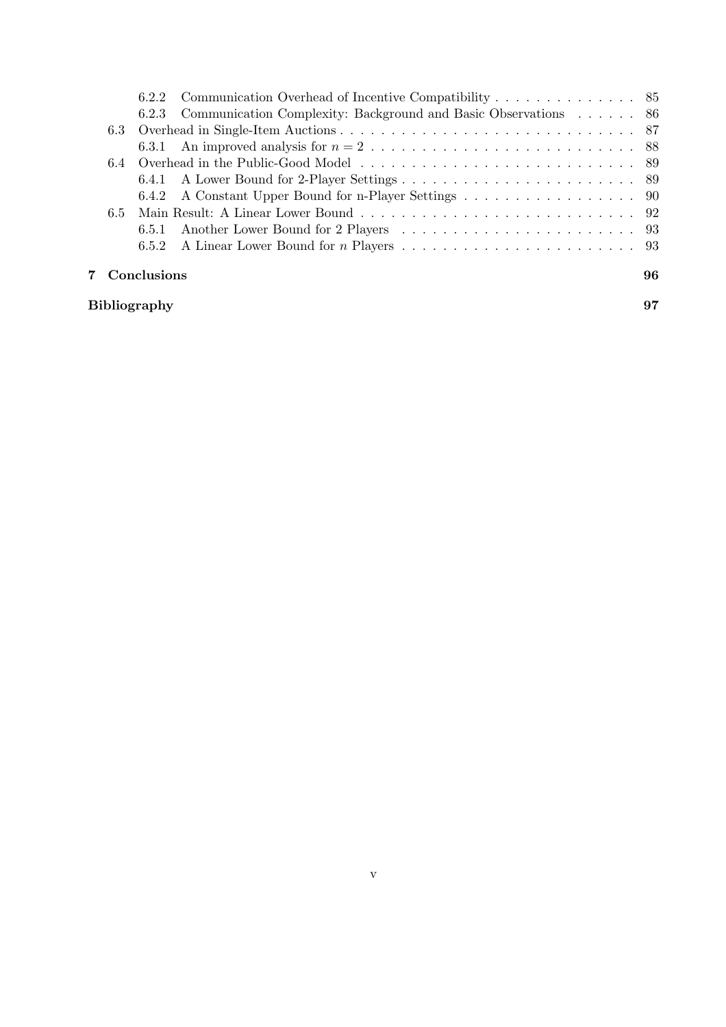- 6.2.2 Communication Overhead of Incentive Compatibility . . . . . . . . . . . . . . 85
- 6.2.3 Communication Complexity: Background and Basic Observations . . . . . . 86
- 6.3 Overhead in Single-Item Auctions . . . . . . . . . . . . . . . . . . . . . . . . . . . . . . 87
  - 6.3.1 An improved analysis for $n = 2$ . . . . . . . . . . . . . . . . . . . . . . . . . . 88
- 6.4 Overhead in the Public-Good Model . . . . . . . . . . . . . . . . . . . . . . . . . . . . 89
  - 6.4.1 A Lower Bound for 2-Player Settings . . . . . . . . . . . . . . . . . . . . . . . . 89
  - 6.4.2 A Constant Upper Bound for n-Player Settings . . . . . . . . . . . . . . . . . . 90
- 6.5 Main Result: A Linear Lower Bound . . . . . . . . . . . . . . . . . . . . . . . . . . . . 92
  - 6.5.1 Another Lower Bound for 2 Players . . . . . . . . . . . . . . . . . . . . . . . . 93
  - 6.5.2 A Linear Lower Bound for $n$ Players . . . . . . . . . . . . . . . . . . . . . . . 93

**7 Conclusions** **96**

**Bibliography** **97**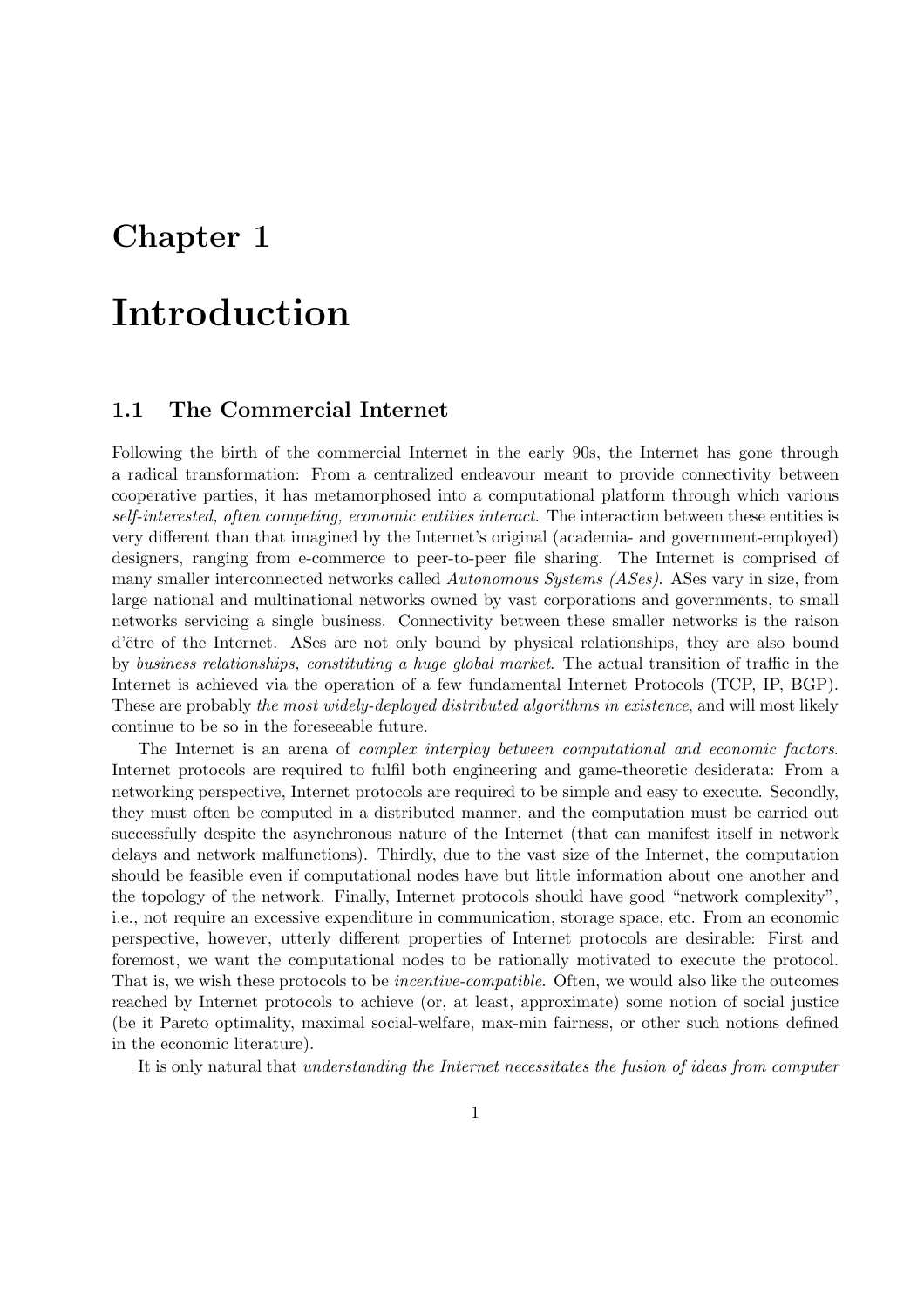# Chapter 1

# Introduction

## 1.1 The Commercial Internet

Following the birth of the commercial Internet in the early 90s, the Internet has gone through a radical transformation: From a centralized endeavour meant to provide connectivity between cooperative parties, it has metamorphosed into a computational platform through which various *self-interested, often competing, economic entities interact*. The interaction between these entities is very different than that imagined by the Internet's original (academia- and government-employed) designers, ranging from e-commerce to peer-to-peer file sharing. The Internet is comprised of many smaller interconnected networks called *Autonomous Systems (ASes)*. ASes vary in size, from large national and multinational networks owned by vast corporations and governments, to small networks servicing a single business. Connectivity between these smaller networks is the raison d'être of the Internet. ASes are not only bound by physical relationships, they are also bound by *business relationships, constituting a huge global market*. The actual transition of traffic in the Internet is achieved via the operation of a few fundamental Internet Protocols (TCP, IP, BGP). These are probably *the most widely-deployed distributed algorithms in existence*, and will most likely continue to be so in the foreseeable future.

The Internet is an arena of *complex interplay between computational and economic factors*. Internet protocols are required to fulfil both engineering and game-theoretic desiderata: From a networking perspective, Internet protocols are required to be simple and easy to execute. Secondly, they must often be computed in a distributed manner, and the computation must be carried out successfully despite the asynchronous nature of the Internet (that can manifest itself in network delays and network malfunctions). Thirdly, due to the vast size of the Internet, the computation should be feasible even if computational nodes have but little information about one another and the topology of the network. Finally, Internet protocols should have good "network complexity", i.e., not require an excessive expenditure in communication, storage space, etc. From an economic perspective, however, utterly different properties of Internet protocols are desirable: First and foremost, we want the computational nodes to be rationally motivated to execute the protocol. That is, we wish these protocols to be *incentive-compatible*. Often, we would also like the outcomes reached by Internet protocols to achieve (or, at least, approximate) some notion of social justice (be it Pareto optimality, maximal social-welfare, max-min fairness, or other such notions defined in the economic literature).

It is only natural that *understanding the Internet necessitates the fusion of ideas from computer*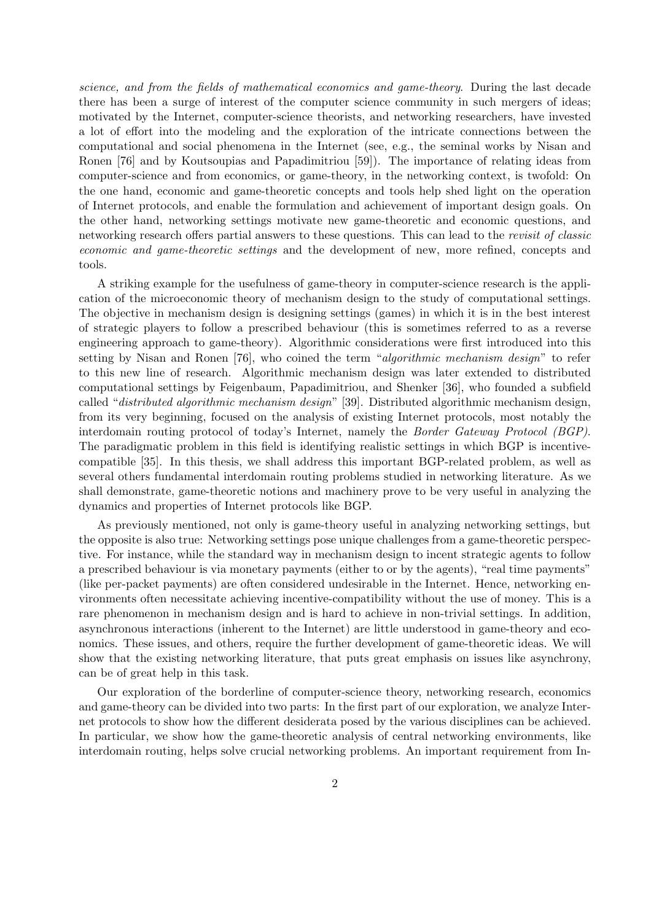*science, and from the fields of mathematical economics and game-theory*. During the last decade there has been a surge of interest of the computer science community in such mergers of ideas; motivated by the Internet, computer-science theorists, and networking researchers, have invested a lot of effort into the modeling and the exploration of the intricate connections between the computational and social phenomena in the Internet (see, e.g., the seminal works by Nisan and Ronen [76] and by Koutsoupias and Papadimitriou [59]). The importance of relating ideas from computer-science and from economics, or game-theory, in the networking context, is twofold: On the one hand, economic and game-theoretic concepts and tools help shed light on the operation of Internet protocols, and enable the formulation and achievement of important design goals. On the other hand, networking settings motivate new game-theoretic and economic questions, and networking research offers partial answers to these questions. This can lead to the *revisit of classic economic and game-theoretic settings* and the development of new, more refined, concepts and tools.

A striking example for the usefulness of game-theory in computer-science research is the application of the microeconomic theory of mechanism design to the study of computational settings. The objective in mechanism design is designing settings (games) in which it is in the best interest of strategic players to follow a prescribed behaviour (this is sometimes referred to as a reverse engineering approach to game-theory). Algorithmic considerations were first introduced into this setting by Nisan and Ronen [76], who coined the term "*algorithmic mechanism design*" to refer to this new line of research. Algorithmic mechanism design was later extended to distributed computational settings by Feigenbaum, Papadimitriou, and Shenker [36], who founded a subfield called "*distributed algorithmic mechanism design*" [39]. Distributed algorithmic mechanism design, from its very beginning, focused on the analysis of existing Internet protocols, most notably the interdomain routing protocol of today's Internet, namely the *Border Gateway Protocol (BGP)*. The paradigmatic problem in this field is identifying realistic settings in which BGP is incentive-compatible [35]. In this thesis, we shall address this important BGP-related problem, as well as several others fundamental interdomain routing problems studied in networking literature. As we shall demonstrate, game-theoretic notions and machinery prove to be very useful in analyzing the dynamics and properties of Internet protocols like BGP.

As previously mentioned, not only is game-theory useful in analyzing networking settings, but the opposite is also true: Networking settings pose unique challenges from a game-theoretic perspective. For instance, while the standard way in mechanism design to incent strategic agents to follow a prescribed behaviour is via monetary payments (either to or by the agents), "real time payments" (like per-packet payments) are often considered undesirable in the Internet. Hence, networking environments often necessitate achieving incentive-compatibility without the use of money. This is a rare phenomenon in mechanism design and is hard to achieve in non-trivial settings. In addition, asynchronous interactions (inherent to the Internet) are little understood in game-theory and economics. These issues, and others, require the further development of game-theoretic ideas. We will show that the existing networking literature, that puts great emphasis on issues like asynchrony, can be of great help in this task.

Our exploration of the borderline of computer-science theory, networking research, economics and game-theory can be divided into two parts: In the first part of our exploration, we analyze Internet protocols to show how the different desiderata posed by the various disciplines can be achieved. In particular, we show how the game-theoretic analysis of central networking environments, like interdomain routing, helps solve crucial networking problems. An important requirement from In-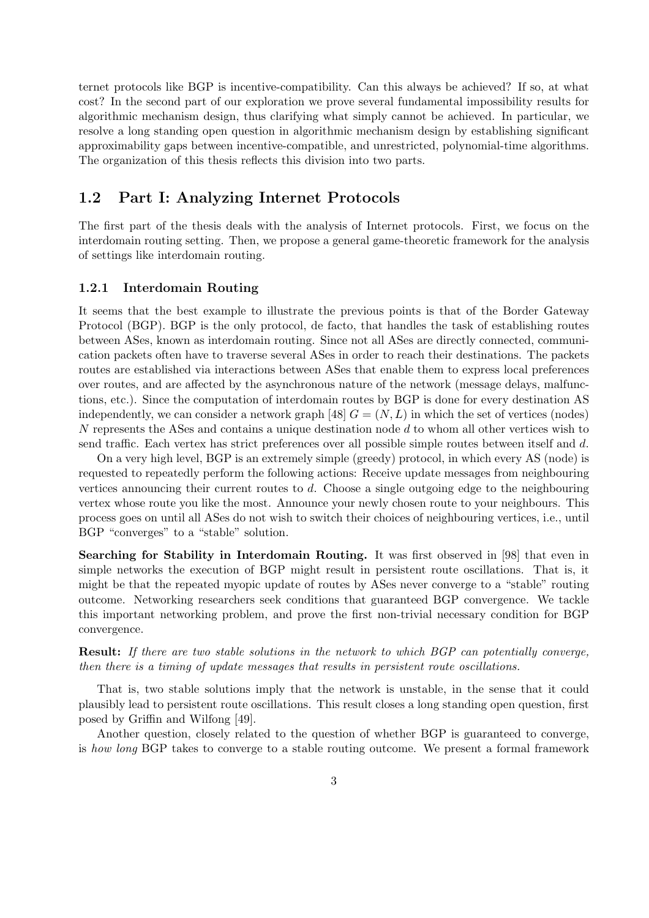ternet protocols like BGP is incentive-compatibility. Can this always be achieved? If so, at what cost? In the second part of our exploration we prove several fundamental impossibility results for algorithmic mechanism design, thus clarifying what simply cannot be achieved. In particular, we resolve a long standing open question in algorithmic mechanism design by establishing significant approximability gaps between incentive-compatible, and unrestricted, polynomial-time algorithms. The organization of this thesis reflects this division into two parts.

## 1.2 Part I: Analyzing Internet Protocols

The first part of the thesis deals with the analysis of Internet protocols. First, we focus on the interdomain routing setting. Then, we propose a general game-theoretic framework for the analysis of settings like interdomain routing.

### 1.2.1 Interdomain Routing

It seems that the best example to illustrate the previous points is that of the Border Gateway Protocol (BGP). BGP is the only protocol, de facto, that handles the task of establishing routes between ASes, known as interdomain routing. Since not all ASes are directly connected, communication packets often have to traverse several ASes in order to reach their destinations. The packets routes are established via interactions between ASes that enable them to express local preferences over routes, and are affected by the asynchronous nature of the network (message delays, malfunctions, etc.). Since the computation of interdomain routes by BGP is done for every destination AS independently, we can consider a network graph [48] $G = (N, L)$ in which the set of vertices (nodes) $N$ represents the ASes and contains a unique destination node $d$ to whom all other vertices wish to send traffic. Each vertex has strict preferences over all possible simple routes between itself and $d$.

On a very high level, BGP is an extremely simple (greedy) protocol, in which every AS (node) is requested to repeatedly perform the following actions: Receive update messages from neighbouring vertices announcing their current routes to $d$. Choose a single outgoing edge to the neighbouring vertex whose route you like the most. Announce your newly chosen route to your neighbours. This process goes on until all ASes do not wish to switch their choices of neighbouring vertices, i.e., until BGP "converges" to a "stable" solution.

**Searching for Stability in Interdomain Routing.** It was first observed in [98] that even in simple networks the execution of BGP might result in persistent route oscillations. That is, it might be that the repeated myopic update of routes by ASes never converge to a "stable" routing outcome. Networking researchers seek conditions that guaranteed BGP convergence. We tackle this important networking problem, and prove the first non-trivial necessary condition for BGP convergence.

**Result:** *If there are two stable solutions in the network to which BGP can potentially converge, then there is a timing of update messages that results in persistent route oscillations.*

That is, two stable solutions imply that the network is unstable, in the sense that it could plausibly lead to persistent route oscillations. This result closes a long standing open question, first posed by Griffin and Wilfong [49].

Another question, closely related to the question of whether BGP is guaranteed to converge, is *how long* BGP takes to converge to a stable routing outcome. We present a formal framework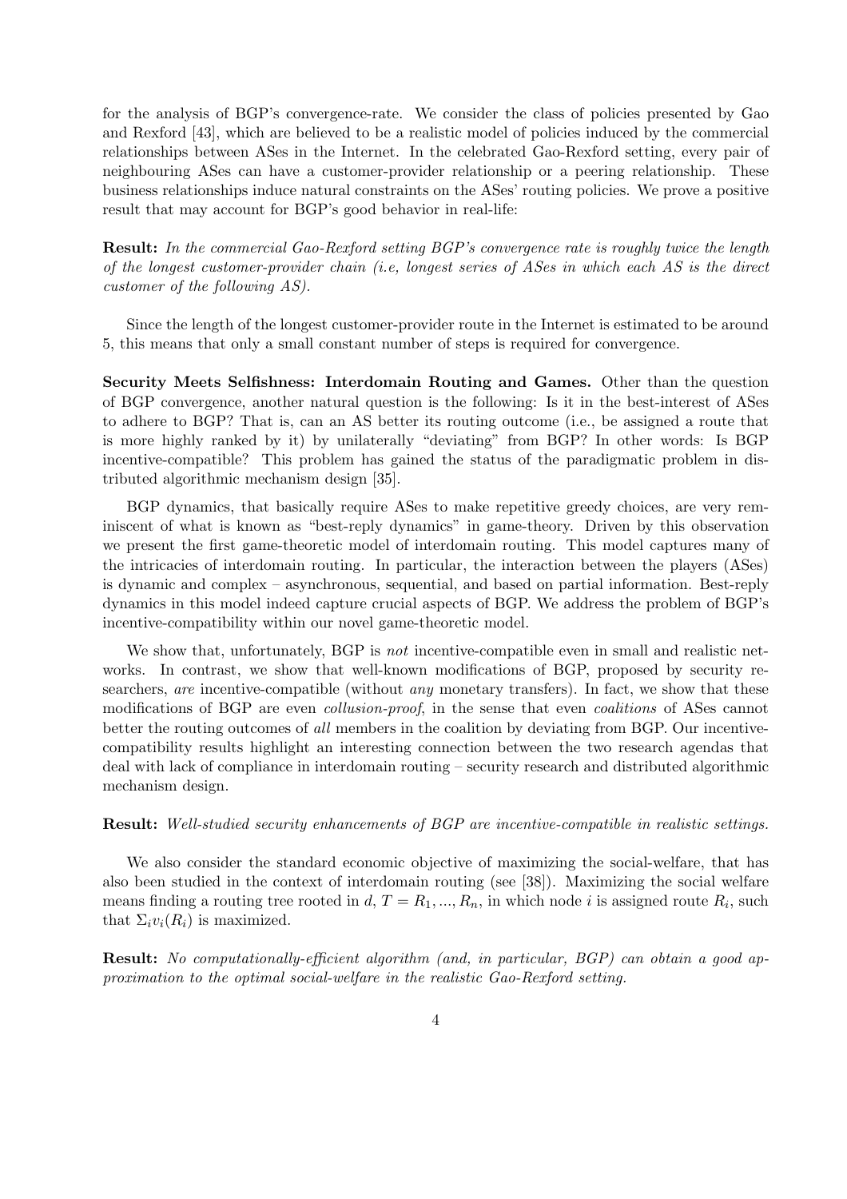for the analysis of BGP's convergence-rate. We consider the class of policies presented by Gao and Rexford [43], which are believed to be a realistic model of policies induced by the commercial relationships between ASes in the Internet. In the celebrated Gao-Rexford setting, every pair of neighbouring ASes can have a customer-provider relationship or a peering relationship. These business relationships induce natural constraints on the ASes' routing policies. We prove a positive result that may account for BGP's good behavior in real-life:

**Result:** *In the commercial Gao-Rexford setting BGP's convergence rate is roughly twice the length of the longest customer-provider chain (i.e, longest series of ASes in which each AS is the direct customer of the following AS).*

Since the length of the longest customer-provider route in the Internet is estimated to be around 5, this means that only a small constant number of steps is required for convergence.

**Security Meets Selfishness: Interdomain Routing and Games.** Other than the question of BGP convergence, another natural question is the following: Is it in the best-interest of ASes to adhere to BGP? That is, can an AS better its routing outcome (i.e., be assigned a route that is more highly ranked by it) by unilaterally "deviating" from BGP? In other words: Is BGP incentive-compatible? This problem has gained the status of the paradigmatic problem in distributed algorithmic mechanism design [35].

BGP dynamics, that basically require ASes to make repetitive greedy choices, are very reminiscent of what is known as "best-reply dynamics" in game-theory. Driven by this observation we present the first game-theoretic model of interdomain routing. This model captures many of the intricacies of interdomain routing. In particular, the interaction between the players (ASes) is dynamic and complex – asynchronous, sequential, and based on partial information. Best-reply dynamics in this model indeed capture crucial aspects of BGP. We address the problem of BGP's incentive-compatibility within our novel game-theoretic model.

We show that, unfortunately, BGP is *not* incentive-compatible even in small and realistic networks. In contrast, we show that well-known modifications of BGP, proposed by security researchers, *are* incentive-compatible (without *any* monetary transfers). In fact, we show that these modifications of BGP are even *collusion-proof*, in the sense that even *coalitions* of ASes cannot better the routing outcomes of *all* members in the coalition by deviating from BGP. Our incentive-compatibility results highlight an interesting connection between the two research agendas that deal with lack of compliance in interdomain routing – security research and distributed algorithmic mechanism design.

**Result:** *Well-studied security enhancements of BGP are incentive-compatible in realistic settings.*

We also consider the standard economic objective of maximizing the social-welfare, that has also been studied in the context of interdomain routing (see [38]). Maximizing the social welfare means finding a routing tree rooted in $d$, $T = R_1, ..., R_n$, in which node $i$ is assigned route $R_i$, such that $\Sigma_i v_i(R_i)$ is maximized.

**Result:** *No computationally-efficient algorithm (and, in particular, BGP) can obtain a good approximation to the optimal social-welfare in the realistic Gao-Rexford setting.*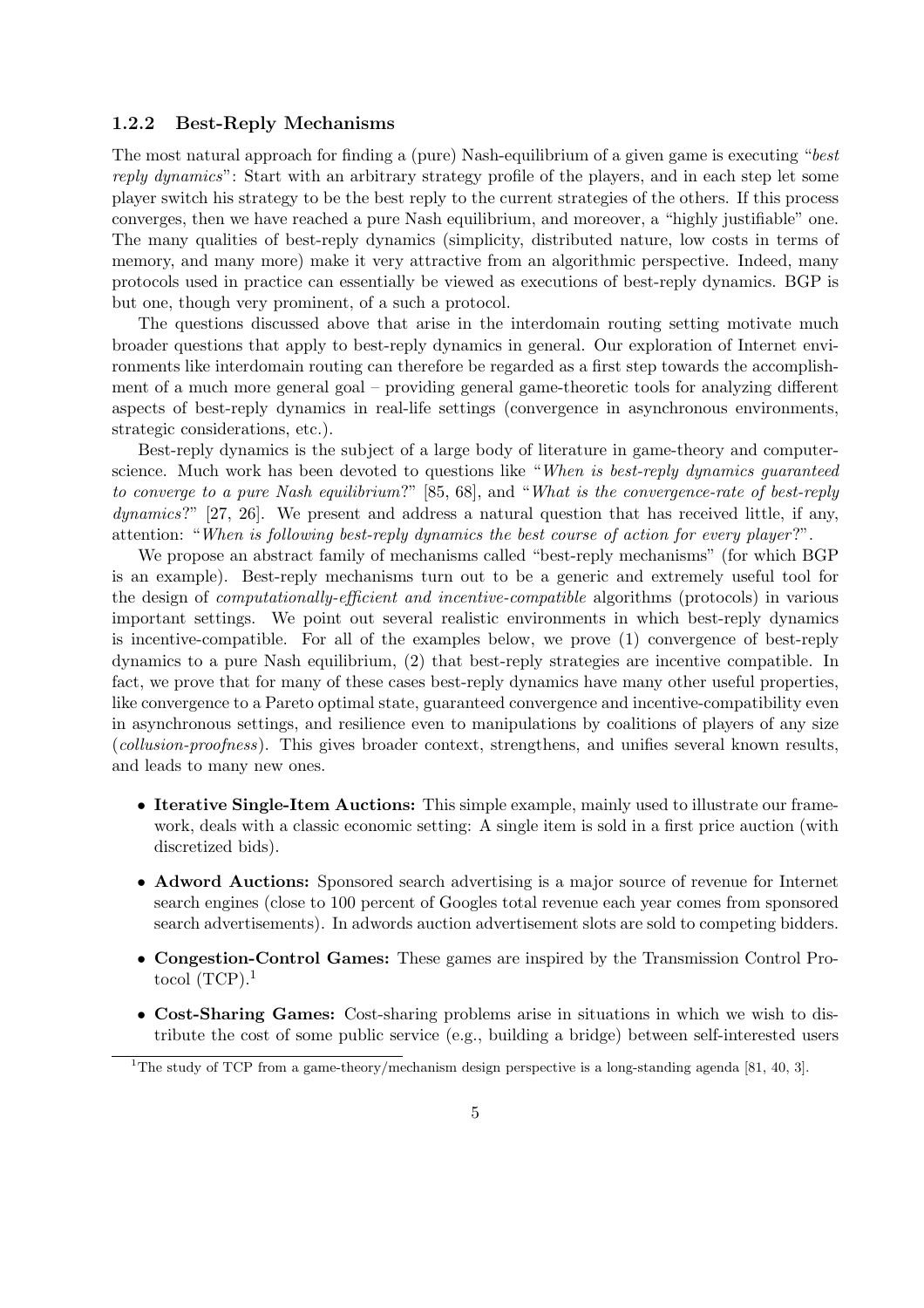### 1.2.2 Best-Reply Mechanisms

The most natural approach for finding a (pure) Nash-equilibrium of a given game is executing "*best reply dynamics*": Start with an arbitrary strategy profile of the players, and in each step let some player switch his strategy to be the best reply to the current strategies of the others. If this process converges, then we have reached a pure Nash equilibrium, and moreover, a "highly justifiable" one. The many qualities of best-reply dynamics (simplicity, distributed nature, low costs in terms of memory, and many more) make it very attractive from an algorithmic perspective. Indeed, many protocols used in practice can essentially be viewed as executions of best-reply dynamics. BGP is but one, though very prominent, of a such a protocol.

The questions discussed above that arise in the interdomain routing setting motivate much broader questions that apply to best-reply dynamics in general. Our exploration of Internet environments like interdomain routing can therefore be regarded as a first step towards the accomplishment of a much more general goal – providing general game-theoretic tools for analyzing different aspects of best-reply dynamics in real-life settings (convergence in asynchronous environments, strategic considerations, etc.).

Best-reply dynamics is the subject of a large body of literature in game-theory and computer-science. Much work has been devoted to questions like "*When is best-reply dynamics guaranteed to converge to a pure Nash equilibrium*?" [85, 68], and "*What is the convergence-rate of best-reply dynamics*?" [27, 26]. We present and address a natural question that has received little, if any, attention: "*When is following best-reply dynamics the best course of action for every player*?".

We propose an abstract family of mechanisms called "best-reply mechanisms" (for which BGP is an example). Best-reply mechanisms turn out to be a generic and extremely useful tool for the design of *computationally-efficient and incentive-compatible* algorithms (protocols) in various important settings. We point out several realistic environments in which best-reply dynamics is incentive-compatible. For all of the examples below, we prove (1) convergence of best-reply dynamics to a pure Nash equilibrium, (2) that best-reply strategies are incentive compatible. In fact, we prove that for many of these cases best-reply dynamics have many other useful properties, like convergence to a Pareto optimal state, guaranteed convergence and incentive-compatibility even in asynchronous settings, and resilience even to manipulations by coalitions of players of any size (*collusion-proofness*). This gives broader context, strengthens, and unifies several known results, and leads to many new ones.

- **Iterative Single-Item Auctions:** This simple example, mainly used to illustrate our framework, deals with a classic economic setting: A single item is sold in a first price auction (with discretized bids).
- **Adword Auctions:** Sponsored search advertising is a major source of revenue for Internet search engines (close to 100 percent of Googles total revenue each year comes from sponsored search advertisements). In adwords auction advertisement slots are sold to competing bidders.
- **Congestion-Control Games:** These games are inspired by the Transmission Control Protocol (TCP).[1]
- **Cost-Sharing Games:** Cost-sharing problems arise in situations in which we wish to distribute the cost of some public service (e.g., building a bridge) between self-interested users

[1] The study of TCP from a game-theory/mechanism design perspective is a long-standing agenda [81, 40, 3].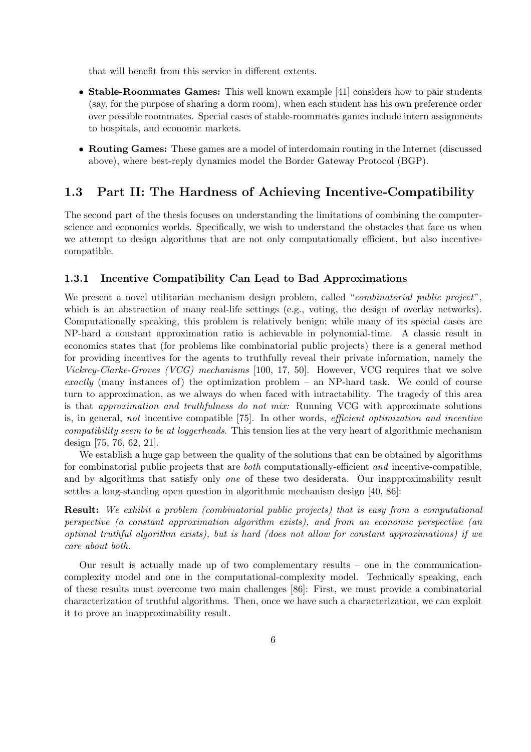that will benefit from this service in different extents.

- **Stable-Roommates Games:** This well known example [41] considers how to pair students (say, for the purpose of sharing a dorm room), when each student has his own preference order over possible roommates. Special cases of stable-roommates games include intern assignments to hospitals, and economic markets.
- **Routing Games:** These games are a model of interdomain routing in the Internet (discussed above), where best-reply dynamics model the Border Gateway Protocol (BGP).

## 1.3 Part II: The Hardness of Achieving Incentive-Compatibility

The second part of the thesis focuses on understanding the limitations of combining the computer-science and economics worlds. Specifically, we wish to understand the obstacles that face us when we attempt to design algorithms that are not only computationally efficient, but also incentive-compatible.

### 1.3.1 Incentive Compatibility Can Lead to Bad Approximations

We present a novel utilitarian mechanism design problem, called "*combinatorial public project*", which is an abstraction of many real-life settings (e.g., voting, the design of overlay networks). Computationally speaking, this problem is relatively benign; while many of its special cases are NP-hard a constant approximation ratio is achievable in polynomial-time. A classic result in economics states that (for problems like combinatorial public projects) there is a general method for providing incentives for the agents to truthfully reveal their private information, namely the *Vickrey-Clarke-Groves (VCG) mechanisms* [100, 17, 50]. However, VCG requires that we solve *exactly* (many instances of) the optimization problem – an NP-hard task. We could of course turn to approximation, as we always do when faced with intractability. The tragedy of this area is that *approximation and truthfulness do not mix:* Running VCG with approximate solutions is, in general, *not* incentive compatible [75]. In other words, *efficient optimization and incentive compatibility seem to be at loggerheads*. This tension lies at the very heart of algorithmic mechanism design [75, 76, 62, 21].

We establish a huge gap between the quality of the solutions that can be obtained by algorithms for combinatorial public projects that are *both* computationally-efficient *and* incentive-compatible, and by algorithms that satisfy only *one* of these two desiderata. Our inapproximability result settles a long-standing open question in algorithmic mechanism design [40, 86]:

**Result:** *We exhibit a problem (combinatorial public projects) that is easy from a computational perspective (a constant approximation algorithm exists), and from an economic perspective (an optimal truthful algorithm exists), but is hard (does not allow for constant approximations) if we care about both.*

Our result is actually made up of two complementary results – one in the communication-complexity model and one in the computational-complexity model. Technically speaking, each of these results must overcome two main challenges [86]: First, we must provide a combinatorial characterization of truthful algorithms. Then, once we have such a characterization, we can exploit it to prove an inapproximability result.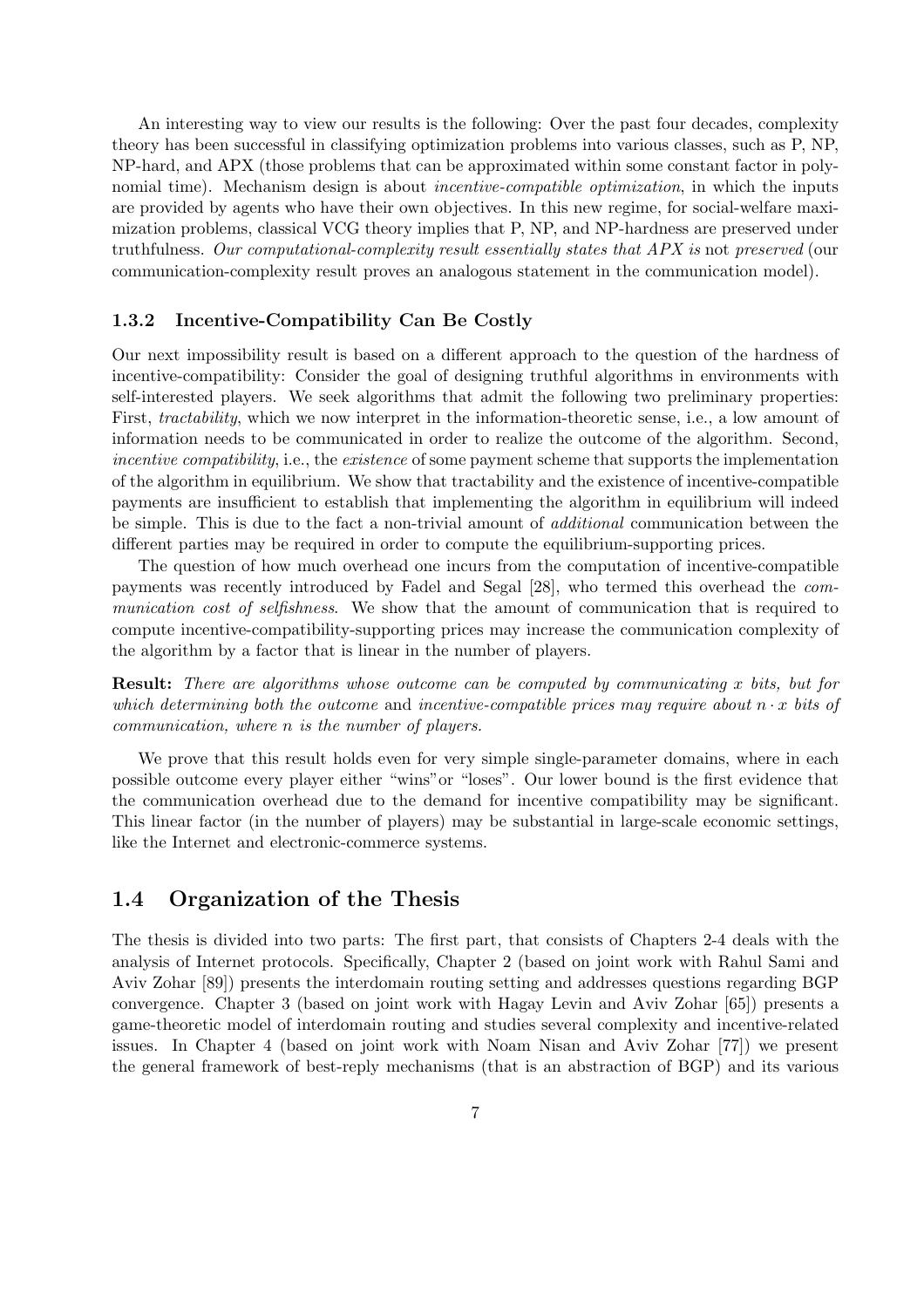An interesting way to view our results is the following: Over the past four decades, complexity theory has been successful in classifying optimization problems into various classes, such as P, NP, NP-hard, and APX (those problems that can be approximated within some constant factor in polynomial time). Mechanism design is about *incentive-compatible optimization*, in which the inputs are provided by agents who have their own objectives. In this new regime, for social-welfare maximization problems, classical VCG theory implies that P, NP, and NP-hardness are preserved under truthfulness. *Our computational-complexity result essentially states that APX is* not *preserved* (our communication-complexity result proves an analogous statement in the communication model).

### 1.3.2 Incentive-Compatibility Can Be Costly

Our next impossibility result is based on a different approach to the question of the hardness of incentive-compatibility: Consider the goal of designing truthful algorithms in environments with self-interested players. We seek algorithms that admit the following two preliminary properties: First, *tractability*, which we now interpret in the information-theoretic sense, i.e., a low amount of information needs to be communicated in order to realize the outcome of the algorithm. Second, *incentive compatibility*, i.e., the *existence* of some payment scheme that supports the implementation of the algorithm in equilibrium. We show that tractability and the existence of incentive-compatible payments are insufficient to establish that implementing the algorithm in equilibrium will indeed be simple. This is due to the fact a non-trivial amount of *additional* communication between the different parties may be required in order to compute the equilibrium-supporting prices.

The question of how much overhead one incurs from the computation of incentive-compatible payments was recently introduced by Fadel and Segal [28], who termed this overhead the *communication cost of selfishness*. We show that the amount of communication that is required to compute incentive-compatibility-supporting prices may increase the communication complexity of the algorithm by a factor that is linear in the number of players.

**Result:** *There are algorithms whose outcome can be computed by communicating $x$ bits, but for which determining both the outcome* and *incentive-compatible prices may require about $n \cdot x$ bits of communication, where $n$ is the number of players.*

We prove that this result holds even for very simple single-parameter domains, where in each possible outcome every player either "wins"or "loses". Our lower bound is the first evidence that the communication overhead due to the demand for incentive compatibility may be significant. This linear factor (in the number of players) may be substantial in large-scale economic settings, like the Internet and electronic-commerce systems.

## 1.4 Organization of the Thesis

The thesis is divided into two parts: The first part, that consists of Chapters 2-4 deals with the analysis of Internet protocols. Specifically, Chapter 2 (based on joint work with Rahul Sami and Aviv Zohar [89]) presents the interdomain routing setting and addresses questions regarding BGP convergence. Chapter 3 (based on joint work with Hagay Levin and Aviv Zohar [65]) presents a game-theoretic model of interdomain routing and studies several complexity and incentive-related issues. In Chapter 4 (based on joint work with Noam Nisan and Aviv Zohar [77]) we present the general framework of best-reply mechanisms (that is an abstraction of BGP) and its various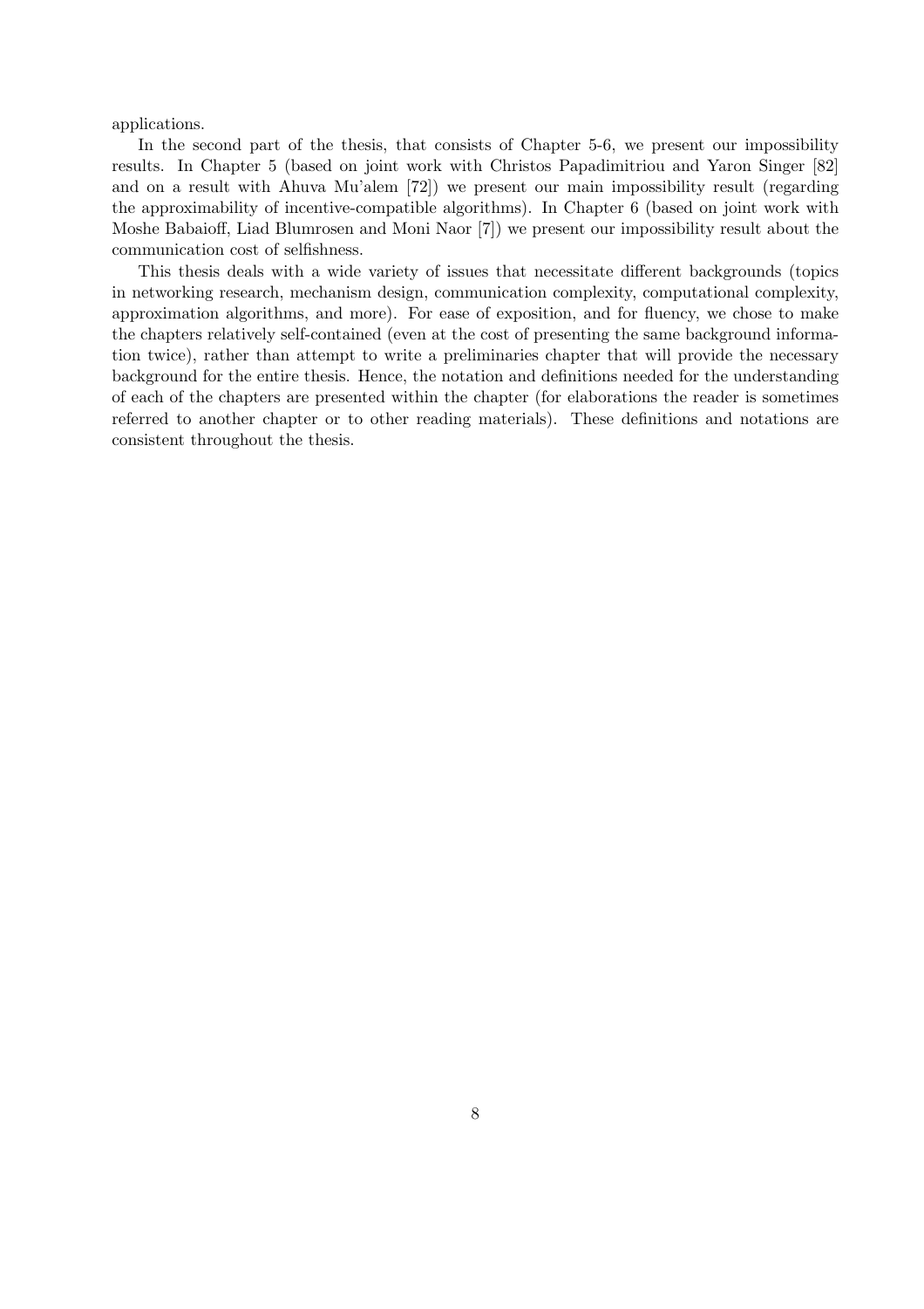applications.

In the second part of the thesis, that consists of Chapter 5-6, we present our impossibility results. In Chapter 5 (based on joint work with Christos Papadimitriou and Yaron Singer [82] and on a result with Ahuva Mu'alem [72]) we present our main impossibility result (regarding the approximability of incentive-compatible algorithms). In Chapter 6 (based on joint work with Moshe Babaioff, Liad Blumrosen and Moni Naor [7]) we present our impossibility result about the communication cost of selfishness.

This thesis deals with a wide variety of issues that necessitate different backgrounds (topics in networking research, mechanism design, communication complexity, computational complexity, approximation algorithms, and more). For ease of exposition, and for fluency, we chose to make the chapters relatively self-contained (even at the cost of presenting the same background information twice), rather than attempt to write a preliminaries chapter that will provide the necessary background for the entire thesis. Hence, the notation and definitions needed for the understanding of each of the chapters are presented within the chapter (for elaborations the reader is sometimes referred to another chapter or to other reading materials). These definitions and notations are consistent throughout the thesis.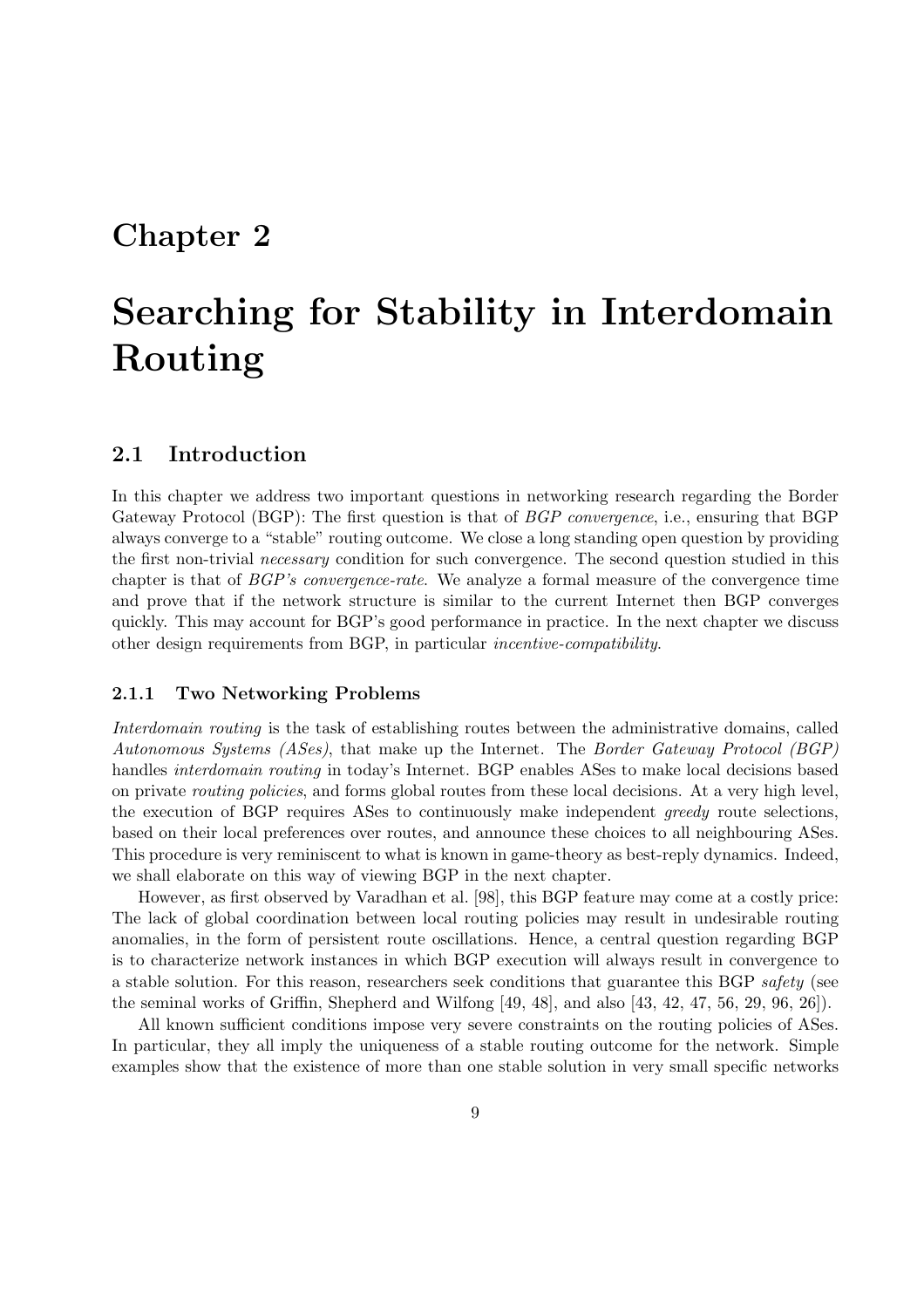# Chapter 2

# Searching for Stability in Interdomain Routing

## 2.1 Introduction

In this chapter we address two important questions in networking research regarding the Border Gateway Protocol (BGP): The first question is that of *BGP convergence*, i.e., ensuring that BGP always converge to a "stable" routing outcome. We close a long standing open question by providing the first non-trivial *necessary* condition for such convergence. The second question studied in this chapter is that of *BGP's convergence-rate*. We analyze a formal measure of the convergence time and prove that if the network structure is similar to the current Internet then BGP converges quickly. This may account for BGP's good performance in practice. In the next chapter we discuss other design requirements from BGP, in particular *incentive-compatibility*.

### 2.1.1 Two Networking Problems

*Interdomain routing* is the task of establishing routes between the administrative domains, called *Autonomous Systems (ASes)*, that make up the Internet. The *Border Gateway Protocol (BGP)* handles *interdomain routing* in today's Internet. BGP enables ASes to make local decisions based on private *routing policies*, and forms global routes from these local decisions. At a very high level, the execution of BGP requires ASes to continuously make independent *greedy* route selections, based on their local preferences over routes, and announce these choices to all neighbouring ASes. This procedure is very reminiscent to what is known in game-theory as best-reply dynamics. Indeed, we shall elaborate on this way of viewing BGP in the next chapter.

However, as first observed by Varadhan et al. [98], this BGP feature may come at a costly price: The lack of global coordination between local routing policies may result in undesirable routing anomalies, in the form of persistent route oscillations. Hence, a central question regarding BGP is to characterize network instances in which BGP execution will always result in convergence to a stable solution. For this reason, researchers seek conditions that guarantee this BGP *safety* (see the seminal works of Griffin, Shepherd and Wilfong [49, 48], and also [43, 42, 47, 56, 29, 96, 26]).

All known sufficient conditions impose very severe constraints on the routing policies of ASes. In particular, they all imply the uniqueness of a stable routing outcome for the network. Simple examples show that the existence of more than one stable solution in very small specific networks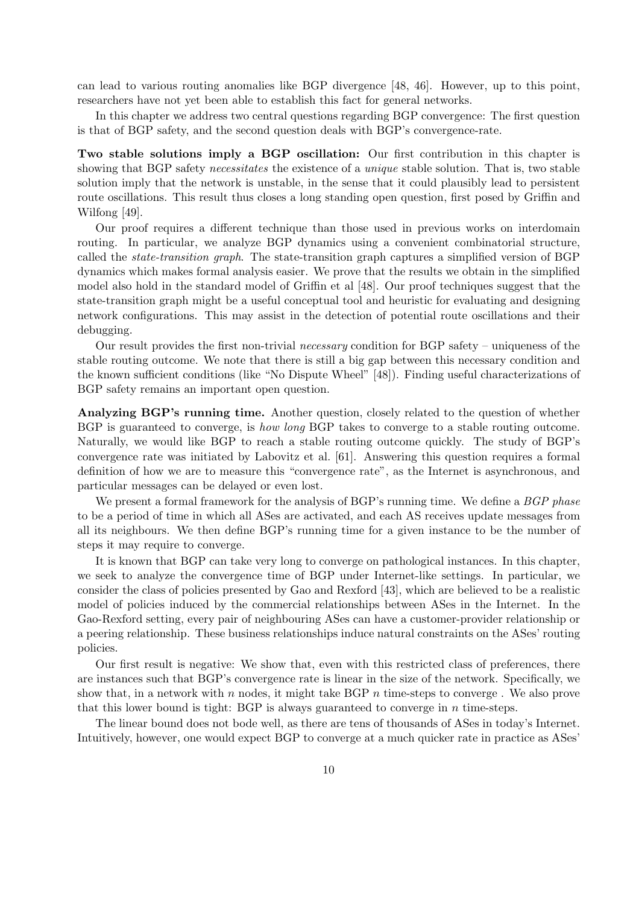can lead to various routing anomalies like BGP divergence [48, 46]. However, up to this point, researchers have not yet been able to establish this fact for general networks.

In this chapter we address two central questions regarding BGP convergence: The first question is that of BGP safety, and the second question deals with BGP's convergence-rate.

**Two stable solutions imply a BGP oscillation:** Our first contribution in this chapter is showing that BGP safety *necessitates* the existence of a *unique* stable solution. That is, two stable solution imply that the network is unstable, in the sense that it could plausibly lead to persistent route oscillations. This result thus closes a long standing open question, first posed by Griffin and Wilfong [49].

Our proof requires a different technique than those used in previous works on interdomain routing. In particular, we analyze BGP dynamics using a convenient combinatorial structure, called the *state-transition graph*. The state-transition graph captures a simplified version of BGP dynamics which makes formal analysis easier. We prove that the results we obtain in the simplified model also hold in the standard model of Griffin et al [48]. Our proof techniques suggest that the state-transition graph might be a useful conceptual tool and heuristic for evaluating and designing network configurations. This may assist in the detection of potential route oscillations and their debugging.

Our result provides the first non-trivial *necessary* condition for BGP safety – uniqueness of the stable routing outcome. We note that there is still a big gap between this necessary condition and the known sufficient conditions (like "No Dispute Wheel" [48]). Finding useful characterizations of BGP safety remains an important open question.

**Analyzing BGP's running time.** Another question, closely related to the question of whether BGP is guaranteed to converge, is *how long* BGP takes to converge to a stable routing outcome. Naturally, we would like BGP to reach a stable routing outcome quickly. The study of BGP's convergence rate was initiated by Labovitz et al. [61]. Answering this question requires a formal definition of how we are to measure this "convergence rate", as the Internet is asynchronous, and particular messages can be delayed or even lost.

We present a formal framework for the analysis of BGP's running time. We define a *BGP phase* to be a period of time in which all ASes are activated, and each AS receives update messages from all its neighbours. We then define BGP's running time for a given instance to be the number of steps it may require to converge.

It is known that BGP can take very long to converge on pathological instances. In this chapter, we seek to analyze the convergence time of BGP under Internet-like settings. In particular, we consider the class of policies presented by Gao and Rexford [43], which are believed to be a realistic model of policies induced by the commercial relationships between ASes in the Internet. In the Gao-Rexford setting, every pair of neighbouring ASes can have a customer-provider relationship or a peering relationship. These business relationships induce natural constraints on the ASes' routing policies.

Our first result is negative: We show that, even with this restricted class of preferences, there are instances such that BGP's convergence rate is linear in the size of the network. Specifically, we show that, in a network with $n$ nodes, it might take BGP $n$ time-steps to converge . We also prove that this lower bound is tight: BGP is always guaranteed to converge in $n$ time-steps.

The linear bound does not bode well, as there are tens of thousands of ASes in today's Internet. Intuitively, however, one would expect BGP to converge at a much quicker rate in practice as ASes'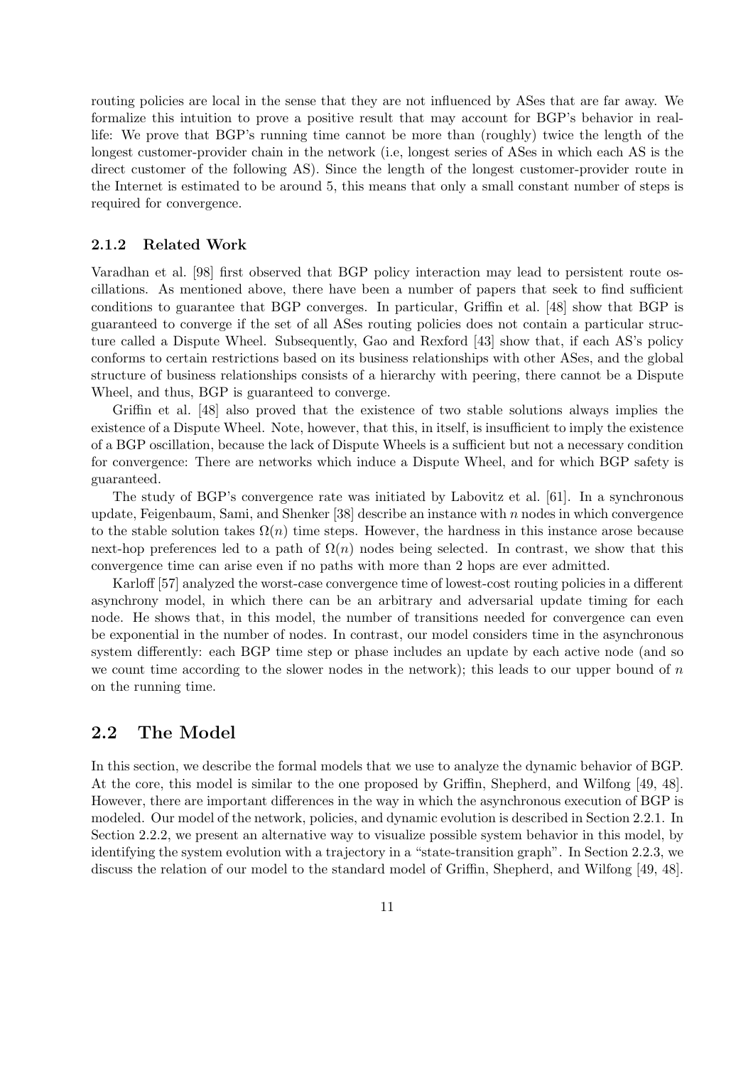routing policies are local in the sense that they are not influenced by ASes that are far away. We formalize this intuition to prove a positive result that may account for BGP's behavior in real-life: We prove that BGP's running time cannot be more than (roughly) twice the length of the longest customer-provider chain in the network (i.e, longest series of ASes in which each AS is the direct customer of the following AS). Since the length of the longest customer-provider route in the Internet is estimated to be around 5, this means that only a small constant number of steps is required for convergence.

### 2.1.2 Related Work

Varadhan et al. [98] first observed that BGP policy interaction may lead to persistent route oscillations. As mentioned above, there have been a number of papers that seek to find sufficient conditions to guarantee that BGP converges. In particular, Griffin et al. [48] show that BGP is guaranteed to converge if the set of all ASes routing policies does not contain a particular structure called a Dispute Wheel. Subsequently, Gao and Rexford [43] show that, if each AS's policy conforms to certain restrictions based on its business relationships with other ASes, and the global structure of business relationships consists of a hierarchy with peering, there cannot be a Dispute Wheel, and thus, BGP is guaranteed to converge.

Griffin et al. [48] also proved that the existence of two stable solutions always implies the existence of a Dispute Wheel. Note, however, that this, in itself, is insufficient to imply the existence of a BGP oscillation, because the lack of Dispute Wheels is a sufficient but not a necessary condition for convergence: There are networks which induce a Dispute Wheel, and for which BGP safety is guaranteed.

The study of BGP's convergence rate was initiated by Labovitz et al. [61]. In a synchronous update, Feigenbaum, Sami, and Shenker [38] describe an instance with $n$ nodes in which convergence to the stable solution takes $\Omega(n)$ time steps. However, the hardness in this instance arose because next-hop preferences led to a path of $\Omega(n)$ nodes being selected. In contrast, we show that this convergence time can arise even if no paths with more than 2 hops are ever admitted.

Karloff [57] analyzed the worst-case convergence time of lowest-cost routing policies in a different asynchrony model, in which there can be an arbitrary and adversarial update timing for each node. He shows that, in this model, the number of transitions needed for convergence can even be exponential in the number of nodes. In contrast, our model considers time in the asynchronous system differently: each BGP time step or phase includes an update by each active node (and so we count time according to the slower nodes in the network); this leads to our upper bound of $n$ on the running time.

## 2.2 The Model

In this section, we describe the formal models that we use to analyze the dynamic behavior of BGP. At the core, this model is similar to the one proposed by Griffin, Shepherd, and Wilfong [49, 48]. However, there are important differences in the way in which the asynchronous execution of BGP is modeled. Our model of the network, policies, and dynamic evolution is described in Section 2.2.1. In Section 2.2.2, we present an alternative way to visualize possible system behavior in this model, by identifying the system evolution with a trajectory in a "state-transition graph". In Section 2.2.3, we discuss the relation of our model to the standard model of Griffin, Shepherd, and Wilfong [49, 48].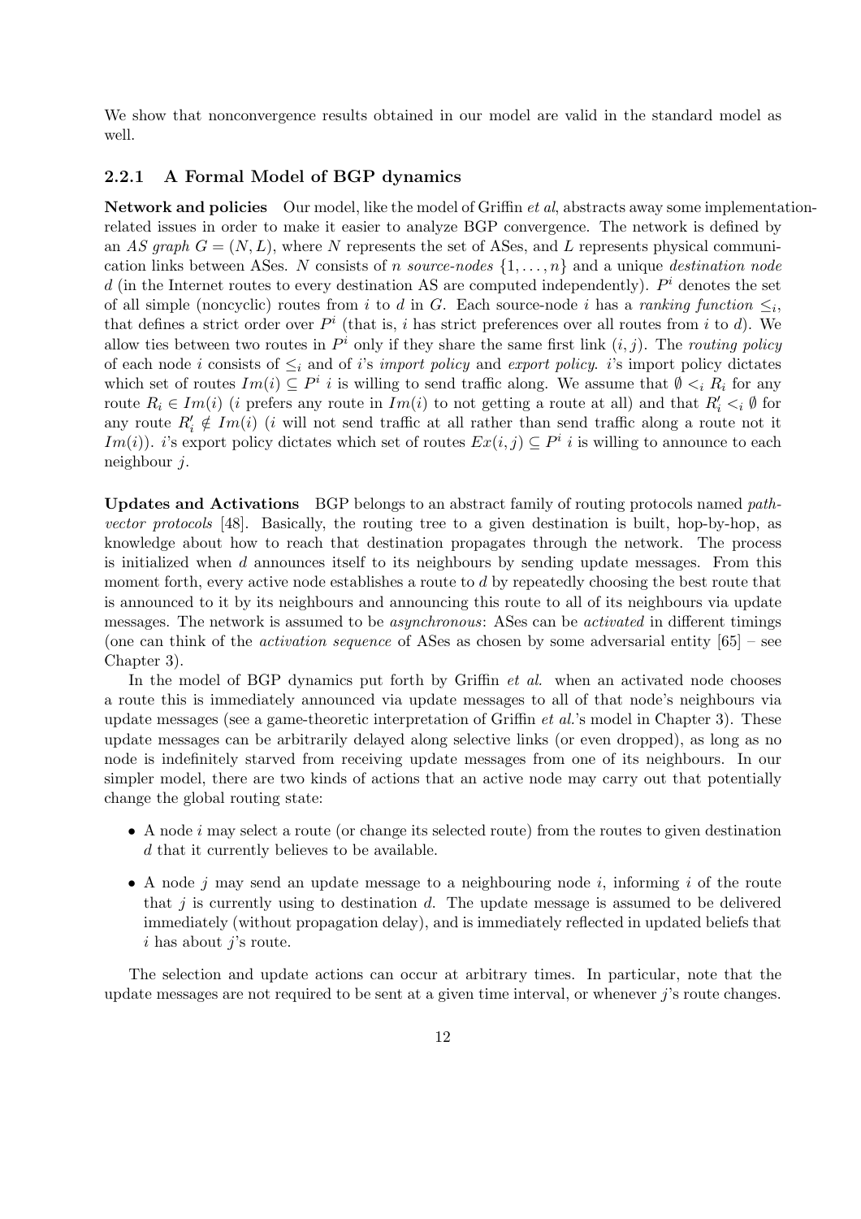We show that nonconvergence results obtained in our model are valid in the standard model as well.

### 2.2.1 A Formal Model of BGP dynamics

**Network and policies** Our model, like the model of Griffin *et al*, abstracts away some implementation-related issues in order to make it easier to analyze BGP convergence. The network is defined by an *AS graph* $G = (N, L)$, where $N$ represents the set of ASes, and $L$ represents physical communication links between ASes. $N$ consists of $n$ *source-nodes* $\{1, \ldots, n\}$ and a unique *destination node* $d$ (in the Internet routes to every destination AS are computed independently). $P^i$ denotes the set of all simple (noncyclic) routes from $i$ to $d$ in $G$. Each source-node $i$ has a *ranking function* $\leq_i$, that defines a strict order over $P^i$ (that is, $i$ has strict preferences over all routes from $i$ to $d$). We allow ties between two routes in $P^i$ only if they share the same first link $(i, j)$. The *routing policy* of each node $i$ consists of $\leq_i$ and of $i$'s *import policy* and *export policy*. $i$'s import policy dictates which set of routes $Im(i) \subseteq P^i$ $i$ is willing to send traffic along. We assume that $\emptyset <_i R_i$ for any route $R_i \in Im(i)$ ($i$ prefers any route in $Im(i)$ to not getting a route at all) and that $R'_i <_i \emptyset$ for any route $R'_i \notin Im(i)$ ($i$ will not send traffic at all rather than send traffic along a route not it $Im(i)$). $i$'s export policy dictates which set of routes $Ex(i, j) \subseteq P^i$ $i$ is willing to announce to each neighbour $j$.

**Updates and Activations** BGP belongs to an abstract family of routing protocols named *path-vector protocols* [48]. Basically, the routing tree to a given destination is built, hop-by-hop, as knowledge about how to reach that destination propagates through the network. The process is initialized when $d$ announces itself to its neighbours by sending update messages. From this moment forth, every active node establishes a route to $d$ by repeatedly choosing the best route that is announced to it by its neighbours and announcing this route to all of its neighbours via update messages. The network is assumed to be *asynchronous*: ASes can be *activated* in different timings (one can think of the *activation sequence* of ASes as chosen by some adversarial entity [65] – see Chapter 3).

In the model of BGP dynamics put forth by Griffin *et al.* when an activated node chooses a route this is immediately announced via update messages to all of that node's neighbours via update messages (see a game-theoretic interpretation of Griffin *et al.*'s model in Chapter 3). These update messages can be arbitrarily delayed along selective links (or even dropped), as long as no node is indefinitely starved from receiving update messages from one of its neighbours. In our simpler model, there are two kinds of actions that an active node may carry out that potentially change the global routing state:

- A node $i$ may select a route (or change its selected route) from the routes to given destination $d$ that it currently believes to be available.
- A node $j$ may send an update message to a neighbouring node $i$, informing $i$ of the route that $j$ is currently using to destination $d$. The update message is assumed to be delivered immediately (without propagation delay), and is immediately reflected in updated beliefs that $i$ has about $j$'s route.

The selection and update actions can occur at arbitrary times. In particular, note that the update messages are not required to be sent at a given time interval, or whenever $j$'s route changes.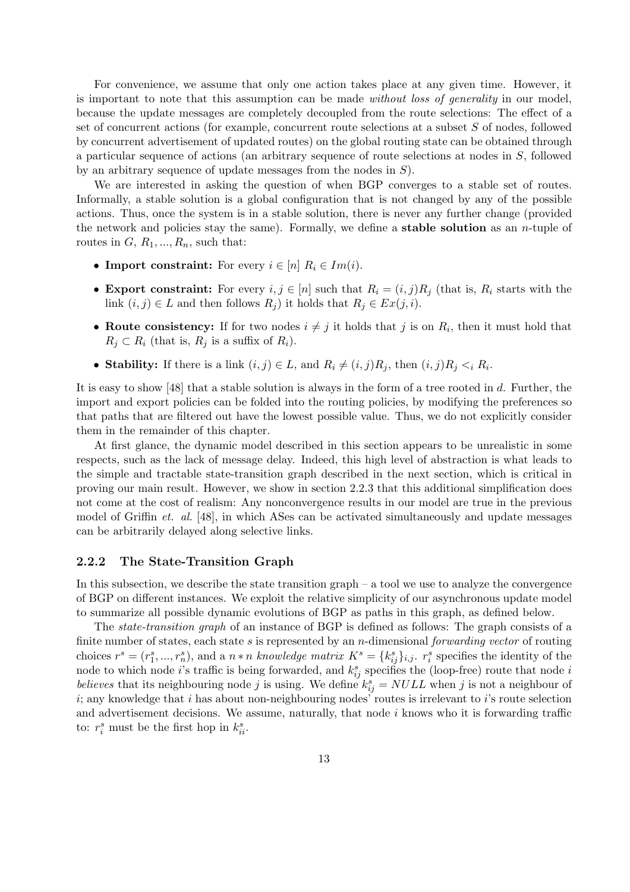For convenience, we assume that only one action takes place at any given time. However, it is important to note that this assumption can be made *without loss of generality* in our model, because the update messages are completely decoupled from the route selections: The effect of a set of concurrent actions (for example, concurrent route selections at a subset $S$ of nodes, followed by concurrent advertisement of updated routes) on the global routing state can be obtained through a particular sequence of actions (an arbitrary sequence of route selections at nodes in $S$, followed by an arbitrary sequence of update messages from the nodes in $S$).

We are interested in asking the question of when BGP converges to a stable set of routes. Informally, a stable solution is a global configuration that is not changed by any of the possible actions. Thus, once the system is in a stable solution, there is never any further change (provided the network and policies stay the same). Formally, we define a **stable solution** as an $n$-tuple of routes in $G$, $R_1, ..., R_n$, such that:

- **Import constraint:** For every $i \in [n]$ $R_i \in Im(i)$.
- **Export constraint:** For every $i, j \in [n]$ such that $R_i = (i, j)R_j$ (that is, $R_i$ starts with the link $(i, j) \in L$ and then follows $R_j$) it holds that $R_j \in Ex(j, i)$.
- **Route consistency:** If for two nodes $i \neq j$ it holds that $j$ is on $R_i$, then it must hold that $R_j \subset R_i$ (that is, $R_j$ is a suffix of $R_i$).
- **Stability:** If there is a link $(i, j) \in L$, and $R_i \neq (i, j)R_j$, then $(i, j)R_j <_i R_i$.

It is easy to show [48] that a stable solution is always in the form of a tree rooted in $d$. Further, the import and export policies can be folded into the routing policies, by modifying the preferences so that paths that are filtered out have the lowest possible value. Thus, we do not explicitly consider them in the remainder of this chapter.

At first glance, the dynamic model described in this section appears to be unrealistic in some respects, such as the lack of message delay. Indeed, this high level of abstraction is what leads to the simple and tractable state-transition graph described in the next section, which is critical in proving our main result. However, we show in section 2.2.3 that this additional simplification does not come at the cost of realism: Any nonconvergence results in our model are true in the previous model of Griffin *et. al.* [48], in which ASes can be activated simultaneously and update messages can be arbitrarily delayed along selective links.

### 2.2.2 The State-Transition Graph

In this subsection, we describe the state transition graph – a tool we use to analyze the convergence of BGP on different instances. We exploit the relative simplicity of our asynchronous update model to summarize all possible dynamic evolutions of BGP as paths in this graph, as defined below.

The *state-transition graph* of an instance of BGP is defined as follows: The graph consists of a finite number of states, each state $s$ is represented by an $n$-dimensional *forwarding vector* of routing choices $r^s = (r^s_1, ..., r^s_n)$, and a $n * n$ *knowledge matrix* $K^s = \{k^s_{ij}\}_{i,j}$. $r^s_i$ specifies the identity of the node to which node $i$'s traffic is being forwarded, and $k^s_{ij}$ specifies the (loop-free) route that node $i$ *believes* that its neighbouring node $j$ is using. We define $k^s_{ij} = NULL$ when $j$ is not a neighbour of $i$; any knowledge that $i$ has about non-neighbouring nodes' routes is irrelevant to $i$'s route selection and advertisement decisions. We assume, naturally, that node $i$ knows who it is forwarding traffic to: $r^s_i$ must be the first hop in $k^s_{ii}$.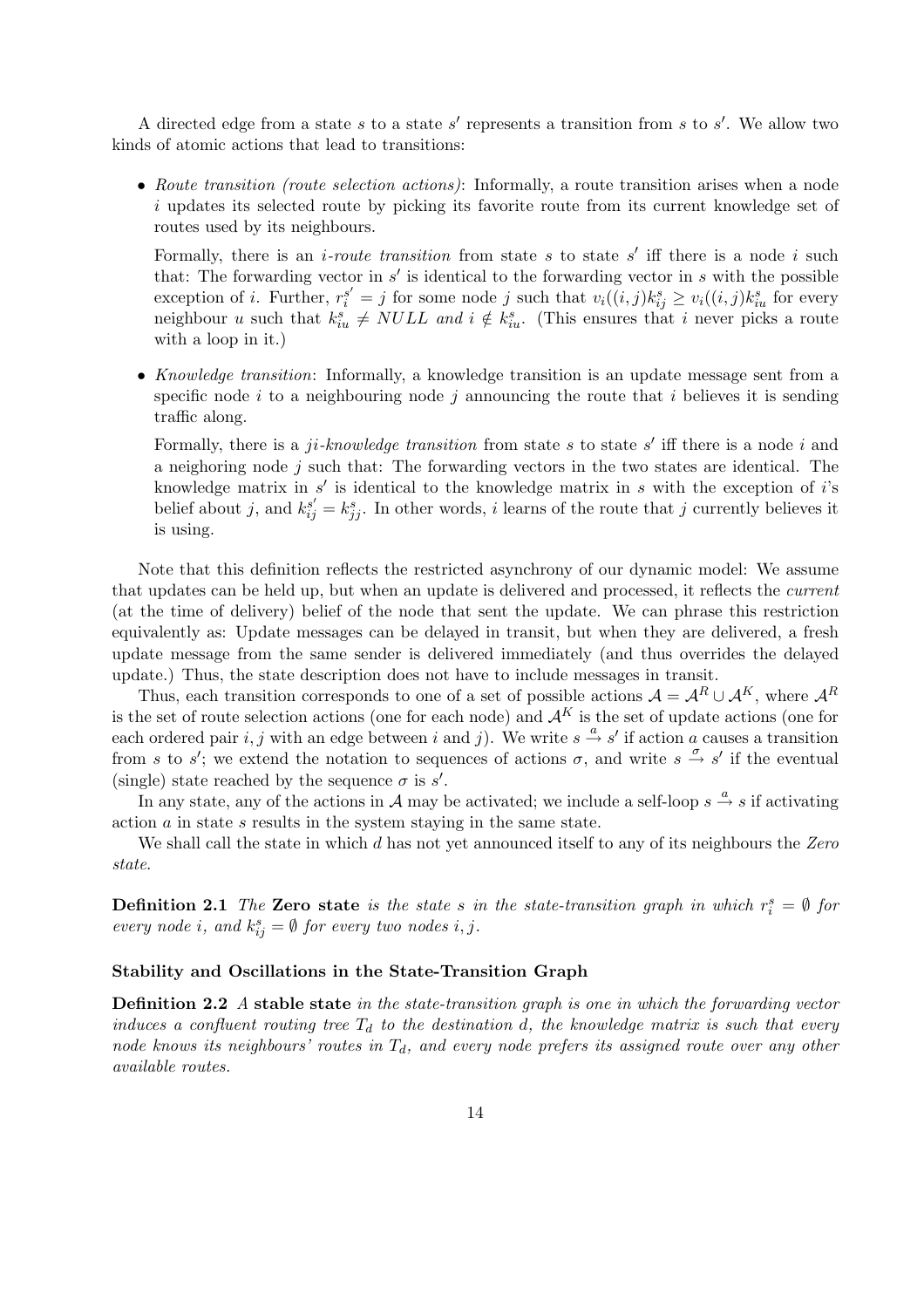A directed edge from a state $s$ to a state $s'$ represents a transition from $s$ to $s'$. We allow two kinds of atomic actions that lead to transitions:

- *Route transition (route selection actions)*: Informally, a route transition arises when a node $i$ updates its selected route by picking its favorite route from its current knowledge set of routes used by its neighbours.

  Formally, there is an *i-route transition* from state $s$ to state $s'$ iff there is a node $i$ such that: The forwarding vector in $s'$ is identical to the forwarding vector in $s$ with the possible exception of $i$. Further, $r_i^{s'} = j$ for some node $j$ such that $v_i((i,j)k_{ij}^s \geq v_i((i,j)k_{iu}^s$ for every neighbour $u$ such that $k_{iu}^s \neq NULL$ *and* $i \notin k_{iu}^s$. (This ensures that $i$ never picks a route with a loop in it.)

- *Knowledge transition*: Informally, a knowledge transition is an update message sent from a specific node $i$ to a neighbouring node $j$ announcing the route that $i$ believes it is sending traffic along.

  Formally, there is a *ji-knowledge transition* from state $s$ to state $s'$ iff there is a node $i$ and a neighoring node $j$ such that: The forwarding vectors in the two states are identical. The knowledge matrix in $s'$ is identical to the knowledge matrix in $s$ with the exception of $i$'s belief about $j$, and $k_{ij}^{s'} = k_{jj}^s$. In other words, $i$ learns of the route that $j$ currently believes it is using.

Note that this definition reflects the restricted asynchrony of our dynamic model: We assume that updates can be held up, but when an update is delivered and processed, it reflects the *current* (at the time of delivery) belief of the node that sent the update. We can phrase this restriction equivalently as: Update messages can be delayed in transit, but when they are delivered, a fresh update message from the same sender is delivered immediately (and thus overrides the delayed update.) Thus, the state description does not have to include messages in transit.

Thus, each transition corresponds to one of a set of possible actions $\mathcal{A} = \mathcal{A}^R \cup \mathcal{A}^K$, where $\mathcal{A}^R$ is the set of route selection actions (one for each node) and $\mathcal{A}^K$ is the set of update actions (one for each ordered pair $i, j$ with an edge between $i$ and $j$). We write $s \xrightarrow{a} s'$ if action $a$ causes a transition from $s$ to $s'$; we extend the notation to sequences of actions $\sigma$, and write $s \xrightarrow{\sigma} s'$ if the eventual (single) state reached by the sequence $\sigma$ is $s'$.

In any state, any of the actions in $\mathcal{A}$ may be activated; we include a self-loop $s \xrightarrow{a} s$ if activating action $a$ in state $s$ results in the system staying in the same state.

We shall call the state in which $d$ has not yet announced itself to any of its neighbours the *Zero state*.

**Definition 2.1** *The* **Zero state** *is the state $s$ in the state-transition graph in which $r_i^s = \emptyset$ for every node $i$, and $k_{ij}^s = \emptyset$ for every two nodes $i, j$.*

**Stability and Oscillations in the State-Transition Graph**

**Definition 2.2** *A* **stable state** *in the state-transition graph is one in which the forwarding vector induces a confluent routing tree $T_d$ to the destination $d$, the knowledge matrix is such that every node knows its neighbours' routes in $T_d$, and every node prefers its assigned route over any other available routes.*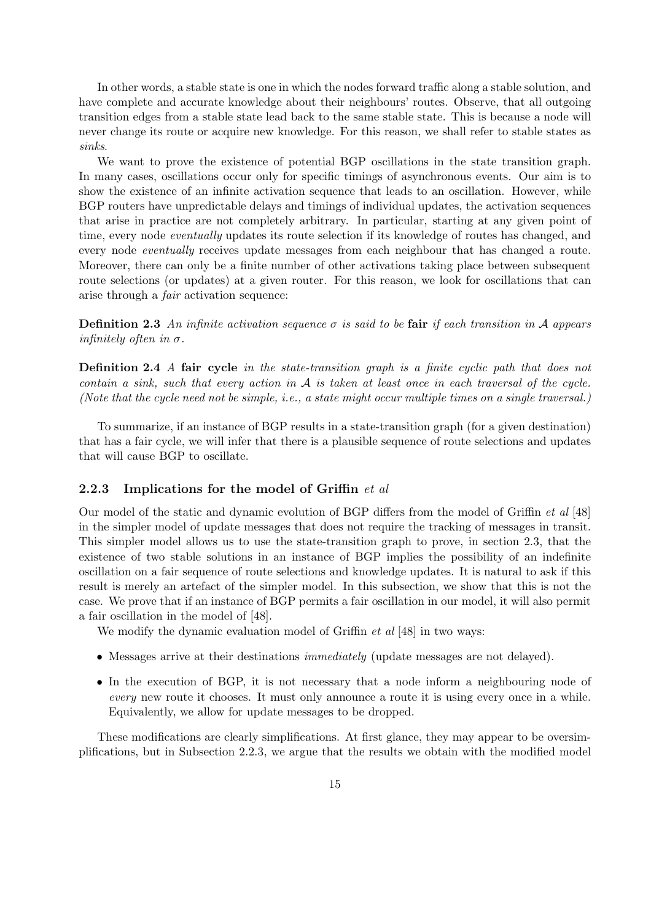In other words, a stable state is one in which the nodes forward traffic along a stable solution, and have complete and accurate knowledge about their neighbours' routes. Observe, that all outgoing transition edges from a stable state lead back to the same stable state. This is because a node will never change its route or acquire new knowledge. For this reason, we shall refer to stable states as *sinks*.

We want to prove the existence of potential BGP oscillations in the state transition graph. In many cases, oscillations occur only for specific timings of asynchronous events. Our aim is to show the existence of an infinite activation sequence that leads to an oscillation. However, while BGP routers have unpredictable delays and timings of individual updates, the activation sequences that arise in practice are not completely arbitrary. In particular, starting at any given point of time, every node *eventually* updates its route selection if its knowledge of routes has changed, and every node *eventually* receives update messages from each neighbour that has changed a route. Moreover, there can only be a finite number of other activations taking place between subsequent route selections (or updates) at a given router. For this reason, we look for oscillations that can arise through a *fair* activation sequence:

**Definition 2.3** *An infinite activation sequence $\sigma$ is said to be* **fair** *if each transition in $\mathcal{A}$ appears infinitely often in $\sigma$.*

**Definition 2.4** *A* **fair cycle** *in the state-transition graph is a finite cyclic path that does not contain a sink, such that every action in $\mathcal{A}$ is taken at least once in each traversal of the cycle. (Note that the cycle need not be simple, i.e., a state might occur multiple times on a single traversal.)*

To summarize, if an instance of BGP results in a state-transition graph (for a given destination) that has a fair cycle, we will infer that there is a plausible sequence of route selections and updates that will cause BGP to oscillate.

### 2.2.3 Implications for the model of Griffin *et al*

Our model of the static and dynamic evolution of BGP differs from the model of Griffin *et al* [48] in the simpler model of update messages that does not require the tracking of messages in transit. This simpler model allows us to use the state-transition graph to prove, in section 2.3, that the existence of two stable solutions in an instance of BGP implies the possibility of an indefinite oscillation on a fair sequence of route selections and knowledge updates. It is natural to ask if this result is merely an artefact of the simpler model. In this subsection, we show that this is not the case. We prove that if an instance of BGP permits a fair oscillation in our model, it will also permit a fair oscillation in the model of [48].

We modify the dynamic evaluation model of Griffin *et al* [48] in two ways:

- Messages arrive at their destinations *immediately* (update messages are not delayed).
- In the execution of BGP, it is not necessary that a node inform a neighbouring node of *every* new route it chooses. It must only announce a route it is using every once in a while. Equivalently, we allow for update messages to be dropped.

These modifications are clearly simplifications. At first glance, they may appear to be oversimplifications, but in Subsection 2.2.3, we argue that the results we obtain with the modified model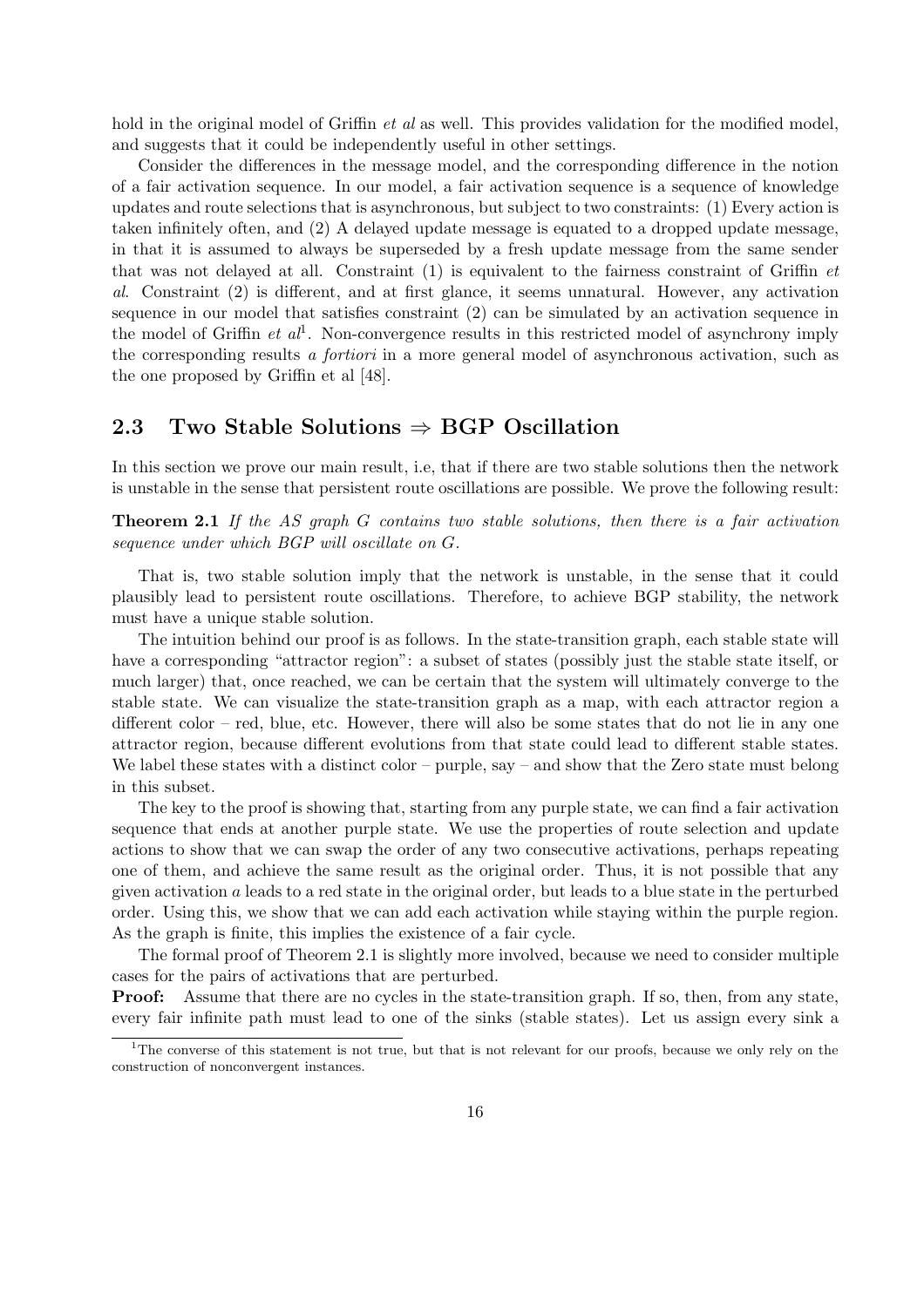hold in the original model of Griffin *et al* as well. This provides validation for the modified model, and suggests that it could be independently useful in other settings.

Consider the differences in the message model, and the corresponding difference in the notion of a fair activation sequence. In our model, a fair activation sequence is a sequence of knowledge updates and route selections that is asynchronous, but subject to two constraints: (1) Every action is taken infinitely often, and (2) A delayed update message is equated to a dropped update message, in that it is assumed to always be superseded by a fresh update message from the same sender that was not delayed at all. Constraint (1) is equivalent to the fairness constraint of Griffin *et al*. Constraint (2) is different, and at first glance, it seems unnatural. However, any activation sequence in our model that satisfies constraint (2) can be simulated by an activation sequence in the model of Griffin *et al*[1]. Non-convergence results in this restricted model of asynchrony imply the corresponding results *a fortiori* in a more general model of asynchronous activation, such as the one proposed by Griffin et al [48].

## 2.3 Two Stable Solutions ⇒ BGP Oscillation

In this section we prove our main result, i.e, that if there are two stable solutions then the network is unstable in the sense that persistent route oscillations are possible. We prove the following result:

**Theorem 2.1** *If the AS graph G contains two stable solutions, then there is a fair activation sequence under which BGP will oscillate on G.*

That is, two stable solution imply that the network is unstable, in the sense that it could plausibly lead to persistent route oscillations. Therefore, to achieve BGP stability, the network must have a unique stable solution.

The intuition behind our proof is as follows. In the state-transition graph, each stable state will have a corresponding "attractor region": a subset of states (possibly just the stable state itself, or much larger) that, once reached, we can be certain that the system will ultimately converge to the stable state. We can visualize the state-transition graph as a map, with each attractor region a different color – red, blue, etc. However, there will also be some states that do not lie in any one attractor region, because different evolutions from that state could lead to different stable states. We label these states with a distinct color – purple, say – and show that the Zero state must belong in this subset.

The key to the proof is showing that, starting from any purple state, we can find a fair activation sequence that ends at another purple state. We use the properties of route selection and update actions to show that we can swap the order of any two consecutive activations, perhaps repeating one of them, and achieve the same result as the original order. Thus, it is not possible that any given activation $a$ leads to a red state in the original order, but leads to a blue state in the perturbed order. Using this, we show that we can add each activation while staying within the purple region. As the graph is finite, this implies the existence of a fair cycle.

The formal proof of Theorem 2.1 is slightly more involved, because we need to consider multiple cases for the pairs of activations that are perturbed.

**Proof:** Assume that there are no cycles in the state-transition graph. If so, then, from any state, every fair infinite path must lead to one of the sinks (stable states). Let us assign every sink a

[1] The converse of this statement is not true, but that is not relevant for our proofs, because we only rely on the construction of nonconvergent instances.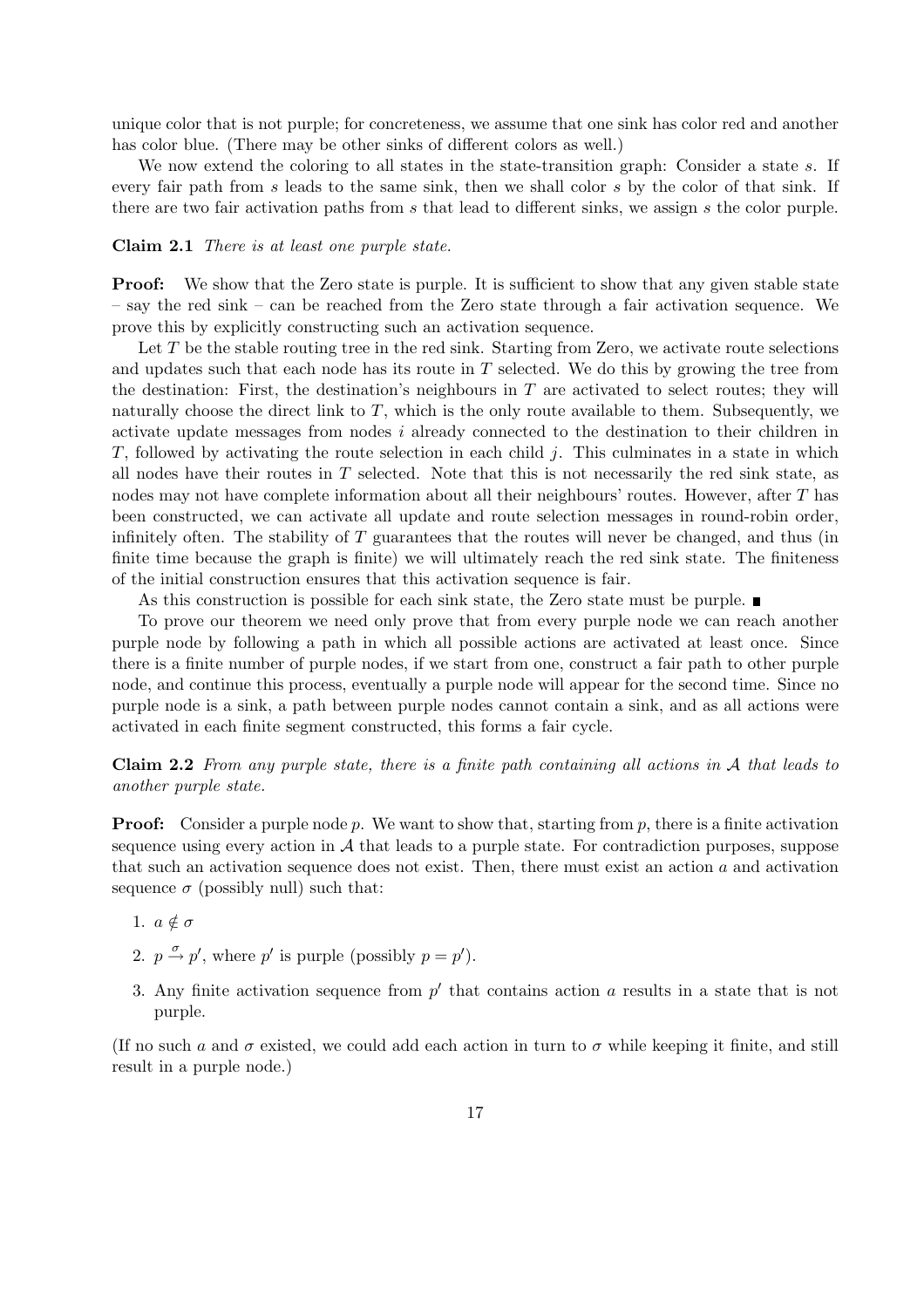unique color that is not purple; for concreteness, we assume that one sink has color red and another has color blue. (There may be other sinks of different colors as well.)

We now extend the coloring to all states in the state-transition graph: Consider a state $s$. If every fair path from $s$ leads to the same sink, then we shall color $s$ by the color of that sink. If there are two fair activation paths from $s$ that lead to different sinks, we assign $s$ the color purple.

**Claim 2.1** *There is at least one purple state.*

**Proof:** We show that the Zero state is purple. It is sufficient to show that any given stable state – say the red sink – can be reached from the Zero state through a fair activation sequence. We prove this by explicitly constructing such an activation sequence.

Let $T$ be the stable routing tree in the red sink. Starting from Zero, we activate route selections and updates such that each node has its route in $T$ selected. We do this by growing the tree from the destination: First, the destination's neighbours in $T$ are activated to select routes; they will naturally choose the direct link to $T$, which is the only route available to them. Subsequently, we activate update messages from nodes $i$ already connected to the destination to their children in $T$, followed by activating the route selection in each child $j$. This culminates in a state in which all nodes have their routes in $T$ selected. Note that this is not necessarily the red sink state, as nodes may not have complete information about all their neighbours' routes. However, after $T$ has been constructed, we can activate all update and route selection messages in round-robin order, infinitely often. The stability of $T$ guarantees that the routes will never be changed, and thus (in finite time because the graph is finite) we will ultimately reach the red sink state. The finiteness of the initial construction ensures that this activation sequence is fair.

As this construction is possible for each sink state, the Zero state must be purple. ■

To prove our theorem we need only prove that from every purple node we can reach another purple node by following a path in which all possible actions are activated at least once. Since there is a finite number of purple nodes, if we start from one, construct a fair path to other purple node, and continue this process, eventually a purple node will appear for the second time. Since no purple node is a sink, a path between purple nodes cannot contain a sink, and as all actions were activated in each finite segment constructed, this forms a fair cycle.

**Claim 2.2** *From any purple state, there is a finite path containing all actions in $\mathcal{A}$ that leads to another purple state.*

**Proof:** Consider a purple node $p$. We want to show that, starting from $p$, there is a finite activation sequence using every action in $\mathcal{A}$ that leads to a purple state. For contradiction purposes, suppose that such an activation sequence does not exist. Then, there must exist an action $a$ and activation sequence $\sigma$ (possibly null) such that:

1. $a \notin \sigma$
2. $p \xrightarrow{\sigma} p'$, where $p'$ is purple (possibly $p = p'$).
3. Any finite activation sequence from $p'$ that contains action $a$ results in a state that is not purple.

(If no such $a$ and $\sigma$ existed, we could add each action in turn to $\sigma$ while keeping it finite, and still result in a purple node.)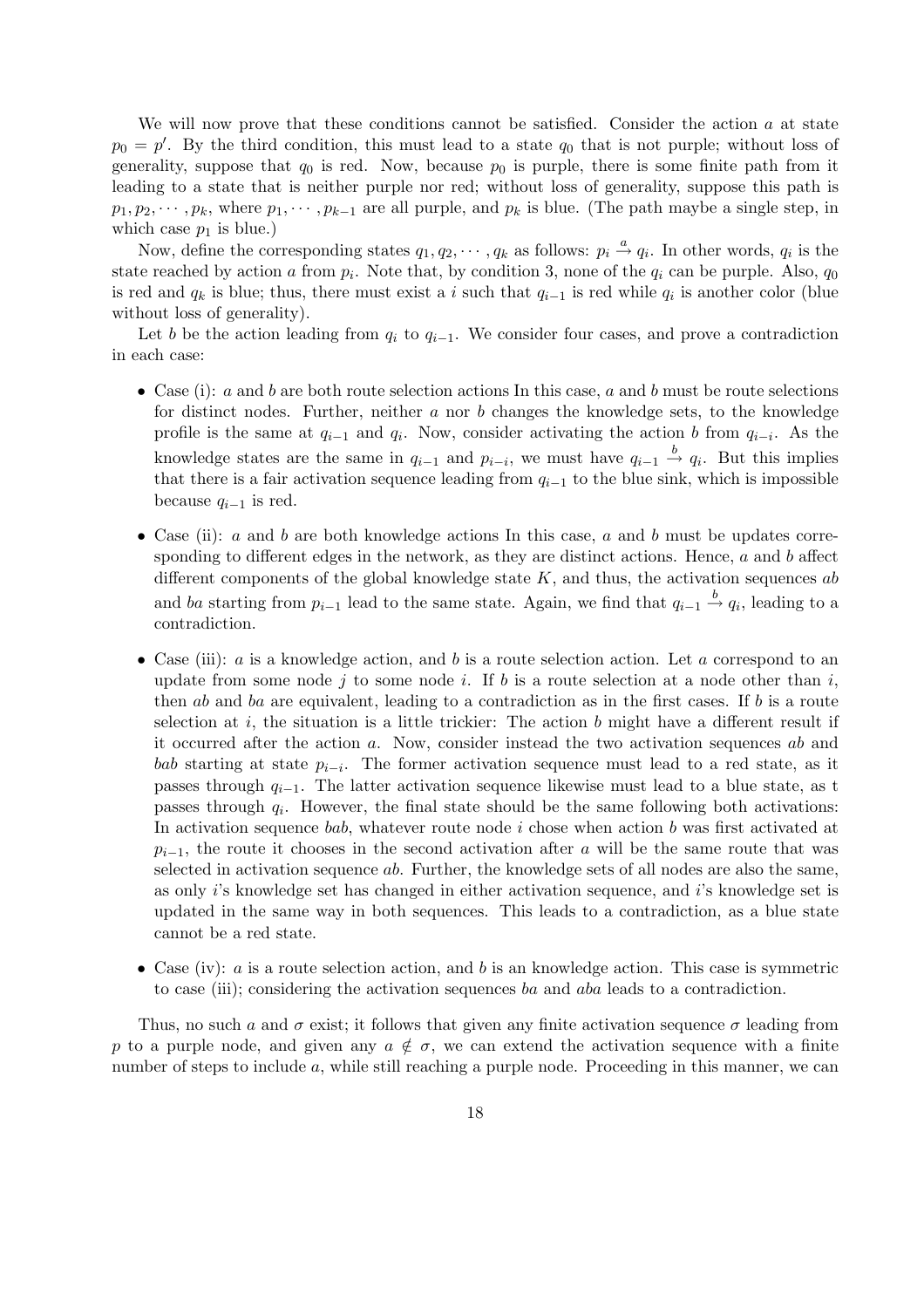We will now prove that these conditions cannot be satisfied. Consider the action $a$ at state $p_0 = p'$. By the third condition, this must lead to a state $q_0$ that is not purple; without loss of generality, suppose that $q_0$ is red. Now, because $p_0$ is purple, there is some finite path from it leading to a state that is neither purple nor red; without loss of generality, suppose this path is $p_1, p_2, \cdots, p_k$, where $p_1, \cdots, p_{k-1}$ are all purple, and $p_k$ is blue. (The path maybe a single step, in which case $p_1$ is blue.)

Now, define the corresponding states $q_1, q_2, \cdots, q_k$ as follows: $p_i \xrightarrow{a} q_i$. In other words, $q_i$ is the state reached by action $a$ from $p_i$. Note that, by condition 3, none of the $q_i$ can be purple. Also, $q_0$ is red and $q_k$ is blue; thus, there must exist a $i$ such that $q_{i-1}$ is red while $q_i$ is another color (blue without loss of generality).

Let $b$ be the action leading from $q_i$ to $q_{i-1}$. We consider four cases, and prove a contradiction in each case:

- Case (i): $a$ and $b$ are both route selection actions In this case, $a$ and $b$ must be route selections for distinct nodes. Further, neither $a$ nor $b$ changes the knowledge sets, to the knowledge profile is the same at $q_{i-1}$ and $q_i$. Now, consider activating the action $b$ from $q_{i-i}$. As the knowledge states are the same in $q_{i-1}$ and $p_{i-i}$, we must have $q_{i-1} \xrightarrow{b} q_i$. But this implies that there is a fair activation sequence leading from $q_{i-1}$ to the blue sink, which is impossible because $q_{i-1}$ is red.

- Case (ii): $a$ and $b$ are both knowledge actions In this case, $a$ and $b$ must be updates corresponding to different edges in the network, as they are distinct actions. Hence, $a$ and $b$ affect different components of the global knowledge state $K$, and thus, the activation sequences $ab$ and $ba$ starting from $p_{i-1}$ lead to the same state. Again, we find that $q_{i-1} \xrightarrow{b} q_i$, leading to a contradiction.

- Case (iii): $a$ is a knowledge action, and $b$ is a route selection action. Let $a$ correspond to an update from some node $j$ to some node $i$. If $b$ is a route selection at a node other than $i$, then $ab$ and $ba$ are equivalent, leading to a contradiction as in the first cases. If $b$ is a route selection at $i$, the situation is a little trickier: The action $b$ might have a different result if it occurred after the action $a$. Now, consider instead the two activation sequences $ab$ and $bab$ starting at state $p_{i-i}$. The former activation sequence must lead to a red state, as it passes through $q_{i-1}$. The latter activation sequence likewise must lead to a blue state, as t passes through $q_i$. However, the final state should be the same following both activations: In activation sequence $bab$, whatever route node $i$ chose when action $b$ was first activated at $p_{i-1}$, the route it chooses in the second activation after $a$ will be the same route that was selected in activation sequence $ab$. Further, the knowledge sets of all nodes are also the same, as only $i$'s knowledge set has changed in either activation sequence, and $i$'s knowledge set is updated in the same way in both sequences. This leads to a contradiction, as a blue state cannot be a red state.

- Case (iv): $a$ is a route selection action, and $b$ is an knowledge action. This case is symmetric to case (iii); considering the activation sequences $ba$ and $aba$ leads to a contradiction.

Thus, no such $a$ and $\sigma$ exist; it follows that given any finite activation sequence $\sigma$ leading from $p$ to a purple node, and given any $a \notin \sigma$, we can extend the activation sequence with a finite number of steps to include $a$, while still reaching a purple node. Proceeding in this manner, we can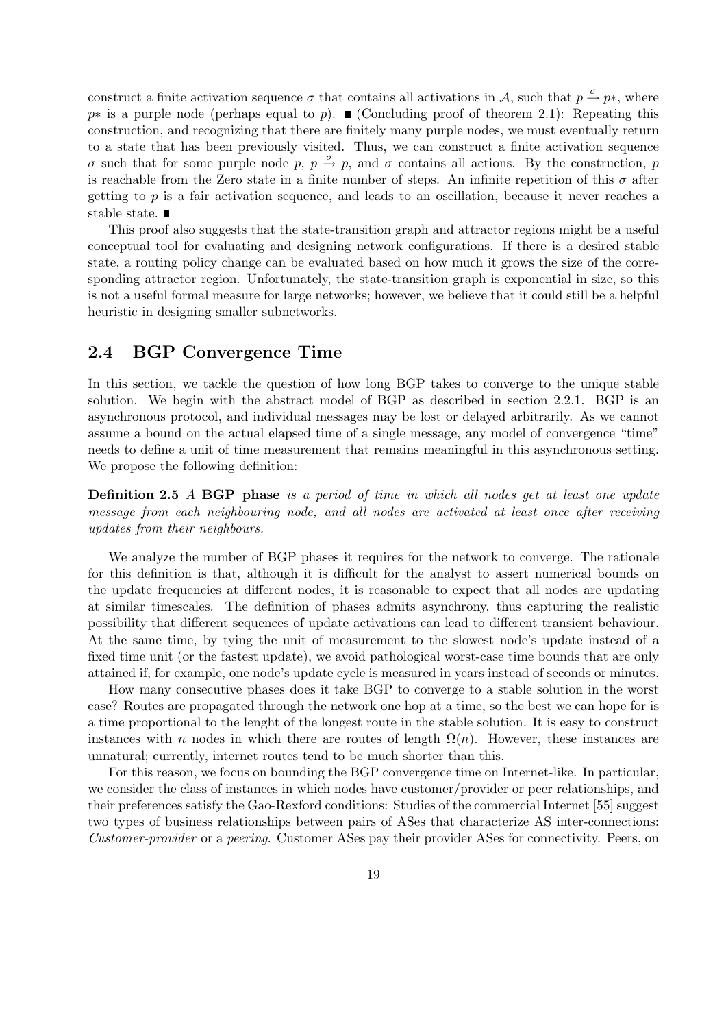construct a finite activation sequence $\sigma$ that contains all activations in $\mathcal{A}$, such that $p \xrightarrow{\sigma} p*$, where $p*$ is a purple node (perhaps equal to $p$). ∎ (Concluding proof of theorem 2.1): Repeating this construction, and recognizing that there are finitely many purple nodes, we must eventually return to a state that has been previously visited. Thus, we can construct a finite activation sequence $\sigma$ such that for some purple node $p$, $p \xrightarrow{\sigma} p$, and $\sigma$ contains all actions. By the construction, $p$ is reachable from the Zero state in a finite number of steps. An infinite repetition of this $\sigma$ after getting to $p$ is a fair activation sequence, and leads to an oscillation, because it never reaches a stable state. ∎

This proof also suggests that the state-transition graph and attractor regions might be a useful conceptual tool for evaluating and designing network configurations. If there is a desired stable state, a routing policy change can be evaluated based on how much it grows the size of the corresponding attractor region. Unfortunately, the state-transition graph is exponential in size, so this is not a useful formal measure for large networks; however, we believe that it could still be a helpful heuristic in designing smaller subnetworks.

## 2.4 BGP Convergence Time

In this section, we tackle the question of how long BGP takes to converge to the unique stable solution. We begin with the abstract model of BGP as described in section 2.2.1. BGP is an asynchronous protocol, and individual messages may be lost or delayed arbitrarily. As we cannot assume a bound on the actual elapsed time of a single message, any model of convergence "time" needs to define a unit of time measurement that remains meaningful in this asynchronous setting. We propose the following definition:

**Definition 2.5** *A* **BGP phase** *is a period of time in which all nodes get at least one update message from each neighbouring node, and all nodes are activated at least once after receiving updates from their neighbours.*

We analyze the number of BGP phases it requires for the network to converge. The rationale for this definition is that, although it is difficult for the analyst to assert numerical bounds on the update frequencies at different nodes, it is reasonable to expect that all nodes are updating at similar timescales. The definition of phases admits asynchrony, thus capturing the realistic possibility that different sequences of update activations can lead to different transient behaviour. At the same time, by tying the unit of measurement to the slowest node's update instead of a fixed time unit (or the fastest update), we avoid pathological worst-case time bounds that are only attained if, for example, one node's update cycle is measured in years instead of seconds or minutes.

How many consecutive phases does it take BGP to converge to a stable solution in the worst case? Routes are propagated through the network one hop at a time, so the best we can hope for is a time proportional to the lenght of the longest route in the stable solution. It is easy to construct instances with $n$ nodes in which there are routes of length $\Omega(n)$. However, these instances are unnatural; currently, internet routes tend to be much shorter than this.

For this reason, we focus on bounding the BGP convergence time on Internet-like. In particular, we consider the class of instances in which nodes have customer/provider or peer relationships, and their preferences satisfy the Gao-Rexford conditions: Studies of the commercial Internet [55] suggest two types of business relationships between pairs of ASes that characterize AS inter-connections: *Customer-provider* or a *peering*. Customer ASes pay their provider ASes for connectivity. Peers, on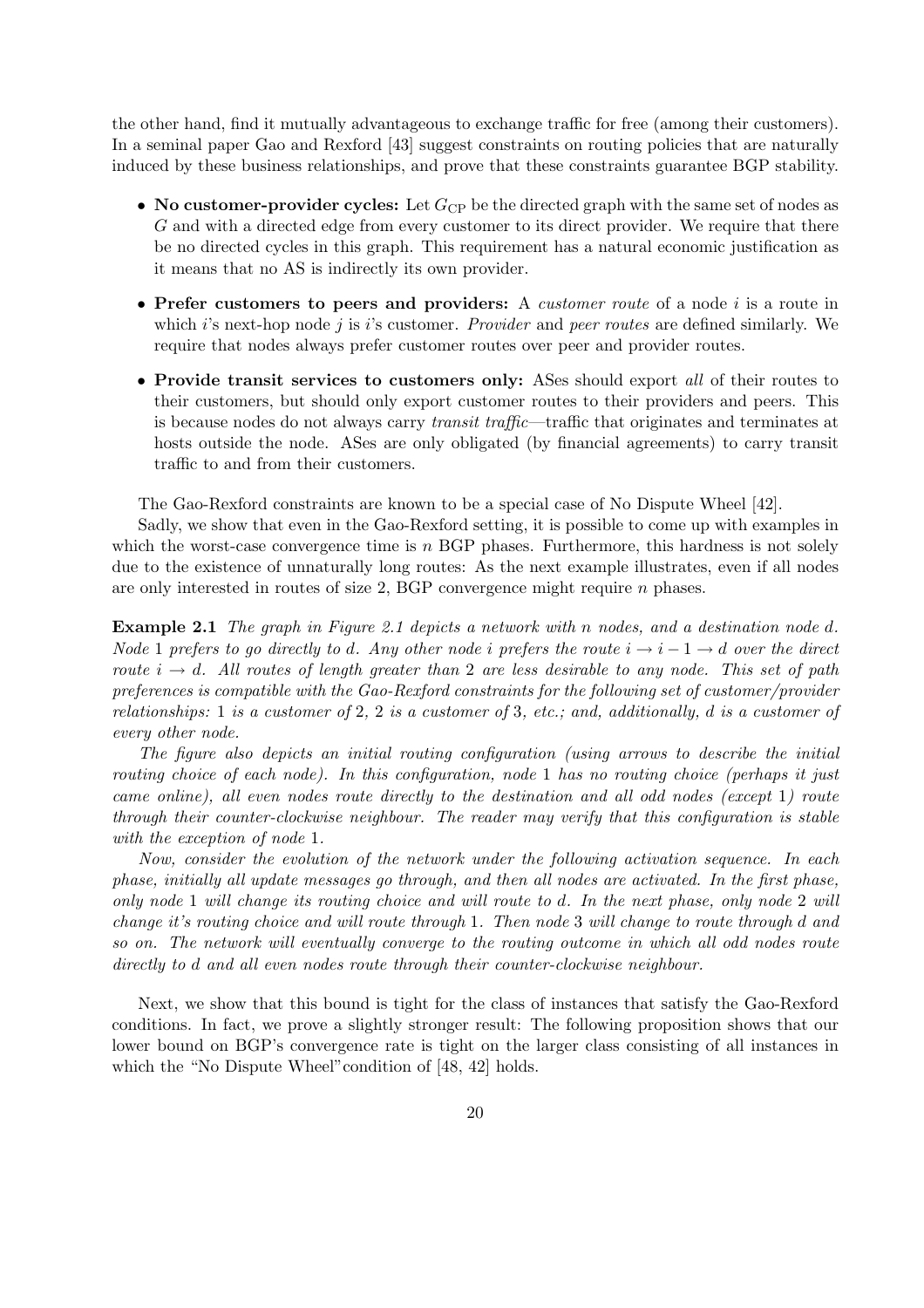the other hand, find it mutually advantageous to exchange traffic for free (among their customers). In a seminal paper Gao and Rexford [43] suggest constraints on routing policies that are naturally induced by these business relationships, and prove that these constraints guarantee BGP stability.

- **No customer-provider cycles:** Let $G_{\text{CP}}$ be the directed graph with the same set of nodes as $G$ and with a directed edge from every customer to its direct provider. We require that there be no directed cycles in this graph. This requirement has a natural economic justification as it means that no AS is indirectly its own provider.
- **Prefer customers to peers and providers:** A *customer route* of a node $i$ is a route in which $i$'s next-hop node $j$ is $i$'s customer. *Provider* and *peer routes* are defined similarly. We require that nodes always prefer customer routes over peer and provider routes.
- **Provide transit services to customers only:** ASes should export *all* of their routes to their customers, but should only export customer routes to their providers and peers. This is because nodes do not always carry *transit traffic*—traffic that originates and terminates at hosts outside the node. ASes are only obligated (by financial agreements) to carry transit traffic to and from their customers.

The Gao-Rexford constraints are known to be a special case of No Dispute Wheel [42].

Sadly, we show that even in the Gao-Rexford setting, it is possible to come up with examples in which the worst-case convergence time is $n$ BGP phases. Furthermore, this hardness is not solely due to the existence of unnaturally long routes: As the next example illustrates, even if all nodes are only interested in routes of size 2, BGP convergence might require $n$ phases.

**Example 2.1** *The graph in Figure 2.1 depicts a network with $n$ nodes, and a destination node $d$. Node 1 prefers to go directly to $d$. Any other node $i$ prefers the route $i \to i-1 \to d$ over the direct route $i \to d$. All routes of length greater than 2 are less desirable to any node. This set of path preferences is compatible with the Gao-Rexford constraints for the following set of customer/provider relationships: 1 is a customer of 2, 2 is a customer of 3, etc.; and, additionally, $d$ is a customer of every other node.*

*The figure also depicts an initial routing configuration (using arrows to describe the initial routing choice of each node). In this configuration, node 1 has no routing choice (perhaps it just came online), all even nodes route directly to the destination and all odd nodes (except 1) route through their counter-clockwise neighbour. The reader may verify that this configuration is stable with the exception of node 1.*

*Now, consider the evolution of the network under the following activation sequence. In each phase, initially all update messages go through, and then all nodes are activated. In the first phase, only node 1 will change its routing choice and will route to $d$. In the next phase, only node 2 will change it's routing choice and will route through 1. Then node 3 will change to route through $d$ and so on. The network will eventually converge to the routing outcome in which all odd nodes route directly to $d$ and all even nodes route through their counter-clockwise neighbour.*

Next, we show that this bound is tight for the class of instances that satisfy the Gao-Rexford conditions. In fact, we prove a slightly stronger result: The following proposition shows that our lower bound on BGP's convergence rate is tight on the larger class consisting of all instances in which the "No Dispute Wheel" condition of [48, 42] holds.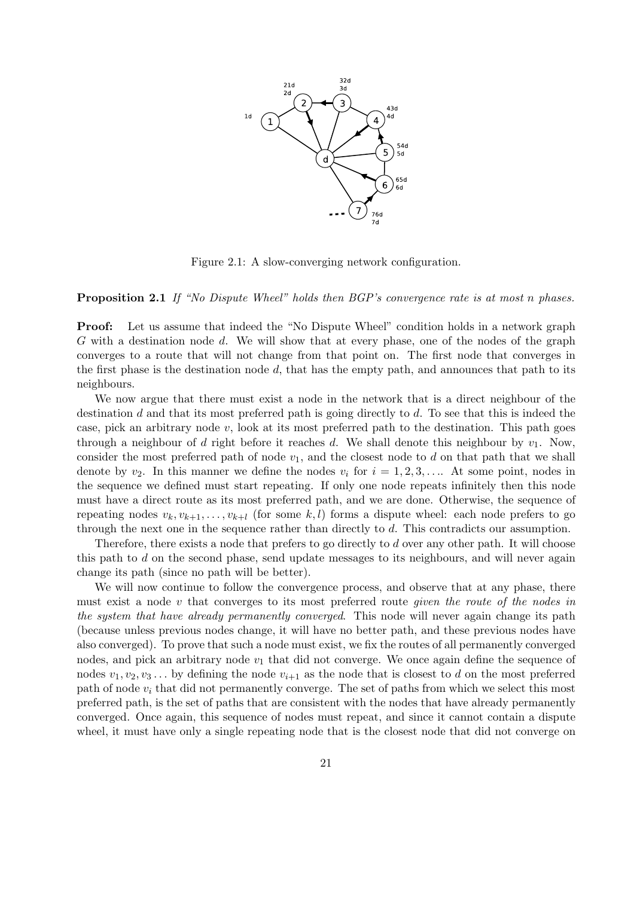Figure 2.1: A slow-converging network configuration.

**Proposition 2.1** *If "No Dispute Wheel" holds then BGP's convergence rate is at most n phases.*

**Proof:** Let us assume that indeed the "No Dispute Wheel" condition holds in a network graph $G$ with a destination node $d$. We will show that at every phase, one of the nodes of the graph converges to a route that will not change from that point on. The first node that converges in the first phase is the destination node $d$, that has the empty path, and announces that path to its neighbours.

We now argue that there must exist a node in the network that is a direct neighbour of the destination $d$ and that its most preferred path is going directly to $d$. To see that this is indeed the case, pick an arbitrary node $v$, look at its most preferred path to the destination. This path goes through a neighbour of $d$ right before it reaches $d$. We shall denote this neighbour by $v_1$. Now, consider the most preferred path of node $v_1$, and the closest node to $d$ on that path that we shall denote by $v_2$. In this manner we define the nodes $v_i$ for $i = 1, 2, 3, \ldots$. At some point, nodes in the sequence we defined must start repeating. If only one node repeats infinitely then this node must have a direct route as its most preferred path, and we are done. Otherwise, the sequence of repeating nodes $v_k, v_{k+1}, \ldots, v_{k+l}$ (for some $k, l$) forms a dispute wheel: each node prefers to go through the next one in the sequence rather than directly to $d$. This contradicts our assumption.

Therefore, there exists a node that prefers to go directly to $d$ over any other path. It will choose this path to $d$ on the second phase, send update messages to its neighbours, and will never again change its path (since no path will be better).

We will now continue to follow the convergence process, and observe that at any phase, there must exist a node $v$ that converges to its most preferred route *given the route of the nodes in the system that have already permanently converged*. This node will never again change its path (because unless previous nodes change, it will have no better path, and these previous nodes have also converged). To prove that such a node must exist, we fix the routes of all permanently converged nodes, and pick an arbitrary node $v_1$ that did not converge. We once again define the sequence of nodes $v_1, v_2, v_3 \ldots$ by defining the node $v_{i+1}$ as the node that is closest to $d$ on the most preferred path of node $v_i$ that did not permanently converge. The set of paths from which we select this most preferred path, is the set of paths that are consistent with the nodes that have already permanently converged. Once again, this sequence of nodes must repeat, and since it cannot contain a dispute wheel, it must have only a single repeating node that is the closest node that did not converge on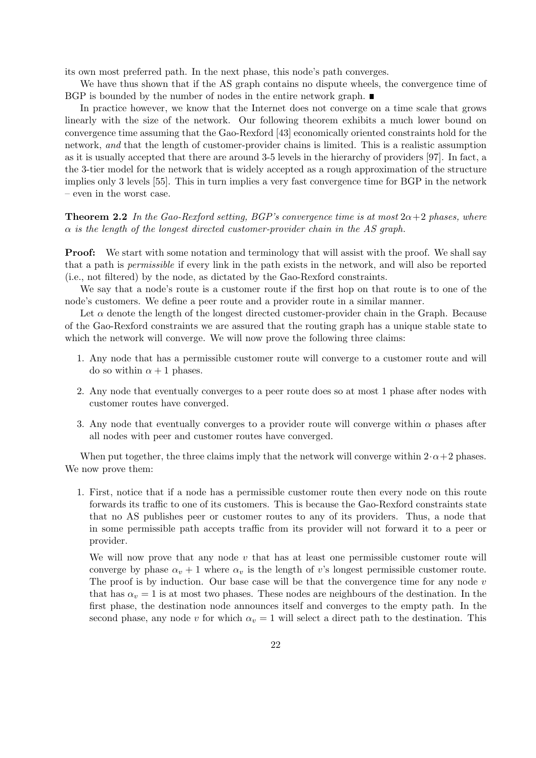its own most preferred path. In the next phase, this node's path converges.

We have thus shown that if the AS graph contains no dispute wheels, the convergence time of BGP is bounded by the number of nodes in the entire network graph. ■

In practice however, we know that the Internet does not converge on a time scale that grows linearly with the size of the network. Our following theorem exhibits a much lower bound on convergence time assuming that the Gao-Rexford [43] economically oriented constraints hold for the network, *and* that the length of customer-provider chains is limited. This is a realistic assumption as it is usually accepted that there are around 3-5 levels in the hierarchy of providers [97]. In fact, a the 3-tier model for the network that is widely accepted as a rough approximation of the structure implies only 3 levels [55]. This in turn implies a very fast convergence time for BGP in the network – even in the worst case.

**Theorem 2.2** *In the Gao-Rexford setting, BGP's convergence time is at most $2\alpha+2$ phases, where $\alpha$ is the length of the longest directed customer-provider chain in the AS graph.*

**Proof:** We start with some notation and terminology that will assist with the proof. We shall say that a path is *permissible* if every link in the path exists in the network, and will also be reported (i.e., not filtered) by the node, as dictated by the Gao-Rexford constraints.

We say that a node's route is a customer route if the first hop on that route is to one of the node's customers. We define a peer route and a provider route in a similar manner.

Let $\alpha$ denote the length of the longest directed customer-provider chain in the Graph. Because of the Gao-Rexford constraints we are assured that the routing graph has a unique stable state to which the network will converge. We will now prove the following three claims:

1. Any node that has a permissible customer route will converge to a customer route and will do so within $\alpha + 1$ phases.
2. Any node that eventually converges to a peer route does so at most 1 phase after nodes with customer routes have converged.
3. Any node that eventually converges to a provider route will converge within $\alpha$ phases after all nodes with peer and customer routes have converged.

When put together, the three claims imply that the network will converge within $2\cdot\alpha+2$ phases. We now prove them:

1. First, notice that if a node has a permissible customer route then every node on this route forwards its traffic to one of its customers. This is because the Gao-Rexford constraints state that no AS publishes peer or customer routes to any of its providers. Thus, a node that in some permissible path accepts traffic from its provider will not forward it to a peer or provider.

   We will now prove that any node $v$ that has at least one permissible customer route will converge by phase $\alpha_v + 1$ where $\alpha_v$ is the length of $v$'s longest permissible customer route. The proof is by induction. Our base case will be that the convergence time for any node $v$ that has $\alpha_v = 1$ is at most two phases. These nodes are neighbours of the destination. In the first phase, the destination node announces itself and converges to the empty path. In the second phase, any node $v$ for which $\alpha_v = 1$ will select a direct path to the destination. This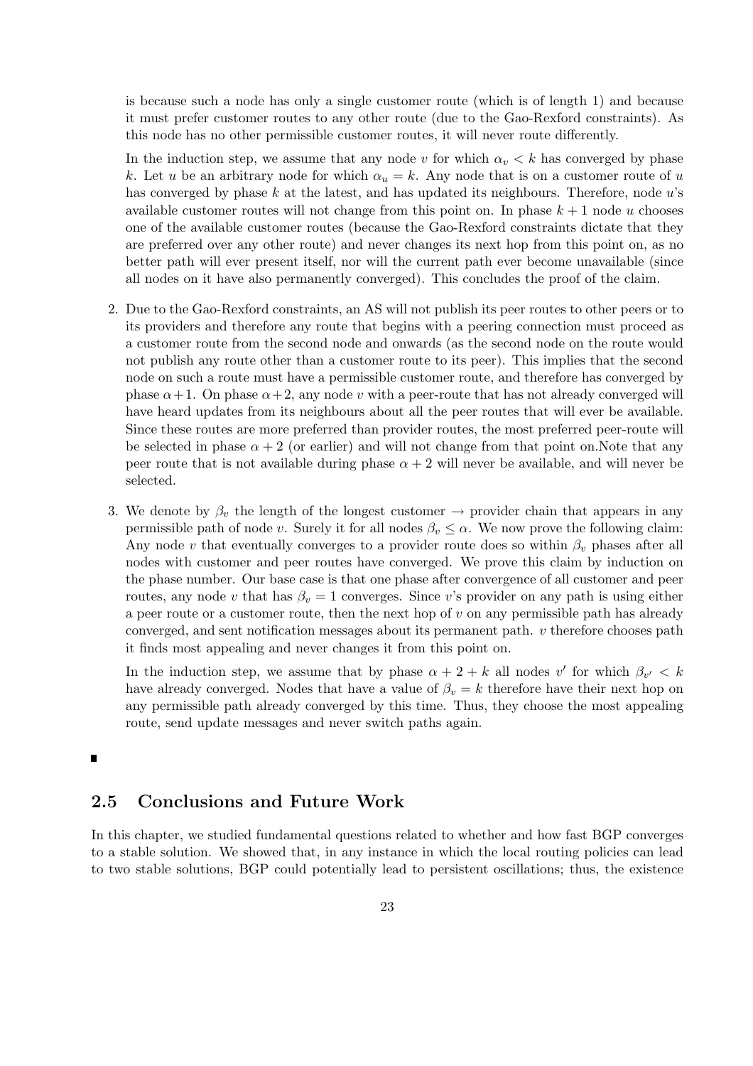is because such a node has only a single customer route (which is of length 1) and because it must prefer customer routes to any other route (due to the Gao-Rexford constraints). As this node has no other permissible customer routes, it will never route differently.

In the induction step, we assume that any node $v$ for which $\alpha_v < k$ has converged by phase $k$. Let $u$ be an arbitrary node for which $\alpha_u = k$. Any node that is on a customer route of $u$ has converged by phase $k$ at the latest, and has updated its neighbours. Therefore, node $u$'s available customer routes will not change from this point on. In phase $k+1$ node $u$ chooses one of the available customer routes (because the Gao-Rexford constraints dictate that they are preferred over any other route) and never changes its next hop from this point on, as no better path will ever present itself, nor will the current path ever become unavailable (since all nodes on it have also permanently converged). This concludes the proof of the claim.

2. Due to the Gao-Rexford constraints, an AS will not publish its peer routes to other peers or to its providers and therefore any route that begins with a peering connection must proceed as a customer route from the second node and onwards (as the second node on the route would not publish any route other than a customer route to its peer). This implies that the second node on such a route must have a permissible customer route, and therefore has converged by phase $\alpha+1$. On phase $\alpha+2$, any node $v$ with a peer-route that has not already converged will have heard updates from its neighbours about all the peer routes that will ever be available. Since these routes are more preferred than provider routes, the most preferred peer-route will be selected in phase $\alpha+2$ (or earlier) and will not change from that point on.Note that any peer route that is not available during phase $\alpha+2$ will never be available, and will never be selected.

3. We denote by $\beta_v$ the length of the longest customer $\rightarrow$ provider chain that appears in any permissible path of node $v$. Surely it for all nodes $\beta_v \leq \alpha$. We now prove the following claim: Any node $v$ that eventually converges to a provider route does so within $\beta_v$ phases after all nodes with customer and peer routes have converged. We prove this claim by induction on the phase number. Our base case is that one phase after convergence of all customer and peer routes, any node $v$ that has $\beta_v = 1$ converges. Since $v$'s provider on any path is using either a peer route or a customer route, then the next hop of $v$ on any permissible path has already converged, and sent notification messages about its permanent path. $v$ therefore chooses path it finds most appealing and never changes it from this point on.

In the induction step, we assume that by phase $\alpha+2+k$ all nodes $v'$ for which $\beta_{v'} < k$ have already converged. Nodes that have a value of $\beta_v = k$ therefore have their next hop on any permissible path already converged by this time. Thus, they choose the most appealing route, send update messages and never switch paths again.

■

## 2.5 Conclusions and Future Work

In this chapter, we studied fundamental questions related to whether and how fast BGP converges to a stable solution. We showed that, in any instance in which the local routing policies can lead to two stable solutions, BGP could potentially lead to persistent oscillations; thus, the existence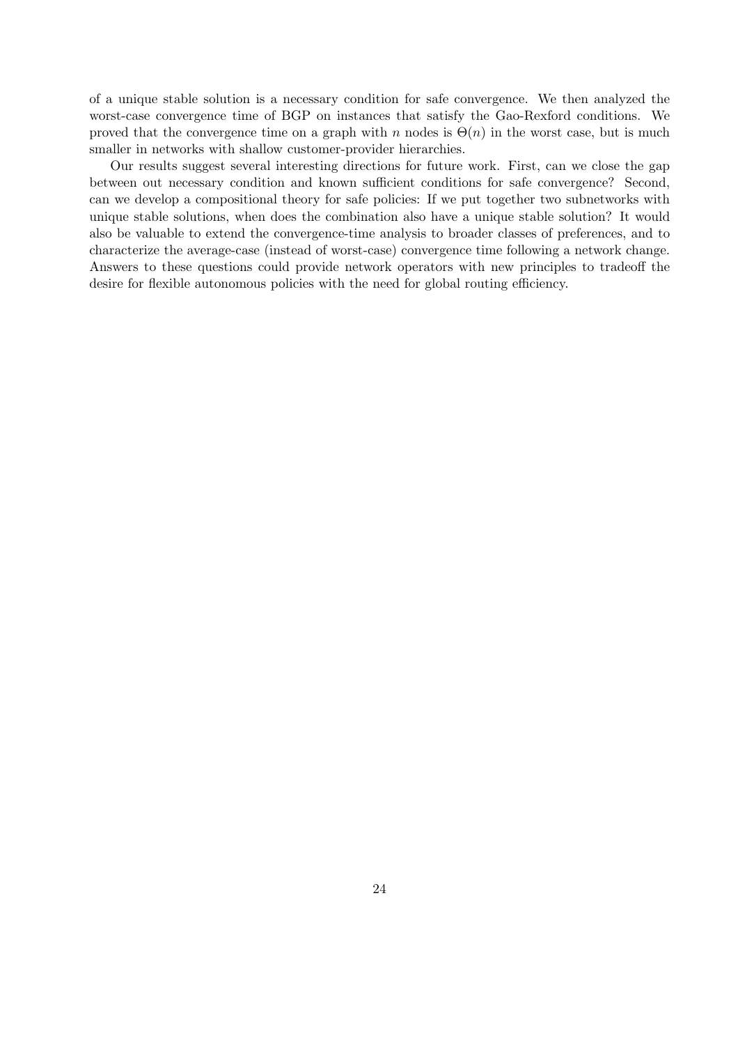of a unique stable solution is a necessary condition for safe convergence. We then analyzed the worst-case convergence time of BGP on instances that satisfy the Gao-Rexford conditions. We proved that the convergence time on a graph with $n$ nodes is $\Theta(n)$ in the worst case, but is much smaller in networks with shallow customer-provider hierarchies.

Our results suggest several interesting directions for future work. First, can we close the gap between out necessary condition and known sufficient conditions for safe convergence? Second, can we develop a compositional theory for safe policies: If we put together two subnetworks with unique stable solutions, when does the combination also have a unique stable solution? It would also be valuable to extend the convergence-time analysis to broader classes of preferences, and to characterize the average-case (instead of worst-case) convergence time following a network change. Answers to these questions could provide network operators with new principles to tradeoff the desire for flexible autonomous policies with the need for global routing efficiency.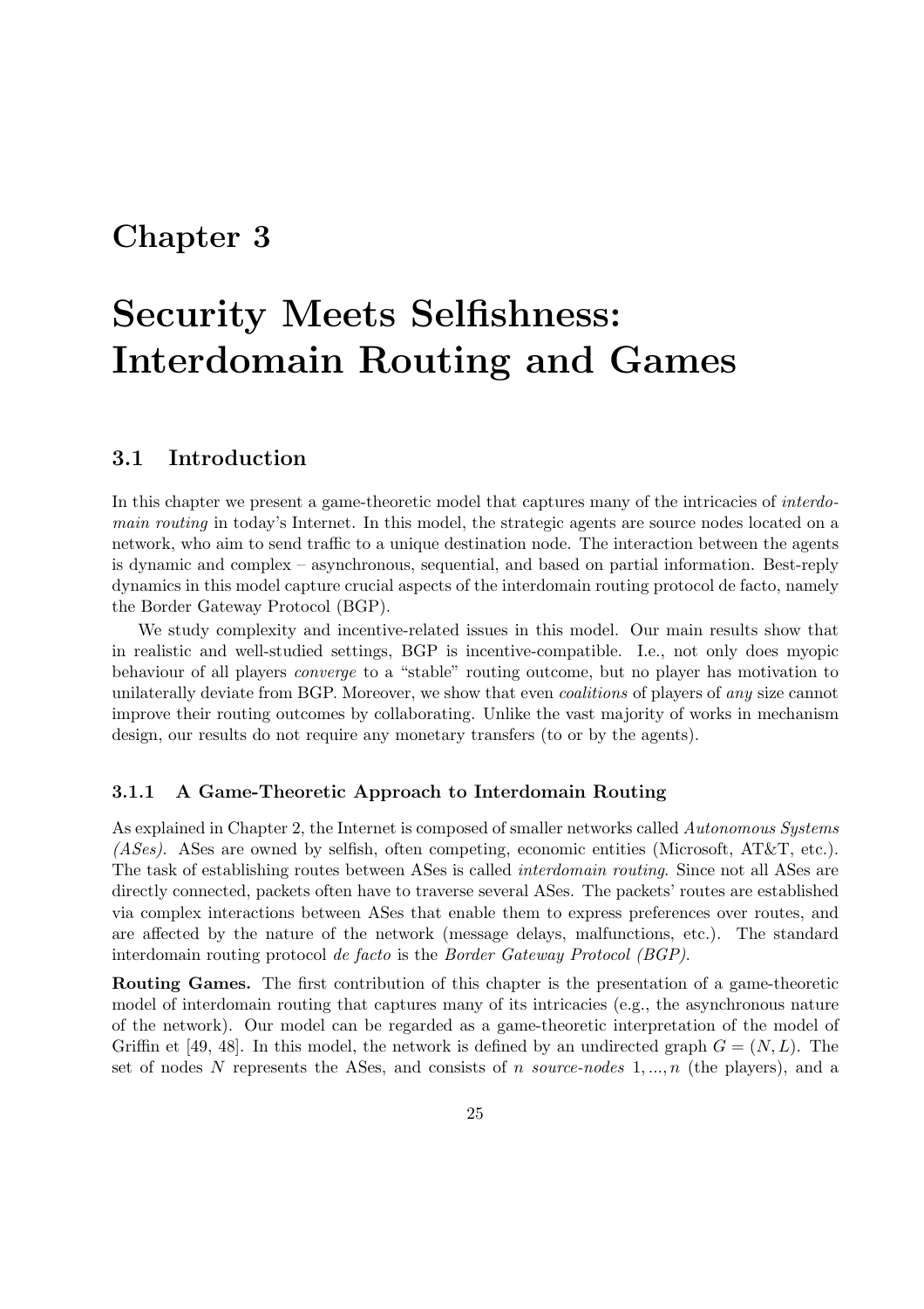# Chapter 3

# Security Meets Selfishness: Interdomain Routing and Games

## 3.1 Introduction

In this chapter we present a game-theoretic model that captures many of the intricacies of *interdomain routing* in today's Internet. In this model, the strategic agents are source nodes located on a network, who aim to send traffic to a unique destination node. The interaction between the agents is dynamic and complex – asynchronous, sequential, and based on partial information. Best-reply dynamics in this model capture crucial aspects of the interdomain routing protocol de facto, namely the Border Gateway Protocol (BGP).

We study complexity and incentive-related issues in this model. Our main results show that in realistic and well-studied settings, BGP is incentive-compatible. I.e., not only does myopic behaviour of all players *converge* to a "stable" routing outcome, but no player has motivation to unilaterally deviate from BGP. Moreover, we show that even *coalitions* of players of *any* size cannot improve their routing outcomes by collaborating. Unlike the vast majority of works in mechanism design, our results do not require any monetary transfers (to or by the agents).

### 3.1.1 A Game-Theoretic Approach to Interdomain Routing

As explained in Chapter 2, the Internet is composed of smaller networks called *Autonomous Systems (ASes)*. ASes are owned by selfish, often competing, economic entities (Microsoft, AT&T, etc.). The task of establishing routes between ASes is called *interdomain routing*. Since not all ASes are directly connected, packets often have to traverse several ASes. The packets' routes are established via complex interactions between ASes that enable them to express preferences over routes, and are affected by the nature of the network (message delays, malfunctions, etc.). The standard interdomain routing protocol *de facto* is the *Border Gateway Protocol (BGP)*.

**Routing Games.** The first contribution of this chapter is the presentation of a game-theoretic model of interdomain routing that captures many of its intricacies (e.g., the asynchronous nature of the network). Our model can be regarded as a game-theoretic interpretation of the model of Griffin et [49, 48]. In this model, the network is defined by an undirected graph $G = (N, L)$. The set of nodes $N$ represents the ASes, and consists of $n$ *source-nodes* $1, ..., n$ (the players), and a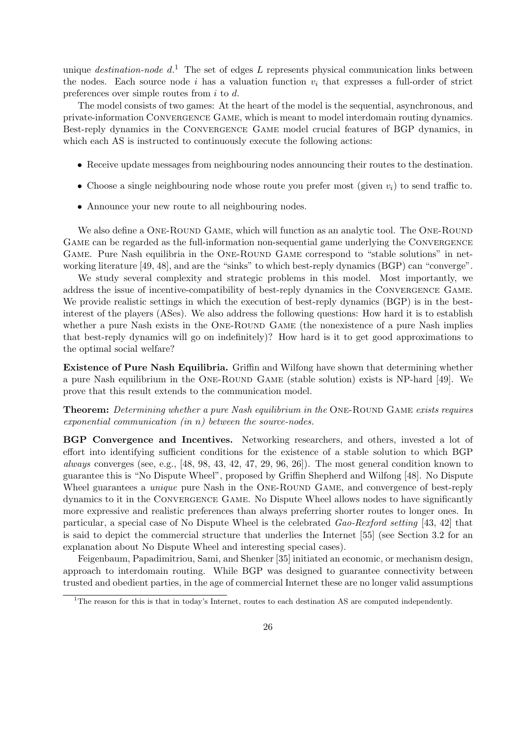unique *destination-node* $d$.[1] The set of edges $L$ represents physical communication links between the nodes. Each source node $i$ has a valuation function $v_i$ that expresses a full-order of strict preferences over simple routes from $i$ to $d$.

The model consists of two games: At the heart of the model is the sequential, asynchronous, and private-information Convergence Game, which is meant to model interdomain routing dynamics. Best-reply dynamics in the Convergence Game model crucial features of BGP dynamics, in which each AS is instructed to continuously execute the following actions:

- Receive update messages from neighbouring nodes announcing their routes to the destination.
- Choose a single neighbouring node whose route you prefer most (given $v_i$) to send traffic to.
- Announce your new route to all neighbouring nodes.

We also define a One-Round Game, which will function as an analytic tool. The One-Round Game can be regarded as the full-information non-sequential game underlying the Convergence Game. Pure Nash equilibria in the One-Round Game correspond to "stable solutions" in networking literature [49, 48], and are the "sinks" to which best-reply dynamics (BGP) can "converge".

We study several complexity and strategic problems in this model. Most importantly, we address the issue of incentive-compatibility of best-reply dynamics in the Convergence Game. We provide realistic settings in which the execution of best-reply dynamics (BGP) is in the best-interest of the players (ASes). We also address the following questions: How hard it is to establish whether a pure Nash exists in the One-Round Game (the nonexistence of a pure Nash implies that best-reply dynamics will go on indefinitely)? How hard is it to get good approximations to the optimal social welfare?

**Existence of Pure Nash Equilibria.** Griffin and Wilfong have shown that determining whether a pure Nash equilibrium in the One-Round Game (stable solution) exists is NP-hard [49]. We prove that this result extends to the communication model.

**Theorem:** *Determining whether a pure Nash equilibrium in the* One-Round Game *exists requires exponential communication (in* $n$*) between the source-nodes.*

**BGP Convergence and Incentives.** Networking researchers, and others, invested a lot of effort into identifying sufficient conditions for the existence of a stable solution to which BGP *always* converges (see, e.g., [48, 98, 43, 42, 47, 29, 96, 26]). The most general condition known to guarantee this is "No Dispute Wheel", proposed by Griffin Shepherd and Wilfong [48]. No Dispute Wheel guarantees a *unique* pure Nash in the One-Round Game, and convergence of best-reply dynamics to it in the Convergence Game. No Dispute Wheel allows nodes to have significantly more expressive and realistic preferences than always preferring shorter routes to longer ones. In particular, a special case of No Dispute Wheel is the celebrated *Gao-Rexford setting* [43, 42] that is said to depict the commercial structure that underlies the Internet [55] (see Section 3.2 for an explanation about No Dispute Wheel and interesting special cases).

Feigenbaum, Papadimitriou, Sami, and Shenker [35] initiated an economic, or mechanism design, approach to interdomain routing. While BGP was designed to guarantee connectivity between trusted and obedient parties, in the age of commercial Internet these are no longer valid assumptions

[1] The reason for this is that in today's Internet, routes to each destination AS are computed independently.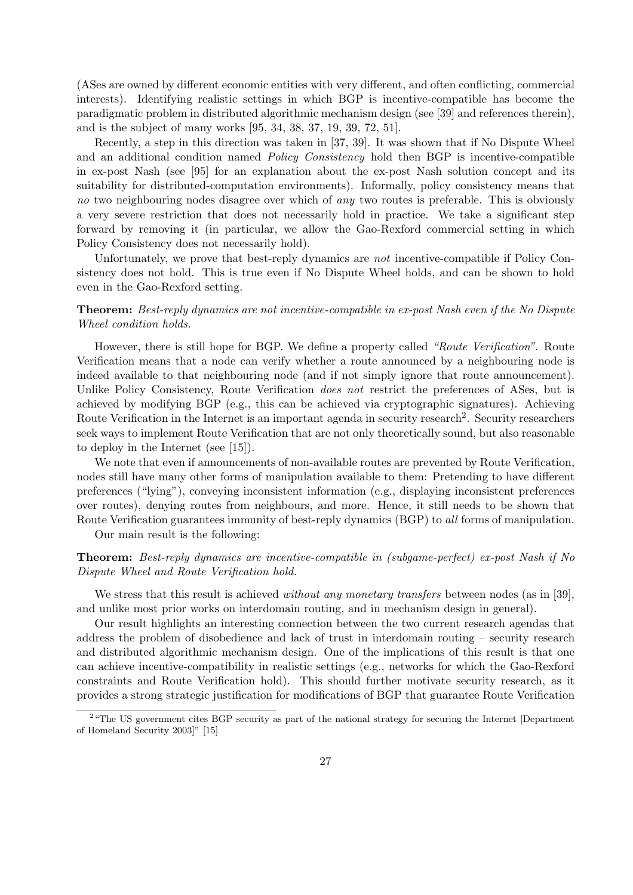(ASes are owned by different economic entities with very different, and often conflicting, commercial interests). Identifying realistic settings in which BGP is incentive-compatible has become the paradigmatic problem in distributed algorithmic mechanism design (see [39] and references therein), and is the subject of many works [95, 34, 38, 37, 19, 39, 72, 51].

Recently, a step in this direction was taken in [37, 39]. It was shown that if No Dispute Wheel and an additional condition named *Policy Consistency* hold then BGP is incentive-compatible in ex-post Nash (see [95] for an explanation about the ex-post Nash solution concept and its suitability for distributed-computation environments). Informally, policy consistency means that *no* two neighbouring nodes disagree over which of *any* two routes is preferable. This is obviously a very severe restriction that does not necessarily hold in practice. We take a significant step forward by removing it (in particular, we allow the Gao-Rexford commercial setting in which Policy Consistency does not necessarily hold).

Unfortunately, we prove that best-reply dynamics are *not* incentive-compatible if Policy Consistency does not hold. This is true even if No Dispute Wheel holds, and can be shown to hold even in the Gao-Rexford setting.

**Theorem:** *Best-reply dynamics are not incentive-compatible in ex-post Nash even if the No Dispute Wheel condition holds.*

However, there is still hope for BGP. We define a property called *"Route Verification"*. Route Verification means that a node can verify whether a route announced by a neighbouring node is indeed available to that neighbouring node (and if not simply ignore that route announcement). Unlike Policy Consistency, Route Verification *does not* restrict the preferences of ASes, but is achieved by modifying BGP (e.g., this can be achieved via cryptographic signatures). Achieving Route Verification in the Internet is an important agenda in security research[2]. Security researchers seek ways to implement Route Verification that are not only theoretically sound, but also reasonable to deploy in the Internet (see [15]).

We note that even if announcements of non-available routes are prevented by Route Verification, nodes still have many other forms of manipulation available to them: Pretending to have different preferences ("lying"), conveying inconsistent information (e.g., displaying inconsistent preferences over routes), denying routes from neighbours, and more. Hence, it still needs to be shown that Route Verification guarantees immunity of best-reply dynamics (BGP) to *all* forms of manipulation.

Our main result is the following:

**Theorem:** *Best-reply dynamics are incentive-compatible in (subgame-perfect) ex-post Nash if No Dispute Wheel and Route Verification hold.*

We stress that this result is achieved *without any monetary transfers* between nodes (as in [39], and unlike most prior works on interdomain routing, and in mechanism design in general).

Our result highlights an interesting connection between the two current research agendas that address the problem of disobedience and lack of trust in interdomain routing – security research and distributed algorithmic mechanism design. One of the implications of this result is that one can achieve incentive-compatibility in realistic settings (e.g., networks for which the Gao-Rexford constraints and Route Verification hold). This should further motivate security research, as it provides a strong strategic justification for modifications of BGP that guarantee Route Verification

[2] "The US government cites BGP security as part of the national strategy for securing the Internet [Department of Homeland Security 2003]" [15]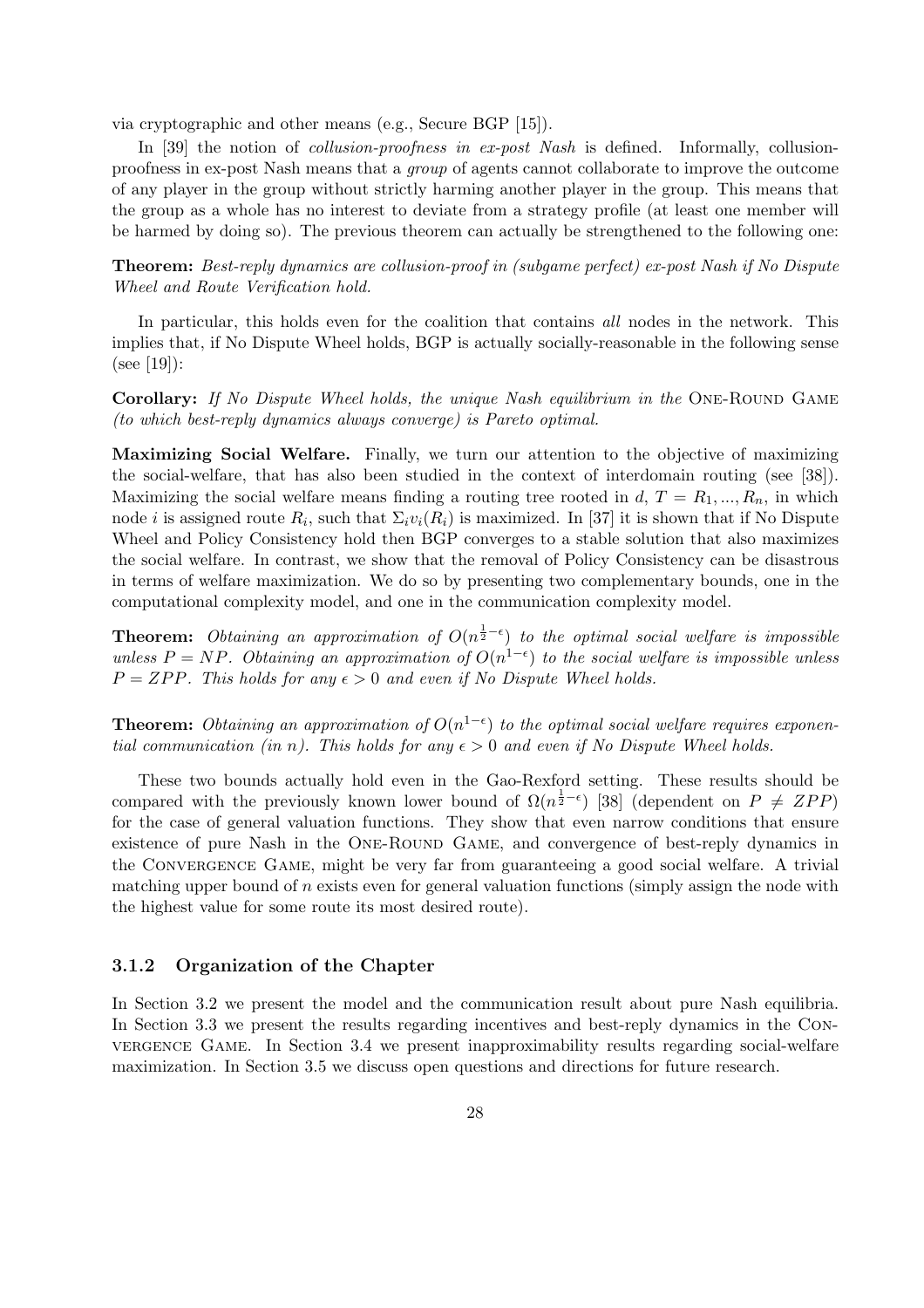via cryptographic and other means (e.g., Secure BGP [15]).

In [39] the notion of *collusion-proofness in ex-post Nash* is defined. Informally, collusion-proofness in ex-post Nash means that a *group* of agents cannot collaborate to improve the outcome of any player in the group without strictly harming another player in the group. This means that the group as a whole has no interest to deviate from a strategy profile (at least one member will be harmed by doing so). The previous theorem can actually be strengthened to the following one:

**Theorem:** *Best-reply dynamics are collusion-proof in (subgame perfect) ex-post Nash if No Dispute Wheel and Route Verification hold.*

In particular, this holds even for the coalition that contains *all* nodes in the network. This implies that, if No Dispute Wheel holds, BGP is actually socially-reasonable in the following sense (see [19]):

**Corollary:** *If No Dispute Wheel holds, the unique Nash equilibrium in the* One-Round Game *(to which best-reply dynamics always converge) is Pareto optimal.*

**Maximizing Social Welfare.** Finally, we turn our attention to the objective of maximizing the social-welfare, that has also been studied in the context of interdomain routing (see [38]). Maximizing the social welfare means finding a routing tree rooted in $d$, $T = R_1, ..., R_n$, in which node $i$ is assigned route $R_i$, such that $\Sigma_i v_i(R_i)$ is maximized. In [37] it is shown that if No Dispute Wheel and Policy Consistency hold then BGP converges to a stable solution that also maximizes the social welfare. In contrast, we show that the removal of Policy Consistency can be disastrous in terms of welfare maximization. We do so by presenting two complementary bounds, one in the computational complexity model, and one in the communication complexity model.

**Theorem:** *Obtaining an approximation of $O(n^{\frac{1}{2}-\epsilon})$ to the optimal social welfare is impossible unless $P = NP$. Obtaining an approximation of $O(n^{1-\epsilon})$ to the social welfare is impossible unless $P = ZPP$. This holds for any $\epsilon > 0$ and even if No Dispute Wheel holds.*

**Theorem:** *Obtaining an approximation of $O(n^{1-\epsilon})$ to the optimal social welfare requires exponential communication (in $n$). This holds for any $\epsilon > 0$ and even if No Dispute Wheel holds.*

These two bounds actually hold even in the Gao-Rexford setting. These results should be compared with the previously known lower bound of $\Omega(n^{\frac{1}{2}-\epsilon})$ [38] (dependent on $P \neq ZPP$) for the case of general valuation functions. They show that even narrow conditions that ensure existence of pure Nash in the One-Round Game, and convergence of best-reply dynamics in the Convergence Game, might be very far from guaranteeing a good social welfare. A trivial matching upper bound of $n$ exists even for general valuation functions (simply assign the node with the highest value for some route its most desired route).

### 3.1.2 Organization of the Chapter

In Section 3.2 we present the model and the communication result about pure Nash equilibria. In Section 3.3 we present the results regarding incentives and best-reply dynamics in the Convergence Game. In Section 3.4 we present inapproximability results regarding social-welfare maximization. In Section 3.5 we discuss open questions and directions for future research.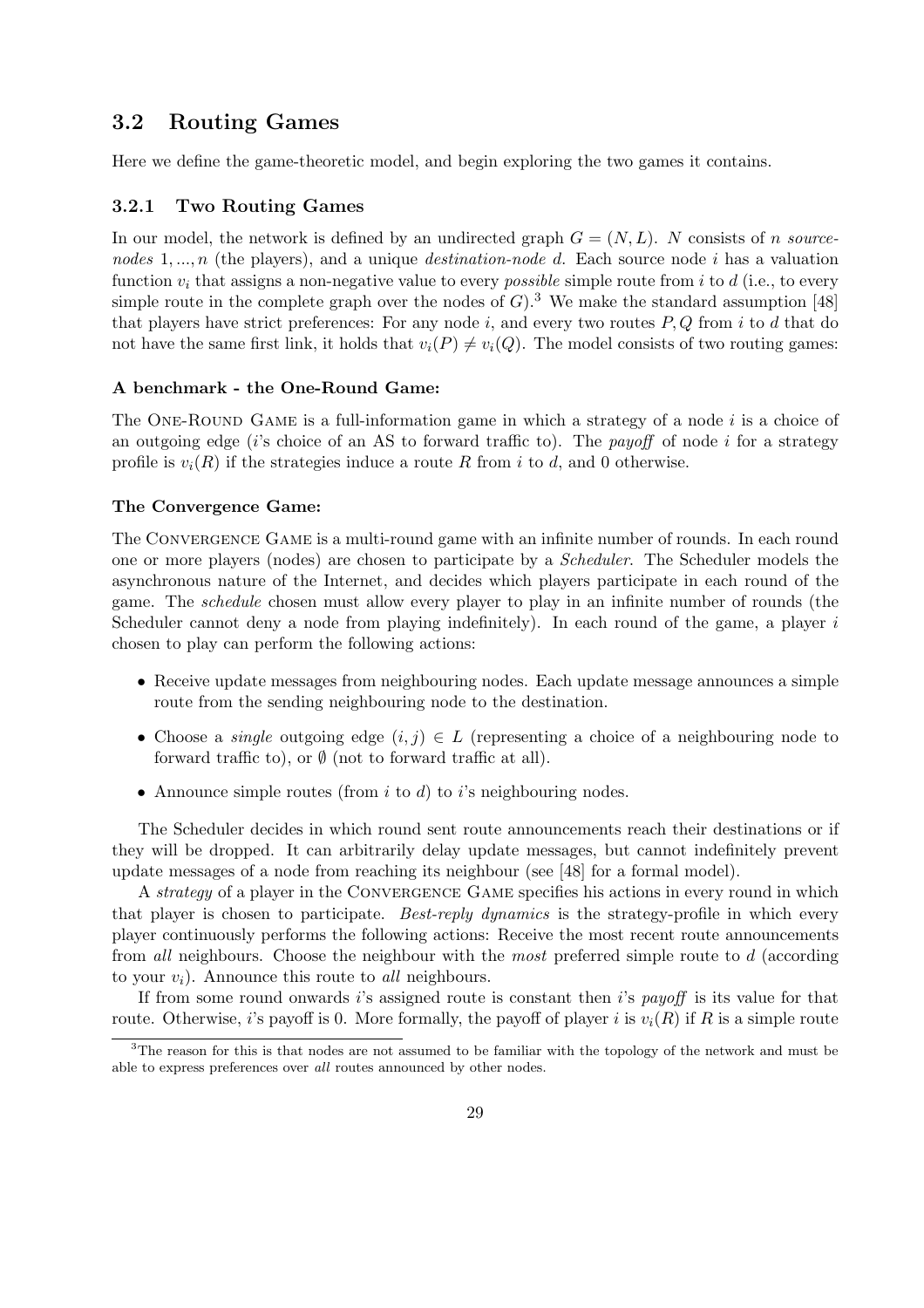## 3.2 Routing Games

Here we define the game-theoretic model, and begin exploring the two games it contains.

### 3.2.1 Two Routing Games

In our model, the network is defined by an undirected graph $G = (N, L)$. $N$ consists of $n$ *source-nodes* $1, ..., n$ (the players), and a unique *destination-node* $d$. Each source node $i$ has a valuation function $v_i$ that assigns a non-negative value to every *possible* simple route from $i$ to $d$ (i.e., to every simple route in the complete graph over the nodes of $G$).[3] We make the standard assumption [48] that players have strict preferences: For any node $i$, and every two routes $P, Q$ from $i$ to $d$ that do not have the same first link, it holds that $v_i(P) \neq v_i(Q)$. The model consists of two routing games:

**A benchmark - the One-Round Game:**

The One-Round Game is a full-information game in which a strategy of a node $i$ is a choice of an outgoing edge ($i$'s choice of an AS to forward traffic to). The *payoff* of node $i$ for a strategy profile is $v_i(R)$ if the strategies induce a route $R$ from $i$ to $d$, and 0 otherwise.

**The Convergence Game:**

The Convergence Game is a multi-round game with an infinite number of rounds. In each round one or more players (nodes) are chosen to participate by a *Scheduler*. The Scheduler models the asynchronous nature of the Internet, and decides which players participate in each round of the game. The *schedule* chosen must allow every player to play in an infinite number of rounds (the Scheduler cannot deny a node from playing indefinitely). In each round of the game, a player $i$ chosen to play can perform the following actions:

- Receive update messages from neighbouring nodes. Each update message announces a simple route from the sending neighbouring node to the destination.
- Choose a *single* outgoing edge $(i, j) \in L$ (representing a choice of a neighbouring node to forward traffic to), or $\emptyset$ (not to forward traffic at all).
- Announce simple routes (from $i$ to $d$) to $i$'s neighbouring nodes.

The Scheduler decides in which round sent route announcements reach their destinations or if they will be dropped. It can arbitrarily delay update messages, but cannot indefinitely prevent update messages of a node from reaching its neighbour (see [48] for a formal model).

A *strategy* of a player in the Convergence Game specifies his actions in every round in which that player is chosen to participate. *Best-reply dynamics* is the strategy-profile in which every player continuously performs the following actions: Receive the most recent route announcements from *all* neighbours. Choose the neighbour with the *most* preferred simple route to $d$ (according to your $v_i$). Announce this route to *all* neighbours.

If from some round onwards $i$'s assigned route is constant then $i$'s *payoff* is its value for that route. Otherwise, $i$'s payoff is 0. More formally, the payoff of player $i$ is $v_i(R)$ if $R$ is a simple route

[3] The reason for this is that nodes are not assumed to be familiar with the topology of the network and must be able to express preferences over *all* routes announced by other nodes.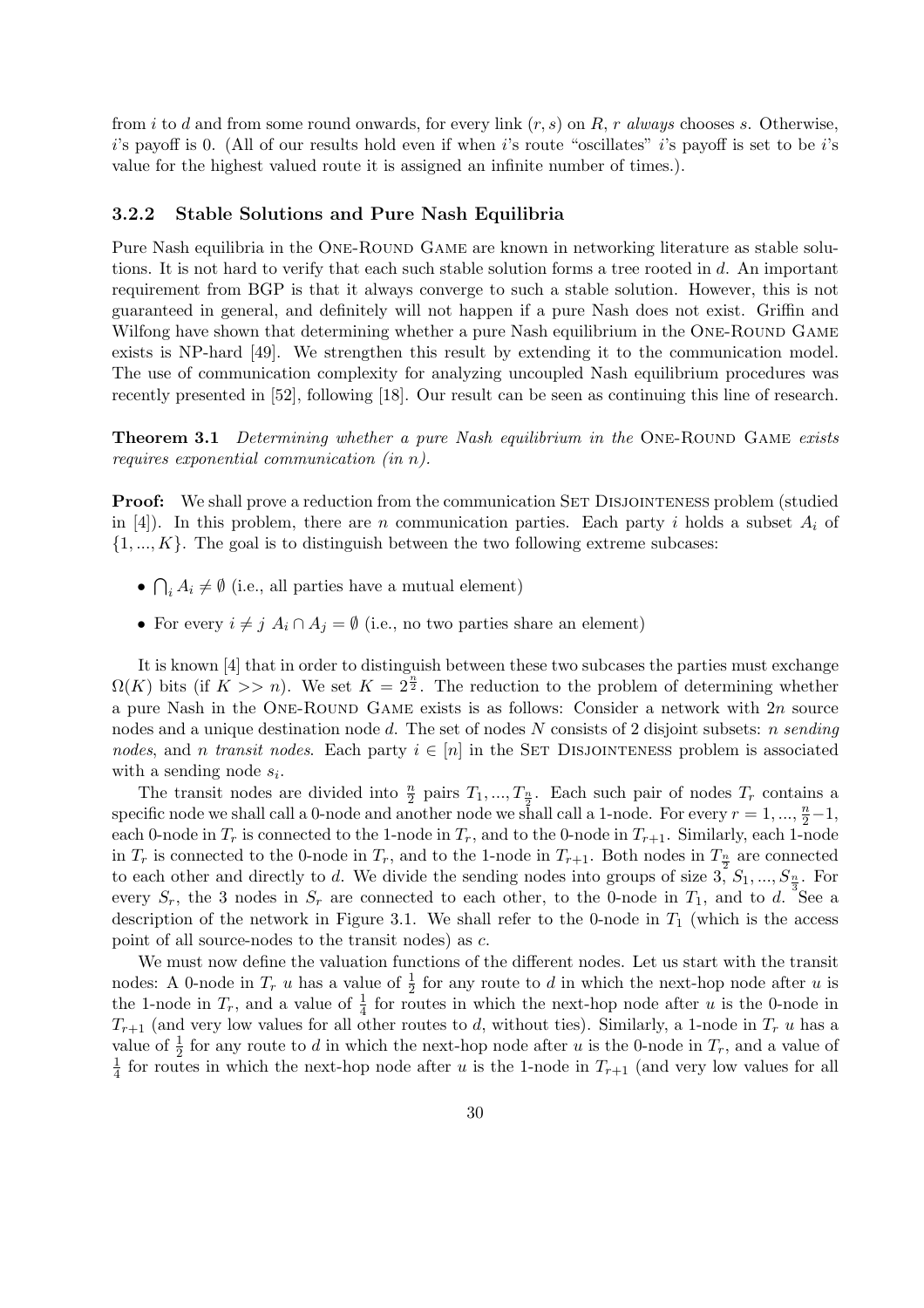from $i$ to $d$ and from some round onwards, for every link $(r, s)$ on $R$, $r$ *always* chooses $s$. Otherwise, $i$'s payoff is 0. (All of our results hold even if when $i$'s route "oscillates" $i$'s payoff is set to be $i$'s value for the highest valued route it is assigned an infinite number of times.).

### 3.2.2 Stable Solutions and Pure Nash Equilibria

Pure Nash equilibria in the One-Round Game are known in networking literature as stable solutions. It is not hard to verify that each such stable solution forms a tree rooted in $d$. An important requirement from BGP is that it always converge to such a stable solution. However, this is not guaranteed in general, and definitely will not happen if a pure Nash does not exist. Griffin and Wilfong have shown that determining whether a pure Nash equilibrium in the One-Round Game exists is NP-hard [49]. We strengthen this result by extending it to the communication model. The use of communication complexity for analyzing uncoupled Nash equilibrium procedures was recently presented in [52], following [18]. Our result can be seen as continuing this line of research.

**Theorem 3.1** *Determining whether a pure Nash equilibrium in the* One-Round Game *exists requires exponential communication (in $n$).*

**Proof:** We shall prove a reduction from the communication Set Disjointeness problem (studied in [4]). In this problem, there are $n$ communication parties. Each party $i$ holds a subset $A_i$ of $\{1, ..., K\}$. The goal is to distinguish between the two following extreme subcases:

- $\bigcap_i A_i \neq \emptyset$ (i.e., all parties have a mutual element)
- For every $i \neq j$ $A_i \cap A_j = \emptyset$ (i.e., no two parties share an element)

It is known [4] that in order to distinguish between these two subcases the parties must exchange $\Omega(K)$ bits (if $K >> n$). We set $K = 2^{\frac{n}{2}}$. The reduction to the problem of determining whether a pure Nash in the One-Round Game exists is as follows: Consider a network with $2n$ source nodes and a unique destination node $d$. The set of nodes $N$ consists of 2 disjoint subsets: $n$ *sending nodes*, and $n$ *transit nodes*. Each party $i \in [n]$ in the Set Disjointeness problem is associated with a sending node $s_i$.

The transit nodes are divided into $\frac{n}{2}$ pairs $T_1, ..., T_{\frac{n}{2}}$. Each such pair of nodes $T_r$ contains a specific node we shall call a 0-node and another node we shall call a 1-node. For every $r = 1, ..., \frac{n}{2}-1$, each 0-node in $T_r$ is connected to the 1-node in $T_r$, and to the 0-node in $T_{r+1}$. Similarly, each 1-node in $T_r$ is connected to the 0-node in $T_r$, and to the 1-node in $T_{r+1}$. Both nodes in $T_{\frac{n}{2}}$ are connected to each other and directly to $d$. We divide the sending nodes into groups of size 3, $S_1, ..., S_{\frac{n}{3}}$. For every $S_r$, the 3 nodes in $S_r$ are connected to each other, to the 0-node in $T_1$, and to $d$. See a description of the network in Figure 3.1. We shall refer to the 0-node in $T_1$ (which is the access point of all source-nodes to the transit nodes) as $c$.

We must now define the valuation functions of the different nodes. Let us start with the transit nodes: A 0-node in $T_r$ $u$ has a value of $\frac{1}{2}$ for any route to $d$ in which the next-hop node after $u$ is the 1-node in $T_r$, and a value of $\frac{1}{4}$ for routes in which the next-hop node after $u$ is the 0-node in $T_{r+1}$ (and very low values for all other routes to $d$, without ties). Similarly, a 1-node in $T_r$ $u$ has a value of $\frac{1}{2}$ for any route to $d$ in which the next-hop node after $u$ is the 0-node in $T_r$, and a value of $\frac{1}{4}$ for routes in which the next-hop node after $u$ is the 1-node in $T_{r+1}$ (and very low values for all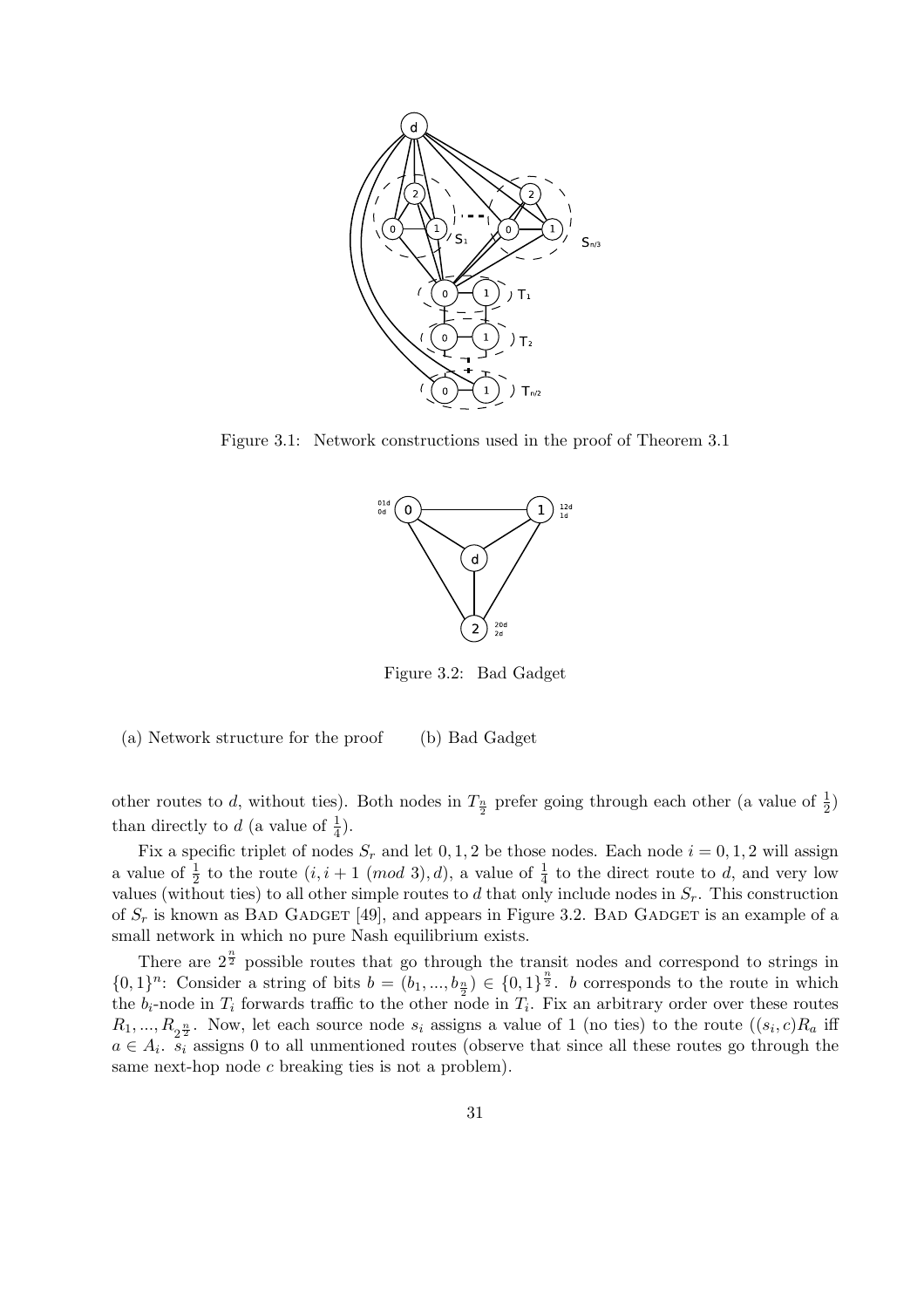Figure 3.1: Network constructions used in the proof of Theorem 3.1

Figure 3.2: Bad Gadget

(a) Network structure for the proof (b) Bad Gadget

other routes to $d$, without ties). Both nodes in $T_{\frac{n}{2}}$ prefer going through each other (a value of $\frac{1}{2}$) than directly to $d$ (a value of $\frac{1}{4}$).

Fix a specific triplet of nodes $S_r$ and let $0, 1, 2$ be those nodes. Each node $i = 0, 1, 2$ will assign a value of $\frac{1}{2}$ to the route $(i, i+1 \ (mod\ 3), d)$, a value of $\frac{1}{4}$ to the direct route to $d$, and very low values (without ties) to all other simple routes to $d$ that only include nodes in $S_r$. This construction of $S_r$ is known as BAD GADGET [49], and appears in Figure 3.2. BAD GADGET is an example of a small network in which no pure Nash equilibrium exists.

There are $2^{\frac{n}{2}}$ possible routes that go through the transit nodes and correspond to strings in $\{0,1\}^n$: Consider a string of bits $b = (b_1, ..., b_{\frac{n}{2}}) \in \{0,1\}^{\frac{n}{2}}$. $b$ corresponds to the route in which the $b_i$-node in $T_i$ forwards traffic to the other node in $T_i$. Fix an arbitrary order over these routes $R_1, ..., R_{2^{\frac{n}{2}}}$. Now, let each source node $s_i$ assigns a value of 1 (no ties) to the route $((s_i, c)R_a$ iff $a \in A_i$. $s_i$ assigns 0 to all unmentioned routes (observe that since all these routes go through the same next-hop node $c$ breaking ties is not a problem).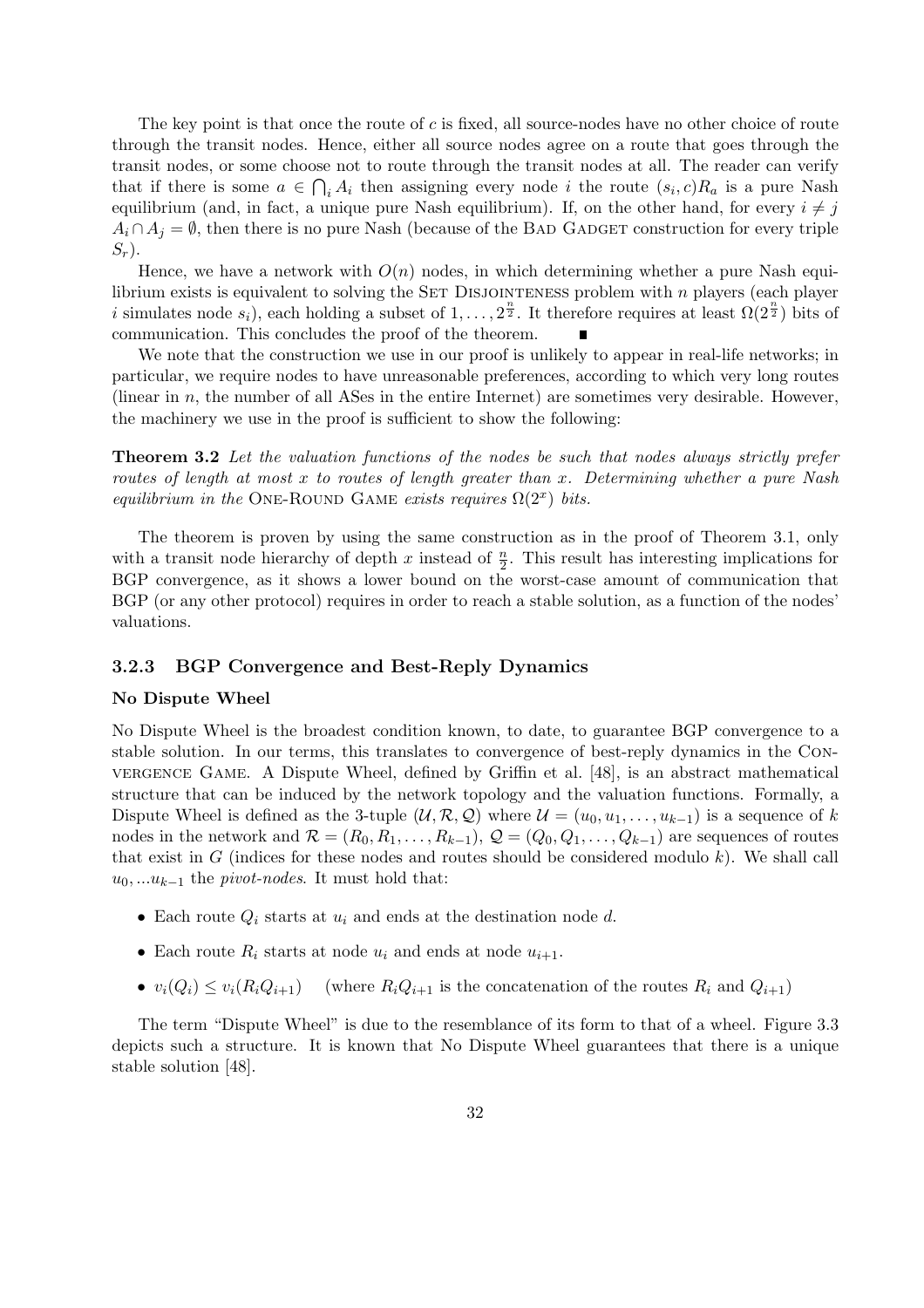The key point is that once the route of $c$ is fixed, all source-nodes have no other choice of route through the transit nodes. Hence, either all source nodes agree on a route that goes through the transit nodes, or some choose not to route through the transit nodes at all. The reader can verify that if there is some $a \in \bigcap_i A_i$ then assigning every node $i$ the route $(s_i, c)R_a$ is a pure Nash equilibrium (and, in fact, a unique pure Nash equilibrium). If, on the other hand, for every $i \neq j$ $A_i \cap A_j = \emptyset$, then there is no pure Nash (because of the BAD GADGET construction for every triple $S_r$).

Hence, we have a network with $O(n)$ nodes, in which determining whether a pure Nash equilibrium exists is equivalent to solving the SET DISJOINTENESS problem with $n$ players (each player $i$ simulates node $s_i$), each holding a subset of $1, \ldots, 2^{\frac{n}{2}}$. It therefore requires at least $\Omega(2^{\frac{n}{2}})$ bits of communication. This concludes the proof of the theorem. ∎

We note that the construction we use in our proof is unlikely to appear in real-life networks; in particular, we require nodes to have unreasonable preferences, according to which very long routes (linear in $n$, the number of all ASes in the entire Internet) are sometimes very desirable. However, the machinery we use in the proof is sufficient to show the following:

**Theorem 3.2** *Let the valuation functions of the nodes be such that nodes always strictly prefer routes of length at most $x$ to routes of length greater than $x$. Determining whether a pure Nash equilibrium in the* ONE-ROUND GAME *exists requires $\Omega(2^x)$ bits.*

The theorem is proven by using the same construction as in the proof of Theorem 3.1, only with a transit node hierarchy of depth $x$ instead of $\frac{n}{2}$. This result has interesting implications for BGP convergence, as it shows a lower bound on the worst-case amount of communication that BGP (or any other protocol) requires in order to reach a stable solution, as a function of the nodes' valuations.

### 3.2.3 BGP Convergence and Best-Reply Dynamics

**No Dispute Wheel**

No Dispute Wheel is the broadest condition known, to date, to guarantee BGP convergence to a stable solution. In our terms, this translates to convergence of best-reply dynamics in the CONVERGENCE GAME. A Dispute Wheel, defined by Griffin et al. [48], is an abstract mathematical structure that can be induced by the network topology and the valuation functions. Formally, a Dispute Wheel is defined as the 3-tuple $(\mathcal{U}, \mathcal{R}, \mathcal{Q})$ where $\mathcal{U} = (u_0, u_1, \ldots, u_{k-1})$ is a sequence of $k$ nodes in the network and $\mathcal{R} = (R_0, R_1, \ldots, R_{k-1})$, $\mathcal{Q} = (Q_0, Q_1, \ldots, Q_{k-1})$ are sequences of routes that exist in $G$ (indices for these nodes and routes should be considered modulo $k$). We shall call $u_0, ...u_{k-1}$ the *pivot-nodes*. It must hold that:

- Each route $Q_i$ starts at $u_i$ and ends at the destination node $d$.
- Each route $R_i$ starts at node $u_i$ and ends at node $u_{i+1}$.
- $v_i(Q_i) \leq v_i(R_i Q_{i+1})$ (where $R_i Q_{i+1}$ is the concatenation of the routes $R_i$ and $Q_{i+1}$)

The term "Dispute Wheel" is due to the resemblance of its form to that of a wheel. Figure 3.3 depicts such a structure. It is known that No Dispute Wheel guarantees that there is a unique stable solution [48].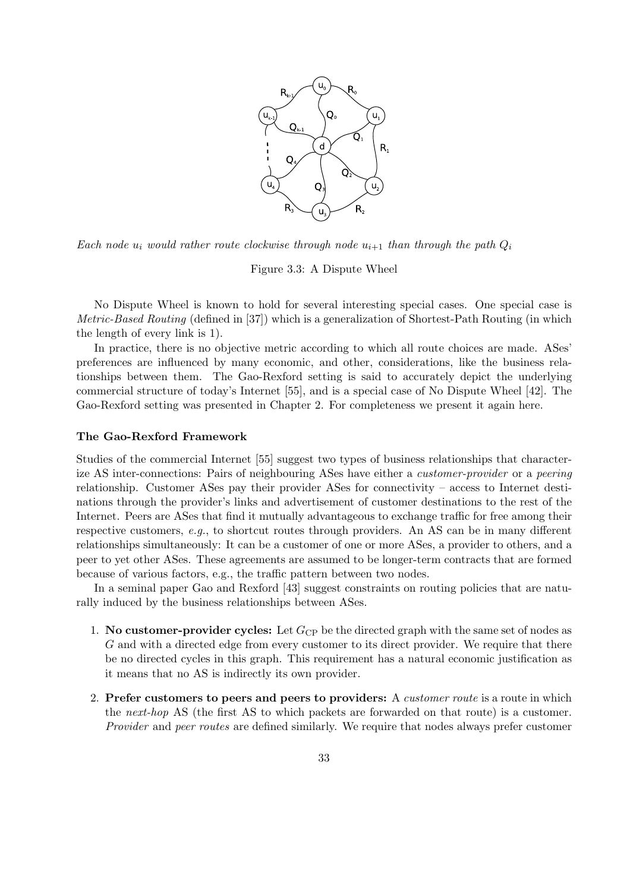*Each node $u_i$ would rather route clockwise through node $u_{i+1}$ than through the path $Q_i$*

Figure 3.3: A Dispute Wheel

No Dispute Wheel is known to hold for several interesting special cases. One special case is *Metric-Based Routing* (defined in [37]) which is a generalization of Shortest-Path Routing (in which the length of every link is 1).

In practice, there is no objective metric according to which all route choices are made. ASes' preferences are influenced by many economic, and other, considerations, like the business relationships between them. The Gao-Rexford setting is said to accurately depict the underlying commercial structure of today's Internet [55], and is a special case of No Dispute Wheel [42]. The Gao-Rexford setting was presented in Chapter 2. For completeness we present it again here.

#### The Gao-Rexford Framework

Studies of the commercial Internet [55] suggest two types of business relationships that characterize AS inter-connections: Pairs of neighbouring ASes have either a *customer-provider* or a *peering* relationship. Customer ASes pay their provider ASes for connectivity – access to Internet destinations through the provider's links and advertisement of customer destinations to the rest of the Internet. Peers are ASes that find it mutually advantageous to exchange traffic for free among their respective customers, *e.g.*, to shortcut routes through providers. An AS can be in many different relationships simultaneously: It can be a customer of one or more ASes, a provider to others, and a peer to yet other ASes. These agreements are assumed to be longer-term contracts that are formed because of various factors, e.g., the traffic pattern between two nodes.

In a seminal paper Gao and Rexford [43] suggest constraints on routing policies that are naturally induced by the business relationships between ASes.

1. **No customer-provider cycles:** Let $G_{\text{CP}}$ be the directed graph with the same set of nodes as $G$ and with a directed edge from every customer to its direct provider. We require that there be no directed cycles in this graph. This requirement has a natural economic justification as it means that no AS is indirectly its own provider.
2. **Prefer customers to peers and peers to providers:** A *customer route* is a route in which the *next-hop* AS (the first AS to which packets are forwarded on that route) is a customer. *Provider* and *peer routes* are defined similarly. We require that nodes always prefer customer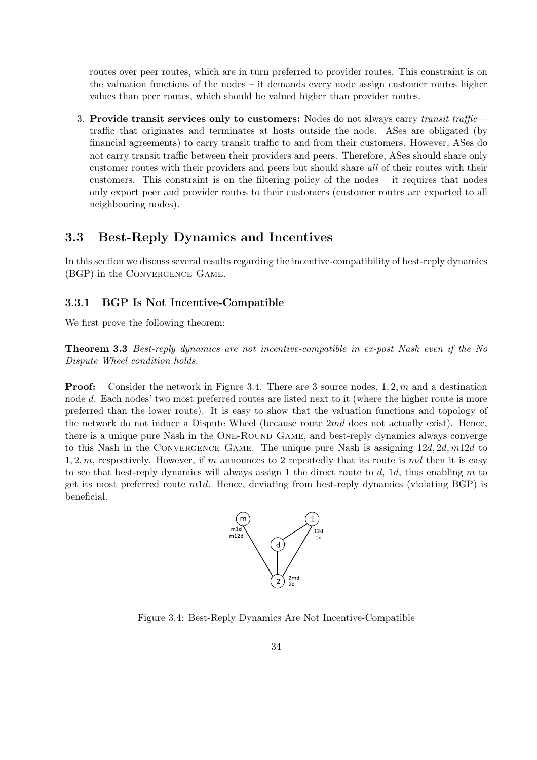routes over peer routes, which are in turn preferred to provider routes. This constraint is on the valuation functions of the nodes – it demands every node assign customer routes higher values than peer routes, which should be valued higher than provider routes.

3. **Provide transit services only to customers:** Nodes do not always carry *transit traffic*—traffic that originates and terminates at hosts outside the node. ASes are obligated (by financial agreements) to carry transit traffic to and from their customers. However, ASes do not carry transit traffic between their providers and peers. Therefore, ASes should share only customer routes with their providers and peers but should share *all* of their routes with their customers. This constraint is on the filtering policy of the nodes – it requires that nodes only export peer and provider routes to their customers (customer routes are exported to all neighbouring nodes).

## 3.3 Best-Reply Dynamics and Incentives

In this section we discuss several results regarding the incentive-compatibility of best-reply dynamics (BGP) in the Convergence Game.

### 3.3.1 BGP Is Not Incentive-Compatible

We first prove the following theorem:

**Theorem 3.3** *Best-reply dynamics are not incentive-compatible in ex-post Nash even if the No Dispute Wheel condition holds.*

**Proof:** Consider the network in Figure 3.4. There are 3 source nodes, $1, 2, m$ and a destination node $d$. Each nodes' two most preferred routes are listed next to it (where the higher route is more preferred than the lower route). It is easy to show that the valuation functions and topology of the network do not induce a Dispute Wheel (because route $2md$ does not actually exist). Hence, there is a unique pure Nash in the One-Round Game, and best-reply dynamics always converge to this Nash in the Convergence Game. The unique pure Nash is assigning $12d, 2d, m12d$ to $1, 2, m$, respectively. However, if $m$ announces to 2 repeatedly that its route is $md$ then it is easy to see that best-reply dynamics will always assign 1 the direct route to $d$, $1d$, thus enabling $m$ to get its most preferred route $m1d$. Hence, deviating from best-reply dynamics (violating BGP) is beneficial.

Figure 3.4: Best-Reply Dynamics Are Not Incentive-Compatible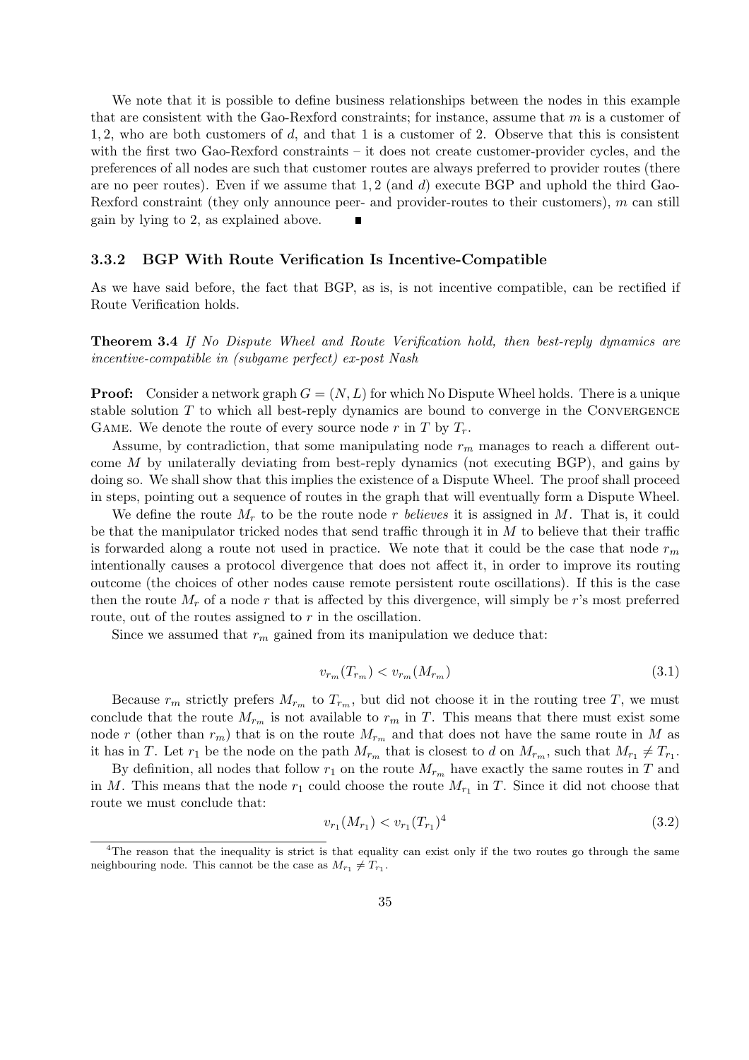We note that it is possible to define business relationships between the nodes in this example that are consistent with the Gao-Rexford constraints; for instance, assume that $m$ is a customer of $1, 2$, who are both customers of $d$, and that 1 is a customer of 2. Observe that this is consistent with the first two Gao-Rexford constraints – it does not create customer-provider cycles, and the preferences of all nodes are such that customer routes are always preferred to provider routes (there are no peer routes). Even if we assume that $1, 2$ (and $d$) execute BGP and uphold the third Gao-Rexford constraint (they only announce peer- and provider-routes to their customers), $m$ can still gain by lying to 2, as explained above. ■

### 3.3.2 BGP With Route Verification Is Incentive-Compatible

As we have said before, the fact that BGP, as is, is not incentive compatible, can be rectified if Route Verification holds.

**Theorem 3.4** *If No Dispute Wheel and Route Verification hold, then best-reply dynamics are incentive-compatible in (subgame perfect) ex-post Nash*

**Proof:** Consider a network graph $G = (N, L)$ for which No Dispute Wheel holds. There is a unique stable solution $T$ to which all best-reply dynamics are bound to converge in the Convergence Game. We denote the route of every source node $r$ in $T$ by $T_r$.

Assume, by contradiction, that some manipulating node $r_m$ manages to reach a different outcome $M$ by unilaterally deviating from best-reply dynamics (not executing BGP), and gains by doing so. We shall show that this implies the existence of a Dispute Wheel. The proof shall proceed in steps, pointing out a sequence of routes in the graph that will eventually form a Dispute Wheel.

We define the route $M_r$ to be the route node $r$ *believes* it is assigned in $M$. That is, it could be that the manipulator tricked nodes that send traffic through it in $M$ to believe that their traffic is forwarded along a route not used in practice. We note that it could be the case that node $r_m$ intentionally causes a protocol divergence that does not affect it, in order to improve its routing outcome (the choices of other nodes cause remote persistent route oscillations). If this is the case then the route $M_r$ of a node $r$ that is affected by this divergence, will simply be $r$'s most preferred route, out of the routes assigned to $r$ in the oscillation.

Since we assumed that $r_m$ gained from its manipulation we deduce that:

$$v_{r_m}(T_{r_m}) < v_{r_m}(M_{r_m}) \tag{3.1}$$

Because $r_m$ strictly prefers $M_{r_m}$ to $T_{r_m}$, but did not choose it in the routing tree $T$, we must conclude that the route $M_{r_m}$ is not available to $r_m$ in $T$. This means that there must exist some node $r$ (other than $r_m$) that is on the route $M_{r_m}$ and that does not have the same route in $M$ as it has in $T$. Let $r_1$ be the node on the path $M_{r_m}$ that is closest to $d$ on $M_{r_m}$, such that $M_{r_1} \neq T_{r_1}$.

By definition, all nodes that follow $r_1$ on the route $M_{r_m}$ have exactly the same routes in $T$ and in $M$. This means that the node $r_1$ could choose the route $M_{r_1}$ in $T$. Since it did not choose that route we must conclude that:

$$v_{r_1}(M_{r_1}) < v_{r_1}(T_{r_1})^4 \tag{3.2}$$

[4] The reason that the inequality is strict is that equality can exist only if the two routes go through the same neighbouring node. This cannot be the case as $M_{r_1} \neq T_{r_1}$.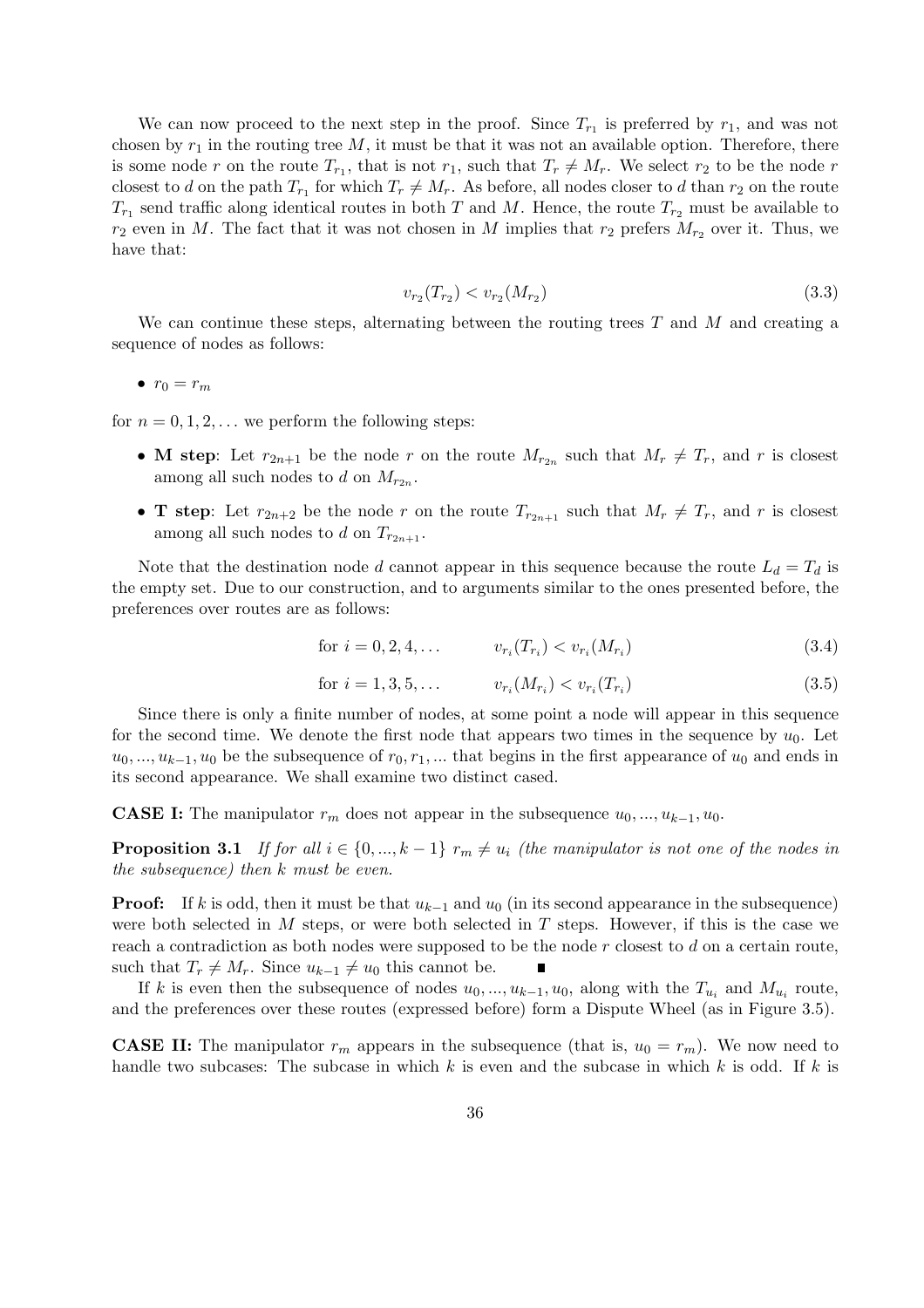We can now proceed to the next step in the proof. Since $T_{r_1}$ is preferred by $r_1$, and was not chosen by $r_1$ in the routing tree $M$, it must be that it was not an available option. Therefore, there is some node $r$ on the route $T_{r_1}$, that is not $r_1$, such that $T_r \neq M_r$. We select $r_2$ to be the node $r$ closest to $d$ on the path $T_{r_1}$ for which $T_r \neq M_r$. As before, all nodes closer to $d$ than $r_2$ on the route $T_{r_1}$ send traffic along identical routes in both $T$ and $M$. Hence, the route $T_{r_2}$ must be available to $r_2$ even in $M$. The fact that it was not chosen in $M$ implies that $r_2$ prefers $M_{r_2}$ over it. Thus, we have that:

$$v_{r_2}(T_{r_2}) < v_{r_2}(M_{r_2}) \tag{3.3}$$

We can continue these steps, alternating between the routing trees $T$ and $M$ and creating a sequence of nodes as follows:

- $r_0 = r_m$

for $n = 0, 1, 2, \ldots$ we perform the following steps:

- **M step**: Let $r_{2n+1}$ be the node $r$ on the route $M_{r_{2n}}$ such that $M_r \neq T_r$, and $r$ is closest among all such nodes to $d$ on $M_{r_{2n}}$.
- **T step**: Let $r_{2n+2}$ be the node $r$ on the route $T_{r_{2n+1}}$ such that $M_r \neq T_r$, and $r$ is closest among all such nodes to $d$ on $T_{r_{2n+1}}$.

Note that the destination node $d$ cannot appear in this sequence because the route $L_d = T_d$ is the empty set. Due to our construction, and to arguments similar to the ones presented before, the preferences over routes are as follows:

$$\text{for } i = 0, 2, 4, \ldots \qquad v_{r_i}(T_{r_i}) < v_{r_i}(M_{r_i}) \tag{3.4}$$

$$\text{for } i = 1, 3, 5, \ldots \qquad v_{r_i}(M_{r_i}) < v_{r_i}(T_{r_i}) \tag{3.5}$$

Since there is only a finite number of nodes, at some point a node will appear in this sequence for the second time. We denote the first node that appears two times in the sequence by $u_0$. Let $u_0, ..., u_{k-1}, u_0$ be the subsequence of $r_0, r_1, ...$ that begins in the first appearance of $u_0$ and ends in its second appearance. We shall examine two distinct cased.

**CASE I:** The manipulator $r_m$ does not appear in the subsequence $u_0, ..., u_{k-1}, u_0$.

**Proposition 3.1** *If for all $i \in \{0, ..., k-1\}$ $r_m \neq u_i$ (the manipulator is not one of the nodes in the subsequence) then $k$ must be even.*

**Proof:** If $k$ is odd, then it must be that $u_{k-1}$ and $u_0$ (in its second appearance in the subsequence) were both selected in $M$ steps, or were both selected in $T$ steps. However, if this is the case we reach a contradiction as both nodes were supposed to be the node $r$ closest to $d$ on a certain route, such that $T_r \neq M_r$. Since $u_{k-1} \neq u_0$ this cannot be. ∎

If $k$ is even then the subsequence of nodes $u_0, ..., u_{k-1}, u_0$, along with the $T_{u_i}$ and $M_{u_i}$ route, and the preferences over these routes (expressed before) form a Dispute Wheel (as in Figure 3.5).

**CASE II:** The manipulator $r_m$ appears in the subsequence (that is, $u_0 = r_m$). We now need to handle two subcases: The subcase in which $k$ is even and the subcase in which $k$ is odd. If $k$ is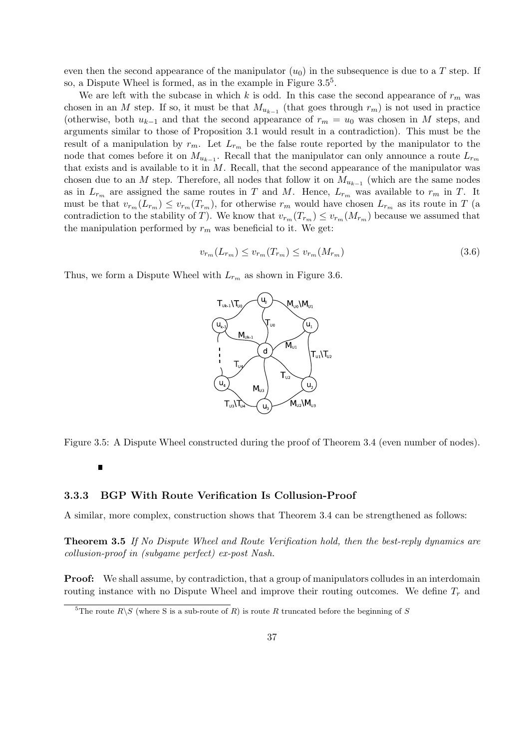even then the second appearance of the manipulator ($u_0$) in the subsequence is due to a $T$ step. If so, a Dispute Wheel is formed, as in the example in Figure 3.5[5].

We are left with the subcase in which $k$ is odd. In this case the second appearance of $r_m$ was chosen in an $M$ step. If so, it must be that $M_{u_{k-1}}$ (that goes through $r_m$) is not used in practice (otherwise, both $u_{k-1}$ and that the second appearance of $r_m = u_0$ was chosen in $M$ steps, and arguments similar to those of Proposition 3.1 would result in a contradiction). This must be the result of a manipulation by $r_m$. Let $L_{r_m}$ be the false route reported by the manipulator to the node that comes before it on $M_{u_{k-1}}$. Recall that the manipulator can only announce a route $L_{r_m}$ that exists and is available to it in $M$. Recall, that the second appearance of the manipulator was chosen due to an $M$ step. Therefore, all nodes that follow it on $M_{u_{k-1}}$ (which are the same nodes as in $L_{r_m}$ are assigned the same routes in $T$ and $M$. Hence, $L_{r_m}$ was available to $r_m$ in $T$. It must be that $v_{r_m}(L_{r_m}) \leq v_{r_m}(T_{r_m})$, for otherwise $r_m$ would have chosen $L_{r_m}$ as its route in $T$ (a contradiction to the stability of $T$). We know that $v_{r_m}(T_{r_m}) \leq v_{r_m}(M_{r_m})$ because we assumed that the manipulation performed by $r_m$ was beneficial to it. We get:

$$v_{r_m}(L_{r_m}) \leq v_{r_m}(T_{r_m}) \leq v_{r_m}(M_{r_m}) \tag{3.6}$$

Thus, we form a Dispute Wheel with $L_{r_m}$ as shown in Figure 3.6.

Figure 3.5: A Dispute Wheel constructed during the proof of Theorem 3.4 (even number of nodes).

■

### 3.3.3 BGP With Route Verification Is Collusion-Proof

A similar, more complex, construction shows that Theorem 3.4 can be strengthened as follows:

**Theorem 3.5** *If No Dispute Wheel and Route Verification hold, then the best-reply dynamics are collusion-proof in (subgame perfect) ex-post Nash.*

**Proof:** We shall assume, by contradiction, that a group of manipulators colludes in an interdomain routing instance with no Dispute Wheel and improve their routing outcomes. We define $T_r$ and

[5] The route $R\backslash S$ (where S is a sub-route of $R$) is route $R$ truncated before the beginning of $S$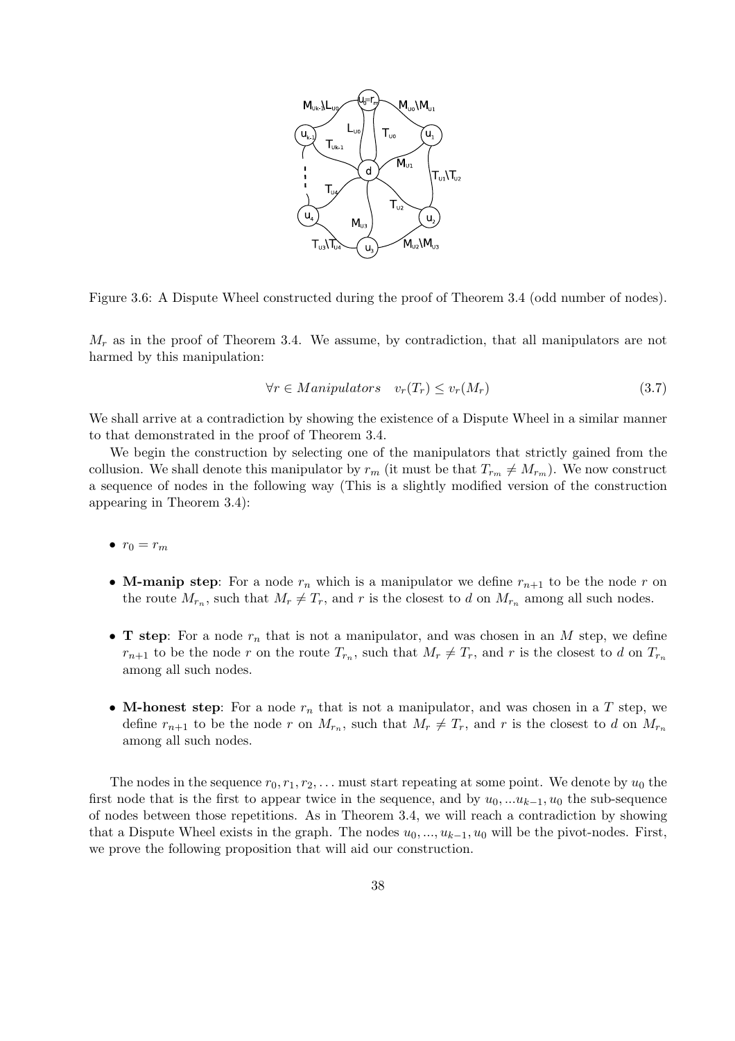Figure 3.6: A Dispute Wheel constructed during the proof of Theorem 3.4 (odd number of nodes).

$M_r$ as in the proof of Theorem 3.4. We assume, by contradiction, that all manipulators are not harmed by this manipulation:

$$\forall r \in Manipulators \quad v_r(T_r) \leq v_r(M_r) \tag{3.7}$$

We shall arrive at a contradiction by showing the existence of a Dispute Wheel in a similar manner to that demonstrated in the proof of Theorem 3.4.

We begin the construction by selecting one of the manipulators that strictly gained from the collusion. We shall denote this manipulator by $r_m$ (it must be that $T_{r_m} \neq M_{r_m}$). We now construct a sequence of nodes in the following way (This is a slightly modified version of the construction appearing in Theorem 3.4):

- $r_0 = r_m$
- **M-manip step**: For a node $r_n$ which is a manipulator we define $r_{n+1}$ to be the node $r$ on the route $M_{r_n}$, such that $M_r \neq T_r$, and $r$ is the closest to $d$ on $M_{r_n}$ among all such nodes.
- **T step**: For a node $r_n$ that is not a manipulator, and was chosen in an $M$ step, we define $r_{n+1}$ to be the node $r$ on the route $T_{r_n}$, such that $M_r \neq T_r$, and $r$ is the closest to $d$ on $T_{r_n}$ among all such nodes.
- **M-honest step**: For a node $r_n$ that is not a manipulator, and was chosen in a $T$ step, we define $r_{n+1}$ to be the node $r$ on $M_{r_n}$, such that $M_r \neq T_r$, and $r$ is the closest to $d$ on $M_{r_n}$ among all such nodes.

The nodes in the sequence $r_0, r_1, r_2, \ldots$ must start repeating at some point. We denote by $u_0$ the first node that is the first to appear twice in the sequence, and by $u_0, ...u_{k-1}, u_0$ the sub-sequence of nodes between those repetitions. As in Theorem 3.4, we will reach a contradiction by showing that a Dispute Wheel exists in the graph. The nodes $u_0, ..., u_{k-1}, u_0$ will be the pivot-nodes. First, we prove the following proposition that will aid our construction.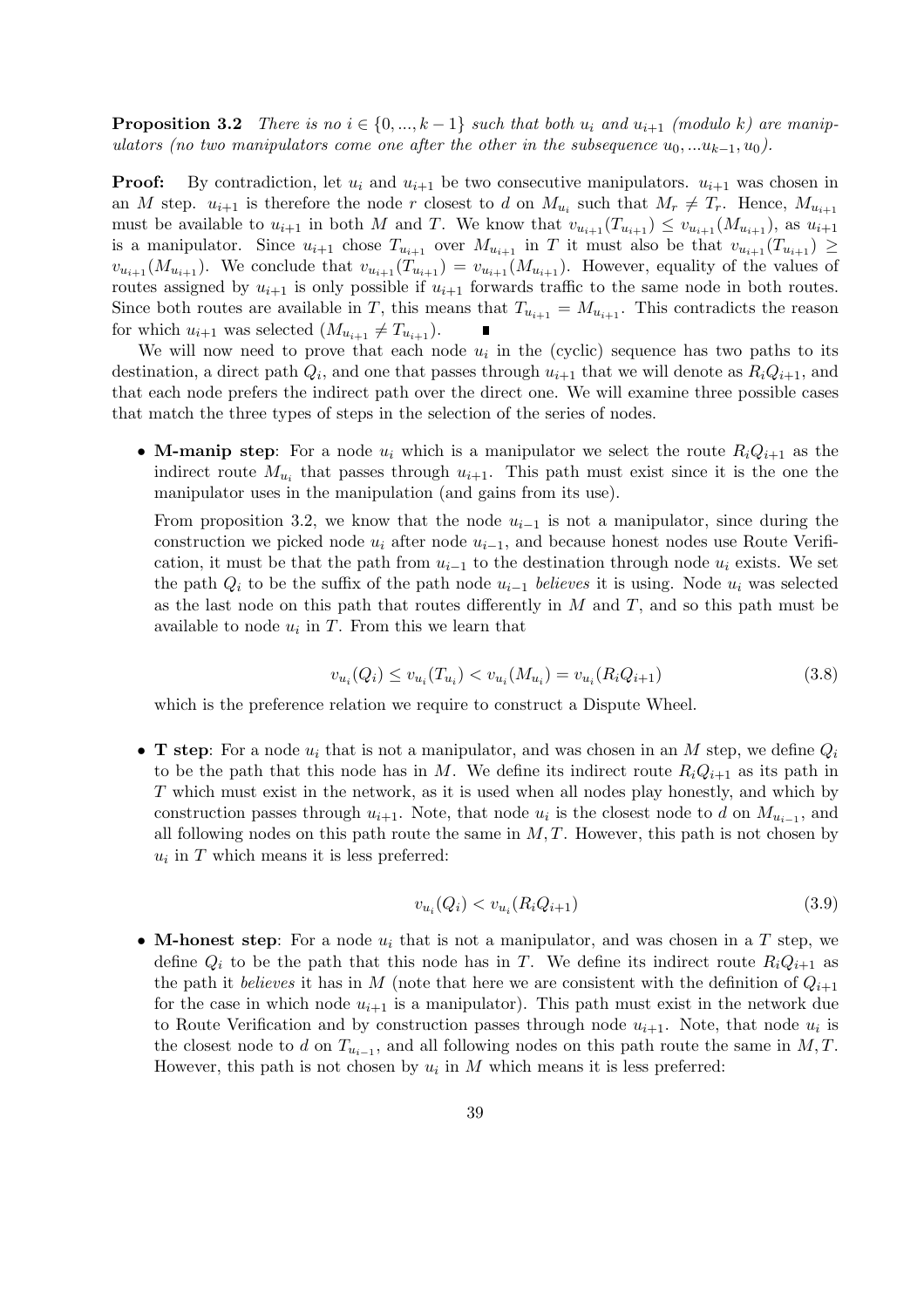**Proposition 3.2** *There is no $i \in \{0, ..., k-1\}$ such that both $u_i$ and $u_{i+1}$ (modulo $k$) are manipulators (no two manipulators come one after the other in the subsequence $u_0, ...u_{k-1}, u_0$).*

**Proof:** By contradiction, let $u_i$ and $u_{i+1}$ be two consecutive manipulators. $u_{i+1}$ was chosen in an $M$ step. $u_{i+1}$ is therefore the node $r$ closest to $d$ on $M_{u_i}$ such that $M_r \neq T_r$. Hence, $M_{u_{i+1}}$ must be available to $u_{i+1}$ in both $M$ and $T$. We know that $v_{u_{i+1}}(T_{u_{i+1}}) \leq v_{u_{i+1}}(M_{u_{i+1}})$, as $u_{i+1}$ is a manipulator. Since $u_{i+1}$ chose $T_{u_{i+1}}$ over $M_{u_{i+1}}$ in $T$ it must also be that $v_{u_{i+1}}(T_{u_{i+1}}) \geq v_{u_{i+1}}(M_{u_{i+1}})$. We conclude that $v_{u_{i+1}}(T_{u_{i+1}}) = v_{u_{i+1}}(M_{u_{i+1}})$. However, equality of the values of routes assigned by $u_{i+1}$ is only possible if $u_{i+1}$ forwards traffic to the same node in both routes. Since both routes are available in $T$, this means that $T_{u_{i+1}} = M_{u_{i+1}}$. This contradicts the reason for which $u_{i+1}$ was selected ($M_{u_{i+1}} \neq T_{u_{i+1}}$). ∎

We will now need to prove that each node $u_i$ in the (cyclic) sequence has two paths to its destination, a direct path $Q_i$, and one that passes through $u_{i+1}$ that we will denote as $R_iQ_{i+1}$, and that each node prefers the indirect path over the direct one. We will examine three possible cases that match the three types of steps in the selection of the series of nodes.

- **M-manip step**: For a node $u_i$ which is a manipulator we select the route $R_iQ_{i+1}$ as the indirect route $M_{u_i}$ that passes through $u_{i+1}$. This path must exist since it is the one the manipulator uses in the manipulation (and gains from its use).

  From proposition 3.2, we know that the node $u_{i-1}$ is not a manipulator, since during the construction we picked node $u_i$ after node $u_{i-1}$, and because honest nodes use Route Verification, it must be that the path from $u_{i-1}$ to the destination through node $u_i$ exists. We set the path $Q_i$ to be the suffix of the path node $u_{i-1}$ *believes* it is using. Node $u_i$ was selected as the last node on this path that routes differently in $M$ and $T$, and so this path must be available to node $u_i$ in $T$. From this we learn that

  $$v_{u_i}(Q_i) \leq v_{u_i}(T_{u_i}) < v_{u_i}(M_{u_i}) = v_{u_i}(R_iQ_{i+1}) \tag{3.8}$$

  which is the preference relation we require to construct a Dispute Wheel.

- **T step**: For a node $u_i$ that is not a manipulator, and was chosen in an $M$ step, we define $Q_i$ to be the path that this node has in $M$. We define its indirect route $R_iQ_{i+1}$ as its path in $T$ which must exist in the network, as it is used when all nodes play honestly, and which by construction passes through $u_{i+1}$. Note, that node $u_i$ is the closest node to $d$ on $M_{u_{i-1}}$, and all following nodes on this path route the same in $M, T$. However, this path is not chosen by $u_i$ in $T$ which means it is less preferred:

  $$v_{u_i}(Q_i) < v_{u_i}(R_iQ_{i+1}) \tag{3.9}$$

- **M-honest step**: For a node $u_i$ that is not a manipulator, and was chosen in a $T$ step, we define $Q_i$ to be the path that this node has in $T$. We define its indirect route $R_iQ_{i+1}$ as the path it *believes* it has in $M$ (note that here we are consistent with the definition of $Q_{i+1}$ for the case in which node $u_{i+1}$ is a manipulator). This path must exist in the network due to Route Verification and by construction passes through node $u_{i+1}$. Note, that node $u_i$ is the closest node to $d$ on $T_{u_{i-1}}$, and all following nodes on this path route the same in $M, T$. However, this path is not chosen by $u_i$ in $M$ which means it is less preferred: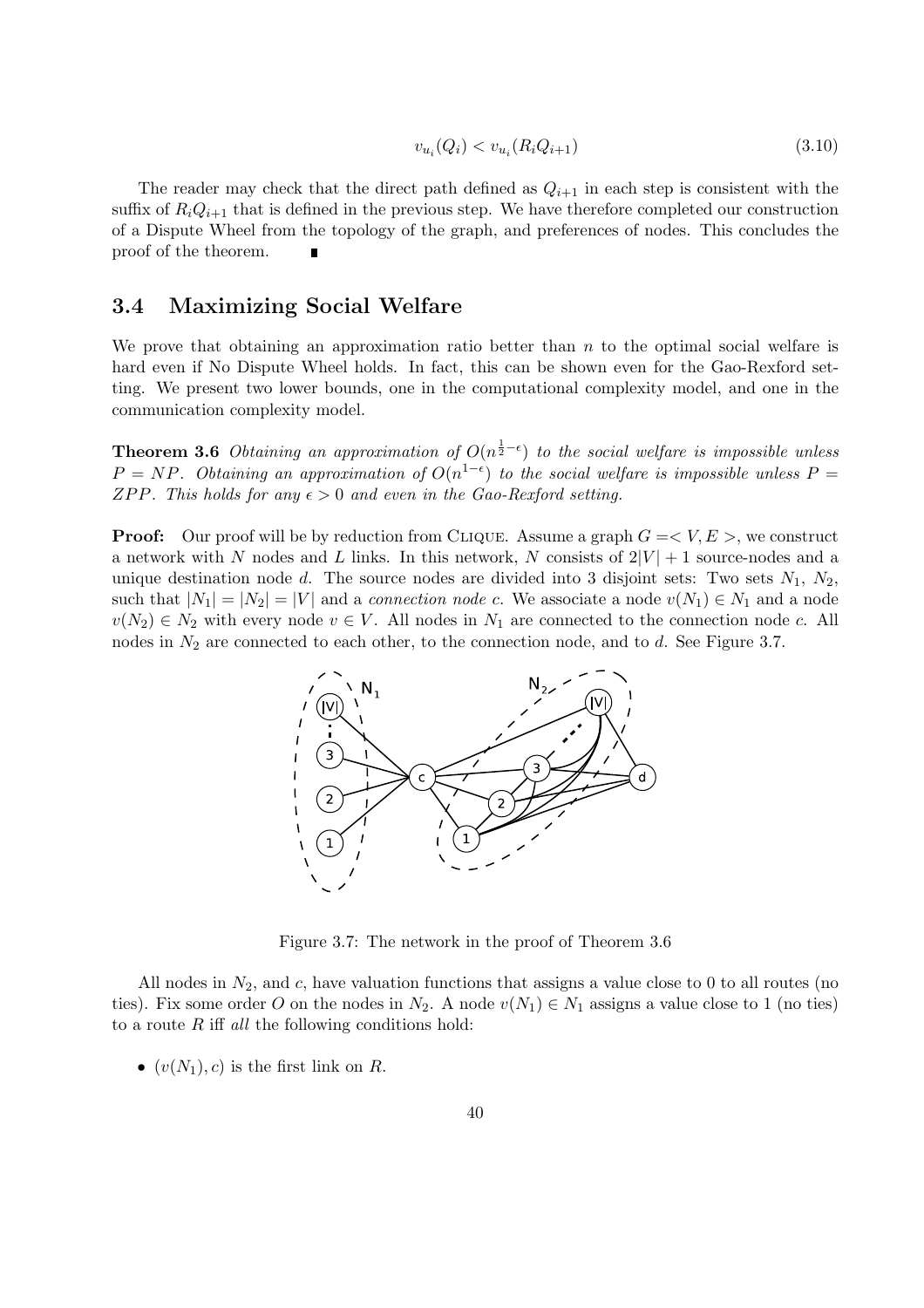$$v_{u_i}(Q_i) < v_{u_i}(R_i Q_{i+1}) \tag{3.10}$$

The reader may check that the direct path defined as $Q_{i+1}$ in each step is consistent with the suffix of $R_i Q_{i+1}$ that is defined in the previous step. We have therefore completed our construction of a Dispute Wheel from the topology of the graph, and preferences of nodes. This concludes the proof of the theorem. ∎

## 3.4 Maximizing Social Welfare

We prove that obtaining an approximation ratio better than $n$ to the optimal social welfare is hard even if No Dispute Wheel holds. In fact, this can be shown even for the Gao-Rexford setting. We present two lower bounds, one in the computational complexity model, and one in the communication complexity model.

**Theorem 3.6** *Obtaining an approximation of $O(n^{\frac{1}{2}-\epsilon})$ to the social welfare is impossible unless $P = NP$. Obtaining an approximation of $O(n^{1-\epsilon})$ to the social welfare is impossible unless $P = ZPP$. This holds for any $\epsilon > 0$ and even in the Gao-Rexford setting.*

**Proof:** Our proof will be by reduction from CLIQUE. Assume a graph $G =< V, E >$, we construct a network with $N$ nodes and $L$ links. In this network, $N$ consists of $2|V| + 1$ source-nodes and a unique destination node $d$. The source nodes are divided into 3 disjoint sets: Two sets $N_1$, $N_2$, such that $|N_1| = |N_2| = |V|$ and a *connection node* $c$. We associate a node $v(N_1) \in N_1$ and a node $v(N_2) \in N_2$ with every node $v \in V$. All nodes in $N_1$ are connected to the connection node $c$. All nodes in $N_2$ are connected to each other, to the connection node, and to $d$. See Figure 3.7.

Figure 3.7: The network in the proof of Theorem 3.6

All nodes in $N_2$, and $c$, have valuation functions that assigns a value close to 0 to all routes (no ties). Fix some order $O$ on the nodes in $N_2$. A node $v(N_1) \in N_1$ assigns a value close to 1 (no ties) to a route $R$ iff *all* the following conditions hold:

- $(v(N_1), c)$ is the first link on $R$.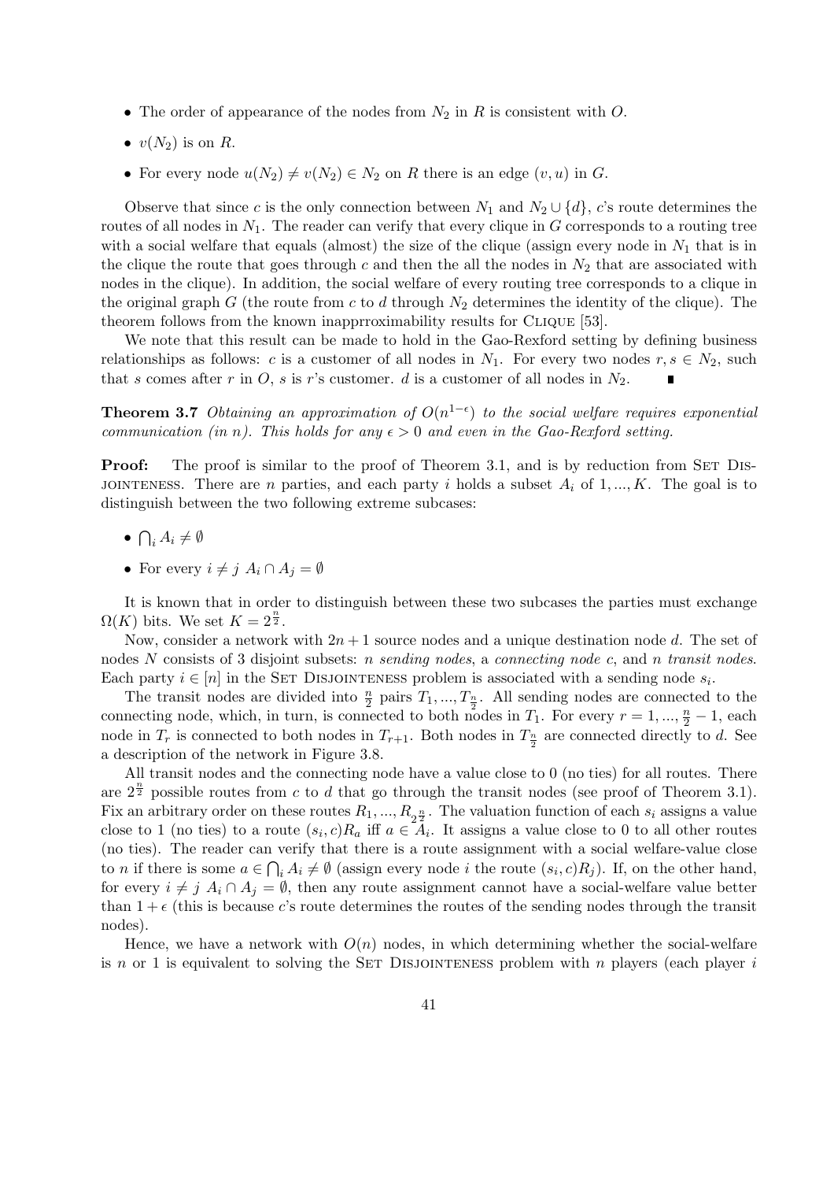- The order of appearance of the nodes from $N_2$ in $R$ is consistent with $O$.
- $v(N_2)$ is on $R$.
- For every node $u(N_2) \neq v(N_2) \in N_2$ on $R$ there is an edge $(v, u)$ in $G$.

Observe that since $c$ is the only connection between $N_1$ and $N_2 \cup \{d\}$, $c$'s route determines the routes of all nodes in $N_1$. The reader can verify that every clique in $G$ corresponds to a routing tree with a social welfare that equals (almost) the size of the clique (assign every node in $N_1$ that is in the clique the route that goes through $c$ and then the all the nodes in $N_2$ that are associated with nodes in the clique). In addition, the social welfare of every routing tree corresponds to a clique in the original graph $G$ (the route from $c$ to $d$ through $N_2$ determines the identity of the clique). The theorem follows from the known inapprroximability results for CLIQUE [53].

We note that this result can be made to hold in the Gao-Rexford setting by defining business relationships as follows: $c$ is a customer of all nodes in $N_1$. For every two nodes $r, s \in N_2$, such that $s$ comes after $r$ in $O$, $s$ is $r$'s customer. $d$ is a customer of all nodes in $N_2$. ∎

**Theorem 3.7** *Obtaining an approximation of $O(n^{1-\epsilon})$ to the social welfare requires exponential communication (in $n$). This holds for any $\epsilon > 0$ and even in the Gao-Rexford setting.*

**Proof:** The proof is similar to the proof of Theorem 3.1, and is by reduction from SET DISJOINTENESS. There are $n$ parties, and each party $i$ holds a subset $A_i$ of $1, ..., K$. The goal is to distinguish between the two following extreme subcases:

- $\bigcap_i A_i \neq \emptyset$
- For every $i \neq j$ $A_i \cap A_j = \emptyset$

It is known that in order to distinguish between these two subcases the parties must exchange $\Omega(K)$ bits. We set $K = 2^{\frac{n}{2}}$.

Now, consider a network with $2n + 1$ source nodes and a unique destination node $d$. The set of nodes $N$ consists of 3 disjoint subsets: $n$ *sending nodes*, a *connecting node* $c$, and $n$ *transit nodes*. Each party $i \in [n]$ in the SET DISJOINTENESS problem is associated with a sending node $s_i$.

The transit nodes are divided into $\frac{n}{2}$ pairs $T_1, ..., T_{\frac{n}{2}}$. All sending nodes are connected to the connecting node, which, in turn, is connected to both nodes in $T_1$. For every $r = 1, ..., \frac{n}{2} - 1$, each node in $T_r$ is connected to both nodes in $T_{r+1}$. Both nodes in $T_{\frac{n}{2}}$ are connected directly to $d$. See a description of the network in Figure 3.8.

All transit nodes and the connecting node have a value close to 0 (no ties) for all routes. There are $2^{\frac{n}{2}}$ possible routes from $c$ to $d$ that go through the transit nodes (see proof of Theorem 3.1). Fix an arbitrary order on these routes $R_1, ..., R_{2^{\frac{n}{2}}}$. The valuation function of each $s_i$ assigns a value close to 1 (no ties) to a route $(s_i, c)R_a$ iff $a \in A_i$. It assigns a value close to 0 to all other routes (no ties). The reader can verify that there is a route assignment with a social welfare-value close to $n$ if there is some $a \in \bigcap_i A_i \neq \emptyset$ (assign every node $i$ the route $(s_i, c)R_j$). If, on the other hand, for every $i \neq j$ $A_i \cap A_j = \emptyset$, then any route assignment cannot have a social-welfare value better than $1 + \epsilon$ (this is because $c$'s route determines the routes of the sending nodes through the transit nodes).

Hence, we have a network with $O(n)$ nodes, in which determining whether the social-welfare is $n$ or 1 is equivalent to solving the SET DISJOINTENESS problem with $n$ players (each player $i$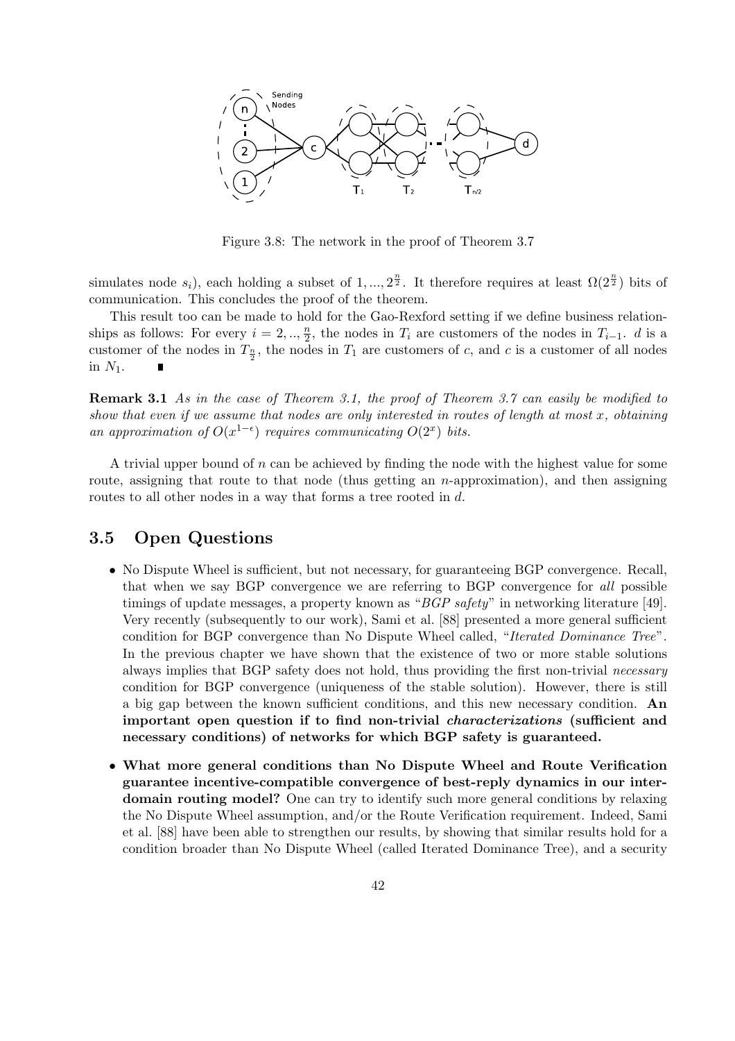Figure 3.8: The network in the proof of Theorem 3.7

simulates node $s_i$), each holding a subset of $1, ..., 2^{\frac{n}{2}}$. It therefore requires at least $\Omega(2^{\frac{n}{2}})$ bits of communication. This concludes the proof of the theorem.

This result too can be made to hold for the Gao-Rexford setting if we define business relationships as follows: For every $i = 2, .., \frac{n}{2}$, the nodes in $T_i$ are customers of the nodes in $T_{i-1}$. $d$ is a customer of the nodes in $T_{\frac{n}{2}}$, the nodes in $T_1$ are customers of $c$, and $c$ is a customer of all nodes in $N_1$. ∎

**Remark 3.1** *As in the case of Theorem 3.1, the proof of Theorem 3.7 can easily be modified to show that even if we assume that nodes are only interested in routes of length at most $x$, obtaining an approximation of $O(x^{1-\epsilon})$ requires communicating $O(2^x)$ bits.*

A trivial upper bound of $n$ can be achieved by finding the node with the highest value for some route, assigning that route to that node (thus getting an $n$-approximation), and then assigning routes to all other nodes in a way that forms a tree rooted in $d$.

## 3.5 Open Questions

- No Dispute Wheel is sufficient, but not necessary, for guaranteeing BGP convergence. Recall, that when we say BGP convergence we are referring to BGP convergence for *all* possible timings of update messages, a property known as "*BGP safety*" in networking literature [49]. Very recently (subsequently to our work), Sami et al. [88] presented a more general sufficient condition for BGP convergence than No Dispute Wheel called, "*Iterated Dominance Tree*". In the previous chapter we have shown that the existence of two or more stable solutions always implies that BGP safety does not hold, thus providing the first non-trivial *necessary* condition for BGP convergence (uniqueness of the stable solution). However, there is still a big gap between the known sufficient conditions, and this new necessary condition. **An important open question if to find non-trivial *characterizations* (sufficient and necessary conditions) of networks for which BGP safety is guaranteed.**
- **What more general conditions than No Dispute Wheel and Route Verification guarantee incentive-compatible convergence of best-reply dynamics in our interdomain routing model?** One can try to identify such more general conditions by relaxing the No Dispute Wheel assumption, and/or the Route Verification requirement. Indeed, Sami et al. [88] have been able to strengthen our results, by showing that similar results hold for a condition broader than No Dispute Wheel (called Iterated Dominance Tree), and a security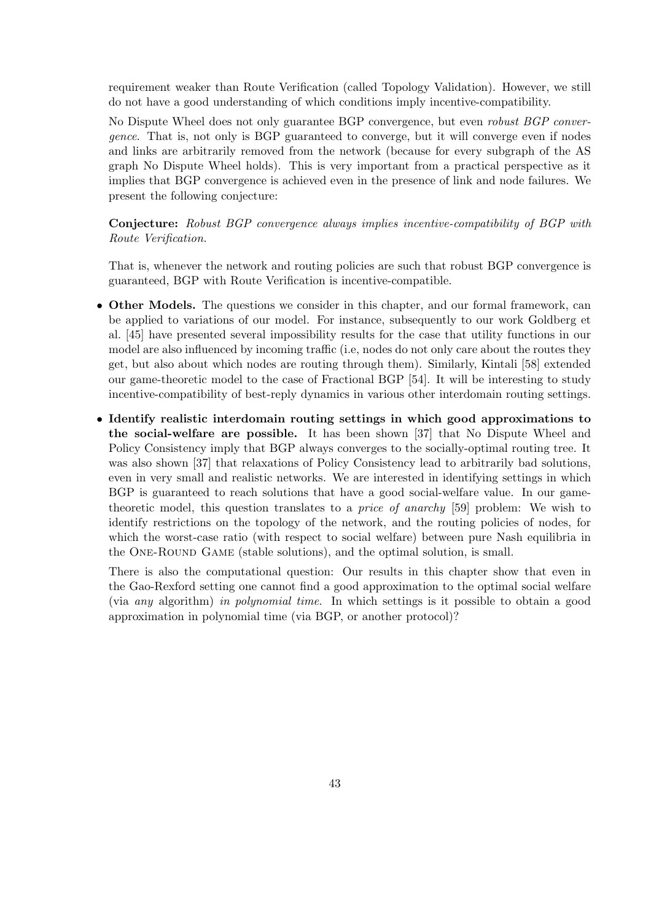requirement weaker than Route Verification (called Topology Validation). However, we still do not have a good understanding of which conditions imply incentive-compatibility.

No Dispute Wheel does not only guarantee BGP convergence, but even *robust BGP convergence*. That is, not only is BGP guaranteed to converge, but it will converge even if nodes and links are arbitrarily removed from the network (because for every subgraph of the AS graph No Dispute Wheel holds). This is very important from a practical perspective as it implies that BGP convergence is achieved even in the presence of link and node failures. We present the following conjecture:

**Conjecture:** *Robust BGP convergence always implies incentive-compatibility of BGP with Route Verification.*

That is, whenever the network and routing policies are such that robust BGP convergence is guaranteed, BGP with Route Verification is incentive-compatible.

- **Other Models.** The questions we consider in this chapter, and our formal framework, can be applied to variations of our model. For instance, subsequently to our work Goldberg et al. [45] have presented several impossibility results for the case that utility functions in our model are also influenced by incoming traffic (i.e, nodes do not only care about the routes they get, but also about which nodes are routing through them). Similarly, Kintali [58] extended our game-theoretic model to the case of Fractional BGP [54]. It will be interesting to study incentive-compatibility of best-reply dynamics in various other interdomain routing settings.

- **Identify realistic interdomain routing settings in which good approximations to the social-welfare are possible.** It has been shown [37] that No Dispute Wheel and Policy Consistency imply that BGP always converges to the socially-optimal routing tree. It was also shown [37] that relaxations of Policy Consistency lead to arbitrarily bad solutions, even in very small and realistic networks. We are interested in identifying settings in which BGP is guaranteed to reach solutions that have a good social-welfare value. In our game-theoretic model, this question translates to a *price of anarchy* [59] problem: We wish to identify restrictions on the topology of the network, and the routing policies of nodes, for which the worst-case ratio (with respect to social welfare) between pure Nash equilibria in the One-Round Game (stable solutions), and the optimal solution, is small.

  There is also the computational question: Our results in this chapter show that even in the Gao-Rexford setting one cannot find a good approximation to the optimal social welfare (via *any* algorithm) *in polynomial time*. In which settings is it possible to obtain a good approximation in polynomial time (via BGP, or another protocol)?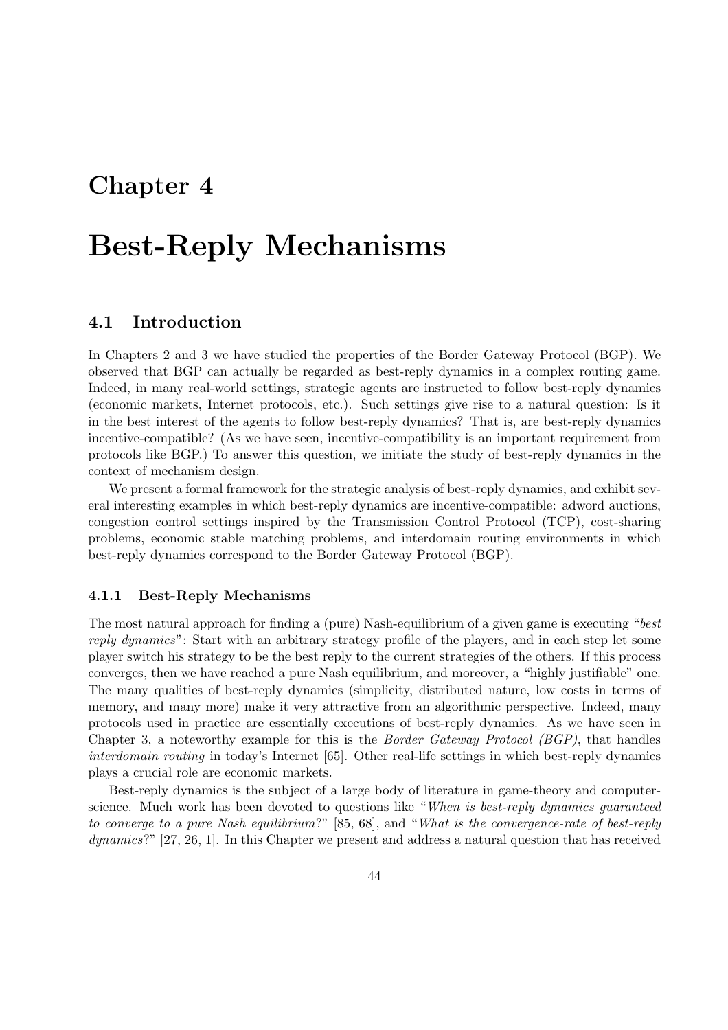# Chapter 4

# Best-Reply Mechanisms

## 4.1 Introduction

In Chapters 2 and 3 we have studied the properties of the Border Gateway Protocol (BGP). We observed that BGP can actually be regarded as best-reply dynamics in a complex routing game. Indeed, in many real-world settings, strategic agents are instructed to follow best-reply dynamics (economic markets, Internet protocols, etc.). Such settings give rise to a natural question: Is it in the best interest of the agents to follow best-reply dynamics? That is, are best-reply dynamics incentive-compatible? (As we have seen, incentive-compatibility is an important requirement from protocols like BGP.) To answer this question, we initiate the study of best-reply dynamics in the context of mechanism design.

We present a formal framework for the strategic analysis of best-reply dynamics, and exhibit several interesting examples in which best-reply dynamics are incentive-compatible: adword auctions, congestion control settings inspired by the Transmission Control Protocol (TCP), cost-sharing problems, economic stable matching problems, and interdomain routing environments in which best-reply dynamics correspond to the Border Gateway Protocol (BGP).

### 4.1.1 Best-Reply Mechanisms

The most natural approach for finding a (pure) Nash-equilibrium of a given game is executing "*best reply dynamics*": Start with an arbitrary strategy profile of the players, and in each step let some player switch his strategy to be the best reply to the current strategies of the others. If this process converges, then we have reached a pure Nash equilibrium, and moreover, a "highly justifiable" one. The many qualities of best-reply dynamics (simplicity, distributed nature, low costs in terms of memory, and many more) make it very attractive from an algorithmic perspective. Indeed, many protocols used in practice are essentially executions of best-reply dynamics. As we have seen in Chapter 3, a noteworthy example for this is the *Border Gateway Protocol (BGP)*, that handles *interdomain routing* in today's Internet [65]. Other real-life settings in which best-reply dynamics plays a crucial role are economic markets.

Best-reply dynamics is the subject of a large body of literature in game-theory and computer-science. Much work has been devoted to questions like "*When is best-reply dynamics guaranteed to converge to a pure Nash equilibrium*?" [85, 68], and "*What is the convergence-rate of best-reply dynamics*?" [27, 26, 1]. In this Chapter we present and address a natural question that has received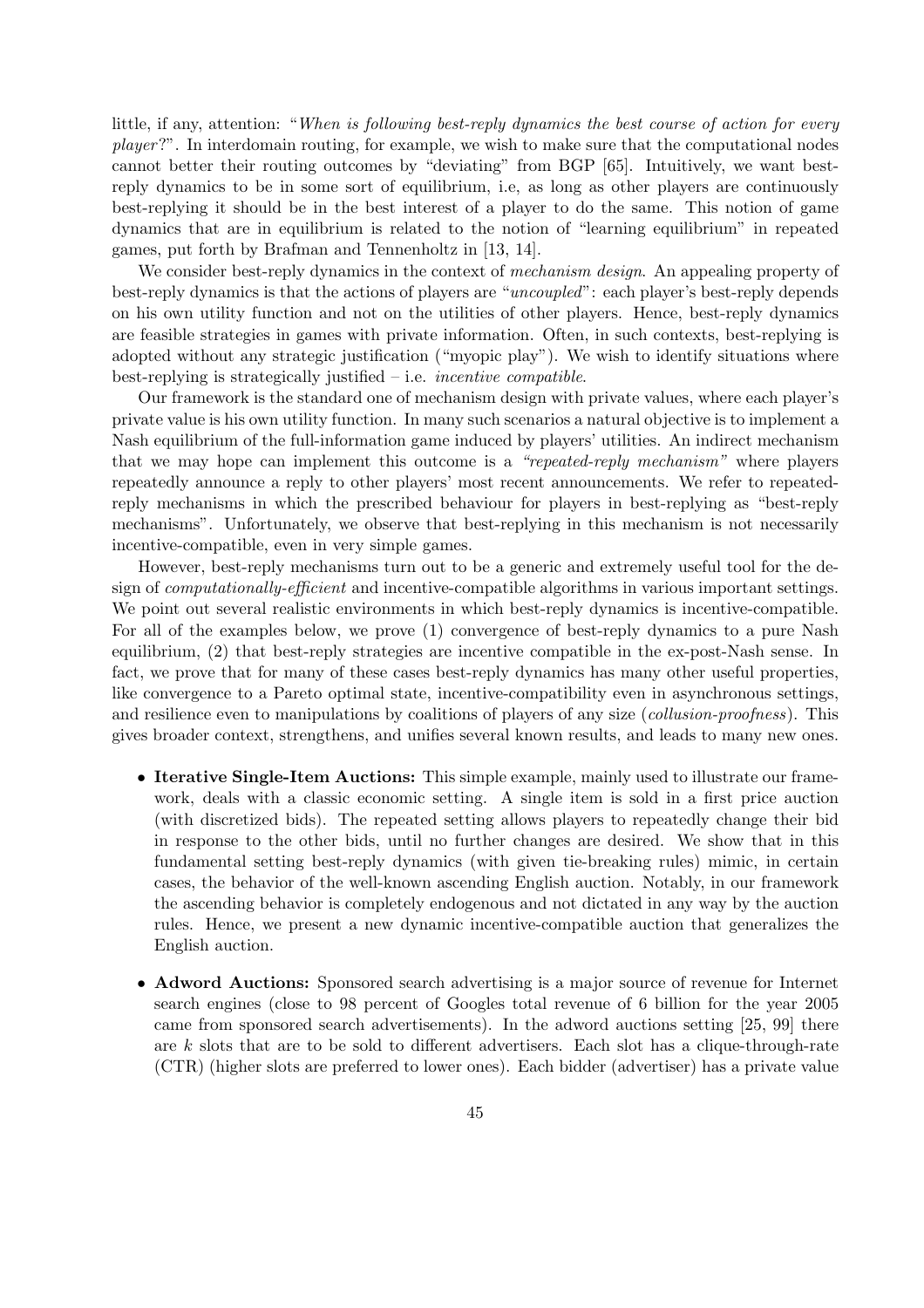little, if any, attention: "*When is following best-reply dynamics the best course of action for every player?*". In interdomain routing, for example, we wish to make sure that the computational nodes cannot better their routing outcomes by "deviating" from BGP [65]. Intuitively, we want best-reply dynamics to be in some sort of equilibrium, i.e, as long as other players are continuously best-replying it should be in the best interest of a player to do the same. This notion of game dynamics that are in equilibrium is related to the notion of "learning equilibrium" in repeated games, put forth by Brafman and Tennenholtz in [13, 14].

We consider best-reply dynamics in the context of *mechanism design*. An appealing property of best-reply dynamics is that the actions of players are "*uncoupled*": each player's best-reply depends on his own utility function and not on the utilities of other players. Hence, best-reply dynamics are feasible strategies in games with private information. Often, in such contexts, best-replying is adopted without any strategic justification ("myopic play"). We wish to identify situations where best-replying is strategically justified – i.e. *incentive compatible*.

Our framework is the standard one of mechanism design with private values, where each player's private value is his own utility function. In many such scenarios a natural objective is to implement a Nash equilibrium of the full-information game induced by players' utilities. An indirect mechanism that we may hope can implement this outcome is a *"repeated-reply mechanism"* where players repeatedly announce a reply to other players' most recent announcements. We refer to repeated-reply mechanisms in which the prescribed behaviour for players in best-replying as "best-reply mechanisms". Unfortunately, we observe that best-replying in this mechanism is not necessarily incentive-compatible, even in very simple games.

However, best-reply mechanisms turn out to be a generic and extremely useful tool for the design of *computationally-efficient* and incentive-compatible algorithms in various important settings. We point out several realistic environments in which best-reply dynamics is incentive-compatible. For all of the examples below, we prove (1) convergence of best-reply dynamics to a pure Nash equilibrium, (2) that best-reply strategies are incentive compatible in the ex-post-Nash sense. In fact, we prove that for many of these cases best-reply dynamics has many other useful properties, like convergence to a Pareto optimal state, incentive-compatibility even in asynchronous settings, and resilience even to manipulations by coalitions of players of any size (*collusion-proofness*). This gives broader context, strengthens, and unifies several known results, and leads to many new ones.

- **Iterative Single-Item Auctions:** This simple example, mainly used to illustrate our framework, deals with a classic economic setting. A single item is sold in a first price auction (with discretized bids). The repeated setting allows players to repeatedly change their bid in response to the other bids, until no further changes are desired. We show that in this fundamental setting best-reply dynamics (with given tie-breaking rules) mimic, in certain cases, the behavior of the well-known ascending English auction. Notably, in our framework the ascending behavior is completely endogenous and not dictated in any way by the auction rules. Hence, we present a new dynamic incentive-compatible auction that generalizes the English auction.
- **Adword Auctions:** Sponsored search advertising is a major source of revenue for Internet search engines (close to 98 percent of Googles total revenue of 6 billion for the year 2005 came from sponsored search advertisements). In the adword auctions setting [25, 99] there are $k$ slots that are to be sold to different advertisers. Each slot has a clique-through-rate (CTR) (higher slots are preferred to lower ones). Each bidder (advertiser) has a private value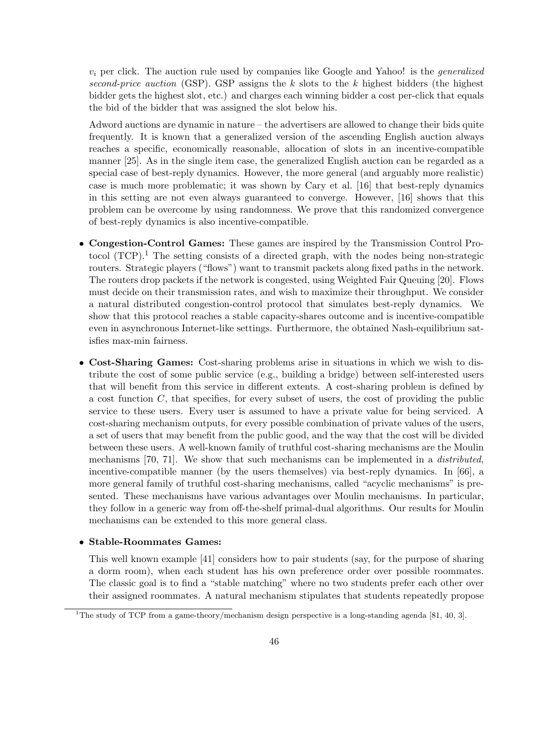$v_i$ per click. The auction rule used by companies like Google and Yahoo! is the *generalized second-price auction* (GSP). GSP assigns the $k$ slots to the $k$ highest bidders (the highest bidder gets the highest slot, etc.) and charges each winning bidder a cost per-click that equals the bid of the bidder that was assigned the slot below his.

Adword auctions are dynamic in nature – the advertisers are allowed to change their bids quite frequently. It is known that a generalized version of the ascending English auction always reaches a specific, economically reasonable, allocation of slots in an incentive-compatible manner [25]. As in the single item case, the generalized English auction can be regarded as a special case of best-reply dynamics. However, the more general (and arguably more realistic) case is much more problematic; it was shown by Cary et al. [16] that best-reply dynamics in this setting are not even always guaranteed to converge. However, [16] shows that this problem can be overcome by using randomness. We prove that this randomized convergence of best-reply dynamics is also incentive-compatible.

- **Congestion-Control Games:** These games are inspired by the Transmission Control Protocol (TCP).[1] The setting consists of a directed graph, with the nodes being non-strategic routers. Strategic players ("flows") want to transmit packets along fixed paths in the network. The routers drop packets if the network is congested, using Weighted Fair Queuing [20]. Flows must decide on their transmission rates, and wish to maximize their throughput. We consider a natural distributed congestion-control protocol that simulates best-reply dynamics. We show that this protocol reaches a stable capacity-shares outcome and is incentive-compatible even in asynchronous Internet-like settings. Furthermore, the obtained Nash-equilibrium satisfies max-min fairness.

- **Cost-Sharing Games:** Cost-sharing problems arise in situations in which we wish to distribute the cost of some public service (e.g., building a bridge) between self-interested users that will benefit from this service in different extents. A cost-sharing problem is defined by a cost function $C$, that specifies, for every subset of users, the cost of providing the public service to these users. Every user is assumed to have a private value for being serviced. A cost-sharing mechanism outputs, for every possible combination of private values of the users, a set of users that may benefit from the public good, and the way that the cost will be divided between these users. A well-known family of truthful cost-sharing mechanisms are the Moulin mechanisms [70, 71]. We show that such mechanisms can be implemented in a *distributed*, incentive-compatible manner (by the users themselves) via best-reply dynamics. In [66], a more general family of truthful cost-sharing mechanisms, called "acyclic mechanisms" is presented. These mechanisms have various advantages over Moulin mechanisms. In particular, they follow in a generic way from off-the-shelf primal-dual algorithms. Our results for Moulin mechanisms can be extended to this more general class.

- **Stable-Roommates Games:**

  This well known example [41] considers how to pair students (say, for the purpose of sharing a dorm room), when each student has his own preference order over possible roommates. The classic goal is to find a "stable matching" where no two students prefer each other over their assigned roommates. A natural mechanism stipulates that students repeatedly propose

[1] The study of TCP from a game-theory/mechanism design perspective is a long-standing agenda [81, 40, 3].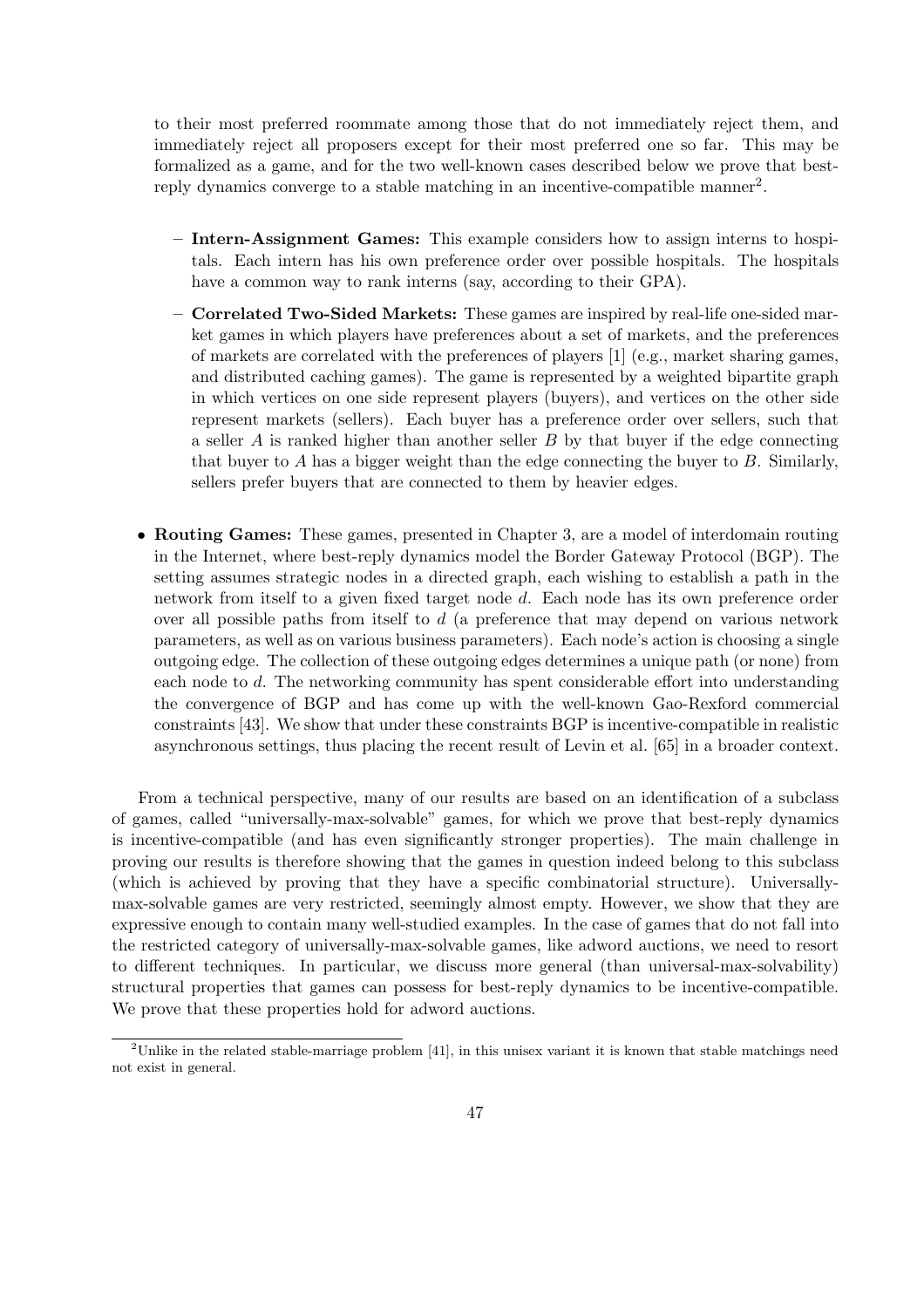to their most preferred roommate among those that do not immediately reject them, and immediately reject all proposers except for their most preferred one so far. This may be formalized as a game, and for the two well-known cases described below we prove that best-reply dynamics converge to a stable matching in an incentive-compatible manner[2].

  - **Intern-Assignment Games:** This example considers how to assign interns to hospitals. Each intern has his own preference order over possible hospitals. The hospitals have a common way to rank interns (say, according to their GPA).
  - **Correlated Two-Sided Markets:** These games are inspired by real-life one-sided market games in which players have preferences about a set of markets, and the preferences of markets are correlated with the preferences of players [1] (e.g., market sharing games, and distributed caching games). The game is represented by a weighted bipartite graph in which vertices on one side represent players (buyers), and vertices on the other side represent markets (sellers). Each buyer has a preference order over sellers, such that a seller $A$ is ranked higher than another seller $B$ by that buyer if the edge connecting that buyer to $A$ has a bigger weight than the edge connecting the buyer to $B$. Similarly, sellers prefer buyers that are connected to them by heavier edges.

- **Routing Games:** These games, presented in Chapter 3, are a model of interdomain routing in the Internet, where best-reply dynamics model the Border Gateway Protocol (BGP). The setting assumes strategic nodes in a directed graph, each wishing to establish a path in the network from itself to a given fixed target node $d$. Each node has its own preference order over all possible paths from itself to $d$ (a preference that may depend on various network parameters, as well as on various business parameters). Each node's action is choosing a single outgoing edge. The collection of these outgoing edges determines a unique path (or none) from each node to $d$. The networking community has spent considerable effort into understanding the convergence of BGP and has come up with the well-known Gao-Rexford commercial constraints [43]. We show that under these constraints BGP is incentive-compatible in realistic asynchronous settings, thus placing the recent result of Levin et al. [65] in a broader context.

From a technical perspective, many of our results are based on an identification of a subclass of games, called "universally-max-solvable" games, for which we prove that best-reply dynamics is incentive-compatible (and has even significantly stronger properties). The main challenge in proving our results is therefore showing that the games in question indeed belong to this subclass (which is achieved by proving that they have a specific combinatorial structure). Universally-max-solvable games are very restricted, seemingly almost empty. However, we show that they are expressive enough to contain many well-studied examples. In the case of games that do not fall into the restricted category of universally-max-solvable games, like adword auctions, we need to resort to different techniques. In particular, we discuss more general (than universal-max-solvability) structural properties that games can possess for best-reply dynamics to be incentive-compatible. We prove that these properties hold for adword auctions.

[2] Unlike in the related stable-marriage problem [41], in this unisex variant it is known that stable matchings need not exist in general.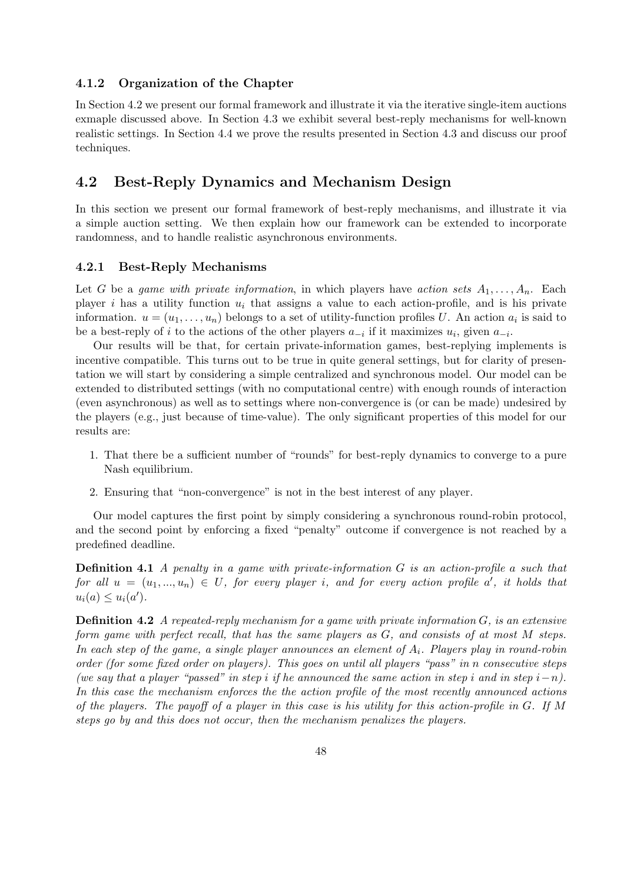### 4.1.2 Organization of the Chapter

In Section 4.2 we present our formal framework and illustrate it via the iterative single-item auctions exmaple discussed above. In Section 4.3 we exhibit several best-reply mechanisms for well-known realistic settings. In Section 4.4 we prove the results presented in Section 4.3 and discuss our proof techniques.

## 4.2 Best-Reply Dynamics and Mechanism Design

In this section we present our formal framework of best-reply mechanisms, and illustrate it via a simple auction setting. We then explain how our framework can be extended to incorporate randomness, and to handle realistic asynchronous environments.

### 4.2.1 Best-Reply Mechanisms

Let $G$ be a *game with private information*, in which players have *action sets* $A_1, \ldots, A_n$. Each player $i$ has a utility function $u_i$ that assigns a value to each action-profile, and is his private information. $u = (u_1, \ldots, u_n)$ belongs to a set of utility-function profiles $U$. An action $a_i$ is said to be a best-reply of $i$ to the actions of the other players $a_{-i}$ if it maximizes $u_i$, given $a_{-i}$.

Our results will be that, for certain private-information games, best-replying implements is incentive compatible. This turns out to be true in quite general settings, but for clarity of presentation we will start by considering a simple centralized and synchronous model. Our model can be extended to distributed settings (with no computational centre) with enough rounds of interaction (even asynchronous) as well as to settings where non-convergence is (or can be made) undesired by the players (e.g., just because of time-value). The only significant properties of this model for our results are:

1. That there be a sufficient number of "rounds" for best-reply dynamics to converge to a pure Nash equilibrium.
2. Ensuring that "non-convergence" is not in the best interest of any player.

Our model captures the first point by simply considering a synchronous round-robin protocol, and the second point by enforcing a fixed "penalty" outcome if convergence is not reached by a predefined deadline.

**Definition 4.1** *A penalty in a game with private-information $G$ is an action-profile $a$ such that for all $u = (u_1, ..., u_n) \in U$, for every player $i$, and for every action profile $a'$, it holds that $u_i(a) \leq u_i(a')$.*

**Definition 4.2** *A repeated-reply mechanism for a game with private information $G$, is an extensive form game with perfect recall, that has the same players as $G$, and consists of at most $M$ steps. In each step of the game, a single player announces an element of $A_i$. Players play in round-robin order (for some fixed order on players). This goes on until all players "pass" in $n$ consecutive steps (we say that a player "passed" in step $i$ if he announced the same action in step $i$ and in step $i-n$). In this case the mechanism enforces the the action profile of the most recently announced actions of the players. The payoff of a player in this case is his utility for this action-profile in $G$. If $M$ steps go by and this does not occur, then the mechanism penalizes the players.*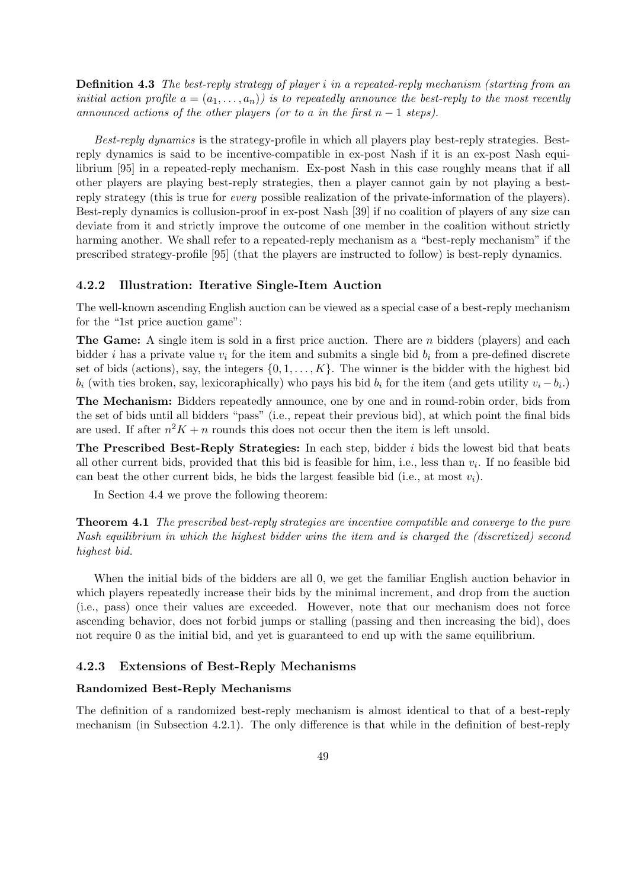**Definition 4.3** *The best-reply strategy of player $i$ in a repeated-reply mechanism (starting from an initial action profile $a = (a_1, \dots, a_n)$) is to repeatedly announce the best-reply to the most recently announced actions of the other players (or to $a$ in the first $n-1$ steps).*

*Best-reply dynamics* is the strategy-profile in which all players play best-reply strategies. Best-reply dynamics is said to be incentive-compatible in ex-post Nash if it is an ex-post Nash equilibrium [95] in a repeated-reply mechanism. Ex-post Nash in this case roughly means that if all other players are playing best-reply strategies, then a player cannot gain by not playing a best-reply strategy (this is true for *every* possible realization of the private-information of the players). Best-reply dynamics is collusion-proof in ex-post Nash [39] if no coalition of players of any size can deviate from it and strictly improve the outcome of one member in the coalition without strictly harming another. We shall refer to a repeated-reply mechanism as a "best-reply mechanism" if the prescribed strategy-profile [95] (that the players are instructed to follow) is best-reply dynamics.

### 4.2.2 Illustration: Iterative Single-Item Auction

The well-known ascending English auction can be viewed as a special case of a best-reply mechanism for the "1st price auction game":

**The Game:** A single item is sold in a first price auction. There are $n$ bidders (players) and each bidder $i$ has a private value $v_i$ for the item and submits a single bid $b_i$ from a pre-defined discrete set of bids (actions), say, the integers $\{0, 1, \dots, K\}$. The winner is the bidder with the highest bid $b_i$ (with ties broken, say, lexicoraphically) who pays his bid $b_i$ for the item (and gets utility $v_i - b_i$.)

**The Mechanism:** Bidders repeatedly announce, one by one and in round-robin order, bids from the set of bids until all bidders "pass" (i.e., repeat their previous bid), at which point the final bids are used. If after $n^2K + n$ rounds this does not occur then the item is left unsold.

**The Prescribed Best-Reply Strategies:** In each step, bidder $i$ bids the lowest bid that beats all other current bids, provided that this bid is feasible for him, i.e., less than $v_i$. If no feasible bid can beat the other current bids, he bids the largest feasible bid (i.e., at most $v_i$).

In Section 4.4 we prove the following theorem:

**Theorem 4.1** *The prescribed best-reply strategies are incentive compatible and converge to the pure Nash equilibrium in which the highest bidder wins the item and is charged the (discretized) second highest bid.*

When the initial bids of the bidders are all 0, we get the familiar English auction behavior in which players repeatedly increase their bids by the minimal increment, and drop from the auction (i.e., pass) once their values are exceeded. However, note that our mechanism does not force ascending behavior, does not forbid jumps or stalling (passing and then increasing the bid), does not require 0 as the initial bid, and yet is guaranteed to end up with the same equilibrium.

### 4.2.3 Extensions of Best-Reply Mechanisms

#### Randomized Best-Reply Mechanisms

The definition of a randomized best-reply mechanism is almost identical to that of a best-reply mechanism (in Subsection 4.2.1). The only difference is that while in the definition of best-reply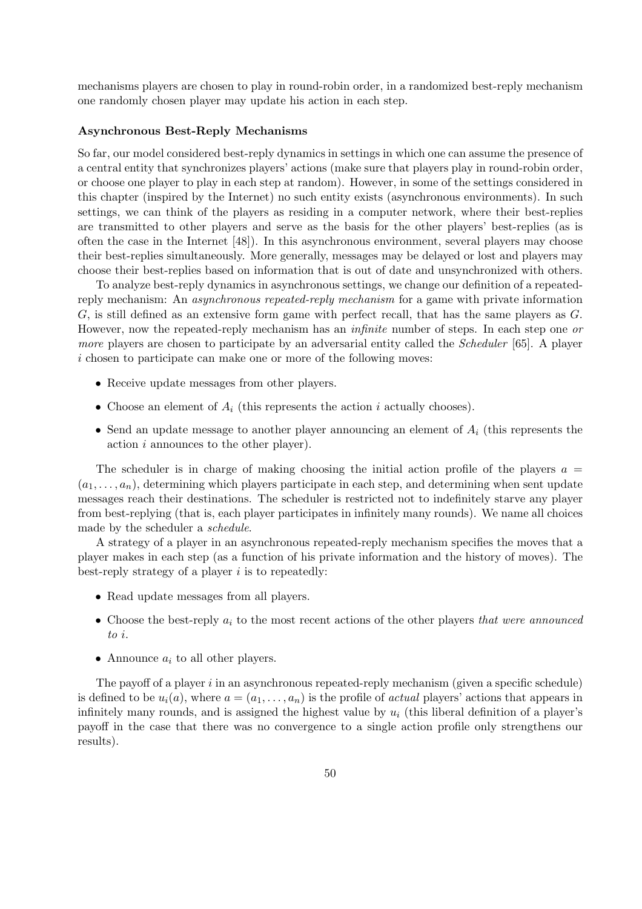mechanisms players are chosen to play in round-robin order, in a randomized best-reply mechanism one randomly chosen player may update his action in each step.

**Asynchronous Best-Reply Mechanisms**

So far, our model considered best-reply dynamics in settings in which one can assume the presence of a central entity that synchronizes players' actions (make sure that players play in round-robin order, or choose one player to play in each step at random). However, in some of the settings considered in this chapter (inspired by the Internet) no such entity exists (asynchronous environments). In such settings, we can think of the players as residing in a computer network, where their best-replies are transmitted to other players and serve as the basis for the other players' best-replies (as is often the case in the Internet [48]). In this asynchronous environment, several players may choose their best-replies simultaneously. More generally, messages may be delayed or lost and players may choose their best-replies based on information that is out of date and unsynchronized with others.

To analyze best-reply dynamics in asynchronous settings, we change our definition of a repeated-reply mechanism: An *asynchronous repeated-reply mechanism* for a game with private information $G$, is still defined as an extensive form game with perfect recall, that has the same players as $G$. However, now the repeated-reply mechanism has an *infinite* number of steps. In each step one *or more* players are chosen to participate by an adversarial entity called the *Scheduler* [65]. A player $i$ chosen to participate can make one or more of the following moves:

- Receive update messages from other players.
- Choose an element of $A_i$ (this represents the action $i$ actually chooses).
- Send an update message to another player announcing an element of $A_i$ (this represents the action $i$ announces to the other player).

The scheduler is in charge of making choosing the initial action profile of the players $a = (a_1, \ldots, a_n)$, determining which players participate in each step, and determining when sent update messages reach their destinations. The scheduler is restricted not to indefinitely starve any player from best-replying (that is, each player participates in infinitely many rounds). We name all choices made by the scheduler a *schedule*.

A strategy of a player in an asynchronous repeated-reply mechanism specifies the moves that a player makes in each step (as a function of his private information and the history of moves). The best-reply strategy of a player $i$ is to repeatedly:

- Read update messages from all players.
- Choose the best-reply $a_i$ to the most recent actions of the other players *that were announced to i*.
- Announce $a_i$ to all other players.

The payoff of a player $i$ in an asynchronous repeated-reply mechanism (given a specific schedule) is defined to be $u_i(a)$, where $a = (a_1, \ldots, a_n)$ is the profile of *actual* players' actions that appears in infinitely many rounds, and is assigned the highest value by $u_i$ (this liberal definition of a player's payoff in the case that there was no convergence to a single action profile only strengthens our results).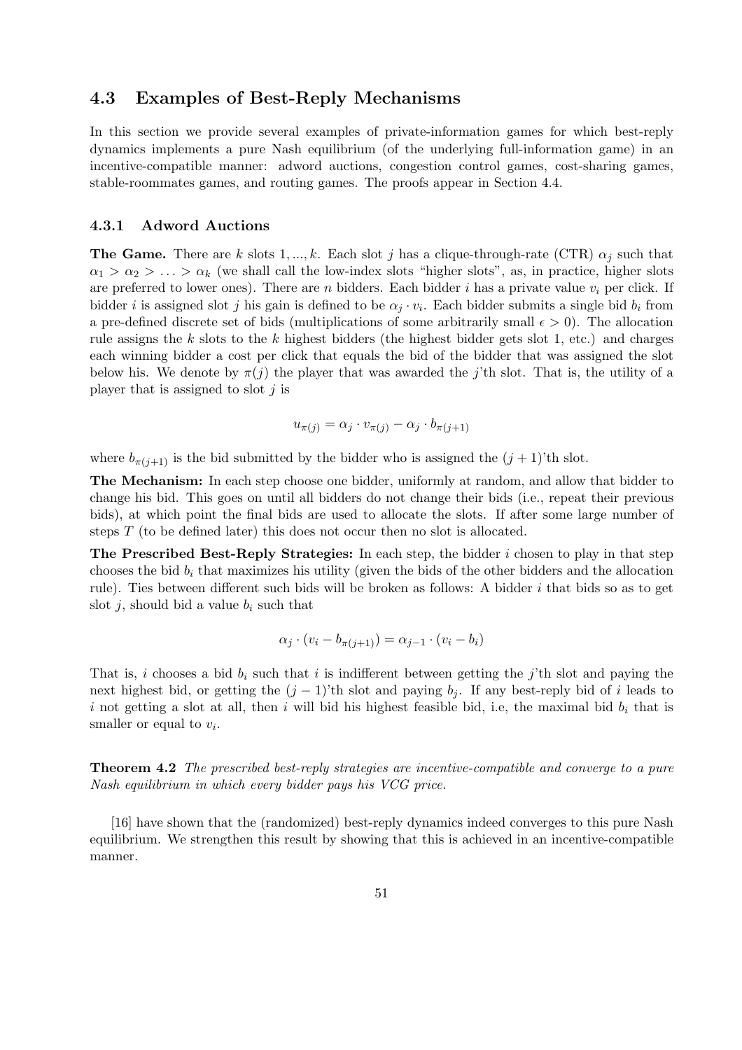### 4.3 Examples of Best-Reply Mechanisms

In this section we provide several examples of private-information games for which best-reply dynamics implements a pure Nash equilibrium (of the underlying full-information game) in an incentive-compatible manner: adword auctions, congestion control games, cost-sharing games, stable-roommates games, and routing games. The proofs appear in Section 4.4.

#### 4.3.1 Adword Auctions

**The Game.** There are $k$ slots $1, ..., k$. Each slot $j$ has a clique-through-rate (CTR) $\alpha_j$ such that $\alpha_1 > \alpha_2 > \ldots > \alpha_k$ (we shall call the low-index slots "higher slots", as, in practice, higher slots are preferred to lower ones). There are $n$ bidders. Each bidder $i$ has a private value $v_i$ per click. If bidder $i$ is assigned slot $j$ his gain is defined to be $\alpha_j \cdot v_i$. Each bidder submits a single bid $b_i$ from a pre-defined discrete set of bids (multiplications of some arbitrarily small $\epsilon > 0$). The allocation rule assigns the $k$ slots to the $k$ highest bidders (the highest bidder gets slot 1, etc.) and charges each winning bidder a cost per click that equals the bid of the bidder that was assigned the slot below his. We denote by $\pi(j)$ the player that was awarded the $j$'th slot. That is, the utility of a player that is assigned to slot $j$ is

$$u_{\pi(j)} = \alpha_j \cdot v_{\pi(j)} - \alpha_j \cdot b_{\pi(j+1)}$$

where $b_{\pi(j+1)}$ is the bid submitted by the bidder who is assigned the $(j+1)$'th slot.

**The Mechanism:** In each step choose one bidder, uniformly at random, and allow that bidder to change his bid. This goes on until all bidders do not change their bids (i.e., repeat their previous bids), at which point the final bids are used to allocate the slots. If after some large number of steps $T$ (to be defined later) this does not occur then no slot is allocated.

**The Prescribed Best-Reply Strategies:** In each step, the bidder $i$ chosen to play in that step chooses the bid $b_i$ that maximizes his utility (given the bids of the other bidders and the allocation rule). Ties between different such bids will be broken as follows: A bidder $i$ that bids so as to get slot $j$, should bid a value $b_i$ such that

$$\alpha_j \cdot (v_i - b_{\pi(j+1)}) = \alpha_{j-1} \cdot (v_i - b_i)$$

That is, $i$ chooses a bid $b_i$ such that $i$ is indifferent between getting the $j$'th slot and paying the next highest bid, or getting the $(j-1)$'th slot and paying $b_j$. If any best-reply bid of $i$ leads to $i$ not getting a slot at all, then $i$ will bid his highest feasible bid, i.e, the maximal bid $b_i$ that is smaller or equal to $v_i$.

**Theorem 4.2** *The prescribed best-reply strategies are incentive-compatible and converge to a pure Nash equilibrium in which every bidder pays his VCG price.*

[16] have shown that the (randomized) best-reply dynamics indeed converges to this pure Nash equilibrium. We strengthen this result by showing that this is achieved in an incentive-compatible manner.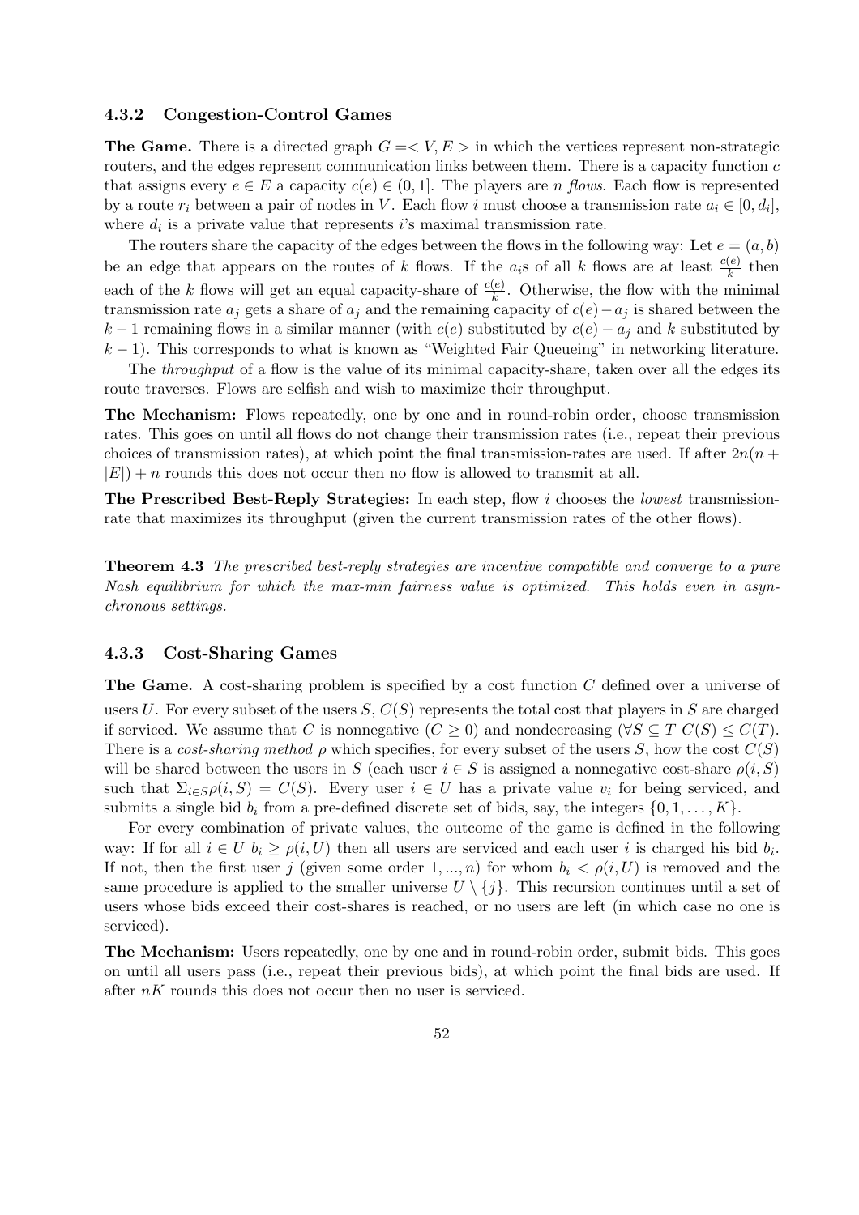### 4.3.2 Congestion-Control Games

**The Game.** There is a directed graph $G = < V, E >$ in which the vertices represent non-strategic routers, and the edges represent communication links between them. There is a capacity function $c$ that assigns every $e \in E$ a capacity $c(e) \in (0, 1]$. The players are $n$ *flows*. Each flow is represented by a route $r_i$ between a pair of nodes in $V$. Each flow $i$ must choose a transmission rate $a_i \in [0, d_i]$, where $d_i$ is a private value that represents $i$'s maximal transmission rate.

The routers share the capacity of the edges between the flows in the following way: Let $e = (a, b)$ be an edge that appears on the routes of $k$ flows. If the $a_i$s of all $k$ flows are at least $\frac{c(e)}{k}$ then each of the $k$ flows will get an equal capacity-share of $\frac{c(e)}{k}$. Otherwise, the flow with the minimal transmission rate $a_j$ gets a share of $a_j$ and the remaining capacity of $c(e) - a_j$ is shared between the $k - 1$ remaining flows in a similar manner (with $c(e)$ substituted by $c(e) - a_j$ and $k$ substituted by $k - 1$). This corresponds to what is known as "Weighted Fair Queueing" in networking literature.

The *throughput* of a flow is the value of its minimal capacity-share, taken over all the edges its route traverses. Flows are selfish and wish to maximize their throughput.

**The Mechanism:** Flows repeatedly, one by one and in round-robin order, choose transmission rates. This goes on until all flows do not change their transmission rates (i.e., repeat their previous choices of transmission rates), at which point the final transmission-rates are used. If after $2n(n + |E|) + n$ rounds this does not occur then no flow is allowed to transmit at all.

**The Prescribed Best-Reply Strategies:** In each step, flow $i$ chooses the *lowest* transmission-rate that maximizes its throughput (given the current transmission rates of the other flows).

**Theorem 4.3** *The prescribed best-reply strategies are incentive compatible and converge to a pure Nash equilibrium for which the max-min fairness value is optimized. This holds even in asynchronous settings.*

### 4.3.3 Cost-Sharing Games

**The Game.** A cost-sharing problem is specified by a cost function $C$ defined over a universe of users $U$. For every subset of the users $S$, $C(S)$ represents the total cost that players in $S$ are charged if serviced. We assume that $C$ is nonnegative ($C \geq 0$) and nondecreasing ($\forall S \subseteq T \; C(S) \leq C(T)$. There is a *cost-sharing method* $\rho$ which specifies, for every subset of the users $S$, how the cost $C(S)$ will be shared between the users in $S$ (each user $i \in S$ is assigned a nonnegative cost-share $\rho(i, S)$ such that $\Sigma_{i \in S} \rho(i, S) = C(S)$. Every user $i \in U$ has a private value $v_i$ for being serviced, and submits a single bid $b_i$ from a pre-defined discrete set of bids, say, the integers $\{0, 1, \ldots, K\}$.

For every combination of private values, the outcome of the game is defined in the following way: If for all $i \in U$ $b_i \geq \rho(i, U)$ then all users are serviced and each user $i$ is charged his bid $b_i$. If not, then the first user $j$ (given some order $1, ..., n$) for whom $b_i < \rho(i, U)$ is removed and the same procedure is applied to the smaller universe $U \setminus \{j\}$. This recursion continues until a set of users whose bids exceed their cost-shares is reached, or no users are left (in which case no one is serviced).

**The Mechanism:** Users repeatedly, one by one and in round-robin order, submit bids. This goes on until all users pass (i.e., repeat their previous bids), at which point the final bids are used. If after $nK$ rounds this does not occur then no user is serviced.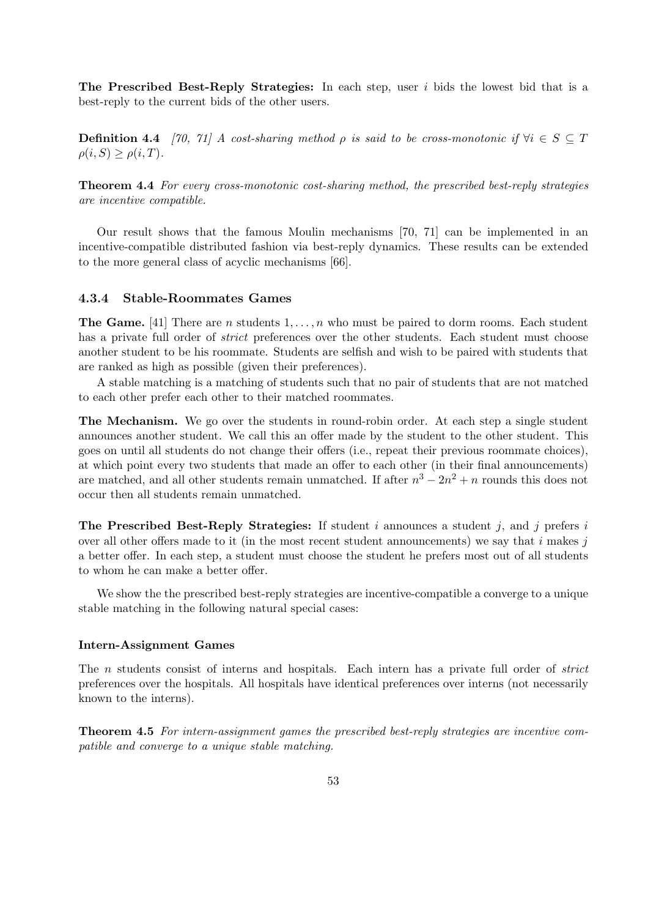**The Prescribed Best-Reply Strategies:** In each step, user $i$ bids the lowest bid that is a best-reply to the current bids of the other users.

**Definition 4.4** *[70, 71] A cost-sharing method $\rho$ is said to be cross-monotonic if $\forall i \in S \subseteq T$ $\rho(i, S) \geq \rho(i, T)$.*

**Theorem 4.4** *For every cross-monotonic cost-sharing method, the prescribed best-reply strategies are incentive compatible.*

Our result shows that the famous Moulin mechanisms [70, 71] can be implemented in an incentive-compatible distributed fashion via best-reply dynamics. These results can be extended to the more general class of acyclic mechanisms [66].

### 4.3.4 Stable-Roommates Games

**The Game.** [41] There are $n$ students $1, \ldots, n$ who must be paired to dorm rooms. Each student has a private full order of *strict* preferences over the other students. Each student must choose another student to be his roommate. Students are selfish and wish to be paired with students that are ranked as high as possible (given their preferences).

A stable matching is a matching of students such that no pair of students that are not matched to each other prefer each other to their matched roommates.

**The Mechanism.** We go over the students in round-robin order. At each step a single student announces another student. We call this an offer made by the student to the other student. This goes on until all students do not change their offers (i.e., repeat their previous roommate choices), at which point every two students that made an offer to each other (in their final announcements) are matched, and all other students remain unmatched. If after $n^3 - 2n^2 + n$ rounds this does not occur then all students remain unmatched.

**The Prescribed Best-Reply Strategies:** If student $i$ announces a student $j$, and $j$ prefers $i$ over all other offers made to it (in the most recent student announcements) we say that $i$ makes $j$ a better offer. In each step, a student must choose the student he prefers most out of all students to whom he can make a better offer.

We show the the prescribed best-reply strategies are incentive-compatible a converge to a unique stable matching in the following natural special cases:

#### Intern-Assignment Games

The $n$ students consist of interns and hospitals. Each intern has a private full order of *strict* preferences over the hospitals. All hospitals have identical preferences over interns (not necessarily known to the interns).

**Theorem 4.5** *For intern-assignment games the prescribed best-reply strategies are incentive compatible and converge to a unique stable matching.*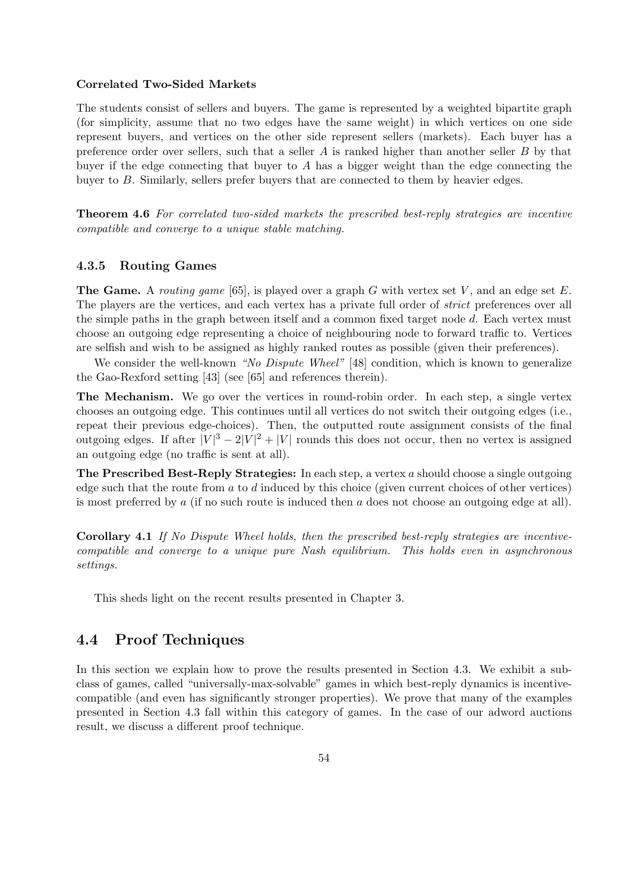**Correlated Two-Sided Markets**

The students consist of sellers and buyers. The game is represented by a weighted bipartite graph (for simplicity, assume that no two edges have the same weight) in which vertices on one side represent buyers, and vertices on the other side represent sellers (markets). Each buyer has a preference order over sellers, such that a seller $A$ is ranked higher than another seller $B$ by that buyer if the edge connecting that buyer to $A$ has a bigger weight than the edge connecting the buyer to $B$. Similarly, sellers prefer buyers that are connected to them by heavier edges.

**Theorem 4.6** *For correlated two-sided markets the prescribed best-reply strategies are incentive compatible and converge to a unique stable matching.*

### 4.3.5 Routing Games

**The Game.** A *routing game* [65], is played over a graph $G$ with vertex set $V$, and an edge set $E$. The players are the vertices, and each vertex has a private full order of *strict* preferences over all the simple paths in the graph between itself and a common fixed target node $d$. Each vertex must choose an outgoing edge representing a choice of neighbouring node to forward traffic to. Vertices are selfish and wish to be assigned as highly ranked routes as possible (given their preferences).

We consider the well-known *"No Dispute Wheel"* [48] condition, which is known to generalize the Gao-Rexford setting [43] (see [65] and references therein).

**The Mechanism.** We go over the vertices in round-robin order. In each step, a single vertex chooses an outgoing edge. This continues until all vertices do not switch their outgoing edges (i.e., repeat their previous edge-choices). Then, the outputted route assignment consists of the final outgoing edges. If after $|V|^3 - 2|V|^2 + |V|$ rounds this does not occur, then no vertex is assigned an outgoing edge (no traffic is sent at all).

**The Prescribed Best-Reply Strategies:** In each step, a vertex $a$ should choose a single outgoing edge such that the route from $a$ to $d$ induced by this choice (given current choices of other vertices) is most preferred by $a$ (if no such route is induced then $a$ does not choose an outgoing edge at all).

**Corollary 4.1** *If No Dispute Wheel holds, then the prescribed best-reply strategies are incentive-compatible and converge to a unique pure Nash equilibrium. This holds even in asynchronous settings.*

This sheds light on the recent results presented in Chapter 3.

## 4.4 Proof Techniques

In this section we explain how to prove the results presented in Section 4.3. We exhibit a subclass of games, called "universally-max-solvable" games in which best-reply dynamics is incentive-compatible (and even has significantly stronger properties). We prove that many of the examples presented in Section 4.3 fall within this category of games. In the case of our adword auctions result, we discuss a different proof technique.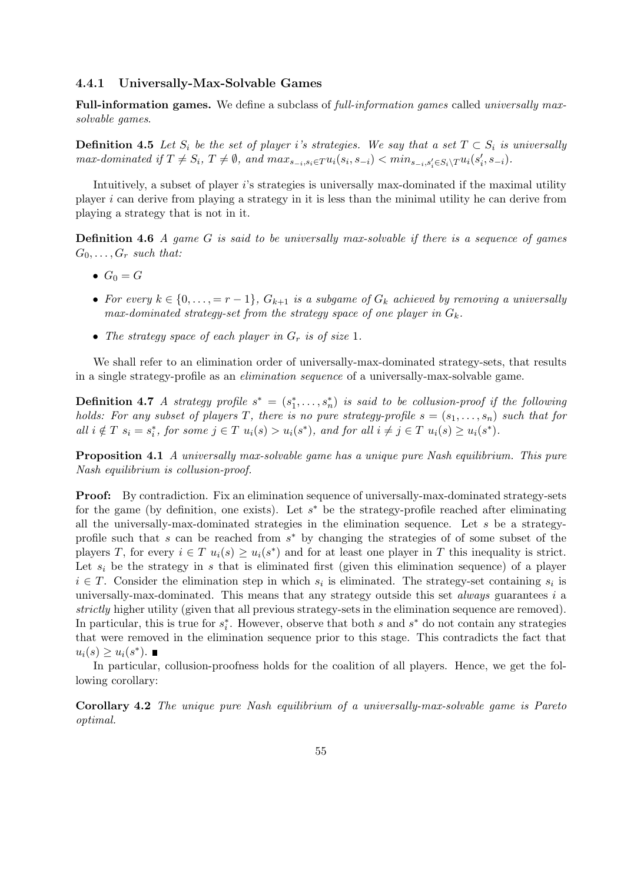### 4.4.1 Universally-Max-Solvable Games

**Full-information games.** We define a subclass of *full-information games* called *universally max-solvable games*.

**Definition 4.5** *Let $S_i$ be the set of player $i$'s strategies. We say that a set $T \subset S_i$ is universally max-dominated if $T \neq S_i$, $T \neq \emptyset$, and $max_{s_{-i},s_i \in T} u_i(s_i, s_{-i}) < min_{s_{-i},s'_i \in S_i \setminus T} u_i(s'_i, s_{-i})$.*

Intuitively, a subset of player $i$'s strategies is universally max-dominated if the maximal utility player $i$ can derive from playing a strategy in it is less than the minimal utility he can derive from playing a strategy that is not in it.

**Definition 4.6** *A game $G$ is said to be universally max-solvable if there is a sequence of games $G_0, \ldots, G_r$ such that:*

- *$G_0 = G$*
- *For every $k \in \{0, \ldots, = r - 1\}$, $G_{k+1}$ is a subgame of $G_k$ achieved by removing a universally max-dominated strategy-set from the strategy space of one player in $G_k$.*
- *The strategy space of each player in $G_r$ is of size 1.*

We shall refer to an elimination order of universally-max-dominated strategy-sets, that results in a single strategy-profile as an *elimination sequence* of a universally-max-solvable game.

**Definition 4.7** *A strategy profile $s^* = (s^*_1, \ldots, s^*_n)$ is said to be collusion-proof if the following holds: For any subset of players $T$, there is no pure strategy-profile $s = (s_1, \ldots, s_n)$ such that for all $i \notin T$ $s_i = s^*_i$, for some $j \in T$ $u_j(s) > u_j(s^*)$, and for all $i \neq j \in T$ $u_i(s) \geq u_i(s^*)$.*

**Proposition 4.1** *A universally max-solvable game has a unique pure Nash equilibrium. This pure Nash equilibrium is collusion-proof.*

**Proof:** By contradiction. Fix an elimination sequence of universally-max-dominated strategy-sets for the game (by definition, one exists). Let $s^*$ be the strategy-profile reached after eliminating all the universally-max-dominated strategies in the elimination sequence. Let $s$ be a strategy-profile such that $s$ can be reached from $s^*$ by changing the strategies of of some subset of the players $T$, for every $i \in T$ $u_i(s) \geq u_i(s^*)$ and for at least one player in $T$ this inequality is strict. Let $s_i$ be the strategy in $s$ that is eliminated first (given this elimination sequence) of a player $i \in T$. Consider the elimination step in which $s_i$ is eliminated. The strategy-set containing $s_i$ is universally-max-dominated. This means that any strategy outside this set *always* guarantees $i$ a *strictly* higher utility (given that all previous strategy-sets in the elimination sequence are removed). In particular, this is true for $s^*_i$. However, observe that both $s$ and $s^*$ do not contain any strategies that were removed in the elimination sequence prior to this stage. This contradicts the fact that $u_i(s) \geq u_i(s^*)$. ∎

In particular, collusion-proofness holds for the coalition of all players. Hence, we get the following corollary:

**Corollary 4.2** *The unique pure Nash equilibrium of a universally-max-solvable game is Pareto optimal.*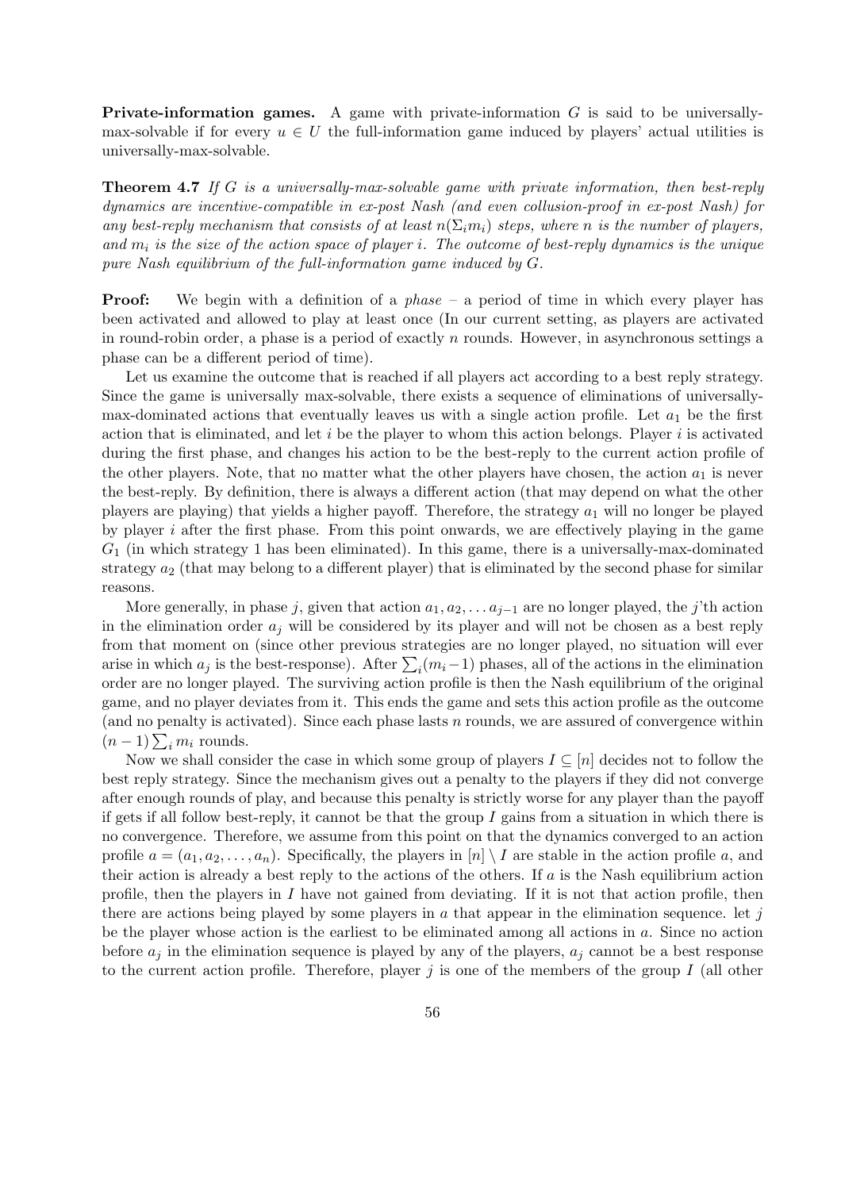**Private-information games.** A game with private-information $G$ is said to be universally-max-solvable if for every $u \in U$ the full-information game induced by players' actual utilities is universally-max-solvable.

**Theorem 4.7** *If $G$ is a universally-max-solvable game with private information, then best-reply dynamics are incentive-compatible in ex-post Nash (and even collusion-proof in ex-post Nash) for any best-reply mechanism that consists of at least $n(\Sigma_i m_i)$ steps, where $n$ is the number of players, and $m_i$ is the size of the action space of player $i$. The outcome of best-reply dynamics is the unique pure Nash equilibrium of the full-information game induced by $G$.*

**Proof:** We begin with a definition of a *phase* – a period of time in which every player has been activated and allowed to play at least once (In our current setting, as players are activated in round-robin order, a phase is a period of exactly $n$ rounds. However, in asynchronous settings a phase can be a different period of time).

Let us examine the outcome that is reached if all players act according to a best reply strategy. Since the game is universally max-solvable, there exists a sequence of eliminations of universally-max-dominated actions that eventually leaves us with a single action profile. Let $a_1$ be the first action that is eliminated, and let $i$ be the player to whom this action belongs. Player $i$ is activated during the first phase, and changes his action to be the best-reply to the current action profile of the other players. Note, that no matter what the other players have chosen, the action $a_1$ is never the best-reply. By definition, there is always a different action (that may depend on what the other players are playing) that yields a higher payoff. Therefore, the strategy $a_1$ will no longer be played by player $i$ after the first phase. From this point onwards, we are effectively playing in the game $G_1$ (in which strategy 1 has been eliminated). In this game, there is a universally-max-dominated strategy $a_2$ (that may belong to a different player) that is eliminated by the second phase for similar reasons.

More generally, in phase $j$, given that action $a_1, a_2, \ldots a_{j-1}$ are no longer played, the $j$'th action in the elimination order $a_j$ will be considered by its player and will not be chosen as a best reply from that moment on (since other previous strategies are no longer played, no situation will ever arise in which $a_j$ is the best-response). After $\sum_i (m_i - 1)$ phases, all of the actions in the elimination order are no longer played. The surviving action profile is then the Nash equilibrium of the original game, and no player deviates from it. This ends the game and sets this action profile as the outcome (and no penalty is activated). Since each phase lasts $n$ rounds, we are assured of convergence within $(n-1)\sum_i m_i$ rounds.

Now we shall consider the case in which some group of players $I \subseteq [n]$ decides not to follow the best reply strategy. Since the mechanism gives out a penalty to the players if they did not converge after enough rounds of play, and because this penalty is strictly worse for any player than the payoff if gets if all follow best-reply, it cannot be that the group $I$ gains from a situation in which there is no convergence. Therefore, we assume from this point on that the dynamics converged to an action profile $a = (a_1, a_2, \ldots, a_n)$. Specifically, the players in $[n] \setminus I$ are stable in the action profile $a$, and their action is already a best reply to the actions of the others. If $a$ is the Nash equilibrium action profile, then the players in $I$ have not gained from deviating. If it is not that action profile, then there are actions being played by some players in $a$ that appear in the elimination sequence. let $j$ be the player whose action is the earliest to be eliminated among all actions in $a$. Since no action before $a_j$ in the elimination sequence is played by any of the players, $a_j$ cannot be a best response to the current action profile. Therefore, player $j$ is one of the members of the group $I$ (all other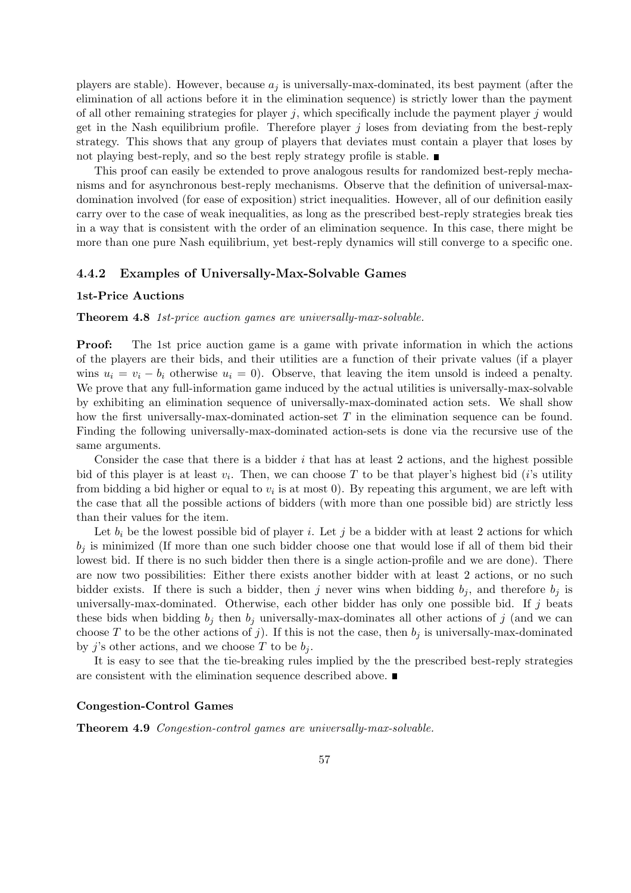players are stable). However, because $a_j$ is universally-max-dominated, its best payment (after the elimination of all actions before it in the elimination sequence) is strictly lower than the payment of all other remaining strategies for player $j$, which specifically include the payment player $j$ would get in the Nash equilibrium profile. Therefore player $j$ loses from deviating from the best-reply strategy. This shows that any group of players that deviates must contain a player that loses by not playing best-reply, and so the best reply strategy profile is stable. ∎

This proof can easily be extended to prove analogous results for randomized best-reply mechanisms and for asynchronous best-reply mechanisms. Observe that the definition of universal-max-domination involved (for ease of exposition) strict inequalities. However, all of our definition easily carry over to the case of weak inequalities, as long as the prescribed best-reply strategies break ties in a way that is consistent with the order of an elimination sequence. In this case, there might be more than one pure Nash equilibrium, yet best-reply dynamics will still converge to a specific one.

### 4.4.2 Examples of Universally-Max-Solvable Games

#### 1st-Price Auctions

**Theorem 4.8** *1st-price auction games are universally-max-solvable.*

**Proof:** The 1st price auction game is a game with private information in which the actions of the players are their bids, and their utilities are a function of their private values (if a player wins $u_i = v_i - b_i$ otherwise $u_i = 0$). Observe, that leaving the item unsold is indeed a penalty. We prove that any full-information game induced by the actual utilities is universally-max-solvable by exhibiting an elimination sequence of universally-max-dominated action sets. We shall show how the first universally-max-dominated action-set $T$ in the elimination sequence can be found. Finding the following universally-max-dominated action-sets is done via the recursive use of the same arguments.

Consider the case that there is a bidder $i$ that has at least 2 actions, and the highest possible bid of this player is at least $v_i$. Then, we can choose $T$ to be that player's highest bid ($i$'s utility from bidding a bid higher or equal to $v_i$ is at most 0). By repeating this argument, we are left with the case that all the possible actions of bidders (with more than one possible bid) are strictly less than their values for the item.

Let $b_i$ be the lowest possible bid of player $i$. Let $j$ be a bidder with at least 2 actions for which $b_j$ is minimized (If more than one such bidder choose one that would lose if all of them bid their lowest bid. If there is no such bidder then there is a single action-profile and we are done). There are now two possibilities: Either there exists another bidder with at least 2 actions, or no such bidder exists. If there is such a bidder, then $j$ never wins when bidding $b_j$, and therefore $b_j$ is universally-max-dominated. Otherwise, each other bidder has only one possible bid. If $j$ beats these bids when bidding $b_j$ then $b_j$ universally-max-dominates all other actions of $j$ (and we can choose $T$ to be the other actions of $j$). If this is not the case, then $b_j$ is universally-max-dominated by $j$'s other actions, and we choose $T$ to be $b_j$.

It is easy to see that the tie-breaking rules implied by the the prescribed best-reply strategies are consistent with the elimination sequence described above. ∎

#### Congestion-Control Games

**Theorem 4.9** *Congestion-control games are universally-max-solvable.*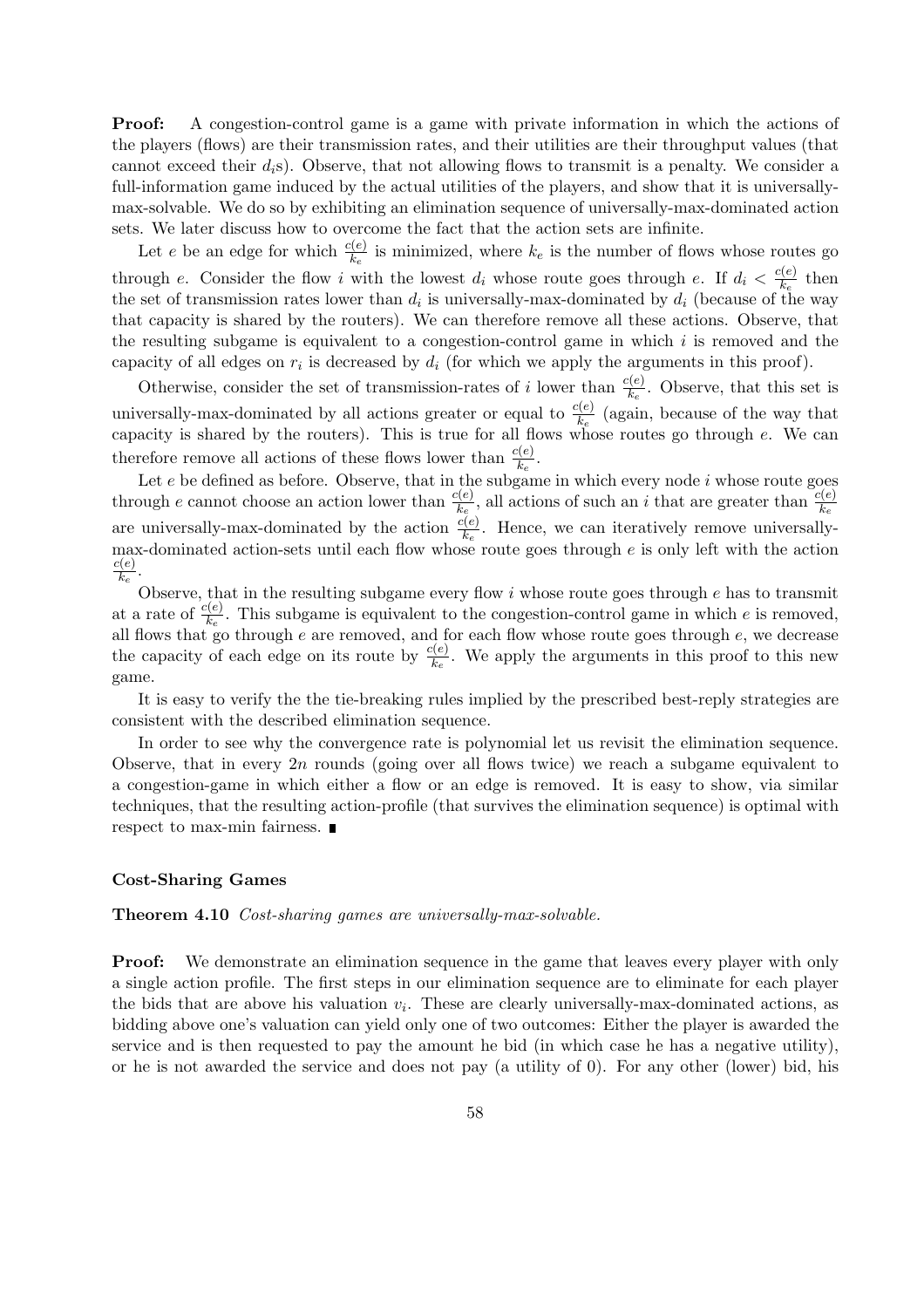**Proof:** A congestion-control game is a game with private information in which the actions of the players (flows) are their transmission rates, and their utilities are their throughput values (that cannot exceed their $d_i$s). Observe, that not allowing flows to transmit is a penalty. We consider a full-information game induced by the actual utilities of the players, and show that it is universally-max-solvable. We do so by exhibiting an elimination sequence of universally-max-dominated action sets. We later discuss how to overcome the fact that the action sets are infinite.

Let $e$ be an edge for which $\frac{c(e)}{k_e}$ is minimized, where $k_e$ is the number of flows whose routes go through $e$. Consider the flow $i$ with the lowest $d_i$ whose route goes through $e$. If $d_i < \frac{c(e)}{k_e}$ then the set of transmission rates lower than $d_i$ is universally-max-dominated by $d_i$ (because of the way that capacity is shared by the routers). We can therefore remove all these actions. Observe, that the resulting subgame is equivalent to a congestion-control game in which $i$ is removed and the capacity of all edges on $r_i$ is decreased by $d_i$ (for which we apply the arguments in this proof).

Otherwise, consider the set of transmission-rates of $i$ lower than $\frac{c(e)}{k_e}$. Observe, that this set is universally-max-dominated by all actions greater or equal to $\frac{c(e)}{k_e}$ (again, because of the way that capacity is shared by the routers). This is true for all flows whose routes go through $e$. We can therefore remove all actions of these flows lower than $\frac{c(e)}{k_e}$.

Let $e$ be defined as before. Observe, that in the subgame in which every node $i$ whose route goes through $e$ cannot choose an action lower than $\frac{c(e)}{k_e}$, all actions of such an $i$ that are greater than $\frac{c(e)}{k_e}$ are universally-max-dominated by the action $\frac{c(e)}{k_e}$. Hence, we can iteratively remove universally-max-dominated action-sets until each flow whose route goes through $e$ is only left with the action $\frac{c(e)}{k_e}$.

Observe, that in the resulting subgame every flow $i$ whose route goes through $e$ has to transmit at a rate of $\frac{c(e)}{k_e}$. This subgame is equivalent to the congestion-control game in which $e$ is removed, all flows that go through $e$ are removed, and for each flow whose route goes through $e$, we decrease the capacity of each edge on its route by $\frac{c(e)}{k_e}$. We apply the arguments in this proof to this new game.

It is easy to verify the the tie-breaking rules implied by the prescribed best-reply strategies are consistent with the described elimination sequence.

In order to see why the convergence rate is polynomial let us revisit the elimination sequence. Observe, that in every $2n$ rounds (going over all flows twice) we reach a subgame equivalent to a congestion-game in which either a flow or an edge is removed. It is easy to show, via similar techniques, that the resulting action-profile (that survives the elimination sequence) is optimal with respect to max-min fairness. ∎

#### Cost-Sharing Games

**Theorem 4.10** *Cost-sharing games are universally-max-solvable.*

**Proof:** We demonstrate an elimination sequence in the game that leaves every player with only a single action profile. The first steps in our elimination sequence are to eliminate for each player the bids that are above his valuation $v_i$. These are clearly universally-max-dominated actions, as bidding above one's valuation can yield only one of two outcomes: Either the player is awarded the service and is then requested to pay the amount he bid (in which case he has a negative utility), or he is not awarded the service and does not pay (a utility of 0). For any other (lower) bid, his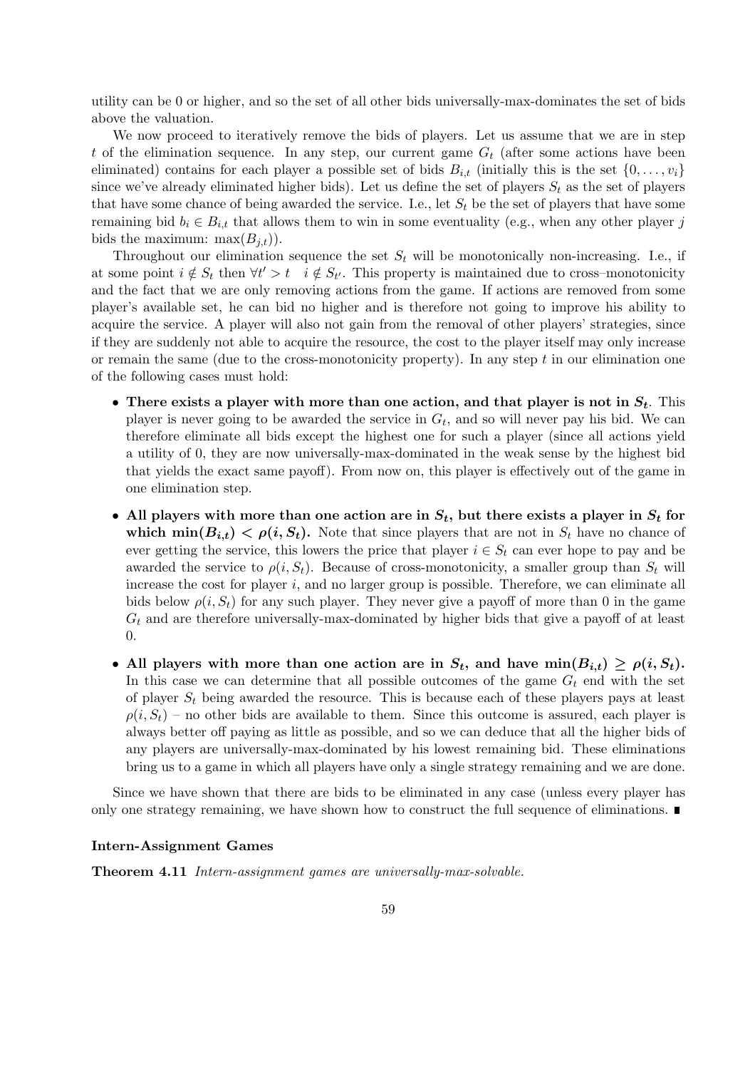utility can be 0 or higher, and so the set of all other bids universally-max-dominates the set of bids above the valuation.

We now proceed to iteratively remove the bids of players. Let us assume that we are in step $t$ of the elimination sequence. In any step, our current game $G_t$ (after some actions have been eliminated) contains for each player a possible set of bids $B_{i,t}$ (initially this is the set $\{0, \dots, v_i\}$ since we've already eliminated higher bids). Let us define the set of players $S_t$ as the set of players that have some chance of being awarded the service. I.e., let $S_t$ be the set of players that have some remaining bid $b_i \in B_{i,t}$ that allows them to win in some eventuality (e.g., when any other player $j$ bids the maximum: $\max(B_{j,t})$).

Throughout our elimination sequence the set $S_t$ will be monotonically non-increasing. I.e., if at some point $i \notin S_t$ then $\forall t' > t \quad i \notin S_{t'}$. This property is maintained due to cross–monotonicity and the fact that we are only removing actions from the game. If actions are removed from some player's available set, he can bid no higher and is therefore not going to improve his ability to acquire the service. A player will also not gain from the removal of other players' strategies, since if they are suddenly not able to acquire the resource, the cost to the player itself may only increase or remain the same (due to the cross-monotonicity property). In any step $t$ in our elimination one of the following cases must hold:

- **There exists a player with more than one action, and that player is not in $S_t$.** This player is never going to be awarded the service in $G_t$, and so will never pay his bid. We can therefore eliminate all bids except the highest one for such a player (since all actions yield a utility of 0, they are now universally-max-dominated in the weak sense by the highest bid that yields the exact same payoff). From now on, this player is effectively out of the game in one elimination step.
- **All players with more than one action are in $S_t$, but there exists a player in $S_t$ for which $\min(B_{i,t}) < \rho(i, S_t)$.** Note that since players that are not in $S_t$ have no chance of ever getting the service, this lowers the price that player $i \in S_t$ can ever hope to pay and be awarded the service to $\rho(i, S_t)$. Because of cross-monotonicity, a smaller group than $S_t$ will increase the cost for player $i$, and no larger group is possible. Therefore, we can eliminate all bids below $\rho(i, S_t)$ for any such player. They never give a payoff of more than 0 in the game $G_t$ and are therefore universally-max-dominated by higher bids that give a payoff of at least 0.
- **All players with more than one action are in $S_t$, and have $\min(B_{i,t}) \geq \rho(i, S_t)$.** In this case we can determine that all possible outcomes of the game $G_t$ end with the set of player $S_t$ being awarded the resource. This is because each of these players pays at least $\rho(i, S_t)$ – no other bids are available to them. Since this outcome is assured, each player is always better off paying as little as possible, and so we can deduce that all the higher bids of any players are universally-max-dominated by his lowest remaining bid. These eliminations bring us to a game in which all players have only a single strategy remaining and we are done.

Since we have shown that there are bids to be eliminated in any case (unless every player has only one strategy remaining, we have shown how to construct the full sequence of eliminations. ∎

**Intern-Assignment Games**

**Theorem 4.11** *Intern-assignment games are universally-max-solvable.*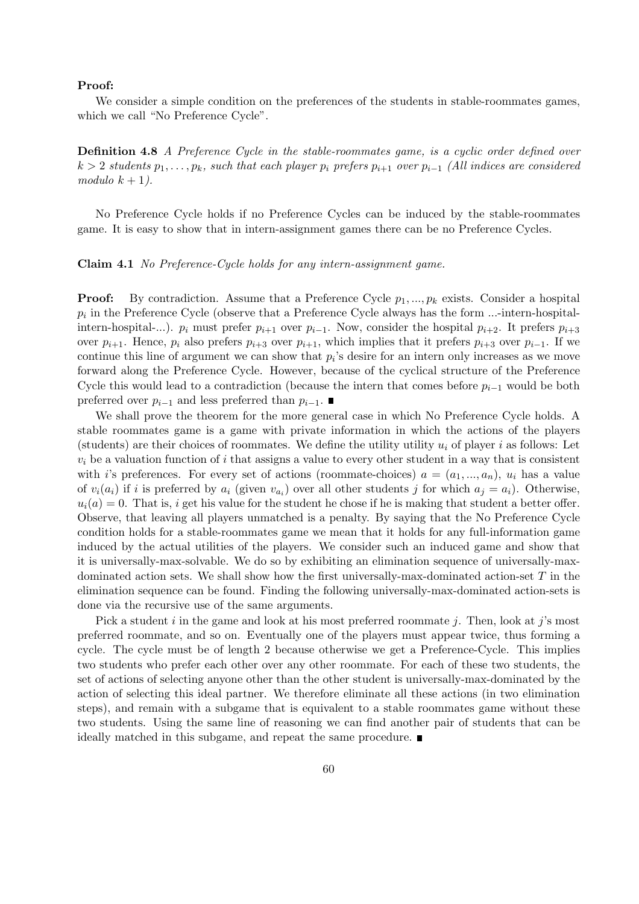**Proof:**

We consider a simple condition on the preferences of the students in stable-roommates games, which we call "No Preference Cycle".

**Definition 4.8** *A Preference Cycle in the stable-roommates game, is a cyclic order defined over $k > 2$ students $p_1, \ldots, p_k$, such that each player $p_i$ prefers $p_{i+1}$ over $p_{i-1}$ (All indices are considered modulo $k+1$).*

No Preference Cycle holds if no Preference Cycles can be induced by the stable-roommates game. It is easy to show that in intern-assignment games there can be no Preference Cycles.

**Claim 4.1** *No Preference-Cycle holds for any intern-assignment game.*

**Proof:** By contradiction. Assume that a Preference Cycle $p_1, ..., p_k$ exists. Consider a hospital $p_i$ in the Preference Cycle (observe that a Preference Cycle always has the form ...-intern-hospital-intern-hospital-...). $p_i$ must prefer $p_{i+1}$ over $p_{i-1}$. Now, consider the hospital $p_{i+2}$. It prefers $p_{i+3}$ over $p_{i+1}$. Hence, $p_i$ also prefers $p_{i+3}$ over $p_{i+1}$, which implies that it prefers $p_{i+3}$ over $p_{i-1}$. If we continue this line of argument we can show that $p_i$'s desire for an intern only increases as we move forward along the Preference Cycle. However, because of the cyclical structure of the Preference Cycle this would lead to a contradiction (because the intern that comes before $p_{i-1}$ would be both preferred over $p_{i-1}$ and less preferred than $p_{i-1}$. ■

We shall prove the theorem for the more general case in which No Preference Cycle holds. A stable roommates game is a game with private information in which the actions of the players (students) are their choices of roommates. We define the utility utility $u_i$ of player $i$ as follows: Let $v_i$ be a valuation function of $i$ that assigns a value to every other student in a way that is consistent with $i$'s preferences. For every set of actions (roommate-choices) $a = (a_1, ..., a_n)$, $u_i$ has a value of $v_i(a_i)$ if $i$ is preferred by $a_i$ (given $v_{a_i}$) over all other students $j$ for which $a_j = a_i$). Otherwise, $u_i(a) = 0$. That is, $i$ get his value for the student he chose if he is making that student a better offer. Observe, that leaving all players unmatched is a penalty. By saying that the No Preference Cycle condition holds for a stable-roommates game we mean that it holds for any full-information game induced by the actual utilities of the players. We consider such an induced game and show that it is universally-max-solvable. We do so by exhibiting an elimination sequence of universally-max-dominated action sets. We shall show how the first universally-max-dominated action-set $T$ in the elimination sequence can be found. Finding the following universally-max-dominated action-sets is done via the recursive use of the same arguments.

Pick a student $i$ in the game and look at his most preferred roommate $j$. Then, look at $j$'s most preferred roommate, and so on. Eventually one of the players must appear twice, thus forming a cycle. The cycle must be of length 2 because otherwise we get a Preference-Cycle. This implies two students who prefer each other over any other roommate. For each of these two students, the set of actions of selecting anyone other than the other student is universally-max-dominated by the action of selecting this ideal partner. We therefore eliminate all these actions (in two elimination steps), and remain with a subgame that is equivalent to a stable roommates game without these two students. Using the same line of reasoning we can find another pair of students that can be ideally matched in this subgame, and repeat the same procedure. ■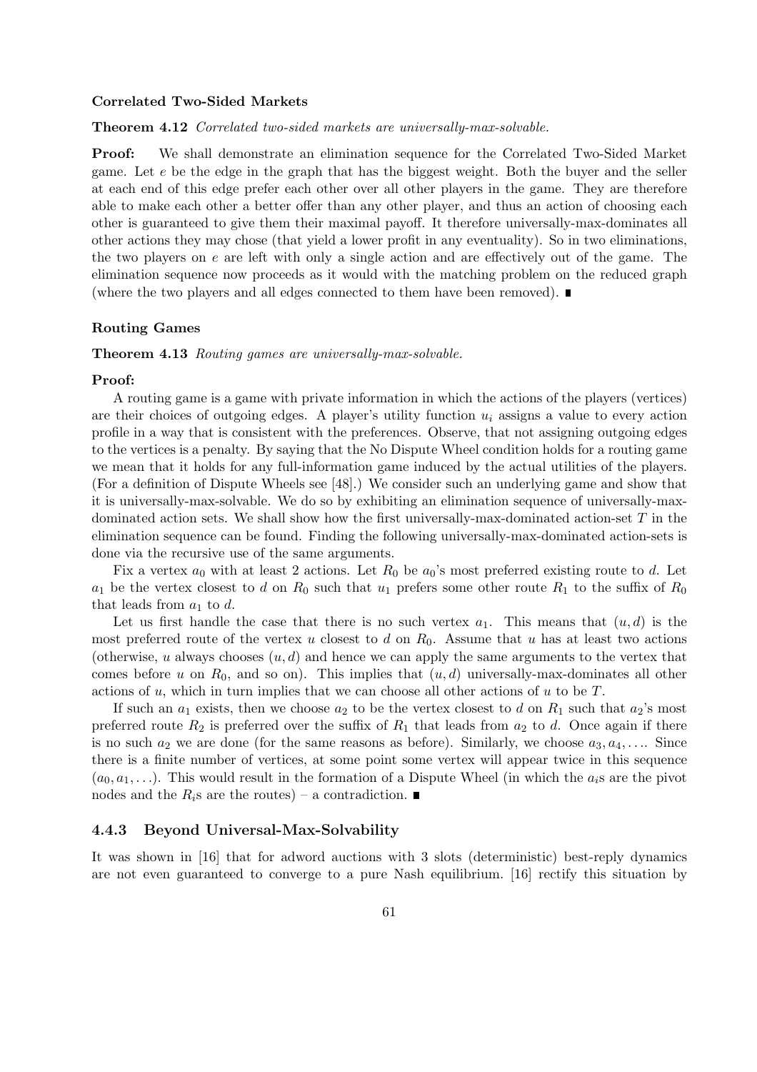**Correlated Two-Sided Markets**

**Theorem 4.12** *Correlated two-sided markets are universally-max-solvable.*

**Proof:** We shall demonstrate an elimination sequence for the Correlated Two-Sided Market game. Let $e$ be the edge in the graph that has the biggest weight. Both the buyer and the seller at each end of this edge prefer each other over all other players in the game. They are therefore able to make each other a better offer than any other player, and thus an action of choosing each other is guaranteed to give them their maximal payoff. It therefore universally-max-dominates all other actions they may chose (that yield a lower profit in any eventuality). So in two eliminations, the two players on $e$ are left with only a single action and are effectively out of the game. The elimination sequence now proceeds as it would with the matching problem on the reduced graph (where the two players and all edges connected to them have been removed). ∎

**Routing Games**

**Theorem 4.13** *Routing games are universally-max-solvable.*

**Proof:**

A routing game is a game with private information in which the actions of the players (vertices) are their choices of outgoing edges. A player's utility function $u_i$ assigns a value to every action profile in a way that is consistent with the preferences. Observe, that not assigning outgoing edges to the vertices is a penalty. By saying that the No Dispute Wheel condition holds for a routing game we mean that it holds for any full-information game induced by the actual utilities of the players. (For a definition of Dispute Wheels see [48].) We consider such an underlying game and show that it is universally-max-solvable. We do so by exhibiting an elimination sequence of universally-max-dominated action sets. We shall show how the first universally-max-dominated action-set $T$ in the elimination sequence can be found. Finding the following universally-max-dominated action-sets is done via the recursive use of the same arguments.

Fix a vertex $a_0$ with at least 2 actions. Let $R_0$ be $a_0$'s most preferred existing route to $d$. Let $a_1$ be the vertex closest to $d$ on $R_0$ such that $u_1$ prefers some other route $R_1$ to the suffix of $R_0$ that leads from $a_1$ to $d$.

Let us first handle the case that there is no such vertex $a_1$. This means that $(u, d)$ is the most preferred route of the vertex $u$ closest to $d$ on $R_0$. Assume that $u$ has at least two actions (otherwise, $u$ always chooses $(u, d)$ and hence we can apply the same arguments to the vertex that comes before $u$ on $R_0$, and so on). This implies that $(u, d)$ universally-max-dominates all other actions of $u$, which in turn implies that we can choose all other actions of $u$ to be $T$.

If such an $a_1$ exists, then we choose $a_2$ to be the vertex closest to $d$ on $R_1$ such that $a_2$'s most preferred route $R_2$ is preferred over the suffix of $R_1$ that leads from $a_2$ to $d$. Once again if there is no such $a_2$ we are done (for the same reasons as before). Similarly, we choose $a_3, a_4, \ldots$. Since there is a finite number of vertices, at some point some vertex will appear twice in this sequence $(a_0, a_1, \ldots)$. This would result in the formation of a Dispute Wheel (in which the $a_i$s are the pivot nodes and the $R_i$s are the routes) – a contradiction. ∎

### 4.4.3 Beyond Universal-Max-Solvability

It was shown in [16] that for adword auctions with 3 slots (deterministic) best-reply dynamics are not even guaranteed to converge to a pure Nash equilibrium. [16] rectify this situation by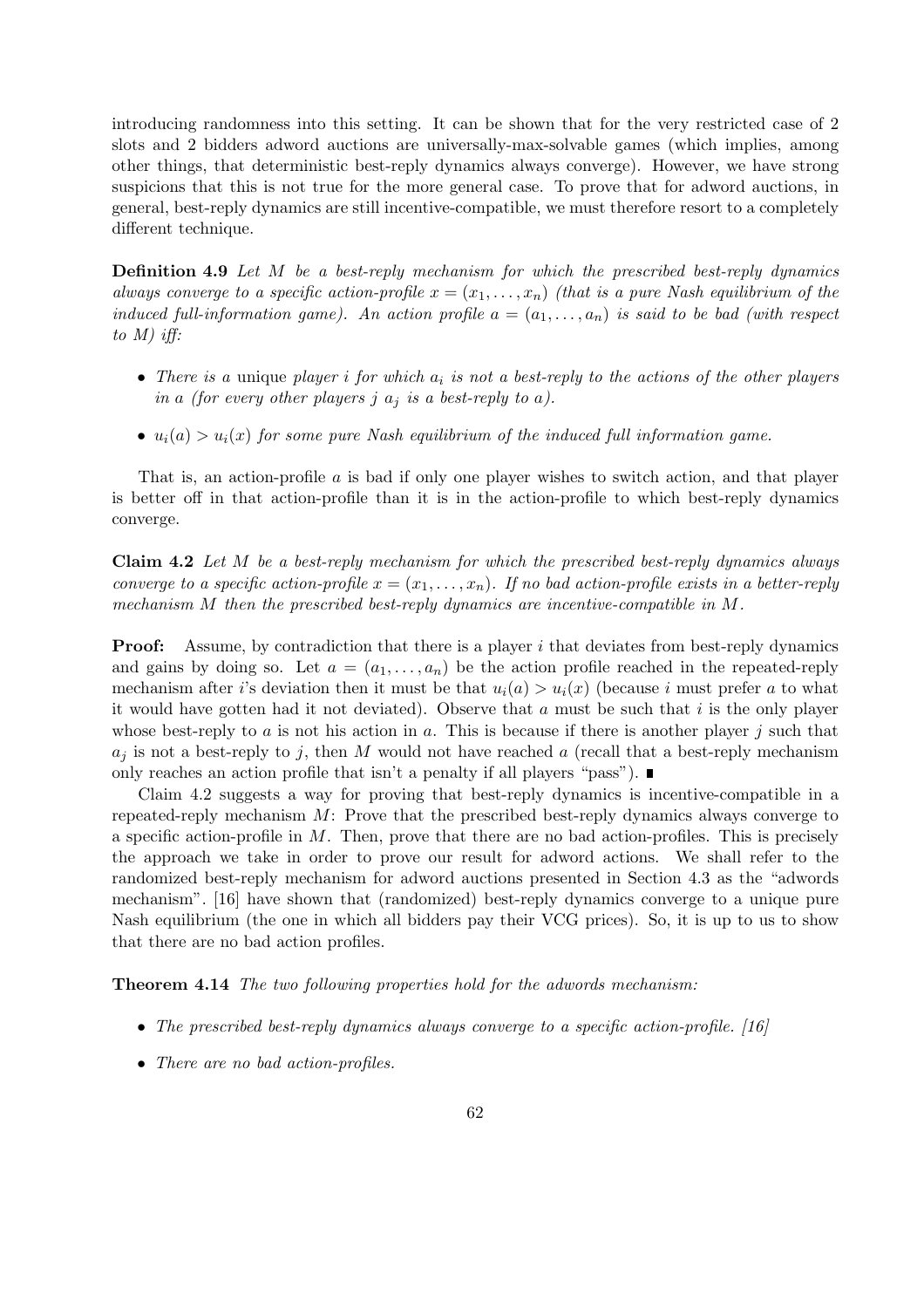introducing randomness into this setting. It can be shown that for the very restricted case of 2 slots and 2 bidders adword auctions are universally-max-solvable games (which implies, among other things, that deterministic best-reply dynamics always converge). However, we have strong suspicions that this is not true for the more general case. To prove that for adword auctions, in general, best-reply dynamics are still incentive-compatible, we must therefore resort to a completely different technique.

**Definition 4.9** *Let $M$ be a best-reply mechanism for which the prescribed best-reply dynamics always converge to a specific action-profile $x = (x_1, \ldots, x_n)$ (that is a pure Nash equilibrium of the induced full-information game). An action profile $a = (a_1, \ldots, a_n)$ is said to be bad (with respect to $M$) iff:*

- *There is a* unique *player $i$ for which $a_i$ is not a best-reply to the actions of the other players in $a$ (for every other players $j$ $a_j$ is a best-reply to $a$).*
- *$u_i(a) > u_i(x)$ for some pure Nash equilibrium of the induced full information game.*

That is, an action-profile $a$ is bad if only one player wishes to switch action, and that player is better off in that action-profile than it is in the action-profile to which best-reply dynamics converge.

**Claim 4.2** *Let $M$ be a best-reply mechanism for which the prescribed best-reply dynamics always converge to a specific action-profile $x = (x_1, \ldots, x_n)$. If no bad action-profile exists in a better-reply mechanism $M$ then the prescribed best-reply dynamics are incentive-compatible in $M$.*

**Proof:** Assume, by contradiction that there is a player $i$ that deviates from best-reply dynamics and gains by doing so. Let $a = (a_1, \ldots, a_n)$ be the action profile reached in the repeated-reply mechanism after $i$'s deviation then it must be that $u_i(a) > u_i(x)$ (because $i$ must prefer $a$ to what it would have gotten had it not deviated). Observe that $a$ must be such that $i$ is the only player whose best-reply to $a$ is not his action in $a$. This is because if there is another player $j$ such that $a_j$ is not a best-reply to $j$, then $M$ would not have reached $a$ (recall that a best-reply mechanism only reaches an action profile that isn't a penalty if all players "pass"). ∎

Claim 4.2 suggests a way for proving that best-reply dynamics is incentive-compatible in a repeated-reply mechanism $M$: Prove that the prescribed best-reply dynamics always converge to a specific action-profile in $M$. Then, prove that there are no bad action-profiles. This is precisely the approach we take in order to prove our result for adword actions. We shall refer to the randomized best-reply mechanism for adword auctions presented in Section 4.3 as the "adwords mechanism". [16] have shown that (randomized) best-reply dynamics converge to a unique pure Nash equilibrium (the one in which all bidders pay their VCG prices). So, it is up to us to show that there are no bad action profiles.

**Theorem 4.14** *The two following properties hold for the adwords mechanism:*

- *The prescribed best-reply dynamics always converge to a specific action-profile. [16]*
- *There are no bad action-profiles.*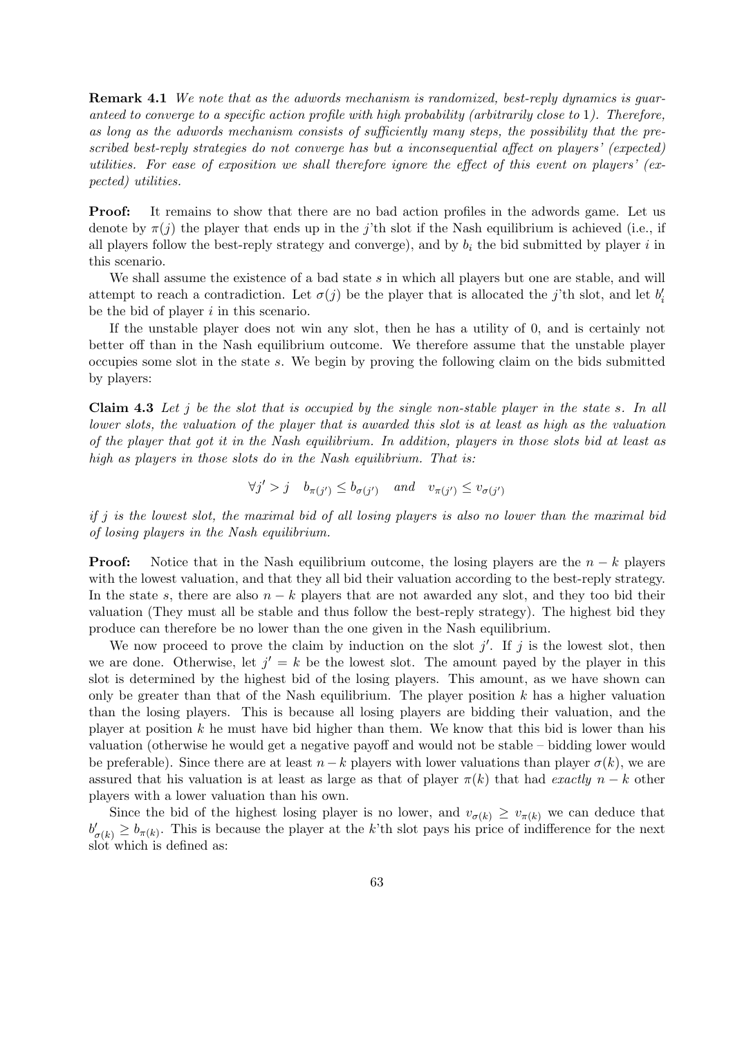**Remark 4.1** *We note that as the adwords mechanism is randomized, best-reply dynamics is guaranteed to converge to a specific action profile with high probability (arbitrarily close to* 1*). Therefore, as long as the adwords mechanism consists of sufficiently many steps, the possibility that the prescribed best-reply strategies do not converge has but a inconsequential affect on players' (expected) utilities. For ease of exposition we shall therefore ignore the effect of this event on players' (expected) utilities.*

**Proof:** It remains to show that there are no bad action profiles in the adwords game. Let us denote by $\pi(j)$ the player that ends up in the $j$'th slot if the Nash equilibrium is achieved (i.e., if all players follow the best-reply strategy and converge), and by $b_i$ the bid submitted by player $i$ in this scenario.

We shall assume the existence of a bad state $s$ in which all players but one are stable, and will attempt to reach a contradiction. Let $\sigma(j)$ be the player that is allocated the $j$'th slot, and let $b'_i$ be the bid of player $i$ in this scenario.

If the unstable player does not win any slot, then he has a utility of 0, and is certainly not better off than in the Nash equilibrium outcome. We therefore assume that the unstable player occupies some slot in the state $s$. We begin by proving the following claim on the bids submitted by players:

**Claim 4.3** *Let $j$ be the slot that is occupied by the single non-stable player in the state $s$. In all lower slots, the valuation of the player that is awarded this slot is at least as high as the valuation of the player that got it in the Nash equilibrium. In addition, players in those slots bid at least as high as players in those slots do in the Nash equilibrium. That is:*

$$\forall j' > j \quad b_{\pi(j')} \leq b_{\sigma(j')} \quad \text{and} \quad v_{\pi(j')} \leq v_{\sigma(j')}$$

*if $j$ is the lowest slot, the maximal bid of all losing players is also no lower than the maximal bid of losing players in the Nash equilibrium.*

**Proof:** Notice that in the Nash equilibrium outcome, the losing players are the $n-k$ players with the lowest valuation, and that they all bid their valuation according to the best-reply strategy. In the state $s$, there are also $n-k$ players that are not awarded any slot, and they too bid their valuation (They must all be stable and thus follow the best-reply strategy). The highest bid they produce can therefore be no lower than the one given in the Nash equilibrium.

We now proceed to prove the claim by induction on the slot $j'$. If $j$ is the lowest slot, then we are done. Otherwise, let $j' = k$ be the lowest slot. The amount payed by the player in this slot is determined by the highest bid of the losing players. This amount, as we have shown can only be greater than that of the Nash equilibrium. The player position $k$ has a higher valuation than the losing players. This is because all losing players are bidding their valuation, and the player at position $k$ he must have bid higher than them. We know that this bid is lower than his valuation (otherwise he would get a negative payoff and would not be stable – bidding lower would be preferable). Since there are at least $n-k$ players with lower valuations than player $\sigma(k)$, we are assured that his valuation is at least as large as that of player $\pi(k)$ that had *exactly* $n-k$ other players with a lower valuation than his own.

Since the bid of the highest losing player is no lower, and $v_{\sigma(k)} \geq v_{\pi(k)}$ we can deduce that $b'_{\sigma(k)} \geq b_{\pi(k)}$. This is because the player at the $k$'th slot pays his price of indifference for the next slot which is defined as: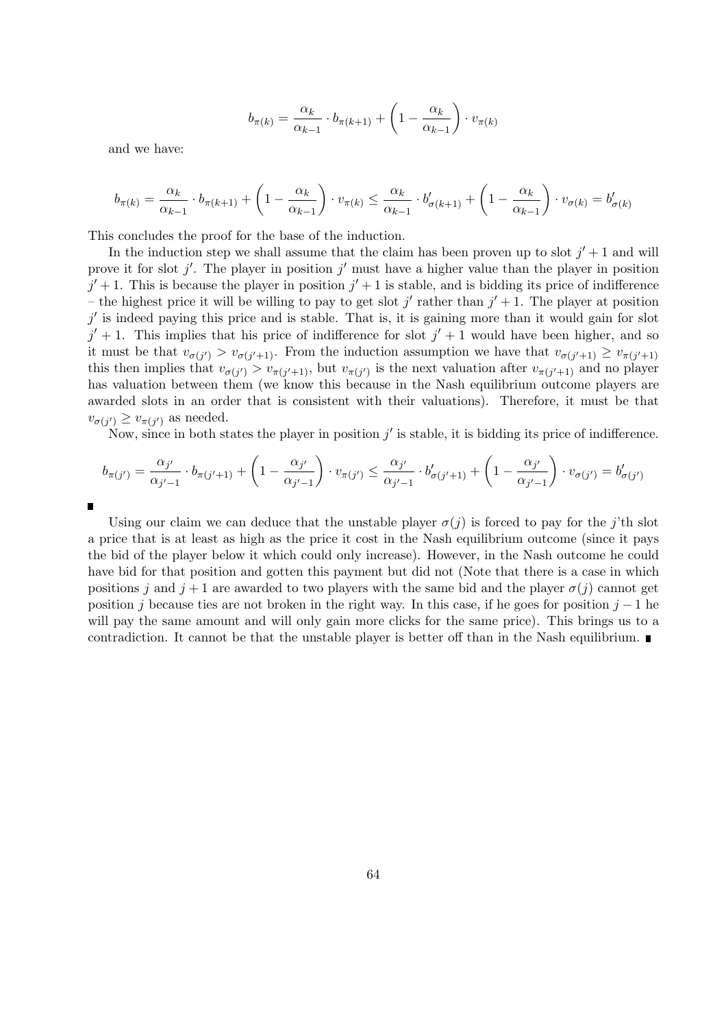$$b_{\pi(k)} = \frac{\alpha_k}{\alpha_{k-1}} \cdot b_{\pi(k+1)} + \left(1 - \frac{\alpha_k}{\alpha_{k-1}}\right) \cdot v_{\pi(k)}$$

and we have:

$$b_{\pi(k)} = \frac{\alpha_k}{\alpha_{k-1}} \cdot b_{\pi(k+1)} + \left(1 - \frac{\alpha_k}{\alpha_{k-1}}\right) \cdot v_{\pi(k)} \leq \frac{\alpha_k}{\alpha_{k-1}} \cdot b'_{\sigma(k+1)} + \left(1 - \frac{\alpha_k}{\alpha_{k-1}}\right) \cdot v_{\sigma(k)} = b'_{\sigma(k)}$$

This concludes the proof for the base of the induction.

In the induction step we shall assume that the claim has been proven up to slot $j'+1$ and will prove it for slot $j'$. The player in position $j'$ must have a higher value than the player in position $j'+1$. This is because the player in position $j'+1$ is stable, and is bidding its price of indifference – the highest price it will be willing to pay to get slot $j'$ rather than $j'+1$. The player at position $j'$ is indeed paying this price and is stable. That is, it is gaining more than it would gain for slot $j'+1$. This implies that his price of indifference for slot $j'+1$ would have been higher, and so it must be that $v_{\sigma(j')} > v_{\sigma(j'+1)}$. From the induction assumption we have that $v_{\sigma(j'+1)} \geq v_{\pi(j'+1)}$ this then implies that $v_{\sigma(j')} > v_{\pi(j'+1)}$, but $v_{\pi(j')}$ is the next valuation after $v_{\pi(j'+1)}$ and no player has valuation between them (we know this because in the Nash equilibrium outcome players are awarded slots in an order that is consistent with their valuations). Therefore, it must be that $v_{\sigma(j')} \geq v_{\pi(j')}$ as needed.

Now, since in both states the player in position $j'$ is stable, it is bidding its price of indifference.

$$b_{\pi(j')} = \frac{\alpha_{j'}}{\alpha_{j'-1}} \cdot b_{\pi(j'+1)} + \left(1 - \frac{\alpha_{j'}}{\alpha_{j'-1}}\right) \cdot v_{\pi(j')} \leq \frac{\alpha_{j'}}{\alpha_{j'-1}} \cdot b'_{\sigma(j'+1)} + \left(1 - \frac{\alpha_{j'}}{\alpha_{j'-1}}\right) \cdot v_{\sigma(j')} = b'_{\sigma(j')}$$

■

Using our claim we can deduce that the unstable player $\sigma(j)$ is forced to pay for the $j$'th slot a price that is at least as high as the price it cost in the Nash equilibrium outcome (since it pays the bid of the player below it which could only increase). However, in the Nash outcome he could have bid for that position and gotten this payment but did not (Note that there is a case in which positions $j$ and $j+1$ are awarded to two players with the same bid and the player $\sigma(j)$ cannot get position $j$ because ties are not broken in the right way. In this case, if he goes for position $j-1$ he will pay the same amount and will only gain more clicks for the same price). This brings us to a contradiction. It cannot be that the unstable player is better off than in the Nash equilibrium. ■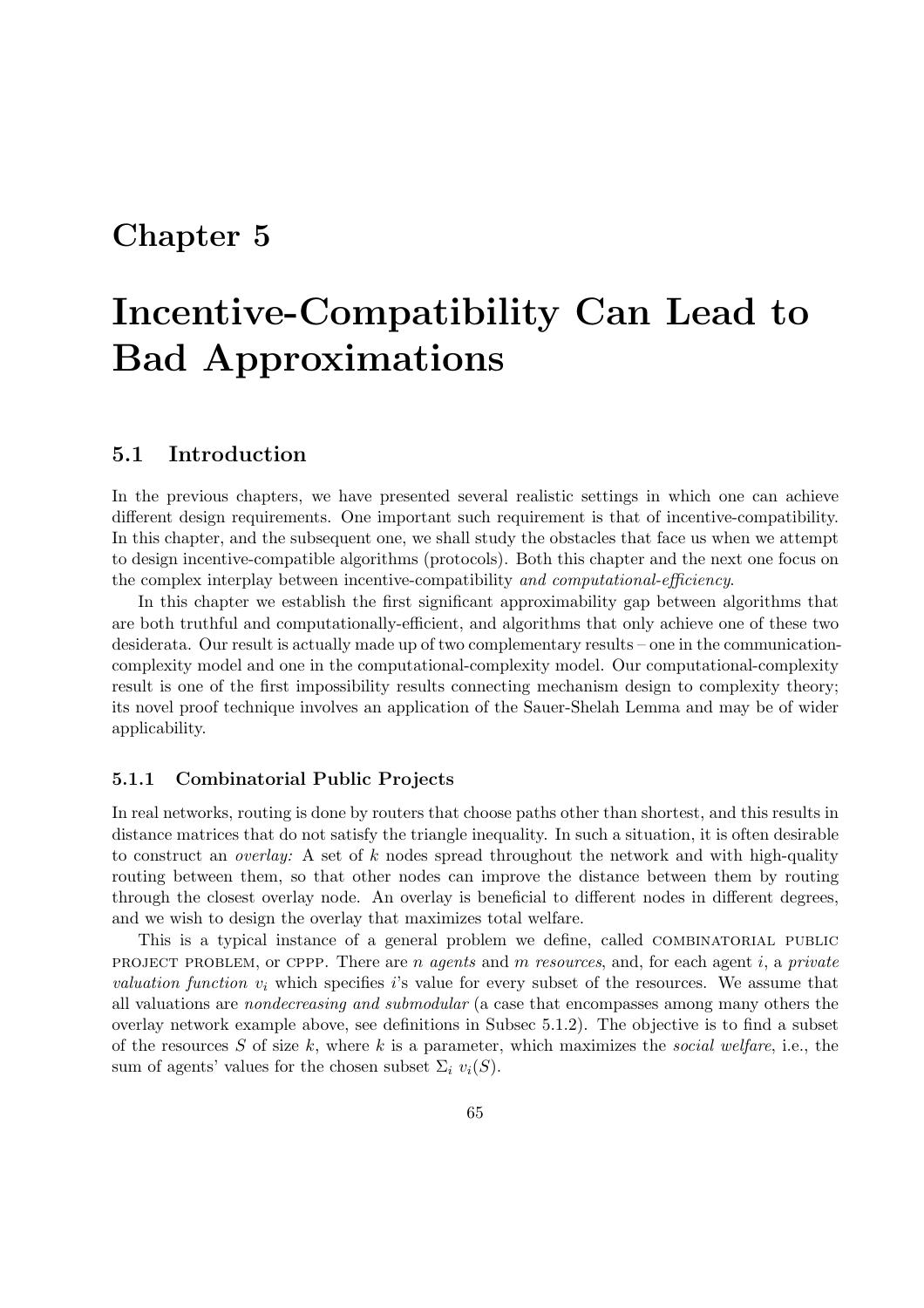# Chapter 5

# Incentive-Compatibility Can Lead to Bad Approximations

## 5.1 Introduction

In the previous chapters, we have presented several realistic settings in which one can achieve different design requirements. One important such requirement is that of incentive-compatibility. In this chapter, and the subsequent one, we shall study the obstacles that face us when we attempt to design incentive-compatible algorithms (protocols). Both this chapter and the next one focus on the complex interplay between incentive-compatibility *and computational-efficiency*.

In this chapter we establish the first significant approximability gap between algorithms that are both truthful and computationally-efficient, and algorithms that only achieve one of these two desiderata. Our result is actually made up of two complementary results – one in the communication-complexity model and one in the computational-complexity model. Our computational-complexity result is one of the first impossibility results connecting mechanism design to complexity theory; its novel proof technique involves an application of the Sauer-Shelah Lemma and may be of wider applicability.

### 5.1.1 Combinatorial Public Projects

In real networks, routing is done by routers that choose paths other than shortest, and this results in distance matrices that do not satisfy the triangle inequality. In such a situation, it is often desirable to construct an *overlay:* A set of $k$ nodes spread throughout the network and with high-quality routing between them, so that other nodes can improve the distance between them by routing through the closest overlay node. An overlay is beneficial to different nodes in different degrees, and we wish to design the overlay that maximizes total welfare.

This is a typical instance of a general problem we define, called COMBINATORIAL PUBLIC PROJECT PROBLEM, or CPPP. There are $n$ *agents* and $m$ *resources*, and, for each agent $i$, a *private valuation function* $v_i$ which specifies $i$'s value for every subset of the resources. We assume that all valuations are *nondecreasing and submodular* (a case that encompasses among many others the overlay network example above, see definitions in Subsec 5.1.2). The objective is to find a subset of the resources $S$ of size $k$, where $k$ is a parameter, which maximizes the *social welfare*, i.e., the sum of agents' values for the chosen subset $\Sigma_i \ v_i(S)$.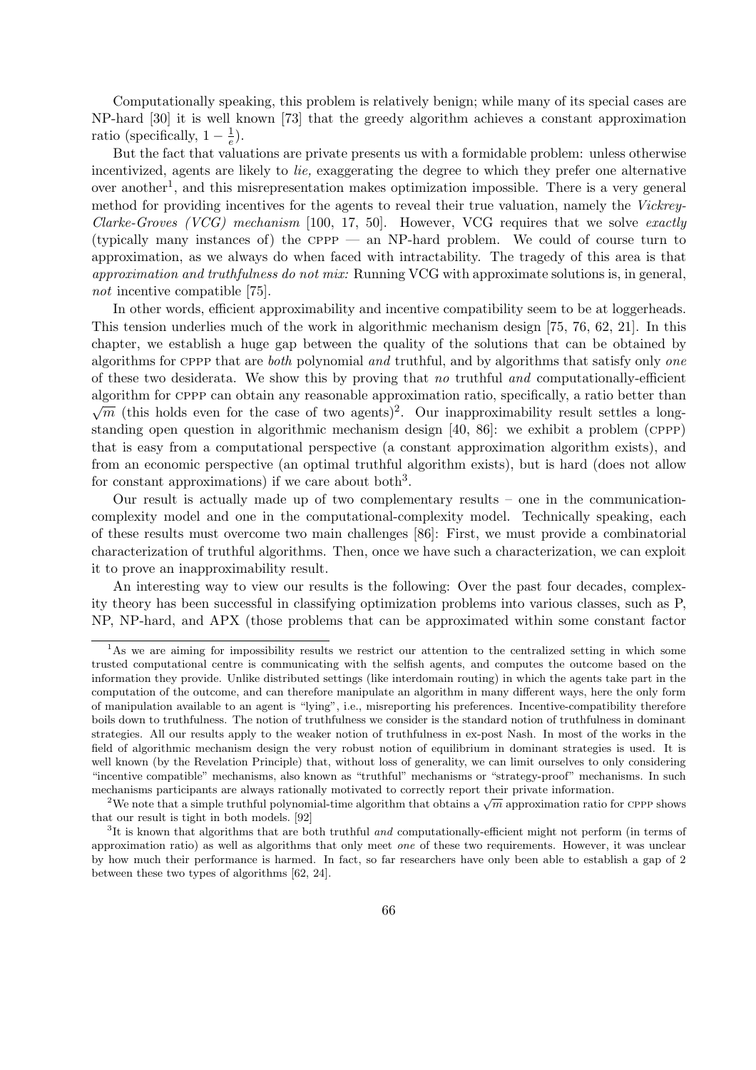Computationally speaking, this problem is relatively benign; while many of its special cases are NP-hard [30] it is well known [73] that the greedy algorithm achieves a constant approximation ratio (specifically, $1 - \frac{1}{e}$).

But the fact that valuations are private presents us with a formidable problem: unless otherwise incentivized, agents are likely to *lie,* exaggerating the degree to which they prefer one alternative over another[1], and this misrepresentation makes optimization impossible. There is a very general method for providing incentives for the agents to reveal their true valuation, namely the *Vickrey-Clarke-Groves (VCG) mechanism* [100, 17, 50]. However, VCG requires that we solve *exactly* (typically many instances of) the CPPP — an NP-hard problem. We could of course turn to approximation, as we always do when faced with intractability. The tragedy of this area is that *approximation and truthfulness do not mix:* Running VCG with approximate solutions is, in general, *not* incentive compatible [75].

In other words, efficient approximability and incentive compatibility seem to be at loggerheads. This tension underlies much of the work in algorithmic mechanism design [75, 76, 62, 21]. In this chapter, we establish a huge gap between the quality of the solutions that can be obtained by algorithms for CPPP that are *both* polynomial *and* truthful, and by algorithms that satisfy only *one* of these two desiderata. We show this by proving that *no* truthful *and* computationally-efficient algorithm for CPPP can obtain any reasonable approximation ratio, specifically, a ratio better than $\sqrt{m}$ (this holds even for the case of two agents)[2]. Our inapproximability result settles a long-standing open question in algorithmic mechanism design [40, 86]: we exhibit a problem (CPPP) that is easy from a computational perspective (a constant approximation algorithm exists), and from an economic perspective (an optimal truthful algorithm exists), but is hard (does not allow for constant approximations) if we care about both[3].

Our result is actually made up of two complementary results – one in the communication-complexity model and one in the computational-complexity model. Technically speaking, each of these results must overcome two main challenges [86]: First, we must provide a combinatorial characterization of truthful algorithms. Then, once we have such a characterization, we can exploit it to prove an inapproximability result.

An interesting way to view our results is the following: Over the past four decades, complexity theory has been successful in classifying optimization problems into various classes, such as P, NP, NP-hard, and APX (those problems that can be approximated within some constant factor

[1] As we are aiming for impossibility results we restrict our attention to the centralized setting in which some trusted computational centre is communicating with the selfish agents, and computes the outcome based on the information they provide. Unlike distributed settings (like interdomain routing) in which the agents take part in the computation of the outcome, and can therefore manipulate an algorithm in many different ways, here the only form of manipulation available to an agent is "lying", i.e., misreporting his preferences. Incentive-compatibility therefore boils down to truthfulness. The notion of truthfulness we consider is the standard notion of truthfulness in dominant strategies. All our results apply to the weaker notion of truthfulness in ex-post Nash. In most of the works in the field of algorithmic mechanism design the very robust notion of equilibrium in dominant strategies is used. It is well known (by the Revelation Principle) that, without loss of generality, we can limit ourselves to only considering "incentive compatible" mechanisms, also known as "truthful" mechanisms or "strategy-proof" mechanisms. In such mechanisms participants are always rationally motivated to correctly report their private information.

[2] We note that a simple truthful polynomial-time algorithm that obtains a $\sqrt{m}$ approximation ratio for CPPP shows that our result is tight in both models. [92]

[3] It is known that algorithms that are both truthful *and* computationally-efficient might not perform (in terms of approximation ratio) as well as algorithms that only meet *one* of these two requirements. However, it was unclear by how much their performance is harmed. In fact, so far researchers have only been able to establish a gap of 2 between these two types of algorithms [62, 24].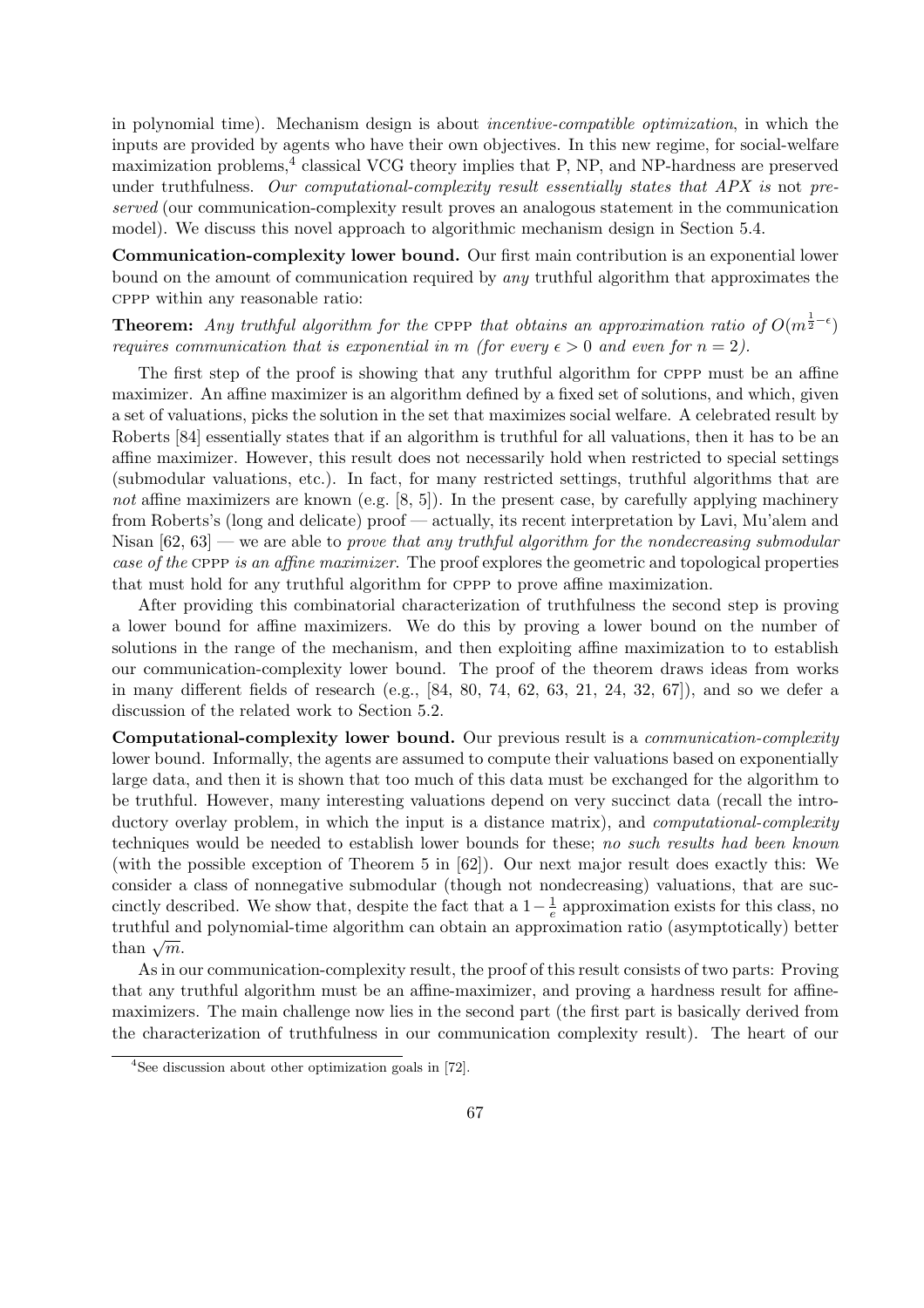in polynomial time). Mechanism design is about *incentive-compatible optimization*, in which the inputs are provided by agents who have their own objectives. In this new regime, for social-welfare maximization problems,[4] classical VCG theory implies that P, NP, and NP-hardness are preserved under truthfulness. *Our computational-complexity result essentially states that APX is* not *preserved* (our communication-complexity result proves an analogous statement in the communication model). We discuss this novel approach to algorithmic mechanism design in Section 5.4.

**Communication-complexity lower bound.** Our first main contribution is an exponential lower bound on the amount of communication required by *any* truthful algorithm that approximates the CPPP within any reasonable ratio:

**Theorem:** *Any truthful algorithm for the* CPPP *that obtains an approximation ratio of $O(m^{\frac{1}{2}-\epsilon})$ requires communication that is exponential in $m$ (for every $\epsilon > 0$ and even for $n = 2$).*

The first step of the proof is showing that any truthful algorithm for CPPP must be an affine maximizer. An affine maximizer is an algorithm defined by a fixed set of solutions, and which, given a set of valuations, picks the solution in the set that maximizes social welfare. A celebrated result by Roberts [84] essentially states that if an algorithm is truthful for all valuations, then it has to be an affine maximizer. However, this result does not necessarily hold when restricted to special settings (submodular valuations, etc.). In fact, for many restricted settings, truthful algorithms that are *not* affine maximizers are known (e.g. [8, 5]). In the present case, by carefully applying machinery from Roberts's (long and delicate) proof — actually, its recent interpretation by Lavi, Mu'alem and Nisan [62, 63] — we are able to *prove that any truthful algorithm for the nondecreasing submodular case of the* CPPP *is an affine maximizer*. The proof explores the geometric and topological properties that must hold for any truthful algorithm for CPPP to prove affine maximization.

After providing this combinatorial characterization of truthfulness the second step is proving a lower bound for affine maximizers. We do this by proving a lower bound on the number of solutions in the range of the mechanism, and then exploiting affine maximization to to establish our communication-complexity lower bound. The proof of the theorem draws ideas from works in many different fields of research (e.g., [84, 80, 74, 62, 63, 21, 24, 32, 67]), and so we defer a discussion of the related work to Section 5.2.

**Computational-complexity lower bound.** Our previous result is a *communication-complexity* lower bound. Informally, the agents are assumed to compute their valuations based on exponentially large data, and then it is shown that too much of this data must be exchanged for the algorithm to be truthful. However, many interesting valuations depend on very succinct data (recall the introductory overlay problem, in which the input is a distance matrix), and *computational-complexity* techniques would be needed to establish lower bounds for these; *no such results had been known* (with the possible exception of Theorem 5 in [62]). Our next major result does exactly this: We consider a class of nonnegative submodular (though not nondecreasing) valuations, that are succinctly described. We show that, despite the fact that a $1-\frac{1}{e}$ approximation exists for this class, no truthful and polynomial-time algorithm can obtain an approximation ratio (asymptotically) better than $\sqrt{m}$.

As in our communication-complexity result, the proof of this result consists of two parts: Proving that any truthful algorithm must be an affine-maximizer, and proving a hardness result for affine-maximizers. The main challenge now lies in the second part (the first part is basically derived from the characterization of truthfulness in our communication complexity result). The heart of our

[4] See discussion about other optimization goals in [72].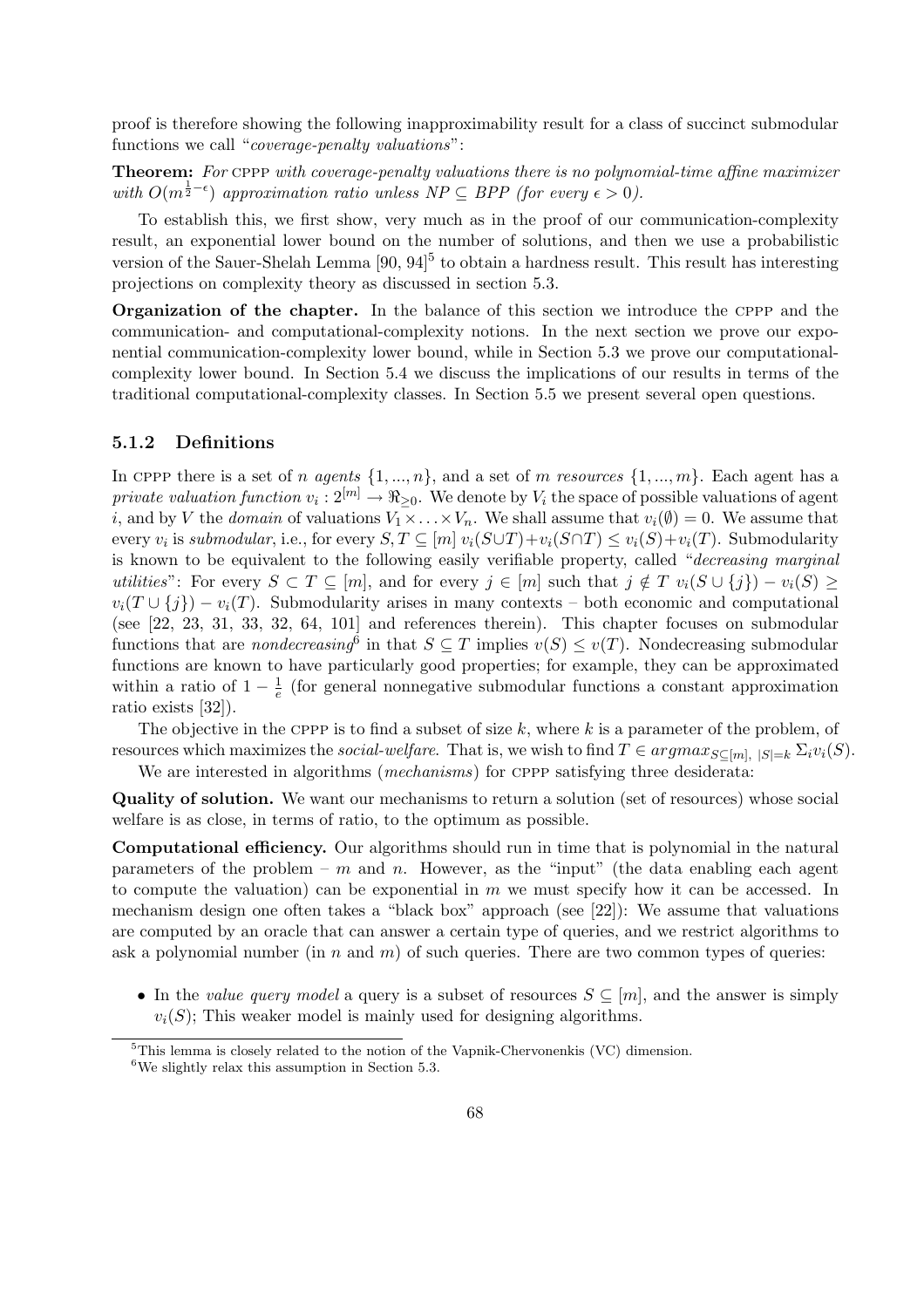proof is therefore showing the following inapproximability result for a class of succinct submodular functions we call "*coverage-penalty valuations*":

**Theorem:** *For* CPPP *with coverage-penalty valuations there is no polynomial-time affine maximizer with $O(m^{\frac{1}{2}-\epsilon})$ approximation ratio unless $NP \subseteq BPP$ (for every $\epsilon > 0$).*

To establish this, we first show, very much as in the proof of our communication-complexity result, an exponential lower bound on the number of solutions, and then we use a probabilistic version of the Sauer-Shelah Lemma [90, 94][5] to obtain a hardness result. This result has interesting projections on complexity theory as discussed in section 5.3.

**Organization of the chapter.** In the balance of this section we introduce the CPPP and the communication- and computational-complexity notions. In the next section we prove our exponential communication-complexity lower bound, while in Section 5.3 we prove our computational-complexity lower bound. In Section 5.4 we discuss the implications of our results in terms of the traditional computational-complexity classes. In Section 5.5 we present several open questions.

### 5.1.2 Definitions

In CPPP there is a set of $n$ *agents* $\{1, ..., n\}$, and a set of $m$ *resources* $\{1, ..., m\}$. Each agent has a *private valuation function* $v_i : 2^{[m]} \rightarrow \Re_{\geq 0}$. We denote by $V_i$ the space of possible valuations of agent $i$, and by $V$ the *domain* of valuations $V_1 \times \ldots \times V_n$. We shall assume that $v_i(\emptyset) = 0$. We assume that every $v_i$ is *submodular*, i.e., for every $S, T \subseteq [m]$ $v_i(S \cup T) + v_i(S \cap T) \leq v_i(S) + v_i(T)$. Submodularity is known to be equivalent to the following easily verifiable property, called "*decreasing marginal utilities*": For every $S \subset T \subseteq [m]$, and for every $j \in [m]$ such that $j \notin T$ $v_i(S \cup \{j\}) - v_i(S) \geq v_i(T \cup \{j\}) - v_i(T)$. Submodularity arises in many contexts – both economic and computational (see [22, 23, 31, 33, 32, 64, 101] and references therein). This chapter focuses on submodular functions that are *nondecreasing*[6] in that $S \subseteq T$ implies $v(S) \leq v(T)$. Nondecreasing submodular functions are known to have particularly good properties; for example, they can be approximated within a ratio of $1 - \frac{1}{e}$ (for general nonnegative submodular functions a constant approximation ratio exists [32]).

The objective in the CPPP is to find a subset of size $k$, where $k$ is a parameter of the problem, of resources which maximizes the *social-welfare*. That is, we wish to find $T \in argmax_{S \subseteq [m],\ |S|=k} \Sigma_i v_i(S)$.

We are interested in algorithms (*mechanisms*) for CPPP satisfying three desiderata:

**Quality of solution.** We want our mechanisms to return a solution (set of resources) whose social welfare is as close, in terms of ratio, to the optimum as possible.

**Computational efficiency.** Our algorithms should run in time that is polynomial in the natural parameters of the problem – $m$ and $n$. However, as the "input" (the data enabling each agent to compute the valuation) can be exponential in $m$ we must specify how it can be accessed. In mechanism design one often takes a "black box" approach (see [22]): We assume that valuations are computed by an oracle that can answer a certain type of queries, and we restrict algorithms to ask a polynomial number (in $n$ and $m$) of such queries. There are two common types of queries:

- In the *value query model* a query is a subset of resources $S \subseteq [m]$, and the answer is simply $v_i(S)$; This weaker model is mainly used for designing algorithms.

[5] This lemma is closely related to the notion of the Vapnik-Chervonenkis (VC) dimension.

[6] We slightly relax this assumption in Section 5.3.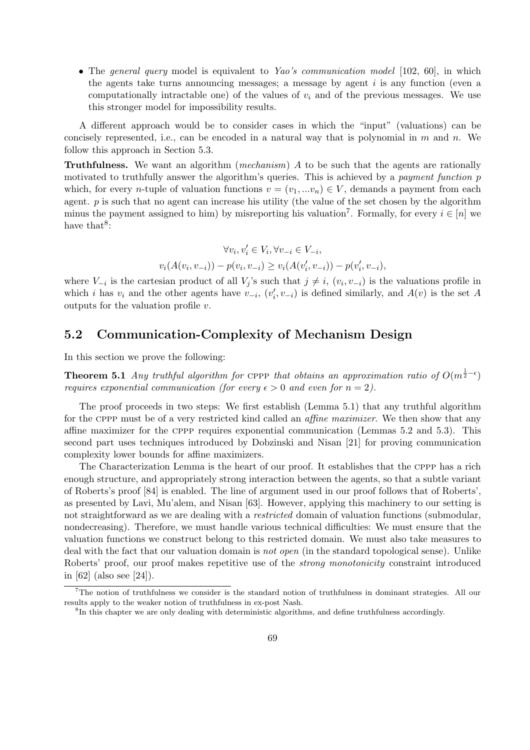- The *general query* model is equivalent to *Yao's communication model* [102, 60], in which the agents take turns announcing messages; a message by agent $i$ is any function (even a computationally intractable one) of the values of $v_i$ and of the previous messages. We use this stronger model for impossibility results.

A different approach would be to consider cases in which the "input" (valuations) can be concisely represented, i.e., can be encoded in a natural way that is polynomial in $m$ and $n$. We follow this approach in Section 5.3.

**Truthfulness.** We want an algorithm (*mechanism*) $A$ to be such that the agents are rationally motivated to truthfully answer the algorithm's queries. This is achieved by a *payment function* $p$ which, for every $n$-tuple of valuation functions $v = (v_1, ...v_n) \in V$, demands a payment from each agent. $p$ is such that no agent can increase his utility (the value of the set chosen by the algorithm minus the payment assigned to him) by misreporting his valuation[7]. Formally, for every $i \in [n]$ we have that[8]:

$$\forall v_i, v_i' \in V_i, \forall v_{-i} \in V_{-i},$$
$$v_i(A(v_i, v_{-i})) - p(v_i, v_{-i}) \geq v_i(A(v_i', v_{-i})) - p(v_i', v_{-i}),$$

where $V_{-i}$ is the cartesian product of all $V_j$'s such that $j \neq i$, $(v_i, v_{-i})$ is the valuations profile in which $i$ has $v_i$ and the other agents have $v_{-i}$, $(v_i', v_{-i})$ is defined similarly, and $A(v)$ is the set $A$ outputs for the valuation profile $v$.

## 5.2 Communication-Complexity of Mechanism Design

In this section we prove the following:

**Theorem 5.1** *Any truthful algorithm for* CPPP *that obtains an approximation ratio of $O(m^{\frac{1}{2}-\epsilon})$ requires exponential communication (for every $\epsilon > 0$ and even for $n = 2$).*

The proof proceeds in two steps: We first establish (Lemma 5.1) that any truthful algorithm for the CPPP must be of a very restricted kind called an *affine maximizer*. We then show that any affine maximizer for the CPPP requires exponential communication (Lemmas 5.2 and 5.3). This second part uses techniques introduced by Dobzinski and Nisan [21] for proving communication complexity lower bounds for affine maximizers.

The Characterization Lemma is the heart of our proof. It establishes that the CPPP has a rich enough structure, and appropriately strong interaction between the agents, so that a subtle variant of Roberts's proof [84] is enabled. The line of argument used in our proof follows that of Roberts', as presented by Lavi, Mu'alem, and Nisan [63]. However, applying this machinery to our setting is not straightforward as we are dealing with a *restricted* domain of valuation functions (submodular, nondecreasing). Therefore, we must handle various technical difficulties: We must ensure that the valuation functions we construct belong to this restricted domain. We must also take measures to deal with the fact that our valuation domain is *not open* (in the standard topological sense). Unlike Roberts' proof, our proof makes repetitive use of the *strong monotonicity* constraint introduced in [62] (also see [24]).

[7] The notion of truthfulness we consider is the standard notion of truthfulness in dominant strategies. All our results apply to the weaker notion of truthfulness in ex-post Nash.

[8] In this chapter we are only dealing with deterministic algorithms, and define truthfulness accordingly.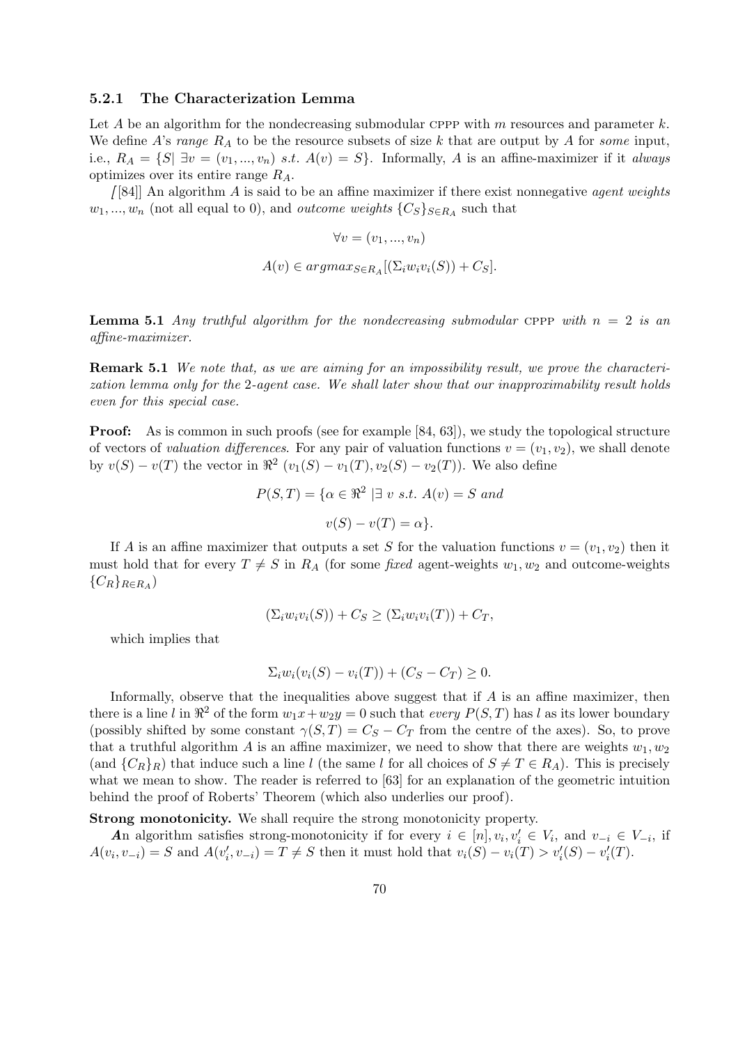### 5.2.1 The Characterization Lemma

Let $A$ be an algorithm for the nondecreasing submodular CPPP with $m$ resources and parameter $k$. We define $A$'s *range* $R_A$ to be the resource subsets of size $k$ that are output by $A$ for *some* input, i.e., $R_A = \{S | \exists v = (v_1, ..., v_n) \ s.t. \ A(v) = S\}$. Informally, $A$ is an affine-maximizer if it *always* optimizes over its entire range $R_A$.

*[*[84]] An algorithm $A$ is said to be an affine maximizer if there exist nonnegative *agent weights* $w_1, ..., w_n$ (not all equal to 0), and *outcome weights* $\{C_S\}_{S \in R_A}$ such that

$$\forall v = (v_1, ..., v_n)$$

$$A(v) \in argmax_{S \in R_A}[(\Sigma_i w_i v_i(S)) + C_S].$$

**Lemma 5.1** *Any truthful algorithm for the nondecreasing submodular* CPPP *with $n = 2$ is an affine-maximizer.*

**Remark 5.1** *We note that, as we are aiming for an impossibility result, we prove the characterization lemma only for the 2-agent case. We shall later show that our inapproximability result holds even for this special case.*

**Proof:** As is common in such proofs (see for example [84, 63]), we study the topological structure of vectors of *valuation differences*. For any pair of valuation functions $v = (v_1, v_2)$, we shall denote by $v(S) - v(T)$ the vector in $\Re^2$ $(v_1(S) - v_1(T), v_2(S) - v_2(T))$. We also define

$$P(S,T) = \{\alpha \in \Re^2 \ | \exists \ v \ s.t. \ A(v) = S \ and$$

$$v(S) - v(T) = \alpha\}.$$

If $A$ is an affine maximizer that outputs a set $S$ for the valuation functions $v = (v_1, v_2)$ then it must hold that for every $T \neq S$ in $R_A$ (for some *fixed* agent-weights $w_1, w_2$ and outcome-weights $\{C_R\}_{R \in R_A}$)

$$(\Sigma_i w_i v_i(S)) + C_S \geq (\Sigma_i w_i v_i(T)) + C_T,$$

which implies that

$$\Sigma_i w_i (v_i(S) - v_i(T)) + (C_S - C_T) \geq 0.$$

Informally, observe that the inequalities above suggest that if $A$ is an affine maximizer, then there is a line $l$ in $\Re^2$ of the form $w_1 x + w_2 y = 0$ such that *every* $P(S,T)$ has $l$ as its lower boundary (possibly shifted by some constant $\gamma(S,T) = C_S - C_T$ from the centre of the axes). So, to prove that a truthful algorithm $A$ is an affine maximizer, we need to show that there are weights $w_1, w_2$ (and $\{C_R\}_R$) that induce such a line $l$ (the same $l$ for all choices of $S \neq T \in R_A$). This is precisely what we mean to show. The reader is referred to [63] for an explanation of the geometric intuition behind the proof of Roberts' Theorem (which also underlies our proof).

**Strong monotonicity.** We shall require the strong monotonicity property.

***A***n algorithm satisfies strong-monotonicity if for every $i \in [n], v_i, v'_i \in V_i$, and $v_{-i} \in V_{-i}$, if $A(v_i, v_{-i}) = S$ and $A(v'_i, v_{-i}) = T \neq S$ then it must hold that $v_i(S) - v_i(T) > v'_i(S) - v'_i(T)$.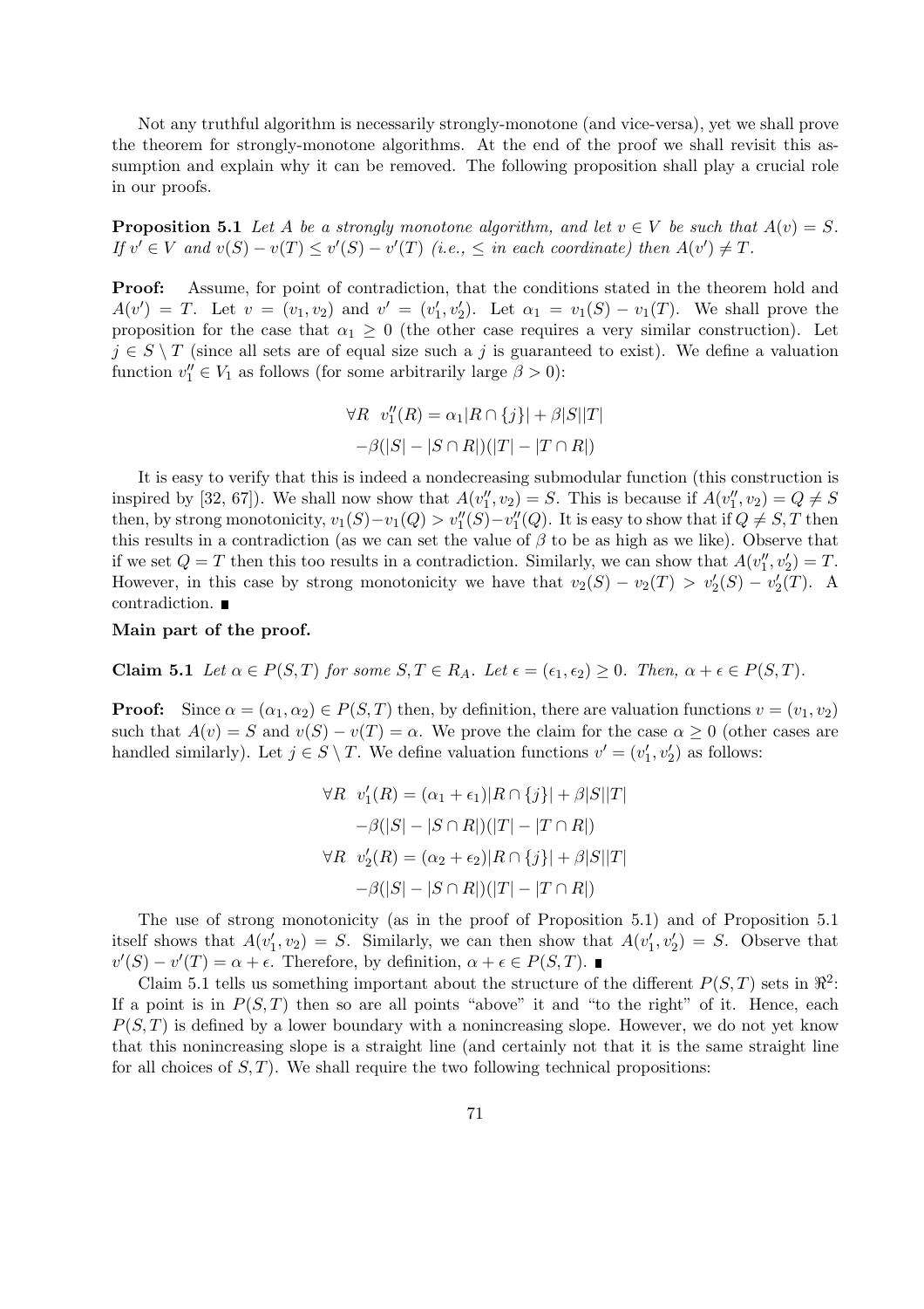Not any truthful algorithm is necessarily strongly-monotone (and vice-versa), yet we shall prove the theorem for strongly-monotone algorithms. At the end of the proof we shall revisit this assumption and explain why it can be removed. The following proposition shall play a crucial role in our proofs.

**Proposition 5.1** *Let $A$ be a strongly monotone algorithm, and let $v \in V$ be such that $A(v) = S$. If $v' \in V$ and $v(S) - v(T) \leq v'(S) - v'(T)$ (i.e., $\leq$ in each coordinate) then $A(v') \neq T$.*

**Proof:** Assume, for point of contradiction, that the conditions stated in the theorem hold and $A(v') = T$. Let $v = (v_1, v_2)$ and $v' = (v_1', v_2')$. Let $\alpha_1 = v_1(S) - v_1(T)$. We shall prove the proposition for the case that $\alpha_1 \geq 0$ (the other case requires a very similar construction). Let $j \in S \setminus T$ (since all sets are of equal size such a $j$ is guaranteed to exist). We define a valuation function $v_1'' \in V_1$ as follows (for some arbitrarily large $\beta > 0$):

$$\forall R \;\; v_1''(R) = \alpha_1|R \cap \{j\}| + \beta|S||T|$$

$$-\beta(|S| - |S \cap R|)(|T| - |T \cap R|)$$

It is easy to verify that this is indeed a nondecreasing submodular function (this construction is inspired by [32, 67]). We shall now show that $A(v_1'', v_2) = S$. This is because if $A(v_1'', v_2) = Q \neq S$ then, by strong monotonicity, $v_1(S) - v_1(Q) > v_1''(S) - v_1''(Q)$. It is easy to show that if $Q \neq S, T$ then this results in a contradiction (as we can set the value of $\beta$ to be as high as we like). Observe that if we set $Q = T$ then this too results in a contradiction. Similarly, we can show that $A(v_1'', v_2') = T$. However, in this case by strong monotonicity we have that $v_2(S) - v_2(T) > v_2'(S) - v_2'(T)$. A contradiction. ■

**Main part of the proof.**

**Claim 5.1** *Let $\alpha \in P(S, T)$ for some $S, T \in R_A$. Let $\epsilon = (\epsilon_1, \epsilon_2) \geq 0$. Then, $\alpha + \epsilon \in P(S, T)$.*

**Proof:** Since $\alpha = (\alpha_1, \alpha_2) \in P(S, T)$ then, by definition, there are valuation functions $v = (v_1, v_2)$ such that $A(v) = S$ and $v(S) - v(T) = \alpha$. We prove the claim for the case $\alpha \geq 0$ (other cases are handled similarly). Let $j \in S \setminus T$. We define valuation functions $v' = (v_1', v_2')$ as follows:

$$\forall R \;\; v_1'(R) = (\alpha_1 + \epsilon_1)|R \cap \{j\}| + \beta|S||T|$$

$$-\beta(|S| - |S \cap R|)(|T| - |T \cap R|)$$

$$\forall R \;\; v_2'(R) = (\alpha_2 + \epsilon_2)|R \cap \{j\}| + \beta|S||T|$$

$$-\beta(|S| - |S \cap R|)(|T| - |T \cap R|)$$

The use of strong monotonicity (as in the proof of Proposition 5.1) and of Proposition 5.1 itself shows that $A(v_1', v_2) = S$. Similarly, we can then show that $A(v_1', v_2') = S$. Observe that $v'(S) - v'(T) = \alpha + \epsilon$. Therefore, by definition, $\alpha + \epsilon \in P(S, T)$. ■

Claim 5.1 tells us something important about the structure of the different $P(S, T)$ sets in $\Re^2$: If a point is in $P(S, T)$ then so are all points "above" it and "to the right" of it. Hence, each $P(S, T)$ is defined by a lower boundary with a nonincreasing slope. However, we do not yet know that this nonincreasing slope is a straight line (and certainly not that it is the same straight line for all choices of $S, T$). We shall require the two following technical propositions: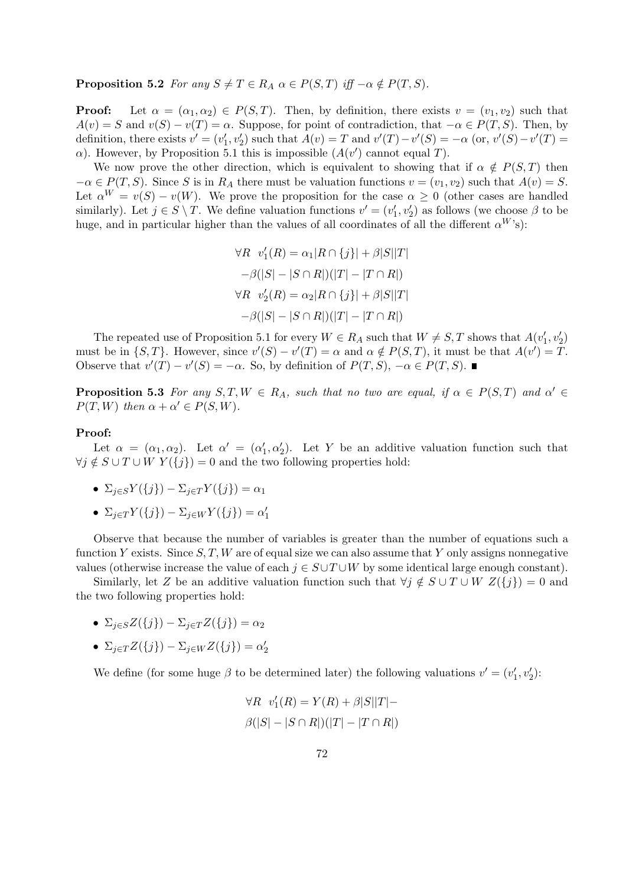**Proposition 5.2** *For any $S \neq T \in R_A$ $\alpha \in P(S,T)$ iff $-\alpha \notin P(T,S)$.*

**Proof:** Let $\alpha = (\alpha_1, \alpha_2) \in P(S,T)$. Then, by definition, there exists $v = (v_1, v_2)$ such that $A(v) = S$ and $v(S) - v(T) = \alpha$. Suppose, for point of contradiction, that $-\alpha \in P(T,S)$. Then, by definition, there exists $v' = (v_1', v_2')$ such that $A(v) = T$ and $v'(T) - v'(S) = -\alpha$ (or, $v'(S) - v'(T) = \alpha$). However, by Proposition 5.1 this is impossible ($A(v')$ cannot equal $T$).

We now prove the other direction, which is equivalent to showing that if $\alpha \notin P(S,T)$ then $-\alpha \in P(T,S)$. Since $S$ is in $R_A$ there must be valuation functions $v = (v_1, v_2)$ such that $A(v) = S$. Let $\alpha^W = v(S) - v(W)$. We prove the proposition for the case $\alpha \geq 0$ (other cases are handled similarly). Let $j \in S \setminus T$. We define valuation functions $v' = (v_1', v_2')$ as follows (we choose $\beta$ to be huge, and in particular higher than the values of all coordinates of all the different $\alpha^W$'s):

$$\forall R \;\; v_1'(R) = \alpha_1 |R \cap \{j\}| + \beta |S||T|$$
$$-\beta(|S| - |S \cap R|)(|T| - |T \cap R|)$$
$$\forall R \;\; v_2'(R) = \alpha_2 |R \cap \{j\}| + \beta |S||T|$$
$$-\beta(|S| - |S \cap R|)(|T| - |T \cap R|)$$

The repeated use of Proposition 5.1 for every $W \in R_A$ such that $W \neq S, T$ shows that $A(v_1', v_2')$ must be in $\{S, T\}$. However, since $v'(S) - v'(T) = \alpha$ and $\alpha \notin P(S,T)$, it must be that $A(v') = T$. Observe that $v'(T) - v'(S) = -\alpha$. So, by definition of $P(T,S)$, $-\alpha \in P(T,S)$. ∎

**Proposition 5.3** *For any $S, T, W \in R_A$, such that no two are equal, if $\alpha \in P(S,T)$ and $\alpha' \in P(T,W)$ then $\alpha + \alpha' \in P(S,W)$.*

**Proof:**

Let $\alpha = (\alpha_1, \alpha_2)$. Let $\alpha' = (\alpha_1', \alpha_2')$. Let $Y$ be an additive valuation function such that $\forall j \notin S \cup T \cup W$ $Y(\{j\}) = 0$ and the two following properties hold:

- $\Sigma_{j \in S} Y(\{j\}) - \Sigma_{j \in T} Y(\{j\}) = \alpha_1$
- $\Sigma_{j \in T} Y(\{j\}) - \Sigma_{j \in W} Y(\{j\}) = \alpha_1'$

Observe that because the number of variables is greater than the number of equations such a function $Y$ exists. Since $S, T, W$ are of equal size we can also assume that $Y$ only assigns nonnegative values (otherwise increase the value of each $j \in S \cup T \cup W$ by some identical large enough constant).

Similarly, let $Z$ be an additive valuation function such that $\forall j \notin S \cup T \cup W$ $Z(\{j\}) = 0$ and the two following properties hold:

- $\Sigma_{j \in S} Z(\{j\}) - \Sigma_{j \in T} Z(\{j\}) = \alpha_2$
- $\Sigma_{j \in T} Z(\{j\}) - \Sigma_{j \in W} Z(\{j\}) = \alpha_2'$

We define (for some huge $\beta$ to be determined later) the following valuations $v' = (v_1', v_2')$:

$$\forall R \;\; v_1'(R) = Y(R) + \beta |S||T| -$$
$$\beta(|S| - |S \cap R|)(|T| - |T \cap R|)$$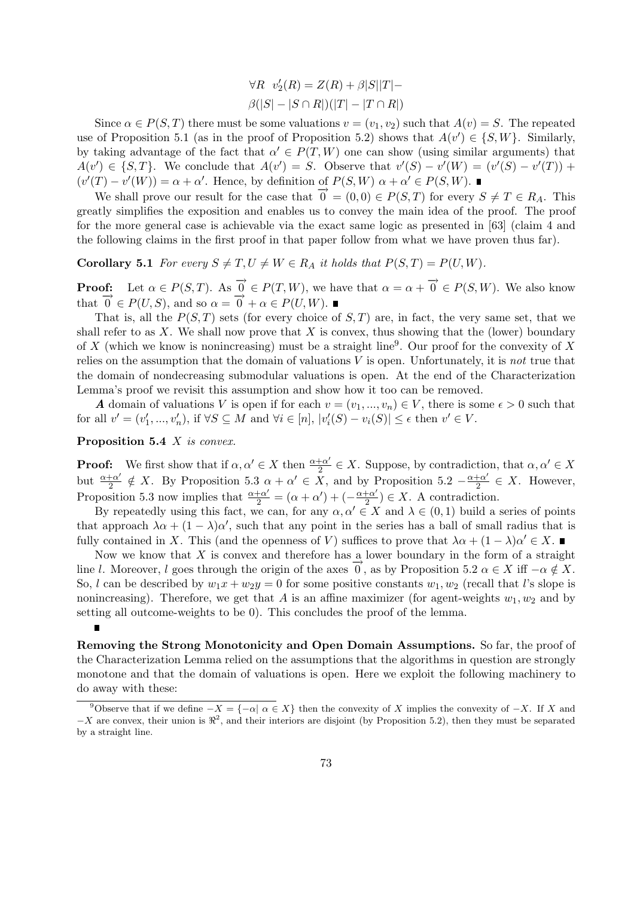$$\forall R \;\; v_2'(R) = Z(R) + \beta|S||T| -$$
$$\beta(|S| - |S \cap R|)(|T| - |T \cap R|)$$

Since $\alpha \in P(S,T)$ there must be some valuations $v = (v_1, v_2)$ such that $A(v) = S$. The repeated use of Proposition 5.1 (as in the proof of Proposition 5.2) shows that $A(v') \in \{S, W\}$. Similarly, by taking advantage of the fact that $\alpha' \in P(T,W)$ one can show (using similar arguments) that $A(v') \in \{S, T\}$. We conclude that $A(v') = S$. Observe that $v'(S) - v'(W) = (v'(S) - v'(T)) + (v'(T) - v'(W)) = \alpha + \alpha'$. Hence, by definition of $P(S,W)$ $\alpha + \alpha' \in P(S,W)$. ∎

We shall prove our result for the case that $\overrightarrow{0} = (0,0) \in P(S,T)$ for every $S \neq T \in R_A$. This greatly simplifies the exposition and enables us to convey the main idea of the proof. The proof for the more general case is achievable via the exact same logic as presented in [63] (claim 4 and the following claims in the first proof in that paper follow from what we have proven thus far).

**Corollary 5.1** *For every $S \neq T, U \neq W \in R_A$ it holds that $P(S,T) = P(U,W)$.*

**Proof:** Let $\alpha \in P(S,T)$. As $\overrightarrow{0} \in P(T,W)$, we have that $\alpha = \alpha + \overrightarrow{0} \in P(S,W)$. We also know that $\overrightarrow{0} \in P(U,S)$, and so $\alpha = \overrightarrow{0} + \alpha \in P(U,W)$. ∎

That is, all the $P(S,T)$ sets (for every choice of $S,T$) are, in fact, the very same set, that we shall refer to as $X$. We shall now prove that $X$ is convex, thus showing that the (lower) boundary of $X$ (which we know is nonincreasing) must be a straight line[9]. Our proof for the convexity of $X$ relies on the assumption that the domain of valuations $V$ is open. Unfortunately, it is *not* true that the domain of nondecreasing submodular valuations is open. At the end of the Characterization Lemma's proof we revisit this assumption and show how it too can be removed.

***A*** domain of valuations $V$ is open if for each $v = (v_1, ..., v_n) \in V$, there is some $\epsilon > 0$ such that for all $v' = (v_1', ..., v_n')$, if $\forall S \subseteq M$ and $\forall i \in [n]$, $|v_i'(S) - v_i(S)| \leq \epsilon$ then $v' \in V$.

**Proposition 5.4** *$X$ is convex.*

**Proof:** We first show that if $\alpha, \alpha' \in X$ then $\frac{\alpha+\alpha'}{2} \in X$. Suppose, by contradiction, that $\alpha, \alpha' \in X$ but $\frac{\alpha+\alpha'}{2} \notin X$. By Proposition 5.3 $\alpha + \alpha' \in X$, and by Proposition 5.2 $-\frac{\alpha+\alpha'}{2} \in X$. However, Proposition 5.3 now implies that $\frac{\alpha+\alpha'}{2} = (\alpha + \alpha') + (-\frac{\alpha+\alpha'}{2}) \in X$. A contradiction.

By repeatedly using this fact, we can, for any $\alpha, \alpha' \in X$ and $\lambda \in (0,1)$ build a series of points that approach $\lambda\alpha + (1-\lambda)\alpha'$, such that any point in the series has a ball of small radius that is fully contained in $X$. This (and the openness of $V$) suffices to prove that $\lambda\alpha + (1-\lambda)\alpha' \in X$. ∎

Now we know that $X$ is convex and therefore has a lower boundary in the form of a straight line $l$. Moreover, $l$ goes through the origin of the axes $\overrightarrow{0}$, as by Proposition 5.2 $\alpha \in X$ iff $-\alpha \notin X$. So, $l$ can be described by $w_1 x + w_2 y = 0$ for some positive constants $w_1, w_2$ (recall that $l$'s slope is nonincreasing). Therefore, we get that $A$ is an affine maximizer (for agent-weights $w_1, w_2$ and by setting all outcome-weights to be 0). This concludes the proof of the lemma.

∎

**Removing the Strong Monotonicity and Open Domain Assumptions.** So far, the proof of the Characterization Lemma relied on the assumptions that the algorithms in question are strongly monotone and that the domain of valuations is open. Here we exploit the following machinery to do away with these:

[9] Observe that if we define $-X = \{-\alpha | \alpha \in X\}$ then the convexity of $X$ implies the convexity of $-X$. If $X$ and $-X$ are convex, their union is $\Re^2$, and their interiors are disjoint (by Proposition 5.2), then they must be separated by a straight line.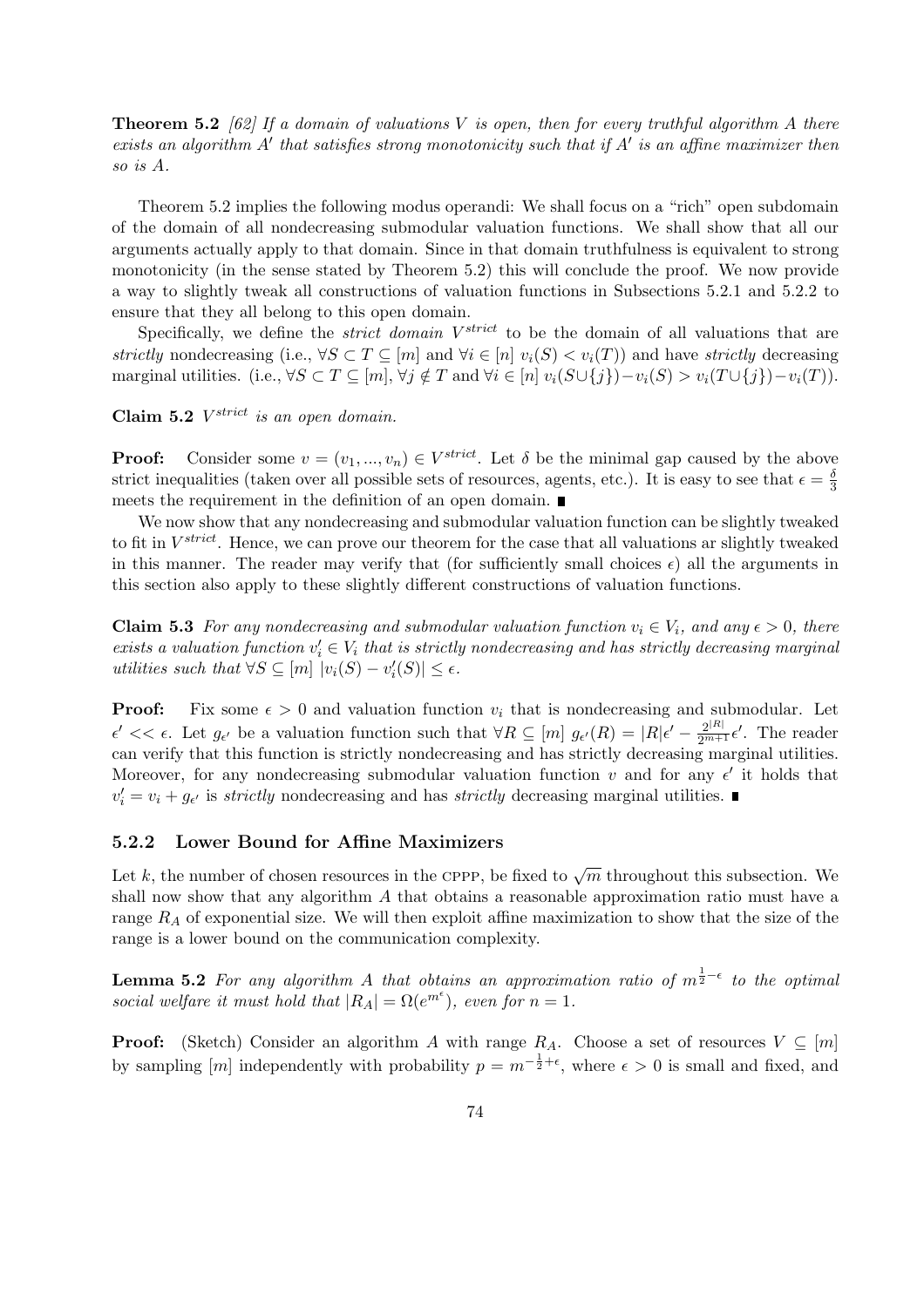**Theorem 5.2** *[62] If a domain of valuations $V$ is open, then for every truthful algorithm $A$ there exists an algorithm $A'$ that satisfies strong monotonicity such that if $A'$ is an affine maximizer then so is $A$.*

Theorem 5.2 implies the following modus operandi: We shall focus on a "rich" open subdomain of the domain of all nondecreasing submodular valuation functions. We shall show that all our arguments actually apply to that domain. Since in that domain truthfulness is equivalent to strong monotonicity (in the sense stated by Theorem 5.2) this will conclude the proof. We now provide a way to slightly tweak all constructions of valuation functions in Subsections 5.2.1 and 5.2.2 to ensure that they all belong to this open domain.

Specifically, we define the *strict domain* $V^{strict}$ to be the domain of all valuations that are *strictly* nondecreasing (i.e., $\forall S \subset T \subseteq [m]$ and $\forall i \in [n]$ $v_i(S) < v_i(T)$) and have *strictly* decreasing marginal utilities. (i.e., $\forall S \subset T \subseteq [m]$, $\forall j \notin T$ and $\forall i \in [n]$ $v_i(S \cup \{j\}) - v_i(S) > v_i(T \cup \{j\}) - v_i(T)$).

**Claim 5.2** *$V^{strict}$ is an open domain.*

**Proof:** Consider some $v = (v_1, ..., v_n) \in V^{strict}$. Let $\delta$ be the minimal gap caused by the above strict inequalities (taken over all possible sets of resources, agents, etc.). It is easy to see that $\epsilon = \frac{\delta}{3}$ meets the requirement in the definition of an open domain. ■

We now show that any nondecreasing and submodular valuation function can be slightly tweaked to fit in $V^{strict}$. Hence, we can prove our theorem for the case that all valuations ar slightly tweaked in this manner. The reader may verify that (for sufficiently small choices $\epsilon$) all the arguments in this section also apply to these slightly different constructions of valuation functions.

**Claim 5.3** *For any nondecreasing and submodular valuation function $v_i \in V_i$, and any $\epsilon > 0$, there exists a valuation function $v'_i \in V_i$ that is strictly nondecreasing and has strictly decreasing marginal utilities such that $\forall S \subseteq [m]$ $|v_i(S) - v'_i(S)| \leq \epsilon$.*

**Proof:** Fix some $\epsilon > 0$ and valuation function $v_i$ that is nondecreasing and submodular. Let $\epsilon' << \epsilon$. Let $g_{\epsilon'}$ be a valuation function such that $\forall R \subseteq [m]$ $g_{\epsilon'}(R) = |R|\epsilon' - \frac{2^{|R|}}{2^{m+1}}\epsilon'$. The reader can verify that this function is strictly nondecreasing and has strictly decreasing marginal utilities. Moreover, for any nondecreasing submodular valuation function $v$ and for any $\epsilon'$ it holds that $v'_i = v_i + g_{\epsilon'}$ is *strictly* nondecreasing and has *strictly* decreasing marginal utilities. ■

### 5.2.2 Lower Bound for Affine Maximizers

Let $k$, the number of chosen resources in the CPPP, be fixed to $\sqrt{m}$ throughout this subsection. We shall now show that any algorithm $A$ that obtains a reasonable approximation ratio must have a range $R_A$ of exponential size. We will then exploit affine maximization to show that the size of the range is a lower bound on the communication complexity.

**Lemma 5.2** *For any algorithm $A$ that obtains an approximation ratio of $m^{\frac{1}{2}-\epsilon}$ to the optimal social welfare it must hold that $|R_A| = \Omega(e^{m^{\epsilon}})$, even for $n = 1$.*

**Proof:** (Sketch) Consider an algorithm $A$ with range $R_A$. Choose a set of resources $V \subseteq [m]$ by sampling $[m]$ independently with probability $p = m^{-\frac{1}{2}+\epsilon}$, where $\epsilon > 0$ is small and fixed, and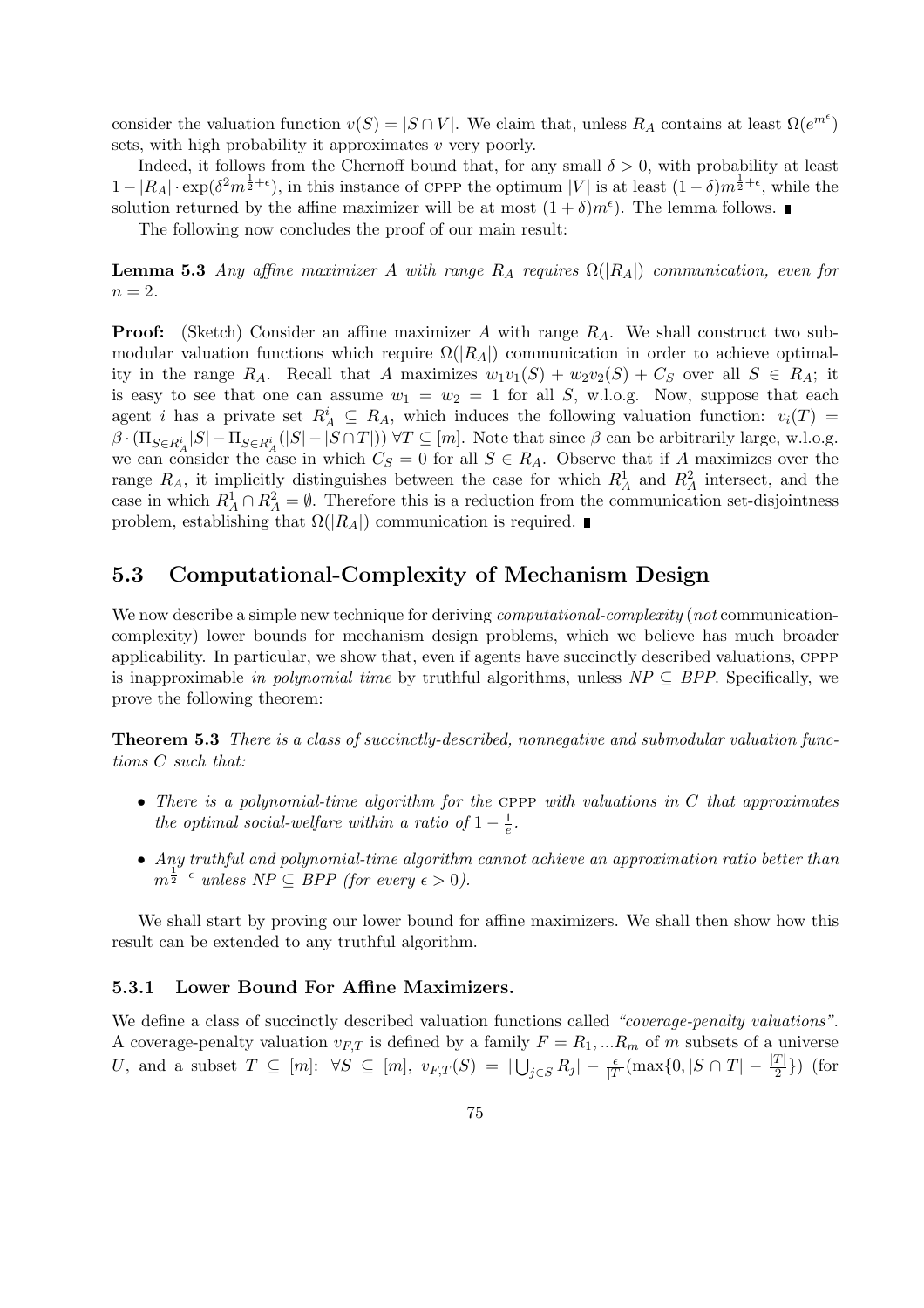consider the valuation function $v(S) = |S \cap V|$. We claim that, unless $R_A$ contains at least $\Omega(e^{m^\epsilon})$ sets, with high probability it approximates $v$ very poorly.

Indeed, it follows from the Chernoff bound that, for any small $\delta > 0$, with probability at least $1 - |R_A| \cdot \exp(\delta^2 m^{\frac{1}{2}+\epsilon})$, in this instance of CPPP the optimum $|V|$ is at least $(1-\delta)m^{\frac{1}{2}+\epsilon}$, while the solution returned by the affine maximizer will be at most $(1+\delta)m^\epsilon$). The lemma follows. ∎

The following now concludes the proof of our main result:

**Lemma 5.3** *Any affine maximizer $A$ with range $R_A$ requires $\Omega(|R_A|)$ communication, even for $n = 2$.*

**Proof:** (Sketch) Consider an affine maximizer $A$ with range $R_A$. We shall construct two submodular valuation functions which require $\Omega(|R_A|)$ communication in order to achieve optimality in the range $R_A$. Recall that $A$ maximizes $w_1 v_1(S) + w_2 v_2(S) + C_S$ over all $S \in R_A$; it is easy to see that one can assume $w_1 = w_2 = 1$ for all $S$, w.l.o.g. Now, suppose that each agent $i$ has a private set $R^i_A \subseteq R_A$, which induces the following valuation function: $v_i(T) = \beta \cdot (\Pi_{S \in R^i_A}|S| - \Pi_{S \in R^i_A}(|S| - |S \cap T|))\ \forall T \subseteq [m]$. Note that since $\beta$ can be arbitrarily large, w.l.o.g. we can consider the case in which $C_S = 0$ for all $S \in R_A$. Observe that if $A$ maximizes over the range $R_A$, it implicitly distinguishes between the case for which $R^1_A$ and $R^2_A$ intersect, and the case in which $R^1_A \cap R^2_A = \emptyset$. Therefore this is a reduction from the communication set-disjointness problem, establishing that $\Omega(|R_A|)$ communication is required. ∎

## 5.3 Computational-Complexity of Mechanism Design

We now describe a simple new technique for deriving *computational-complexity* (*not* communication-complexity) lower bounds for mechanism design problems, which we believe has much broader applicability. In particular, we show that, even if agents have succinctly described valuations, CPPP is inapproximable *in polynomial time* by truthful algorithms, unless $NP \subseteq BPP$. Specifically, we prove the following theorem:

**Theorem 5.3** *There is a class of succinctly-described, nonnegative and submodular valuation functions $C$ such that:*

- *There is a polynomial-time algorithm for the CPPP with valuations in $C$ that approximates the optimal social-welfare within a ratio of $1 - \frac{1}{e}$.*
- *Any truthful and polynomial-time algorithm cannot achieve an approximation ratio better than $m^{\frac{1}{2}-\epsilon}$ unless $NP \subseteq BPP$ (for every $\epsilon > 0$).*

We shall start by proving our lower bound for affine maximizers. We shall then show how this result can be extended to any truthful algorithm.

### 5.3.1 Lower Bound For Affine Maximizers.

We define a class of succinctly described valuation functions called *"coverage-penalty valuations"*. A coverage-penalty valuation $v_{F,T}$ is defined by a family $F = R_1, ...R_m$ of $m$ subsets of a universe $U$, and a subset $T \subseteq [m]$: $\forall S \subseteq [m]$, $v_{F,T}(S) = |\bigcup_{j \in S} R_j| - \frac{\epsilon}{|T|}(\max\{0, |S \cap T| - \frac{|T|}{2}\})$ (for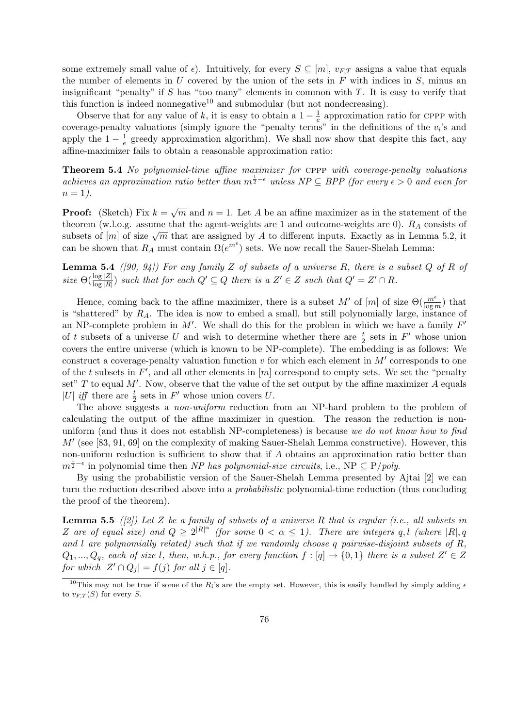some extremely small value of $\epsilon$). Intuitively, for every $S \subseteq [m]$, $v_{F,T}$ assigns a value that equals the number of elements in $U$ covered by the union of the sets in $F$ with indices in $S$, minus an insignificant "penalty" if $S$ has "too many" elements in common with $T$. It is easy to verify that this function is indeed nonnegative[10] and submodular (but not nondecreasing).

Observe that for any value of $k$, it is easy to obtain a $1 - \frac{1}{e}$ approximation ratio for CPPP with coverage-penalty valuations (simply ignore the "penalty terms" in the definitions of the $v_i$'s and apply the $1 - \frac{1}{e}$ greedy approximation algorithm). We shall now show that despite this fact, any affine-maximizer fails to obtain a reasonable approximation ratio:

**Theorem 5.4** *No polynomial-time affine maximizer for CPPP with coverage-penalty valuations achieves an approximation ratio better than $m^{\frac{1}{2}-\epsilon}$ unless NP $\subseteq$ BPP (for every $\epsilon > 0$ and even for $n = 1$).*

**Proof:** (Sketch) Fix $k = \sqrt{m}$ and $n = 1$. Let $A$ be an affine maximizer as in the statement of the theorem (w.l.o.g. assume that the agent-weights are 1 and outcome-weights are 0). $R_A$ consists of subsets of $[m]$ of size $\sqrt{m}$ that are assigned by $A$ to different inputs. Exactly as in Lemma 5.2, it can be shown that $R_A$ must contain $\Omega(e^{m^\epsilon})$ sets. We now recall the Sauer-Shelah Lemma:

**Lemma 5.4** *([90, 94]) For any family $Z$ of subsets of a universe $R$, there is a subset $Q$ of $R$ of size $\Theta(\frac{\log |Z|}{\log |R|})$ such that for each $Q' \subseteq Q$ there is a $Z' \in Z$ such that $Q' = Z' \cap R$.*

Hence, coming back to the affine maximizer, there is a subset $M'$ of $[m]$ of size $\Theta(\frac{m^\epsilon}{\log m})$ that is "shattered" by $R_A$. The idea is now to embed a small, but still polynomially large, instance of an NP-complete problem in $M'$. We shall do this for the problem in which we have a family $F'$ of $t$ subsets of a universe $U$ and wish to determine whether there are $\frac{t}{2}$ sets in $F'$ whose union covers the entire universe (which is known to be NP-complete). The embedding is as follows: We construct a coverage-penalty valuation function $v$ for which each element in $M'$ corresponds to one of the $t$ subsets in $F'$, and all other elements in $[m]$ correspond to empty sets. We set the "penalty set" $T$ to equal $M'$. Now, observe that the value of the set output by the affine maximizer $A$ equals $|U|$ *iff* there are $\frac{t}{2}$ sets in $F'$ whose union covers $U$.

The above suggests a *non-uniform* reduction from an NP-hard problem to the problem of calculating the output of the affine maximizer in question. The reason the reduction is non-uniform (and thus it does not establish NP-completeness) is because *we do not know how to find* $M'$ (see [83, 91, 69] on the complexity of making Sauer-Shelah Lemma constructive). However, this non-uniform reduction is sufficient to show that if $A$ obtains an approximation ratio better than $m^{\frac{1}{2}-\epsilon}$ in polynomial time then *NP has polynomial-size circuits*, i.e., NP $\subseteq$ P/*poly*.

By using the probabilistic version of the Sauer-Shelah Lemma presented by Ajtai [2] we can turn the reduction described above into a *probabilistic* polynomial-time reduction (thus concluding the proof of the theorem).

**Lemma 5.5** *([2]) Let $Z$ be a family of subsets of a universe $R$ that is regular (i.e., all subsets in $Z$ are of equal size) and $Q \geq 2^{|R|^\alpha}$ (for some $0 < \alpha \leq 1$). There are integers $q, l$ (where $|R|, q$ and $l$ are polynomially related) such that if we randomly choose $q$ pairwise-disjoint subsets of $R$, $Q_1, ..., Q_q$, each of size $l$, then, w.h.p., for every function $f : [q] \to \{0, 1\}$ there is a subset $Z' \in Z$ for which $|Z' \cap Q_j| = f(j)$ for all $j \in [q]$.*

[10] This may not be true if some of the $R_i$'s are the empty set. However, this is easily handled by simply adding $\epsilon$ to $v_{F,T}(S)$ for every $S$.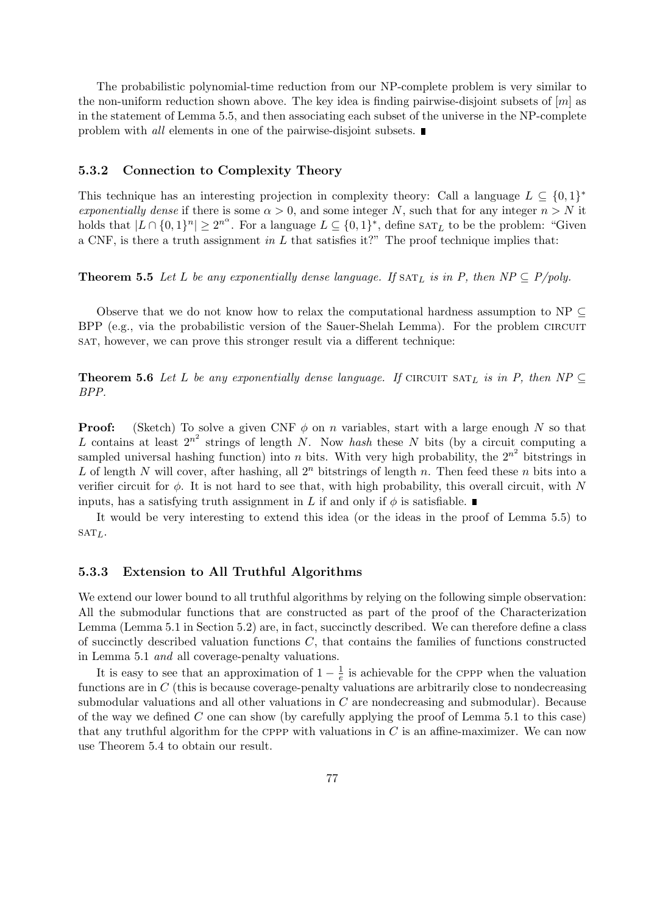The probabilistic polynomial-time reduction from our NP-complete problem is very similar to the non-uniform reduction shown above. The key idea is finding pairwise-disjoint subsets of $[m]$ as in the statement of Lemma 5.5, and then associating each subset of the universe in the NP-complete problem with *all* elements in one of the pairwise-disjoint subsets. ∎

### 5.3.2 Connection to Complexity Theory

This technique has an interesting projection in complexity theory: Call a language $L \subseteq \{0,1\}^*$ *exponentially dense* if there is some $\alpha > 0$, and some integer $N$, such that for any integer $n > N$ it holds that $|L \cap \{0,1\}^n| \geq 2^{n^\alpha}$. For a language $L \subseteq \{0,1\}^*$, define $\text{SAT}_L$ to be the problem: "Given a CNF, is there a truth assignment *in* $L$ that satisfies it?" The proof technique implies that:

**Theorem 5.5** *Let $L$ be any exponentially dense language. If $\text{SAT}_L$ is in P, then NP $\subseteq$ P/poly.*

Observe that we do not know how to relax the computational hardness assumption to NP $\subseteq$ BPP (e.g., via the probabilistic version of the Sauer-Shelah Lemma). For the problem CIRCUIT SAT, however, we can prove this stronger result via a different technique:

**Theorem 5.6** *Let $L$ be any exponentially dense language. If CIRCUIT $\text{SAT}_L$ is in P, then NP $\subseteq$ BPP.*

**Proof:** (Sketch) To solve a given CNF $\phi$ on $n$ variables, start with a large enough $N$ so that $L$ contains at least $2^{n^2}$ strings of length $N$. Now *hash* these $N$ bits (by a circuit computing a sampled universal hashing function) into $n$ bits. With very high probability, the $2^{n^2}$ bitstrings in $L$ of length $N$ will cover, after hashing, all $2^n$ bitstrings of length $n$. Then feed these $n$ bits into a verifier circuit for $\phi$. It is not hard to see that, with high probability, this overall circuit, with $N$ inputs, has a satisfying truth assignment in $L$ if and only if $\phi$ is satisfiable. ∎

It would be very interesting to extend this idea (or the ideas in the proof of Lemma 5.5) to $\text{SAT}_L$.

### 5.3.3 Extension to All Truthful Algorithms

We extend our lower bound to all truthful algorithms by relying on the following simple observation: All the submodular functions that are constructed as part of the proof of the Characterization Lemma (Lemma 5.1 in Section 5.2) are, in fact, succinctly described. We can therefore define a class of succinctly described valuation functions $C$, that contains the families of functions constructed in Lemma 5.1 *and* all coverage-penalty valuations.

It is easy to see that an approximation of $1 - \frac{1}{e}$ is achievable for the CPPP when the valuation functions are in $C$ (this is because coverage-penalty valuations are arbitrarily close to nondecreasing submodular valuations and all other valuations in $C$ are nondecreasing and submodular). Because of the way we defined $C$ one can show (by carefully applying the proof of Lemma 5.1 to this case) that any truthful algorithm for the CPPP with valuations in $C$ is an affine-maximizer. We can now use Theorem 5.4 to obtain our result.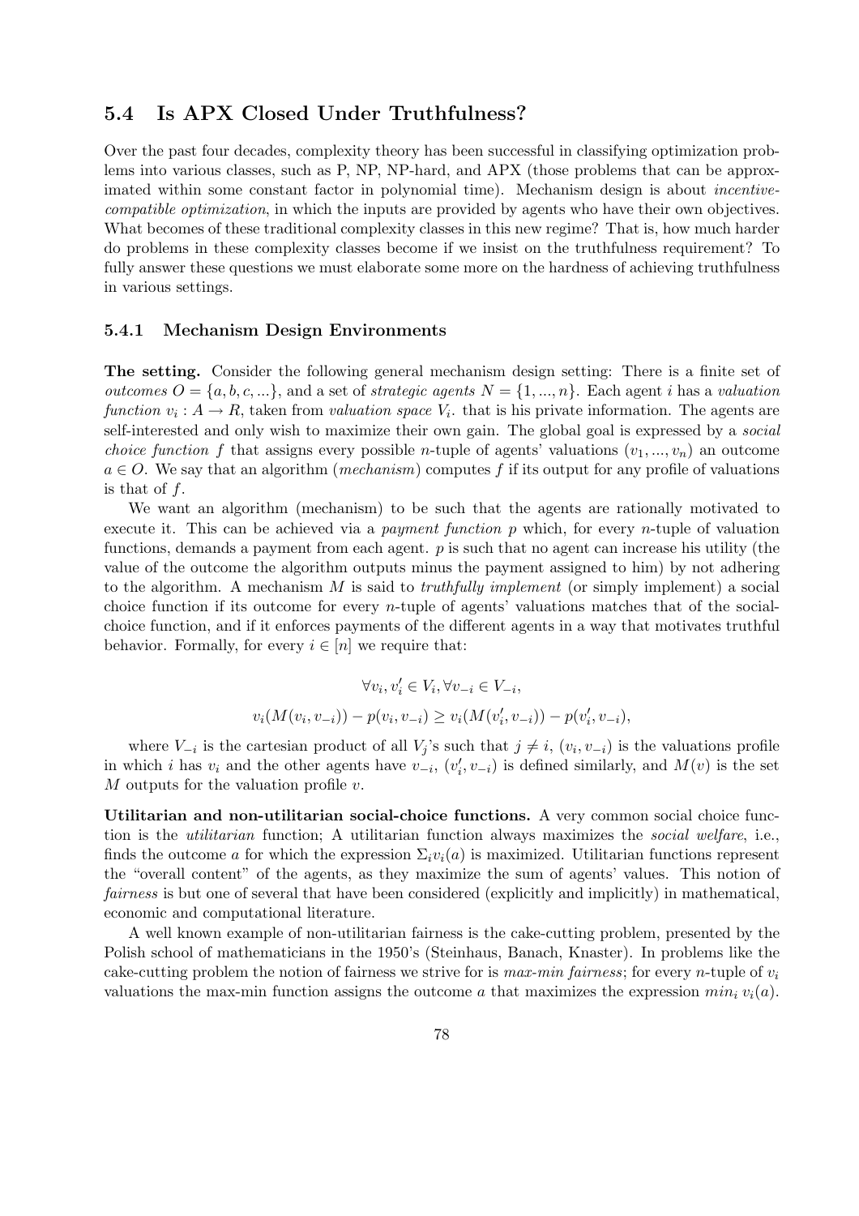## 5.4 Is APX Closed Under Truthfulness?

Over the past four decades, complexity theory has been successful in classifying optimization problems into various classes, such as P, NP, NP-hard, and APX (those problems that can be approximated within some constant factor in polynomial time). Mechanism design is about *incentive-compatible optimization*, in which the inputs are provided by agents who have their own objectives. What becomes of these traditional complexity classes in this new regime? That is, how much harder do problems in these complexity classes become if we insist on the truthfulness requirement? To fully answer these questions we must elaborate some more on the hardness of achieving truthfulness in various settings.

### 5.4.1 Mechanism Design Environments

**The setting.** Consider the following general mechanism design setting: There is a finite set of *outcomes* $O = \{a, b, c, ...\}$, and a set of *strategic agents* $N = \{1, ..., n\}$. Each agent $i$ has a *valuation function* $v_i : A \rightarrow R$, taken from *valuation space* $V_i$. that is his private information. The agents are self-interested and only wish to maximize their own gain. The global goal is expressed by a *social choice function* $f$ that assigns every possible $n$-tuple of agents' valuations $(v_1, ..., v_n)$ an outcome $a \in O$. We say that an algorithm (*mechanism*) computes $f$ if its output for any profile of valuations is that of $f$.

We want an algorithm (mechanism) to be such that the agents are rationally motivated to execute it. This can be achieved via a *payment function* $p$ which, for every $n$-tuple of valuation functions, demands a payment from each agent. $p$ is such that no agent can increase his utility (the value of the outcome the algorithm outputs minus the payment assigned to him) by not adhering to the algorithm. A mechanism $M$ is said to *truthfully implement* (or simply implement) a social choice function if its outcome for every $n$-tuple of agents' valuations matches that of the social-choice function, and if it enforces payments of the different agents in a way that motivates truthful behavior. Formally, for every $i \in [n]$ we require that:

$$\forall v_i, v_i' \in V_i, \forall v_{-i} \in V_{-i},$$

$$v_i(M(v_i, v_{-i})) - p(v_i, v_{-i}) \geq v_i(M(v_i', v_{-i})) - p(v_i', v_{-i}),$$

where $V_{-i}$ is the cartesian product of all $V_j$'s such that $j \neq i$, $(v_i, v_{-i})$ is the valuations profile in which $i$ has $v_i$ and the other agents have $v_{-i}$, $(v_i', v_{-i})$ is defined similarly, and $M(v)$ is the set $M$ outputs for the valuation profile $v$.

**Utilitarian and non-utilitarian social-choice functions.** A very common social choice function is the *utilitarian* function; A utilitarian function always maximizes the *social welfare*, i.e., finds the outcome $a$ for which the expression $\Sigma_i v_i(a)$ is maximized. Utilitarian functions represent the "overall content" of the agents, as they maximize the sum of agents' values. This notion of *fairness* is but one of several that have been considered (explicitly and implicitly) in mathematical, economic and computational literature.

A well known example of non-utilitarian fairness is the cake-cutting problem, presented by the Polish school of mathematicians in the 1950's (Steinhaus, Banach, Knaster). In problems like the cake-cutting problem the notion of fairness we strive for is *max-min fairness*; for every $n$-tuple of $v_i$ valuations the max-min function assigns the outcome $a$ that maximizes the expression $min_i\, v_i(a)$.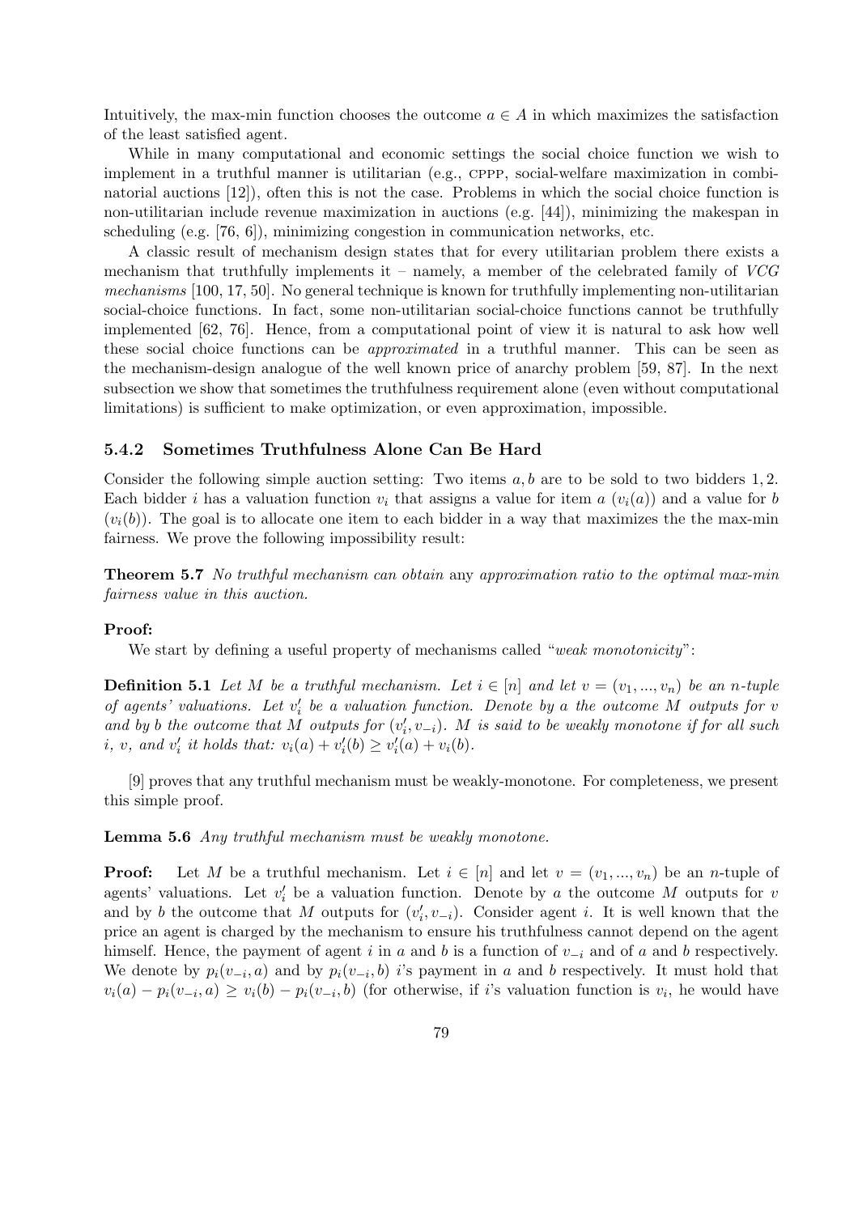Intuitively, the max-min function chooses the outcome $a \in A$ in which maximizes the satisfaction of the least satisfied agent.

While in many computational and economic settings the social choice function we wish to implement in a truthful manner is utilitarian (e.g., CPPP, social-welfare maximization in combinatorial auctions [12]), often this is not the case. Problems in which the social choice function is non-utilitarian include revenue maximization in auctions (e.g. [44]), minimizing the makespan in scheduling (e.g. [76, 6]), minimizing congestion in communication networks, etc.

A classic result of mechanism design states that for every utilitarian problem there exists a mechanism that truthfully implements it – namely, a member of the celebrated family of *VCG mechanisms* [100, 17, 50]. No general technique is known for truthfully implementing non-utilitarian social-choice functions. In fact, some non-utilitarian social-choice functions cannot be truthfully implemented [62, 76]. Hence, from a computational point of view it is natural to ask how well these social choice functions can be *approximated* in a truthful manner. This can be seen as the mechanism-design analogue of the well known price of anarchy problem [59, 87]. In the next subsection we show that sometimes the truthfulness requirement alone (even without computational limitations) is sufficient to make optimization, or even approximation, impossible.

### 5.4.2 Sometimes Truthfulness Alone Can Be Hard

Consider the following simple auction setting: Two items $a, b$ are to be sold to two bidders $1, 2$. Each bidder $i$ has a valuation function $v_i$ that assigns a value for item $a$ ($v_i(a)$) and a value for $b$ ($v_i(b)$). The goal is to allocate one item to each bidder in a way that maximizes the the max-min fairness. We prove the following impossibility result:

**Theorem 5.7** *No truthful mechanism can obtain* any *approximation ratio to the optimal max-min fairness value in this auction.*

**Proof:**

We start by defining a useful property of mechanisms called "*weak monotonicity*":

**Definition 5.1** *Let $M$ be a truthful mechanism. Let $i \in [n]$ and let $v = (v_1, ..., v_n)$ be an $n$-tuple of agents' valuations. Let $v'_i$ be a valuation function. Denote by $a$ the outcome $M$ outputs for $v$ and by $b$ the outcome that $M$ outputs for $(v'_i, v_{-i})$. $M$ is said to be weakly monotone if for all such $i$, $v$, and $v'_i$ it holds that: $v_i(a) + v'_i(b) \geq v'_i(a) + v_i(b)$.*

[9] proves that any truthful mechanism must be weakly-monotone. For completeness, we present this simple proof.

**Lemma 5.6** *Any truthful mechanism must be weakly monotone.*

**Proof:** Let $M$ be a truthful mechanism. Let $i \in [n]$ and let $v = (v_1, ..., v_n)$ be an $n$-tuple of agents' valuations. Let $v'_i$ be a valuation function. Denote by $a$ the outcome $M$ outputs for $v$ and by $b$ the outcome that $M$ outputs for $(v'_i, v_{-i})$. Consider agent $i$. It is well known that the price an agent is charged by the mechanism to ensure his truthfulness cannot depend on the agent himself. Hence, the payment of agent $i$ in $a$ and $b$ is a function of $v_{-i}$ and of $a$ and $b$ respectively. We denote by $p_i(v_{-i}, a)$ and by $p_i(v_{-i}, b)$ $i$'s payment in $a$ and $b$ respectively. It must hold that $v_i(a) - p_i(v_{-i}, a) \geq v_i(b) - p_i(v_{-i}, b)$ (for otherwise, if $i$'s valuation function is $v_i$, he would have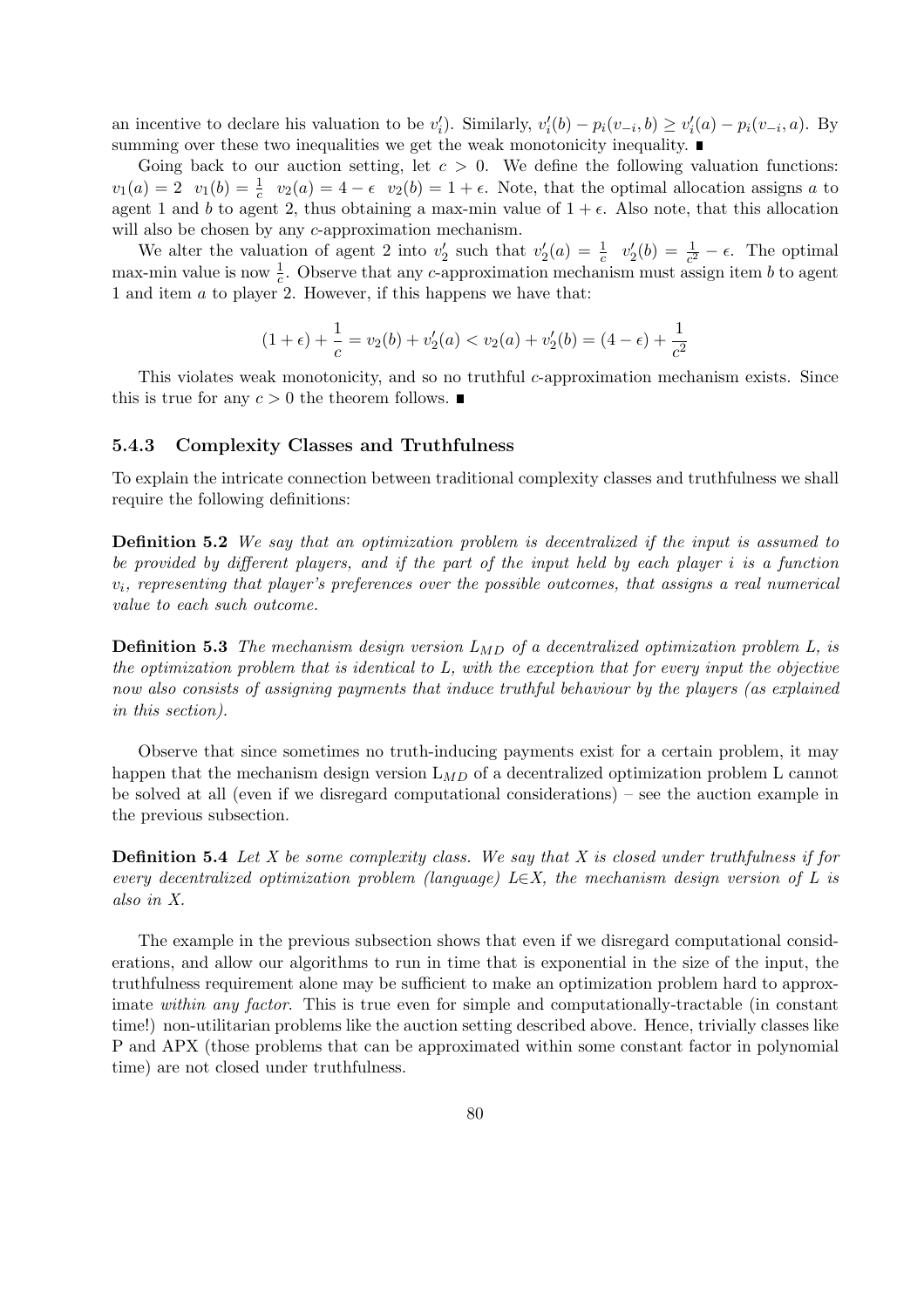an incentive to declare his valuation to be $v'_i$). Similarly, $v'_i(b) - p_i(v_{-i}, b) \geq v'_i(a) - p_i(v_{-i}, a)$. By summing over these two inequalities we get the weak monotonicity inequality. ∎

Going back to our auction setting, let $c > 0$. We define the following valuation functions: $v_1(a) = 2 \;\; v_1(b) = \frac{1}{c} \;\; v_2(a) = 4 - \epsilon \;\; v_2(b) = 1 + \epsilon$. Note, that the optimal allocation assigns $a$ to agent 1 and $b$ to agent 2, thus obtaining a max-min value of $1 + \epsilon$. Also note, that this allocation will also be chosen by any $c$-approximation mechanism.

We alter the valuation of agent 2 into $v'_2$ such that $v'_2(a) = \frac{1}{c} \;\; v'_2(b) = \frac{1}{c^2} - \epsilon$. The optimal max-min value is now $\frac{1}{c}$. Observe that any $c$-approximation mechanism must assign item $b$ to agent 1 and item $a$ to player 2. However, if this happens we have that:

$$(1 + \epsilon) + \frac{1}{c} = v_2(b) + v'_2(a) < v_2(a) + v'_2(b) = (4 - \epsilon) + \frac{1}{c^2}$$

This violates weak monotonicity, and so no truthful $c$-approximation mechanism exists. Since this is true for any $c > 0$ the theorem follows. ∎

### 5.4.3 Complexity Classes and Truthfulness

To explain the intricate connection between traditional complexity classes and truthfulness we shall require the following definitions:

**Definition 5.2** *We say that an optimization problem is decentralized if the input is assumed to be provided by different players, and if the part of the input held by each player $i$ is a function $v_i$, representing that player's preferences over the possible outcomes, that assigns a real numerical value to each such outcome.*

**Definition 5.3** *The mechanism design version $L_{MD}$ of a decentralized optimization problem $L$, is the optimization problem that is identical to $L$, with the exception that for every input the objective now also consists of assigning payments that induce truthful behaviour by the players (as explained in this section).*

Observe that since sometimes no truth-inducing payments exist for a certain problem, it may happen that the mechanism design version $L_{MD}$ of a decentralized optimization problem L cannot be solved at all (even if we disregard computational considerations) – see the auction example in the previous subsection.

**Definition 5.4** *Let $X$ be some complexity class. We say that $X$ is closed under truthfulness if for every decentralized optimization problem (language) $L \in X$, the mechanism design version of $L$ is also in $X$.*

The example in the previous subsection shows that even if we disregard computational considerations, and allow our algorithms to run in time that is exponential in the size of the input, the truthfulness requirement alone may be sufficient to make an optimization problem hard to approximate *within any factor*. This is true even for simple and computationally-tractable (in constant time!) non-utilitarian problems like the auction setting described above. Hence, trivially classes like P and APX (those problems that can be approximated within some constant factor in polynomial time) are not closed under truthfulness.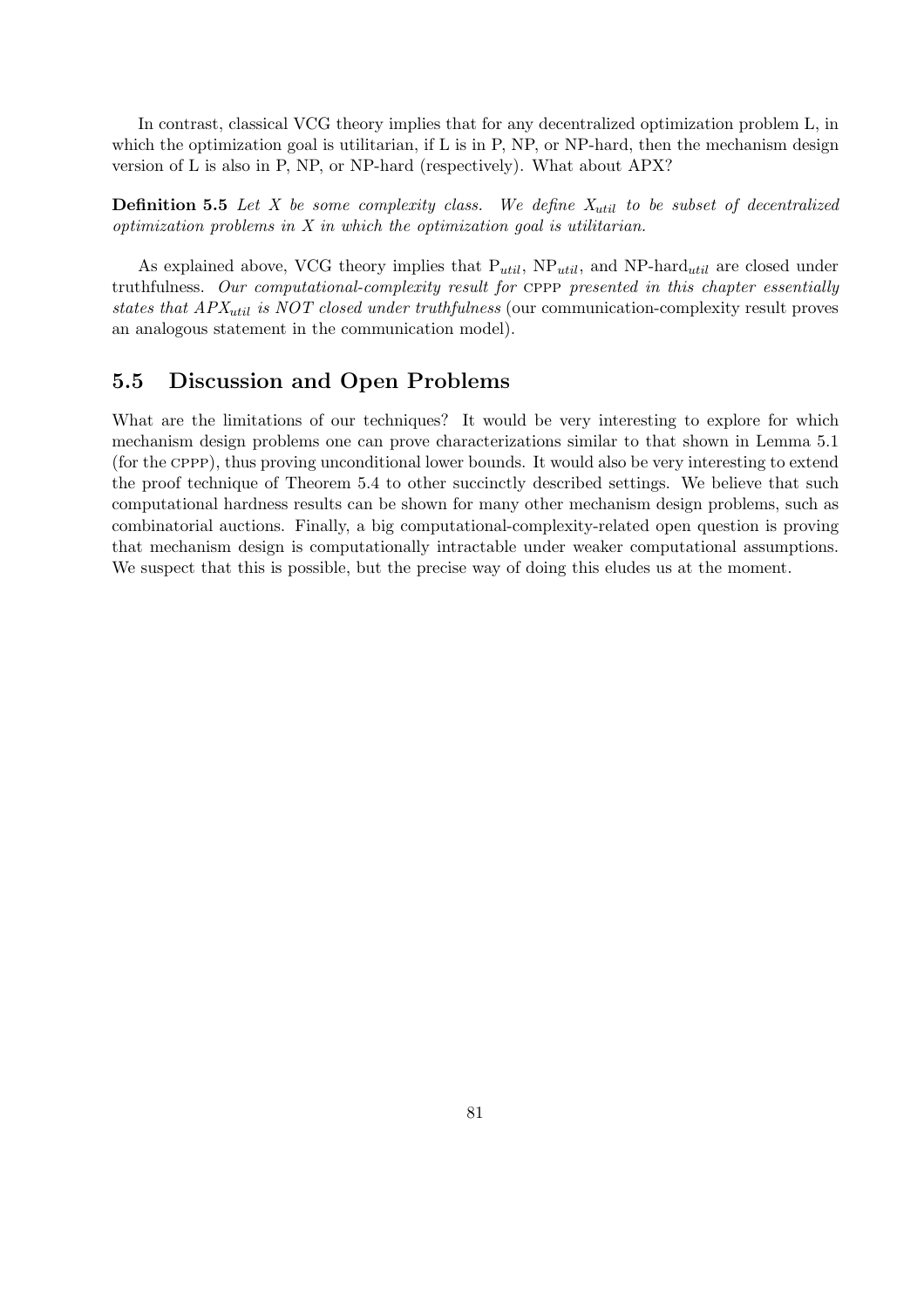In contrast, classical VCG theory implies that for any decentralized optimization problem L, in which the optimization goal is utilitarian, if L is in P, NP, or NP-hard, then the mechanism design version of L is also in P, NP, or NP-hard (respectively). What about APX?

**Definition 5.5** *Let X be some complexity class. We define $X_{util}$ to be subset of decentralized optimization problems in X in which the optimization goal is utilitarian.*

As explained above, VCG theory implies that $P_{util}$, $NP_{util}$, and NP-hard$_{util}$ are closed under truthfulness. *Our computational-complexity result for* CPPP *presented in this chapter essentially states that $APX_{util}$ is NOT closed under truthfulness* (our communication-complexity result proves an analogous statement in the communication model).

## 5.5 Discussion and Open Problems

What are the limitations of our techniques? It would be very interesting to explore for which mechanism design problems one can prove characterizations similar to that shown in Lemma 5.1 (for the CPPP), thus proving unconditional lower bounds. It would also be very interesting to extend the proof technique of Theorem 5.4 to other succinctly described settings. We believe that such computational hardness results can be shown for many other mechanism design problems, such as combinatorial auctions. Finally, a big computational-complexity-related open question is proving that mechanism design is computationally intractable under weaker computational assumptions. We suspect that this is possible, but the precise way of doing this eludes us at the moment.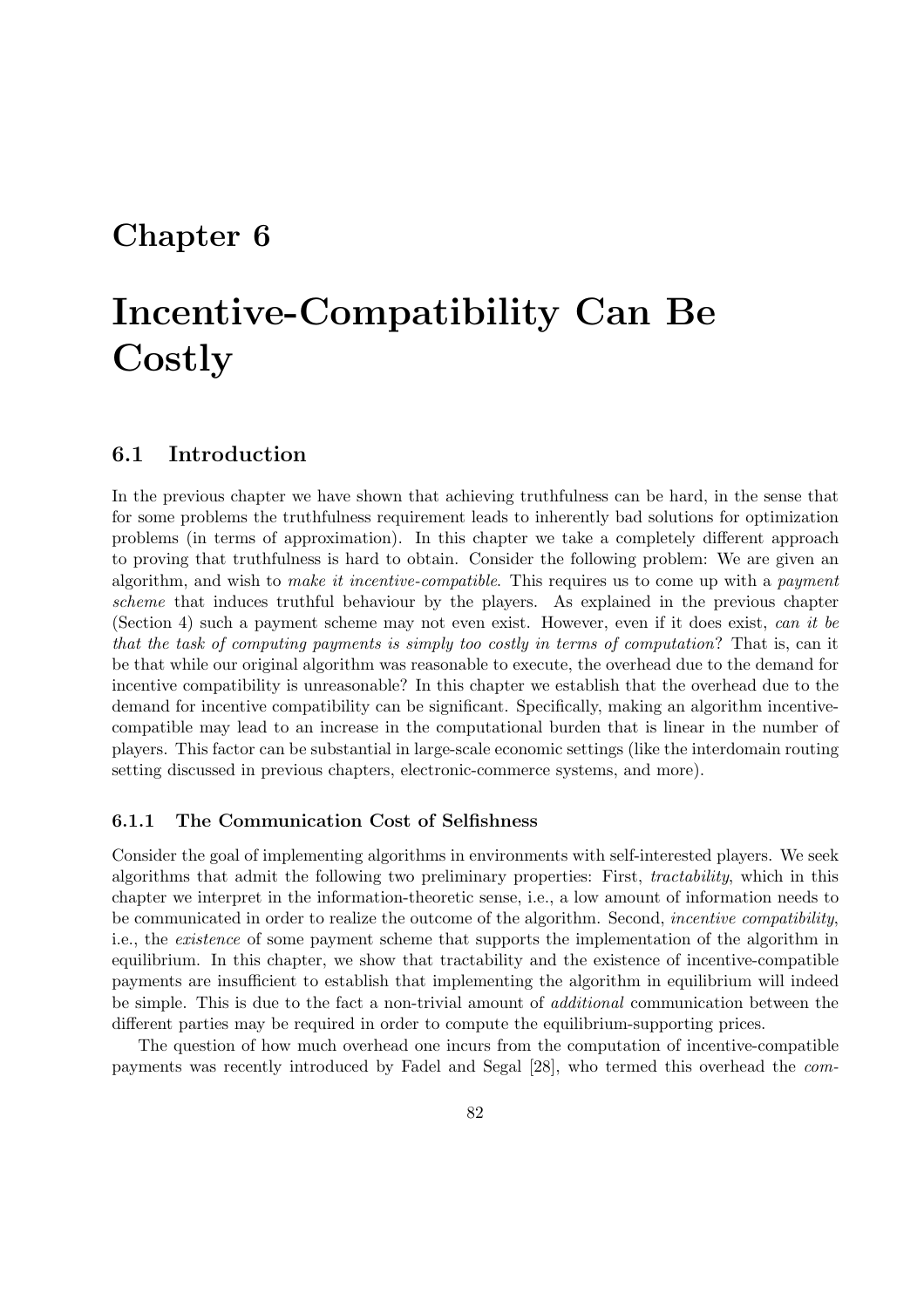# Chapter 6

# Incentive-Compatibility Can Be Costly

## 6.1 Introduction

In the previous chapter we have shown that achieving truthfulness can be hard, in the sense that for some problems the truthfulness requirement leads to inherently bad solutions for optimization problems (in terms of approximation). In this chapter we take a completely different approach to proving that truthfulness is hard to obtain. Consider the following problem: We are given an algorithm, and wish to *make it incentive-compatible*. This requires us to come up with a *payment scheme* that induces truthful behaviour by the players. As explained in the previous chapter (Section 4) such a payment scheme may not even exist. However, even if it does exist, *can it be that the task of computing payments is simply too costly in terms of computation*? That is, can it be that while our original algorithm was reasonable to execute, the overhead due to the demand for incentive compatibility is unreasonable? In this chapter we establish that the overhead due to the demand for incentive compatibility can be significant. Specifically, making an algorithm incentive-compatible may lead to an increase in the computational burden that is linear in the number of players. This factor can be substantial in large-scale economic settings (like the interdomain routing setting discussed in previous chapters, electronic-commerce systems, and more).

### 6.1.1 The Communication Cost of Selfishness

Consider the goal of implementing algorithms in environments with self-interested players. We seek algorithms that admit the following two preliminary properties: First, *tractability*, which in this chapter we interpret in the information-theoretic sense, i.e., a low amount of information needs to be communicated in order to realize the outcome of the algorithm. Second, *incentive compatibility*, i.e., the *existence* of some payment scheme that supports the implementation of the algorithm in equilibrium. In this chapter, we show that tractability and the existence of incentive-compatible payments are insufficient to establish that implementing the algorithm in equilibrium will indeed be simple. This is due to the fact a non-trivial amount of *additional* communication between the different parties may be required in order to compute the equilibrium-supporting prices.

The question of how much overhead one incurs from the computation of incentive-compatible payments was recently introduced by Fadel and Segal [28], who termed this overhead the *com-*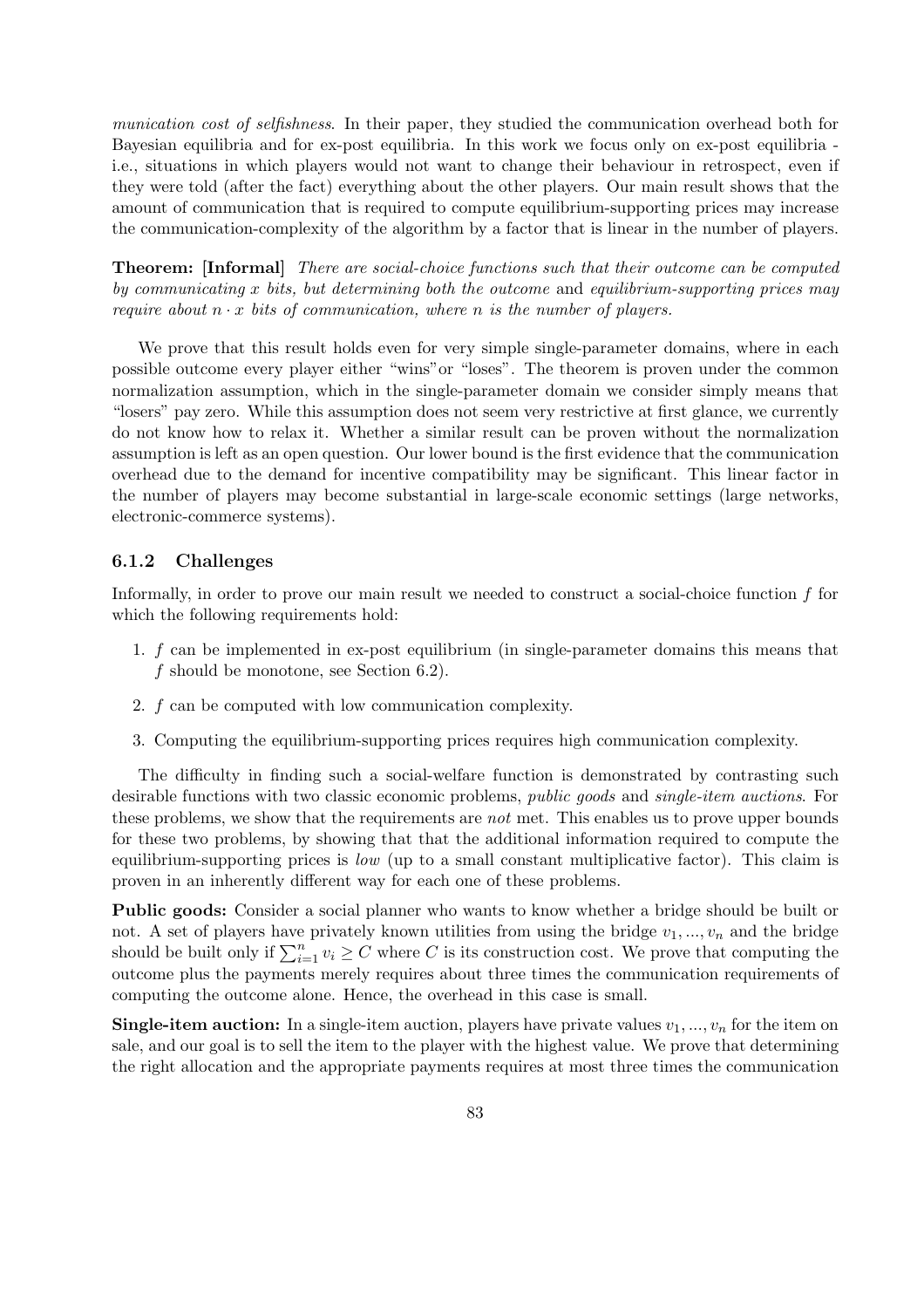*munication cost of selfishness*. In their paper, they studied the communication overhead both for Bayesian equilibria and for ex-post equilibria. In this work we focus only on ex-post equilibria - i.e., situations in which players would not want to change their behaviour in retrospect, even if they were told (after the fact) everything about the other players. Our main result shows that the amount of communication that is required to compute equilibrium-supporting prices may increase the communication-complexity of the algorithm by a factor that is linear in the number of players.

**Theorem: [Informal]** *There are social-choice functions such that their outcome can be computed by communicating $x$ bits, but determining both the outcome* and *equilibrium-supporting prices may require about $n \cdot x$ bits of communication, where $n$ is the number of players.*

We prove that this result holds even for very simple single-parameter domains, where in each possible outcome every player either "wins"or "loses". The theorem is proven under the common normalization assumption, which in the single-parameter domain we consider simply means that "losers" pay zero. While this assumption does not seem very restrictive at first glance, we currently do not know how to relax it. Whether a similar result can be proven without the normalization assumption is left as an open question. Our lower bound is the first evidence that the communication overhead due to the demand for incentive compatibility may be significant. This linear factor in the number of players may become substantial in large-scale economic settings (large networks, electronic-commerce systems).

### 6.1.2 Challenges

Informally, in order to prove our main result we needed to construct a social-choice function $f$ for which the following requirements hold:

1. $f$ can be implemented in ex-post equilibrium (in single-parameter domains this means that $f$ should be monotone, see Section 6.2).
2. $f$ can be computed with low communication complexity.
3. Computing the equilibrium-supporting prices requires high communication complexity.

The difficulty in finding such a social-welfare function is demonstrated by contrasting such desirable functions with two classic economic problems, *public goods* and *single-item auctions*. For these problems, we show that the requirements are *not* met. This enables us to prove upper bounds for these two problems, by showing that that the additional information required to compute the equilibrium-supporting prices is *low* (up to a small constant multiplicative factor). This claim is proven in an inherently different way for each one of these problems.

**Public goods:** Consider a social planner who wants to know whether a bridge should be built or not. A set of players have privately known utilities from using the bridge $v_1, ..., v_n$ and the bridge should be built only if $\sum_{i=1}^{n} v_i \geq C$ where $C$ is its construction cost. We prove that computing the outcome plus the payments merely requires about three times the communication requirements of computing the outcome alone. Hence, the overhead in this case is small.

**Single-item auction:** In a single-item auction, players have private values $v_1, ..., v_n$ for the item on sale, and our goal is to sell the item to the player with the highest value. We prove that determining the right allocation and the appropriate payments requires at most three times the communication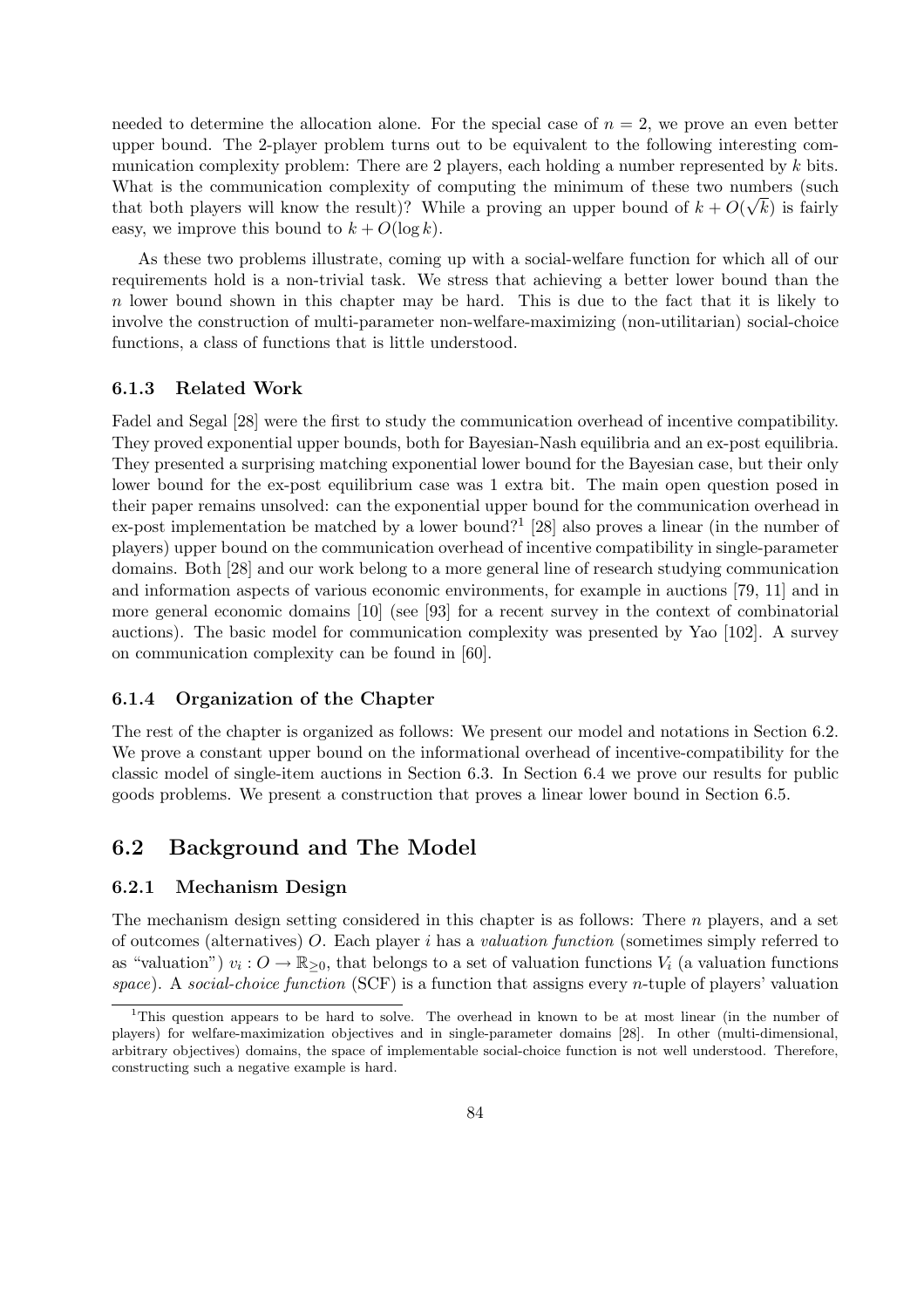needed to determine the allocation alone. For the special case of $n = 2$, we prove an even better upper bound. The 2-player problem turns out to be equivalent to the following interesting communication complexity problem: There are 2 players, each holding a number represented by $k$ bits. What is the communication complexity of computing the minimum of these two numbers (such that both players will know the result)? While a proving an upper bound of $k + O(\sqrt{k})$ is fairly easy, we improve this bound to $k + O(\log k)$.

As these two problems illustrate, coming up with a social-welfare function for which all of our requirements hold is a non-trivial task. We stress that achieving a better lower bound than the $n$ lower bound shown in this chapter may be hard. This is due to the fact that it is likely to involve the construction of multi-parameter non-welfare-maximizing (non-utilitarian) social-choice functions, a class of functions that is little understood.

### 6.1.3 Related Work

Fadel and Segal [28] were the first to study the communication overhead of incentive compatibility. They proved exponential upper bounds, both for Bayesian-Nash equilibria and an ex-post equilibria. They presented a surprising matching exponential lower bound for the Bayesian case, but their only lower bound for the ex-post equilibrium case was 1 extra bit. The main open question posed in their paper remains unsolved: can the exponential upper bound for the communication overhead in ex-post implementation be matched by a lower bound?[1] [28] also proves a linear (in the number of players) upper bound on the communication overhead of incentive compatibility in single-parameter domains. Both [28] and our work belong to a more general line of research studying communication and information aspects of various economic environments, for example in auctions [79, 11] and in more general economic domains [10] (see [93] for a recent survey in the context of combinatorial auctions). The basic model for communication complexity was presented by Yao [102]. A survey on communication complexity can be found in [60].

### 6.1.4 Organization of the Chapter

The rest of the chapter is organized as follows: We present our model and notations in Section 6.2. We prove a constant upper bound on the informational overhead of incentive-compatibility for the classic model of single-item auctions in Section 6.3. In Section 6.4 we prove our results for public goods problems. We present a construction that proves a linear lower bound in Section 6.5.

## 6.2 Background and The Model

### 6.2.1 Mechanism Design

The mechanism design setting considered in this chapter is as follows: There $n$ players, and a set of outcomes (alternatives) $O$. Each player $i$ has a *valuation function* (sometimes simply referred to as "valuation") $v_i : O \to \mathbb{R}_{\geq 0}$, that belongs to a set of valuation functions $V_i$ (a valuation functions *space*). A *social-choice function* (SCF) is a function that assigns every $n$-tuple of players' valuation

[1] This question appears to be hard to solve. The overhead in known to be at most linear (in the number of players) for welfare-maximization objectives and in single-parameter domains [28]. In other (multi-dimensional, arbitrary objectives) domains, the space of implementable social-choice function is not well understood. Therefore, constructing such a negative example is hard.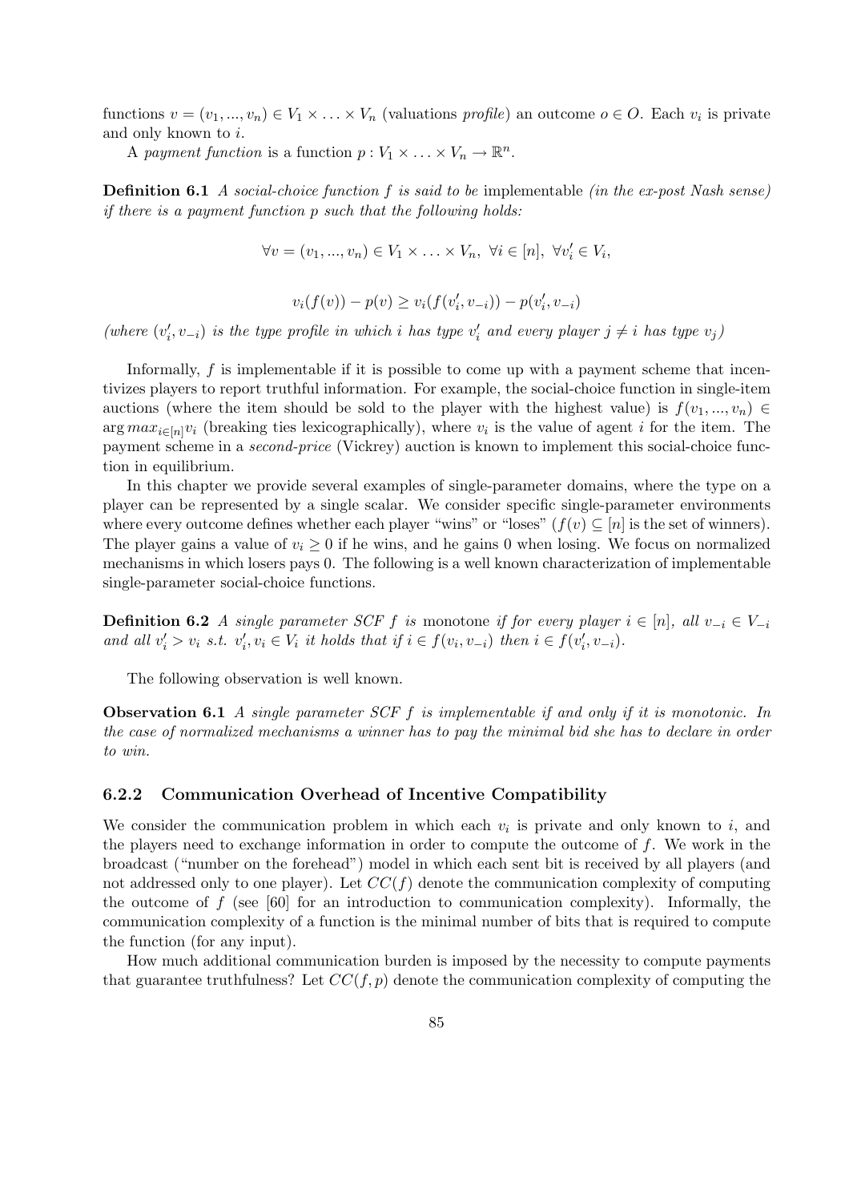functions $v = (v_1, ..., v_n) \in V_1 \times \ldots \times V_n$ (valuations *profile*) an outcome $o \in O$. Each $v_i$ is private and only known to $i$.

A *payment function* is a function $p : V_1 \times \ldots \times V_n \to \mathbb{R}^n$.

**Definition 6.1** *A social-choice function $f$ is said to be* implementable *(in the ex-post Nash sense) if there is a payment function $p$ such that the following holds:*

$$\forall v = (v_1, ..., v_n) \in V_1 \times \ldots \times V_n, \ \forall i \in [n], \ \forall v'_i \in V_i,$$

$$v_i(f(v)) - p(v) \geq v_i(f(v'_i, v_{-i})) - p(v'_i, v_{-i})$$

*(where $(v'_i, v_{-i})$ is the type profile in which $i$ has type $v'_i$ and every player $j \neq i$ has type $v_j$)*

Informally, $f$ is implementable if it is possible to come up with a payment scheme that incentivizes players to report truthful information. For example, the social-choice function in single-item auctions (where the item should be sold to the player with the highest value) is $f(v_1, ..., v_n) \in \arg max_{i \in [n]} v_i$ (breaking ties lexicographically), where $v_i$ is the value of agent $i$ for the item. The payment scheme in a *second-price* (Vickrey) auction is known to implement this social-choice function in equilibrium.

In this chapter we provide several examples of single-parameter domains, where the type on a player can be represented by a single scalar. We consider specific single-parameter environments where every outcome defines whether each player "wins" or "loses" ($f(v) \subseteq [n]$ is the set of winners). The player gains a value of $v_i \geq 0$ if he wins, and he gains 0 when losing. We focus on normalized mechanisms in which losers pays 0. The following is a well known characterization of implementable single-parameter social-choice functions.

**Definition 6.2** *A single parameter SCF $f$ is* monotone *if for every player $i \in [n]$, all $v_{-i} \in V_{-i}$ and all $v'_i > v_i$ s.t. $v'_i, v_i \in V_i$ it holds that if $i \in f(v_i, v_{-i})$ then $i \in f(v'_i, v_{-i})$.*

The following observation is well known.

**Observation 6.1** *A single parameter SCF $f$ is implementable if and only if it is monotonic. In the case of normalized mechanisms a winner has to pay the minimal bid she has to declare in order to win.*

### 6.2.2 Communication Overhead of Incentive Compatibility

We consider the communication problem in which each $v_i$ is private and only known to $i$, and the players need to exchange information in order to compute the outcome of $f$. We work in the broadcast ("number on the forehead") model in which each sent bit is received by all players (and not addressed only to one player). Let $CC(f)$ denote the communication complexity of computing the outcome of $f$ (see [60] for an introduction to communication complexity). Informally, the communication complexity of a function is the minimal number of bits that is required to compute the function (for any input).

How much additional communication burden is imposed by the necessity to compute payments that guarantee truthfulness? Let $CC(f, p)$ denote the communication complexity of computing the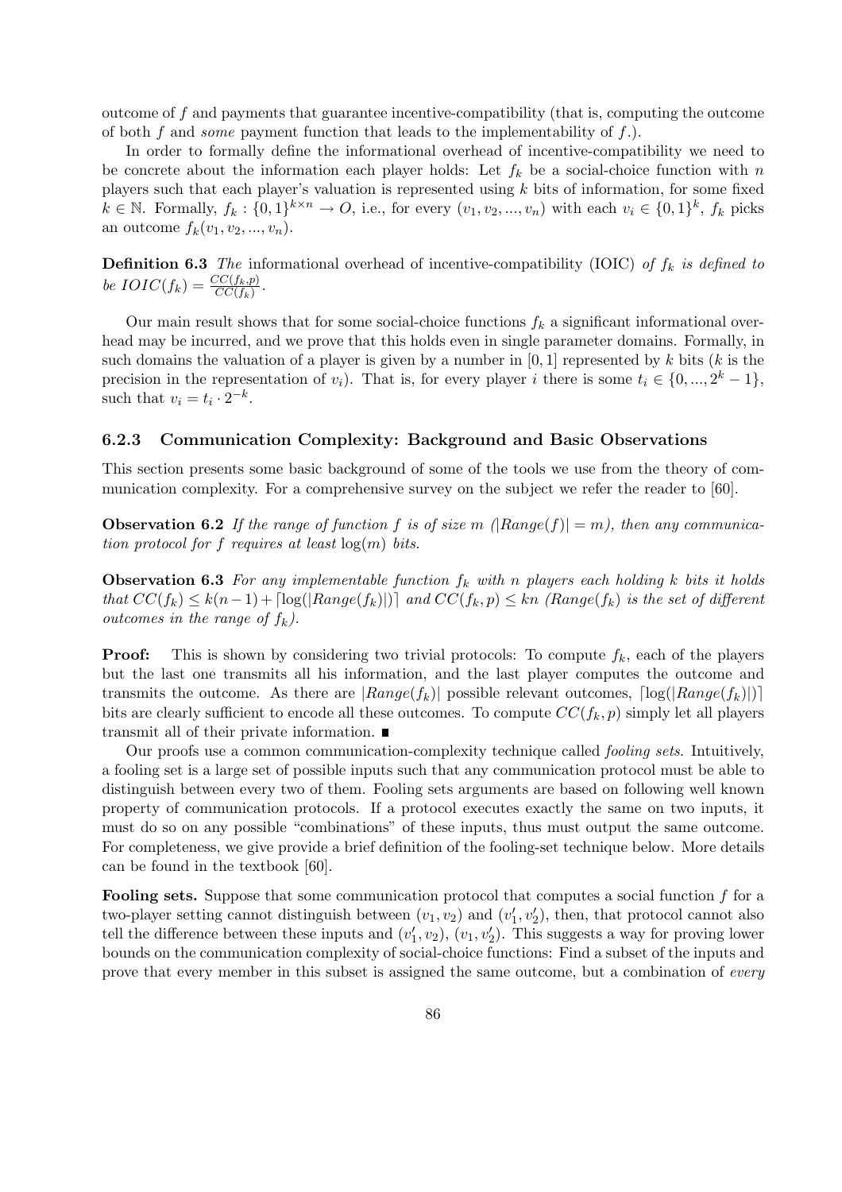outcome of $f$ and payments that guarantee incentive-compatibility (that is, computing the outcome of both $f$ and *some* payment function that leads to the implementability of $f$.).

In order to formally define the informational overhead of incentive-compatibility we need to be concrete about the information each player holds: Let $f_k$ be a social-choice function with $n$ players such that each player's valuation is represented using $k$ bits of information, for some fixed $k \in \mathbb{N}$. Formally, $f_k : \{0,1\}^{k \times n} \to O$, i.e., for every $(v_1, v_2, ..., v_n)$ with each $v_i \in \{0,1\}^k$, $f_k$ picks an outcome $f_k(v_1, v_2, ..., v_n)$.

**Definition 6.3** *The* informational overhead of incentive-compatibility (IOIC) *of $f_k$ is defined to be $IOIC(f_k) = \frac{CC(f_k,p)}{CC(f_k)}$.*

Our main result shows that for some social-choice functions $f_k$ a significant informational overhead may be incurred, and we prove that this holds even in single parameter domains. Formally, in such domains the valuation of a player is given by a number in $[0,1]$ represented by $k$ bits ($k$ is the precision in the representation of $v_i$). That is, for every player $i$ there is some $t_i \in \{0, ..., 2^k - 1\}$, such that $v_i = t_i \cdot 2^{-k}$.

### 6.2.3 Communication Complexity: Background and Basic Observations

This section presents some basic background of some of the tools we use from the theory of communication complexity. For a comprehensive survey on the subject we refer the reader to [60].

**Observation 6.2** *If the range of function $f$ is of size $m$ ($|Range(f)| = m$), then any communication protocol for $f$ requires at least $\log(m)$ bits.*

**Observation 6.3** *For any implementable function $f_k$ with $n$ players each holding $k$ bits it holds that $CC(f_k) \leq k(n-1) + \lceil \log(|Range(f_k)|) \rceil$ and $CC(f_k, p) \leq kn$ ($Range(f_k)$ is the set of different outcomes in the range of $f_k$).*

**Proof:** This is shown by considering two trivial protocols: To compute $f_k$, each of the players but the last one transmits all his information, and the last player computes the outcome and transmits the outcome. As there are $|Range(f_k)|$ possible relevant outcomes, $\lceil \log(|Range(f_k)|) \rceil$ bits are clearly sufficient to encode all these outcomes. To compute $CC(f_k, p)$ simply let all players transmit all of their private information. ∎

Our proofs use a common communication-complexity technique called *fooling sets*. Intuitively, a fooling set is a large set of possible inputs such that any communication protocol must be able to distinguish between every two of them. Fooling sets arguments are based on following well known property of communication protocols. If a protocol executes exactly the same on two inputs, it must do so on any possible "combinations" of these inputs, thus must output the same outcome. For completeness, we give provide a brief definition of the fooling-set technique below. More details can be found in the textbook [60].

**Fooling sets.** Suppose that some communication protocol that computes a social function $f$ for a two-player setting cannot distinguish between $(v_1, v_2)$ and $(v_1', v_2')$, then, that protocol cannot also tell the difference between these inputs and $(v_1', v_2)$, $(v_1, v_2')$. This suggests a way for proving lower bounds on the communication complexity of social-choice functions: Find a subset of the inputs and prove that every member in this subset is assigned the same outcome, but a combination of *every*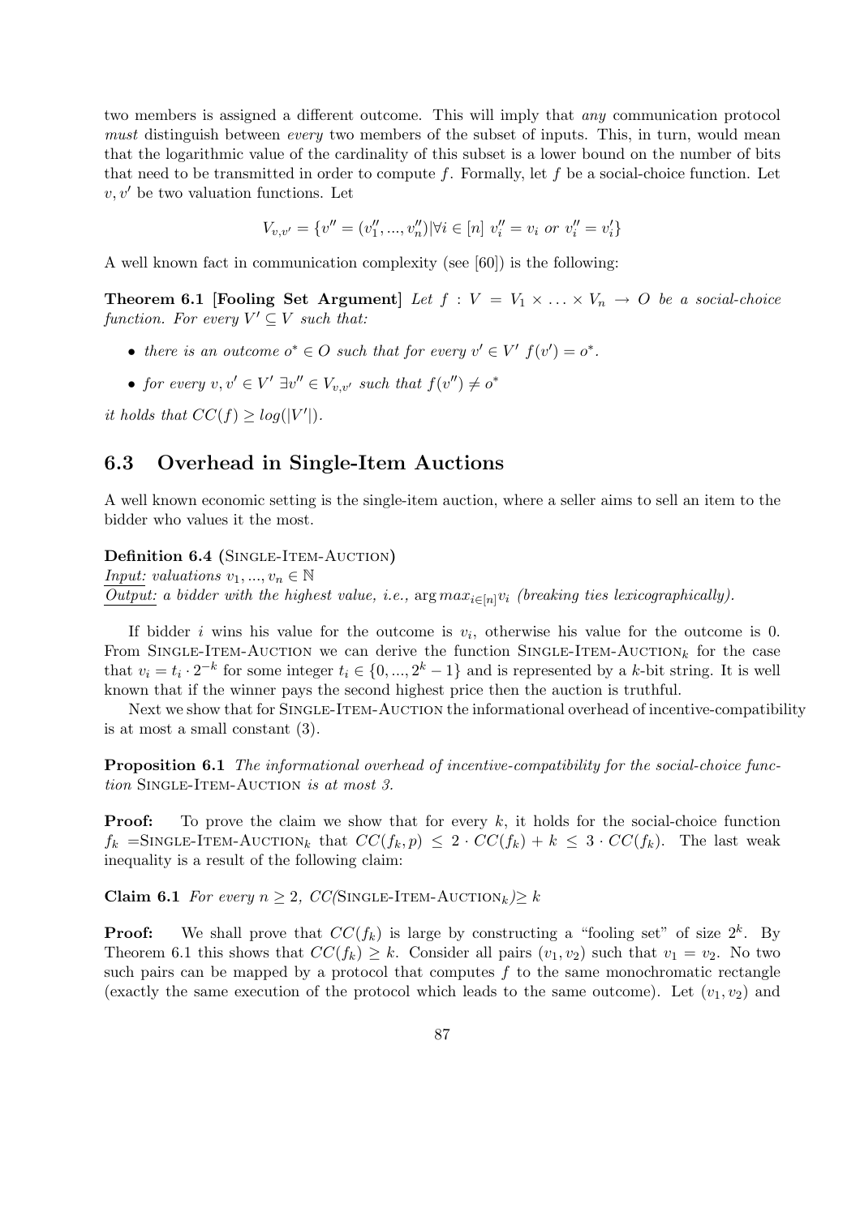two members is assigned a different outcome. This will imply that *any* communication protocol *must* distinguish between *every* two members of the subset of inputs. This, in turn, would mean that the logarithmic value of the cardinality of this subset is a lower bound on the number of bits that need to be transmitted in order to compute $f$. Formally, let $f$ be a social-choice function. Let $v, v'$ be two valuation functions. Let

$$V_{v,v'} = \{v'' = (v''_1, ..., v''_n) | \forall i \in [n] \; v''_i = v_i \text{ or } v''_i = v'_i\}$$

A well known fact in communication complexity (see [60]) is the following:

**Theorem 6.1 [Fooling Set Argument]** *Let $f : V = V_1 \times \ldots \times V_n \to O$ be a social-choice function. For every $V' \subseteq V$ such that:*

- *there is an outcome $o^* \in O$ such that for every $v' \in V'$ $f(v') = o^*$.*
- *for every $v, v' \in V'$ $\exists v'' \in V_{v,v'}$ such that $f(v'') \neq o^*$*

*it holds that $CC(f) \geq log(|V'|)$.*

## 6.3 Overhead in Single-Item Auctions

A well known economic setting is the single-item auction, where a seller aims to sell an item to the bidder who values it the most.

**Definition 6.4** (SINGLE-ITEM-AUCTION)
*Input: valuations $v_1, ..., v_n \in \mathbb{N}$*
*Output: a bidder with the highest value, i.e., $\arg max_{i \in [n]} v_i$ (breaking ties lexicographically).*

If bidder $i$ wins his value for the outcome is $v_i$, otherwise his value for the outcome is 0. From SINGLE-ITEM-AUCTION we can derive the function SINGLE-ITEM-AUCTION$_k$ for the case that $v_i = t_i \cdot 2^{-k}$ for some integer $t_i \in \{0, ..., 2^k - 1\}$ and is represented by a $k$-bit string. It is well known that if the winner pays the second highest price then the auction is truthful.

Next we show that for SINGLE-ITEM-AUCTION the informational overhead of incentive-compatibility is at most a small constant (3).

**Proposition 6.1** *The informational overhead of incentive-compatibility for the social-choice function* SINGLE-ITEM-AUCTION *is at most 3.*

**Proof:** To prove the claim we show that for every $k$, it holds for the social-choice function $f_k$ =SINGLE-ITEM-AUCTION$_k$ that $CC(f_k, p) \leq 2 \cdot CC(f_k) + k \leq 3 \cdot CC(f_k)$. The last weak inequality is a result of the following claim:

**Claim 6.1** *For every $n \geq 2$, $CC($*SINGLE-ITEM-AUCTION$_k$*$) \geq k$*

**Proof:** We shall prove that $CC(f_k)$ is large by constructing a "fooling set" of size $2^k$. By Theorem 6.1 this shows that $CC(f_k) \geq k$. Consider all pairs $(v_1, v_2)$ such that $v_1 = v_2$. No two such pairs can be mapped by a protocol that computes $f$ to the same monochromatic rectangle (exactly the same execution of the protocol which leads to the same outcome). Let $(v_1, v_2)$ and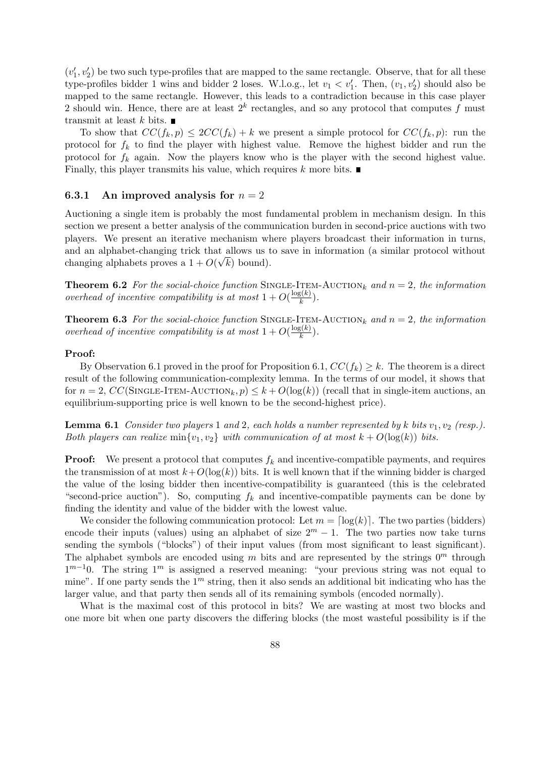$(v'_1, v'_2)$ be two such type-profiles that are mapped to the same rectangle. Observe, that for all these type-profiles bidder 1 wins and bidder 2 loses. W.l.o.g., let $v_1 < v'_1$. Then, $(v_1, v'_2)$ should also be mapped to the same rectangle. However, this leads to a contradiction because in this case player 2 should win. Hence, there are at least $2^k$ rectangles, and so any protocol that computes $f$ must transmit at least $k$ bits. ■

To show that $CC(f_k, p) \leq 2CC(f_k) + k$ we present a simple protocol for $CC(f_k, p)$: run the protocol for $f_k$ to find the player with highest value. Remove the highest bidder and run the protocol for $f_k$ again. Now the players know who is the player with the second highest value. Finally, this player transmits his value, which requires $k$ more bits. ■

### 6.3.1 An improved analysis for $n = 2$

Auctioning a single item is probably the most fundamental problem in mechanism design. In this section we present a better analysis of the communication burden in second-price auctions with two players. We present an iterative mechanism where players broadcast their information in turns, and an alphabet-changing trick that allows us to save in information (a similar protocol without changing alphabets proves a $1 + O(\sqrt{k})$ bound).

**Theorem 6.2** *For the social-choice function* SINGLE-ITEM-AUCTION$_k$ *and* $n = 2$*, the information overhead of incentive compatibility is at most* $1 + O(\frac{\log(k)}{k})$.

**Theorem 6.3** *For the social-choice function* SINGLE-ITEM-AUCTION$_k$ *and* $n = 2$*, the information overhead of incentive compatibility is at most* $1 + O(\frac{\log(k)}{k})$.

**Proof:**

By Observation 6.1 proved in the proof for Proposition 6.1, $CC(f_k) \geq k$. The theorem is a direct result of the following communication-complexity lemma. In the terms of our model, it shows that for $n = 2$, $CC(\text{SINGLE-ITEM-AUCTION}_k, p) \leq k + O(\log(k))$ (recall that in single-item auctions, an equilibrium-supporting price is well known to be the second-highest price).

**Lemma 6.1** *Consider two players* 1 *and* 2*, each holds a number represented by* $k$ *bits* $v_1, v_2$ *(resp.). Both players can realize* $\min\{v_1, v_2\}$ *with communication of at most* $k + O(\log(k))$ *bits.*

**Proof:** We present a protocol that computes $f_k$ and incentive-compatible payments, and requires the transmission of at most $k+O(\log(k))$ bits. It is well known that if the winning bidder is charged the value of the losing bidder then incentive-compatibility is guaranteed (this is the celebrated "second-price auction"). So, computing $f_k$ and incentive-compatible payments can be done by finding the identity and value of the bidder with the lowest value.

We consider the following communication protocol: Let $m = \lceil \log(k) \rceil$. The two parties (bidders) encode their inputs (values) using an alphabet of size $2^m - 1$. The two parties now take turns sending the symbols ("blocks") of their input values (from most significant to least significant). The alphabet symbols are encoded using $m$ bits and are represented by the strings $0^m$ through $1^{m-1}0$. The string $1^m$ is assigned a reserved meaning: "your previous string was not equal to mine". If one party sends the $1^m$ string, then it also sends an additional bit indicating who has the larger value, and that party then sends all of its remaining symbols (encoded normally).

What is the maximal cost of this protocol in bits? We are wasting at most two blocks and one more bit when one party discovers the differing blocks (the most wasteful possibility is if the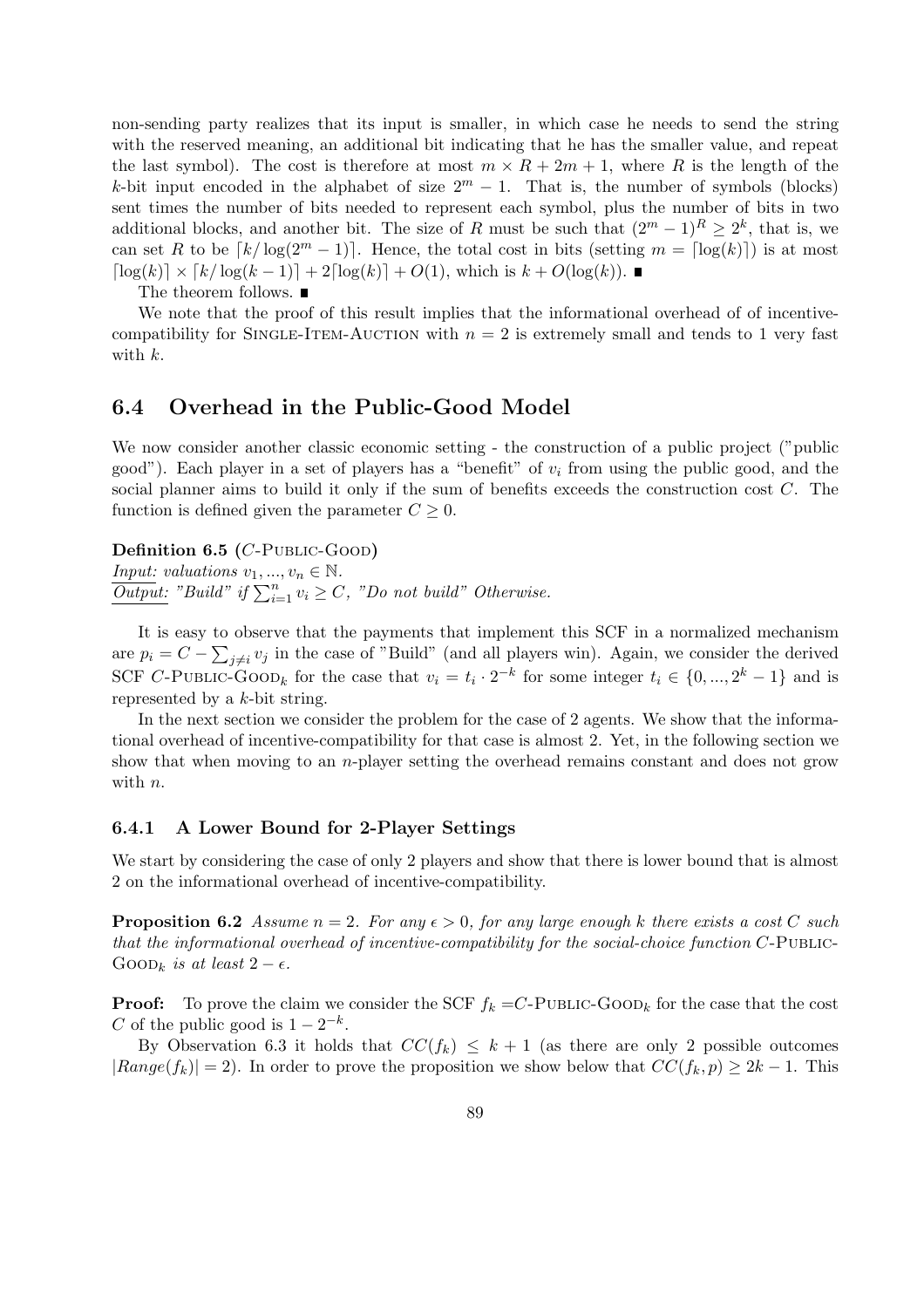non-sending party realizes that its input is smaller, in which case he needs to send the string with the reserved meaning, an additional bit indicating that he has the smaller value, and repeat the last symbol). The cost is therefore at most $m \times R + 2m + 1$, where $R$ is the length of the $k$-bit input encoded in the alphabet of size $2^m - 1$. That is, the number of symbols (blocks) sent times the number of bits needed to represent each symbol, plus the number of bits in two additional blocks, and another bit. The size of $R$ must be such that $(2^m - 1)^R \geq 2^k$, that is, we can set $R$ to be $\lceil k/\log(2^m - 1)\rceil$. Hence, the total cost in bits (setting $m = \lceil \log(k) \rceil$) is at most $\lceil \log(k) \rceil \times \lceil k/\log(k-1) \rceil + 2\lceil \log(k) \rceil + O(1)$, which is $k + O(\log(k))$. ■

The theorem follows. ■

We note that the proof of this result implies that the informational overhead of of incentive-compatibility for SINGLE-ITEM-AUCTION with $n = 2$ is extremely small and tends to 1 very fast with $k$.

## 6.4 Overhead in the Public-Good Model

We now consider another classic economic setting - the construction of a public project ("public good"). Each player in a set of players has a "benefit" of $v_i$ from using the public good, and the social planner aims to build it only if the sum of benefits exceeds the construction cost $C$. The function is defined given the parameter $C \geq 0$.

**Definition 6.5** ($C$-PUBLIC-GOOD)
*Input: valuations* $v_1, ..., v_n \in \mathbb{N}$.
*Output: "Build" if* $\sum_{i=1}^n v_i \geq C$*, "Do not build" Otherwise.*

It is easy to observe that the payments that implement this SCF in a normalized mechanism are $p_i = C - \sum_{j \neq i} v_j$ in the case of "Build" (and all players win). Again, we consider the derived SCF $C$-PUBLIC-GOOD$_k$ for the case that $v_i = t_i \cdot 2^{-k}$ for some integer $t_i \in \{0, ..., 2^k - 1\}$ and is represented by a $k$-bit string.

In the next section we consider the problem for the case of 2 agents. We show that the informational overhead of incentive-compatibility for that case is almost 2. Yet, in the following section we show that when moving to an $n$-player setting the overhead remains constant and does not grow with $n$.

### 6.4.1 A Lower Bound for 2-Player Settings

We start by considering the case of only 2 players and show that there is lower bound that is almost 2 on the informational overhead of incentive-compatibility.

**Proposition 6.2** *Assume $n = 2$. For any $\epsilon > 0$, for any large enough $k$ there exists a cost $C$ such that the informational overhead of incentive-compatibility for the social-choice function $C$-PUBLIC-GOOD$_k$ is at least $2 - \epsilon$.*

**Proof:** To prove the claim we consider the SCF $f_k =$$C$-PUBLIC-GOOD$_k$ for the case that the cost $C$ of the public good is $1 - 2^{-k}$.

By Observation 6.3 it holds that $CC(f_k) \leq k + 1$ (as there are only 2 possible outcomes $|Range(f_k)| = 2$). In order to prove the proposition we show below that $CC(f_k, p) \geq 2k - 1$. This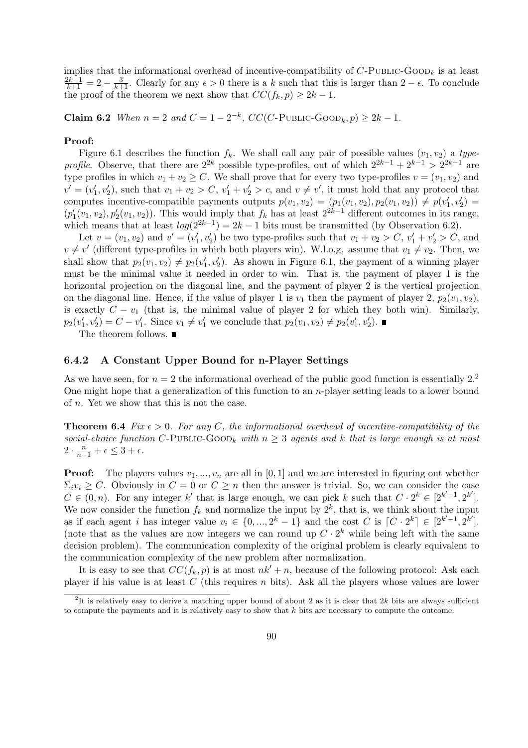implies that the informational overhead of incentive-compatibility of $C$-PUBLIC-GOOD$_k$ is at least $\frac{2k-1}{k+1} = 2 - \frac{3}{k+1}$. Clearly for any $\epsilon > 0$ there is a $k$ such that this is larger than $2 - \epsilon$. To conclude the proof of the theorem we next show that $CC(f_k, p) \geq 2k - 1$.

**Claim 6.2** *When $n = 2$ and $C = 1 - 2^{-k}$, $CC(C\text{-PUBLIC-GOOD}_k, p) \geq 2k - 1$.*

**Proof:**

Figure 6.1 describes the function $f_k$. We shall call any pair of possible values $(v_1, v_2)$ a *type-profile*. Observe, that there are $2^{2k}$ possible type-profiles, out of which $2^{2k-1} + 2^{k-1} > 2^{2k-1}$ are type profiles in which $v_1 + v_2 \geq C$. We shall prove that for every two type-profiles $v = (v_1, v_2)$ and $v' = (v'_1, v'_2)$, such that $v_1 + v_2 > C$, $v'_1 + v'_2 > c$, and $v \neq v'$, it must hold that any protocol that computes incentive-compatible payments outputs $p(v_1, v_2) = (p_1(v_1, v_2), p_2(v_1, v_2)) \neq p(v'_1, v'_2) = (p'_1(v_1, v_2), p'_2(v_1, v_2))$. This would imply that $f_k$ has at least $2^{2k-1}$ different outcomes in its range, which means that at least $log(2^{2k-1}) = 2k - 1$ bits must be transmitted (by Observation 6.2).

Let $v = (v_1, v_2)$ and $v' = (v'_1, v'_2)$ be two type-profiles such that $v_1 + v_2 > C$, $v'_1 + v'_2 > C$, and $v \neq v'$ (different type-profiles in which both players win). W.l.o.g. assume that $v_1 \neq v_2$. Then, we shall show that $p_2(v_1, v_2) \neq p_2(v'_1, v'_2)$. As shown in Figure 6.1, the payment of a winning player must be the minimal value it needed in order to win. That is, the payment of player 1 is the horizontal projection on the diagonal line, and the payment of player 2 is the vertical projection on the diagonal line. Hence, if the value of player 1 is $v_1$ then the payment of player 2, $p_2(v_1, v_2)$, is exactly $C - v_1$ (that is, the minimal value of player 2 for which they both win). Similarly, $p_2(v'_1, v'_2) = C - v'_1$. Since $v_1 \neq v'_1$ we conclude that $p_2(v_1, v_2) \neq p_2(v'_1, v'_2)$. ■

The theorem follows. ■

### 6.4.2 A Constant Upper Bound for n-Player Settings

As we have seen, for $n = 2$ the informational overhead of the public good function is essentially 2.[2] One might hope that a generalization of this function to an $n$-player setting leads to a lower bound of $n$. Yet we show that this is not the case.

**Theorem 6.4** *Fix $\epsilon > 0$. For any $C$, the informational overhead of incentive-compatibility of the social-choice function $C$-PUBLIC-GOOD$_k$ with $n \geq 3$ agents and $k$ that is large enough is at most $2 \cdot \frac{n}{n-1} + \epsilon \leq 3 + \epsilon$.*

**Proof:** The players values $v_1, ..., v_n$ are all in $[0, 1]$ and we are interested in figuring out whether $\Sigma_i v_i \geq C$. Obviously in $C = 0$ or $C \geq n$ then the answer is trivial. So, we can consider the case $C \in (0, n)$. For any integer $k'$ that is large enough, we can pick $k$ such that $C \cdot 2^k \in [2^{k'-1}, 2^{k'}]$. We now consider the function $f_k$ and normalize the input by $2^k$, that is, we think about the input as if each agent $i$ has integer value $v_i \in \{0, ..., 2^k - 1\}$ and the cost $C$ is $\lceil C \cdot 2^k \rceil \in [2^{k'-1}, 2^{k'}]$. (note that as the values are now integers we can round up $C \cdot 2^k$ while being left with the same decision problem). The communication complexity of the original problem is clearly equivalent to the communication complexity of the new problem after normalization.

It is easy to see that $CC(f_k, p)$ is at most $nk' + n$, because of the following protocol: Ask each player if his value is at least $C$ (this requires $n$ bits). Ask all the players whose values are lower

[2] It is relatively easy to derive a matching upper bound of about 2 as it is clear that $2k$ bits are always sufficient to compute the payments and it is relatively easy to show that $k$ bits are necessary to compute the outcome.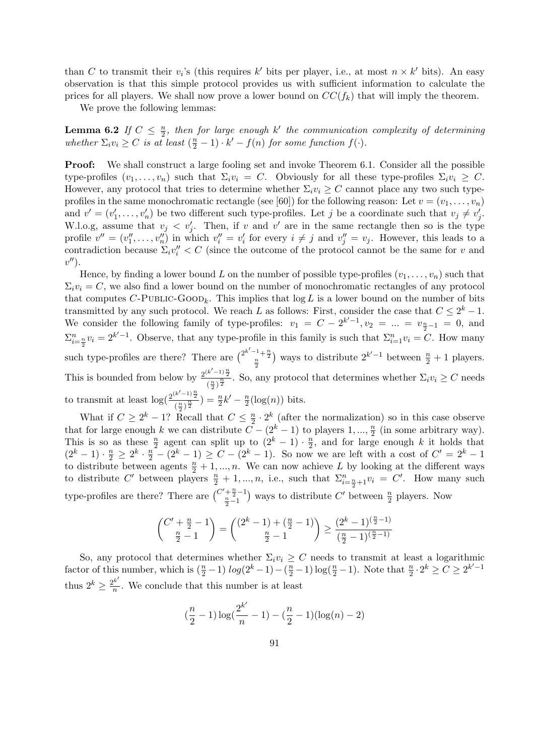than $C$ to transmit their $v_i$'s (this requires $k'$ bits per player, i.e., at most $n \times k'$ bits). An easy observation is that this simple protocol provides us with sufficient information to calculate the prices for all players. We shall now prove a lower bound on $CC(f_k)$ that will imply the theorem.

We prove the following lemmas:

**Lemma 6.2** *If $C \leq \frac{n}{2}$, then for large enough $k'$ the communication complexity of determining whether $\Sigma_i v_i \geq C$ is at least $(\frac{n}{2} - 1) \cdot k' - f(n)$ for some function $f(\cdot)$.*

**Proof:** We shall construct a large fooling set and invoke Theorem 6.1. Consider all the possible type-profiles $(v_1, \ldots, v_n)$ such that $\Sigma_i v_i = C$. Obviously for all these type-profiles $\Sigma_i v_i \geq C$. However, any protocol that tries to determine whether $\Sigma_i v_i \geq C$ cannot place any two such type-profiles in the same monochromatic rectangle (see [60]) for the following reason: Let $v = (v_1, \ldots, v_n)$ and $v' = (v'_1, \ldots, v'_n)$ be two different such type-profiles. Let $j$ be a coordinate such that $v_j \neq v'_j$. W.l.o.g, assume that $v_j < v'_j$. Then, if $v$ and $v'$ are in the same rectangle then so is the type profile $v'' = (v''_1, \ldots, v''_n)$ in which $v''_i = v'_i$ for every $i \neq j$ and $v''_j = v_j$. However, this leads to a contradiction because $\Sigma_i v''_i < C$ (since the outcome of the protocol cannot be the same for $v$ and $v''$).

Hence, by finding a lower bound $L$ on the number of possible type-profiles $(v_1, \ldots, v_n)$ such that $\Sigma_i v_i = C$, we also find a lower bound on the number of monochromatic rectangles of any protocol that computes $C$-PUBLIC-GOOD$_k$. This implies that $\log L$ is a lower bound on the number of bits transmitted by any such protocol. We reach $L$ as follows: First, consider the case that $C \leq 2^k - 1$. We consider the following family of type-profiles: $v_1 = C - 2^{k'-1}, v_2 = \ldots = v_{\frac{n}{2}-1} = 0$, and $\Sigma_{i=\frac{n}{2}}^{n} v_i = 2^{k'-1}$. Observe, that any type-profile in this family is such that $\Sigma_{i=1}^{n} v_i = C$. How many such type-profiles are there? There are $\binom{2^{k'-1}+\frac{n}{2}}{\frac{n}{2}}$ ways to distribute $2^{k'-1}$ between $\frac{n}{2}+1$ players. This is bounded from below by $\frac{2^{(k'-1)\frac{n}{2}}}{(\frac{n}{2})^{\frac{n}{2}}}$. So, any protocol that determines whether $\Sigma_i v_i \geq C$ needs to transmit at least $\log(\frac{2^{(k'-1)\frac{n}{2}}}{(\frac{n}{2})^{\frac{n}{2}}}) = \frac{n}{2}k' - \frac{n}{2}(\log(n))$ bits.

What if $C \geq 2^k - 1$? Recall that $C \leq \frac{n}{2} \cdot 2^k$ (after the normalization) so in this case observe that for large enough $k$ we can distribute $C - (2^k - 1)$ to players $1, ..., \frac{n}{2}$ (in some arbitrary way). This is so as these $\frac{n}{2}$ agent can split up to $(2^k - 1) \cdot \frac{n}{2}$, and for large enough $k$ it holds that $(2^k - 1) \cdot \frac{n}{2} \geq 2^k \cdot \frac{n}{2} - (2^k - 1) \geq C - (2^k - 1)$. So now we are left with a cost of $C' = 2^k - 1$ to distribute between agents $\frac{n}{2}+1, ..., n$. We can now achieve $L$ by looking at the different ways to distribute $C'$ between players $\frac{n}{2}+1, ..., n$, i.e., such that $\Sigma_{i=\frac{n}{2}+1}^{n} v_i = C'$. How many such type-profiles are there? There are $\binom{C'+\frac{n}{2}-1}{\frac{n}{2}-1}$ ways to distribute $C'$ between $\frac{n}{2}$ players. Now

$$\binom{C' + \frac{n}{2} - 1}{\frac{n}{2} - 1} = \binom{(2^k - 1) + (\frac{n}{2} - 1)}{\frac{n}{2} - 1} \geq \frac{(2^k - 1)^{(\frac{n}{2}-1)}}{(\frac{n}{2} - 1)^{(\frac{n}{2}-1)}}$$

So, any protocol that determines whether $\Sigma_i v_i \geq C$ needs to transmit at least a logarithmic factor of this number, which is $(\frac{n}{2} - 1)\, log(2^k - 1) - (\frac{n}{2} - 1)\log(\frac{n}{2} - 1)$. Note that $\frac{n}{2} \cdot 2^k \geq C \geq 2^{k'-1}$ thus $2^k \geq \frac{2^{k'}}{n}$. We conclude that this number is at least

$$(\frac{n}{2} - 1)\log(\frac{2^{k'}}{n} - 1) - (\frac{n}{2} - 1)(\log(n) - 2)$$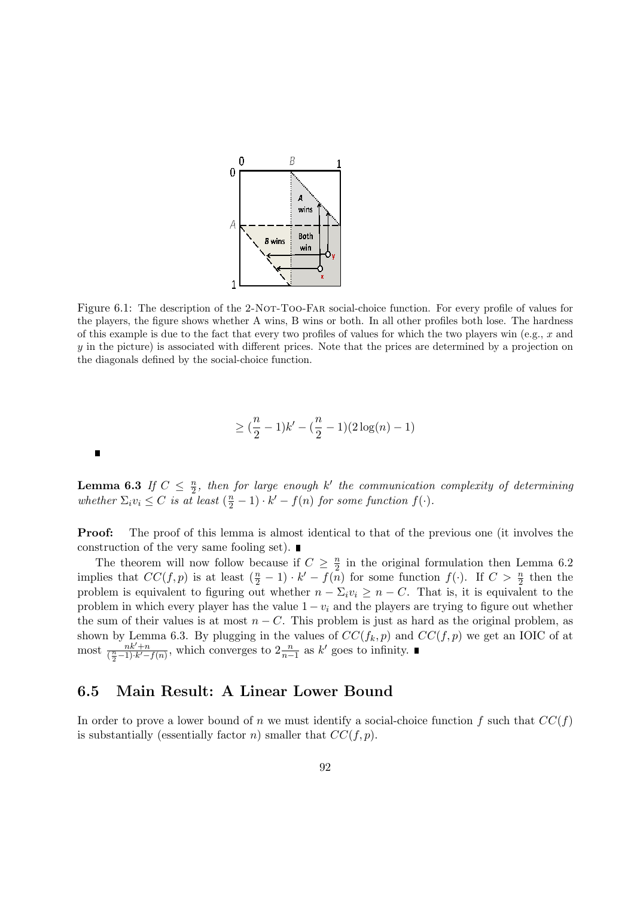Figure 6.1: The description of the 2-Not-Too-Far social-choice function. For every profile of values for the players, the figure shows whether A wins, B wins or both. In all other profiles both lose. The hardness of this example is due to the fact that every two profiles of values for which the two players win (e.g., $x$ and $y$ in the picture) is associated with different prices. Note that the prices are determined by a projection on the diagonals defined by the social-choice function.

$$\geq (\frac{n}{2}-1)k' - (\frac{n}{2}-1)(2\log(n)-1)$$

■

**Lemma 6.3** *If $C \leq \frac{n}{2}$, then for large enough $k'$ the communication complexity of determining whether $\Sigma_i v_i \leq C$ is at least $(\frac{n}{2}-1)\cdot k' - f(n)$ for some function $f(\cdot)$.*

**Proof:** The proof of this lemma is almost identical to that of the previous one (it involves the construction of the very same fooling set). ■

The theorem will now follow because if $C \geq \frac{n}{2}$ in the original formulation then Lemma 6.2 implies that $CC(f,p)$ is at least $(\frac{n}{2}-1)\cdot k' - f(n)$ for some function $f(\cdot)$. If $C > \frac{n}{2}$ then the problem is equivalent to figuring out whether $n - \Sigma_i v_i \geq n - C$. That is, it is equivalent to the problem in which every player has the value $1 - v_i$ and the players are trying to figure out whether the sum of their values is at most $n - C$. This problem is just as hard as the original problem, as shown by Lemma 6.3. By plugging in the values of $CC(f_k, p)$ and $CC(f,p)$ we get an IOIC of at most $\frac{nk'+n}{(\frac{n}{2}-1)\cdot k' - f(n)}$, which converges to $2\frac{n}{n-1}$ as $k'$ goes to infinity. ■

## 6.5 Main Result: A Linear Lower Bound

In order to prove a lower bound of $n$ we must identify a social-choice function $f$ such that $CC(f)$ is substantially (essentially factor $n$) smaller that $CC(f,p)$.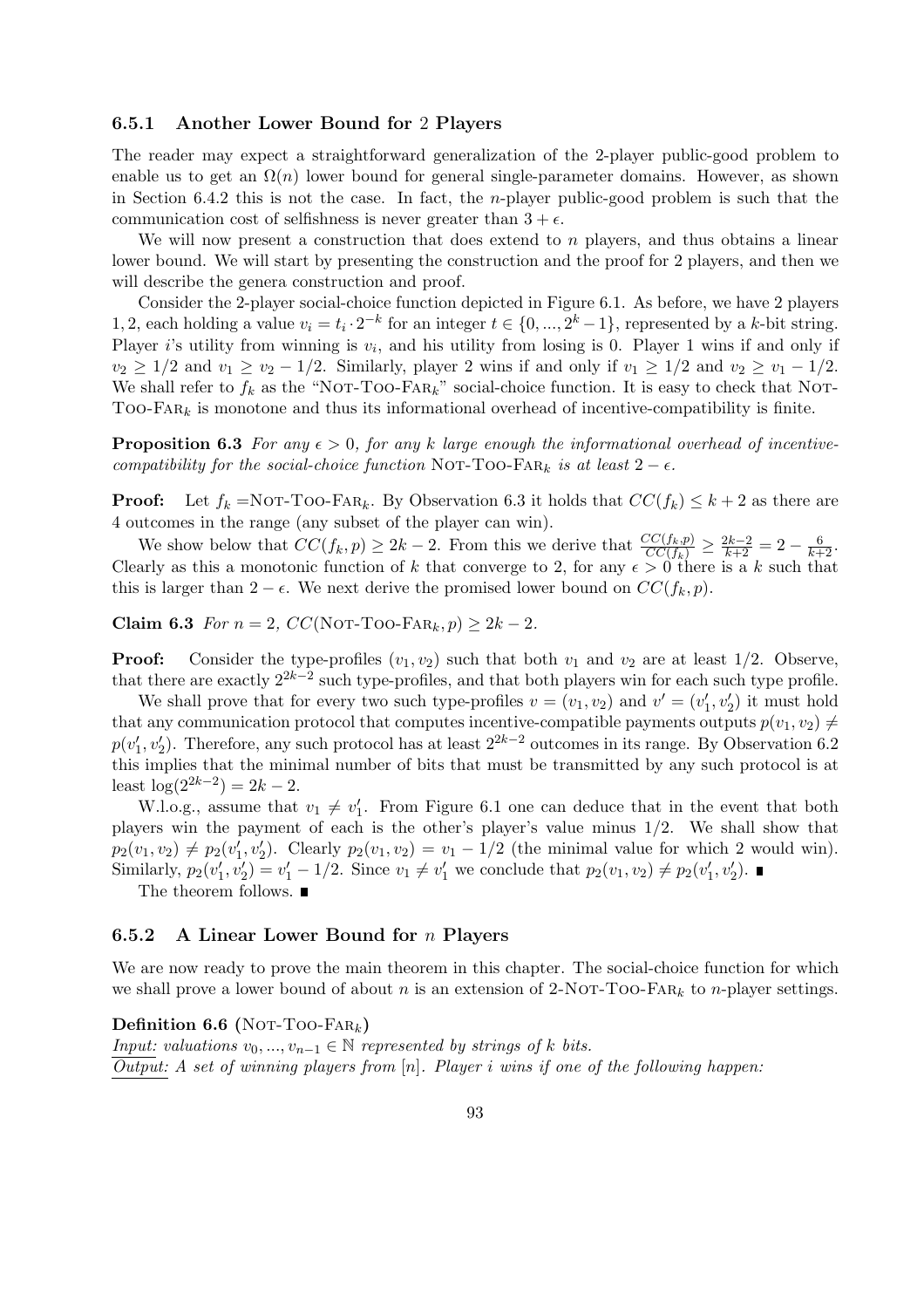### 6.5.1 Another Lower Bound for 2 Players

The reader may expect a straightforward generalization of the 2-player public-good problem to enable us to get an $\Omega(n)$ lower bound for general single-parameter domains. However, as shown in Section 6.4.2 this is not the case. In fact, the $n$-player public-good problem is such that the communication cost of selfishness is never greater than $3 + \epsilon$.

We will now present a construction that does extend to $n$ players, and thus obtains a linear lower bound. We will start by presenting the construction and the proof for 2 players, and then we will describe the genera construction and proof.

Consider the 2-player social-choice function depicted in Figure 6.1. As before, we have 2 players 1, 2, each holding a value $v_i = t_i \cdot 2^{-k}$ for an integer $t \in \{0, ..., 2^k - 1\}$, represented by a $k$-bit string. Player $i$'s utility from winning is $v_i$, and his utility from losing is 0. Player 1 wins if and only if $v_2 \geq 1/2$ and $v_1 \geq v_2 - 1/2$. Similarly, player 2 wins if and only if $v_1 \geq 1/2$ and $v_2 \geq v_1 - 1/2$. We shall refer to $f_k$ as the "NOT-TOO-FAR$_k$" social-choice function. It is easy to check that NOT-TOO-FAR$_k$ is monotone and thus its informational overhead of incentive-compatibility is finite.

**Proposition 6.3** *For any $\epsilon > 0$, for any $k$ large enough the informational overhead of incentive-compatibility for the social-choice function* NOT-TOO-FAR$_k$ *is at least $2 - \epsilon$.*

**Proof:** Let $f_k =$NOT-TOO-FAR$_k$. By Observation 6.3 it holds that $CC(f_k) \leq k + 2$ as there are 4 outcomes in the range (any subset of the player can win).

We show below that $CC(f_k, p) \geq 2k - 2$. From this we derive that $\frac{CC(f_k,p)}{CC(f_k)} \geq \frac{2k-2}{k+2} = 2 - \frac{6}{k+2}$. Clearly as this a monotonic function of $k$ that converge to 2, for any $\epsilon > 0$ there is a $k$ such that this is larger than $2 - \epsilon$. We next derive the promised lower bound on $CC(f_k, p)$.

**Claim 6.3** *For $n = 2$, $CC($*NOT-TOO-FAR$_k, p) \geq 2k - 2$.

**Proof:** Consider the type-profiles $(v_1, v_2)$ such that both $v_1$ and $v_2$ are at least $1/2$. Observe, that there are exactly $2^{2k-2}$ such type-profiles, and that both players win for each such type profile.

We shall prove that for every two such type-profiles $v = (v_1, v_2)$ and $v' = (v_1', v_2')$ it must hold that any communication protocol that computes incentive-compatible payments outputs $p(v_1, v_2) \neq p(v_1', v_2')$. Therefore, any such protocol has at least $2^{2k-2}$ outcomes in its range. By Observation 6.2 this implies that the minimal number of bits that must be transmitted by any such protocol is at least $\log(2^{2k-2}) = 2k - 2$.

W.l.o.g., assume that $v_1 \neq v_1'$. From Figure 6.1 one can deduce that in the event that both players win the payment of each is the other's player's value minus $1/2$. We shall show that $p_2(v_1, v_2) \neq p_2(v_1', v_2')$. Clearly $p_2(v_1, v_2) = v_1 - 1/2$ (the minimal value for which 2 would win). Similarly, $p_2(v_1', v_2') = v_1' - 1/2$. Since $v_1 \neq v_1'$ we conclude that $p_2(v_1, v_2) \neq p_2(v_1', v_2')$. ∎

The theorem follows. ∎

### 6.5.2 A Linear Lower Bound for $n$ Players

We are now ready to prove the main theorem in this chapter. The social-choice function for which we shall prove a lower bound of about $n$ is an extension of 2-NOT-TOO-FAR$_k$ to $n$-player settings.

**Definition 6.6 (**NOT-TOO-FAR$_k$**)**

*Input: valuations $v_0, ..., v_{n-1} \in \mathbb{N}$ represented by strings of $k$ bits.*

*Output: A set of winning players from $[n]$. Player $i$ wins if one of the following happen:*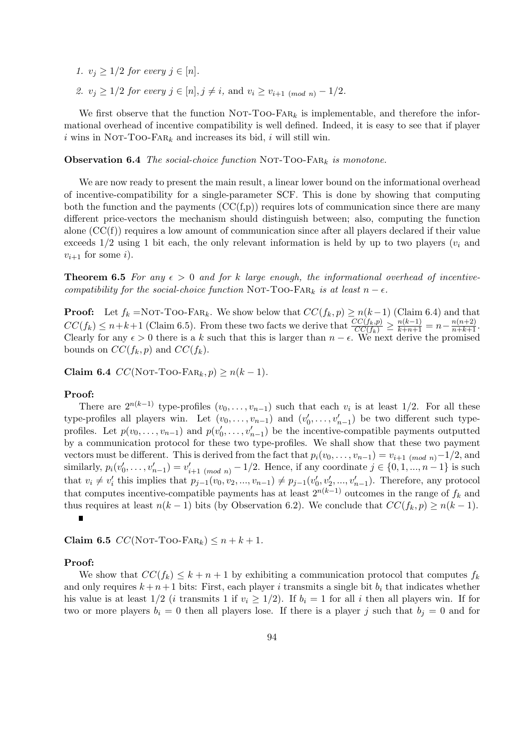1. $v_j \geq 1/2$ *for every* $j \in [n]$.
2. $v_j \geq 1/2$ *for every* $j \in [n], j \neq i$, and $v_i \geq v_{i+1 \pmod n} - 1/2$.

We first observe that the function NOT-TOO-FAR$_k$ is implementable, and therefore the informational overhead of incentive compatibility is well defined. Indeed, it is easy to see that if player $i$ wins in NOT-TOO-FAR$_k$ and increases its bid, $i$ will still win.

**Observation 6.4** *The social-choice function* NOT-TOO-FAR$_k$ *is monotone.*

We are now ready to present the main result, a linear lower bound on the informational overhead of incentive-compatibility for a single-parameter SCF. This is done by showing that computing both the function and the payments (CC(f,p)) requires lots of communication since there are many different price-vectors the mechanism should distinguish between; also, computing the function alone (CC(f)) requires a low amount of communication since after all players declared if their value exceeds $1/2$ using 1 bit each, the only relevant information is held by up to two players ($v_i$ and $v_{i+1}$ for some $i$).

**Theorem 6.5** *For any* $\epsilon > 0$ *and for* $k$ *large enough, the informational overhead of incentive-compatibility for the social-choice function* NOT-TOO-FAR$_k$ *is at least* $n - \epsilon$.

**Proof:** Let $f_k =$NOT-TOO-FAR$_k$. We show below that $CC(f_k, p) \geq n(k-1)$ (Claim 6.4) and that $CC(f_k) \leq n+k+1$ (Claim 6.5). From these two facts we derive that $\frac{CC(f_k,p)}{CC(f_k)} \geq \frac{n(k-1)}{k+n+1} = n - \frac{n(n+2)}{n+k+1}$. Clearly for any $\epsilon > 0$ there is a $k$ such that this is larger than $n - \epsilon$. We next derive the promised bounds on $CC(f_k, p)$ and $CC(f_k)$.

**Claim 6.4** $CC(\text{NOT-TOO-FAR}_k, p) \geq n(k-1)$.

**Proof:**

There are $2^{n(k-1)}$ type-profiles $(v_0, \ldots, v_{n-1})$ such that each $v_i$ is at least $1/2$. For all these type-profiles all players win. Let $(v_0, \ldots, v_{n-1})$ and $(v'_0, \ldots, v'_{n-1})$ be two different such type-profiles. Let $p(v_0, \ldots, v_{n-1})$ and $p(v'_0, \ldots, v'_{n-1})$ be the incentive-compatible payments outputted by a communication protocol for these two type-profiles. We shall show that these two payment vectors must be different. This is derived from the fact that $p_i(v_0, \ldots, v_{n-1}) = v_{i+1 \pmod n} - 1/2$, and similarly, $p_i(v'_0, \ldots, v'_{n-1}) = v'_{i+1 \pmod n} - 1/2$. Hence, if any coordinate $j \in \{0, 1, ..., n-1\}$ is such that $v_i \neq v'_i$ this implies that $p_{j-1}(v_0, v_2, ..., v_{n-1}) \neq p_{j-1}(v'_0, v'_2, ..., v'_{n-1})$. Therefore, any protocol that computes incentive-compatible payments has at least $2^{n(k-1)}$ outcomes in the range of $f_k$ and thus requires at least $n(k-1)$ bits (by Observation 6.2). We conclude that $CC(f_k, p) \geq n(k-1)$. ∎

**Claim 6.5** $CC(\text{NOT-TOO-FAR}_k) \leq n + k + 1$.

**Proof:**

We show that $CC(f_k) \leq k + n + 1$ by exhibiting a communication protocol that computes $f_k$ and only requires $k + n + 1$ bits: First, each player $i$ transmits a single bit $b_i$ that indicates whether his value is at least $1/2$ ($i$ transmits 1 if $v_i \geq 1/2$). If $b_i = 1$ for all $i$ then all players win. If for two or more players $b_i = 0$ then all players lose. If there is a player $j$ such that $b_j = 0$ and for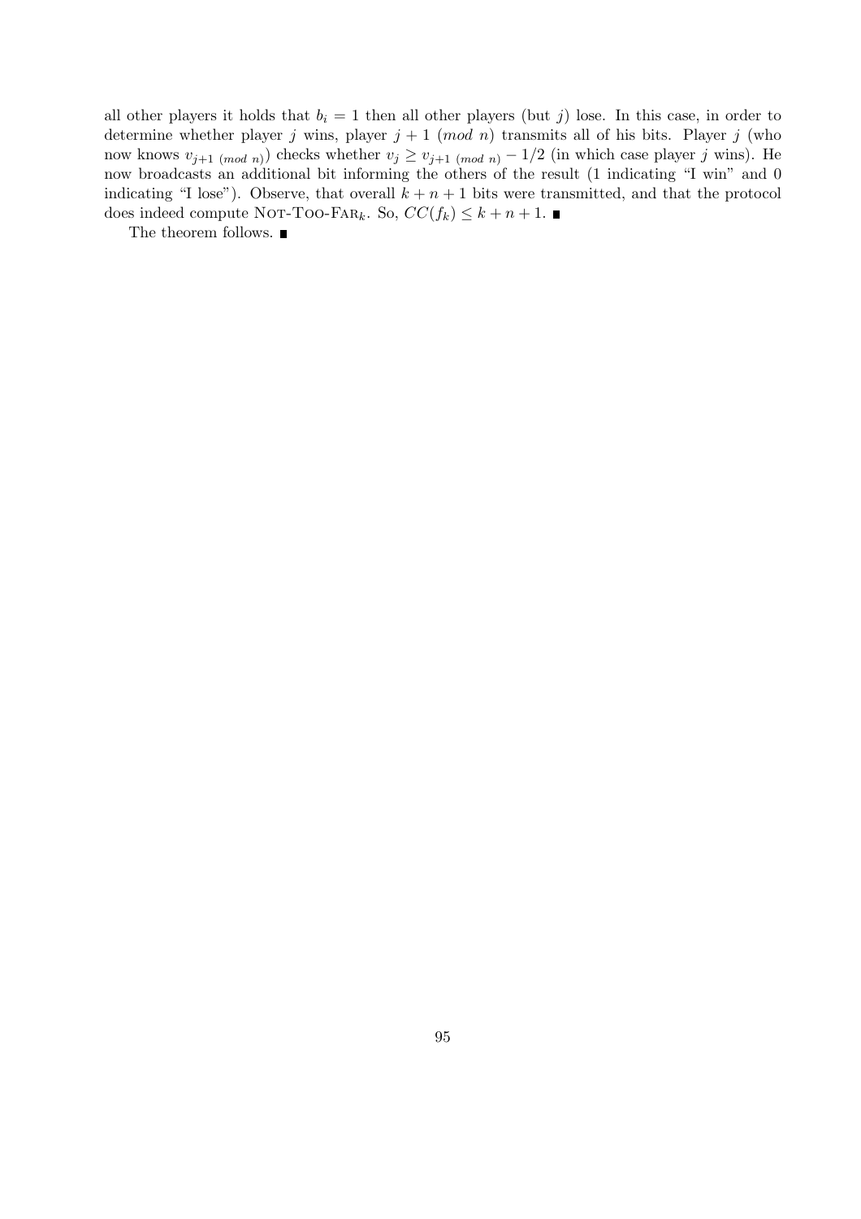all other players it holds that $b_i = 1$ then all other players (but $j$) lose. In this case, in order to determine whether player $j$ wins, player $j+1$ $(mod\ n)$ transmits all of his bits. Player $j$ (who now knows $v_{j+1\ (mod\ n)}$) checks whether $v_j \geq v_{j+1\ (mod\ n)} - 1/2$ (in which case player $j$ wins). He now broadcasts an additional bit informing the others of the result (1 indicating "I win" and 0 indicating "I lose"). Observe, that overall $k+n+1$ bits were transmitted, and that the protocol does indeed compute NOT-TOO-FAR$_k$. So, $CC(f_k) \leq k+n+1$. ■

The theorem follows. ■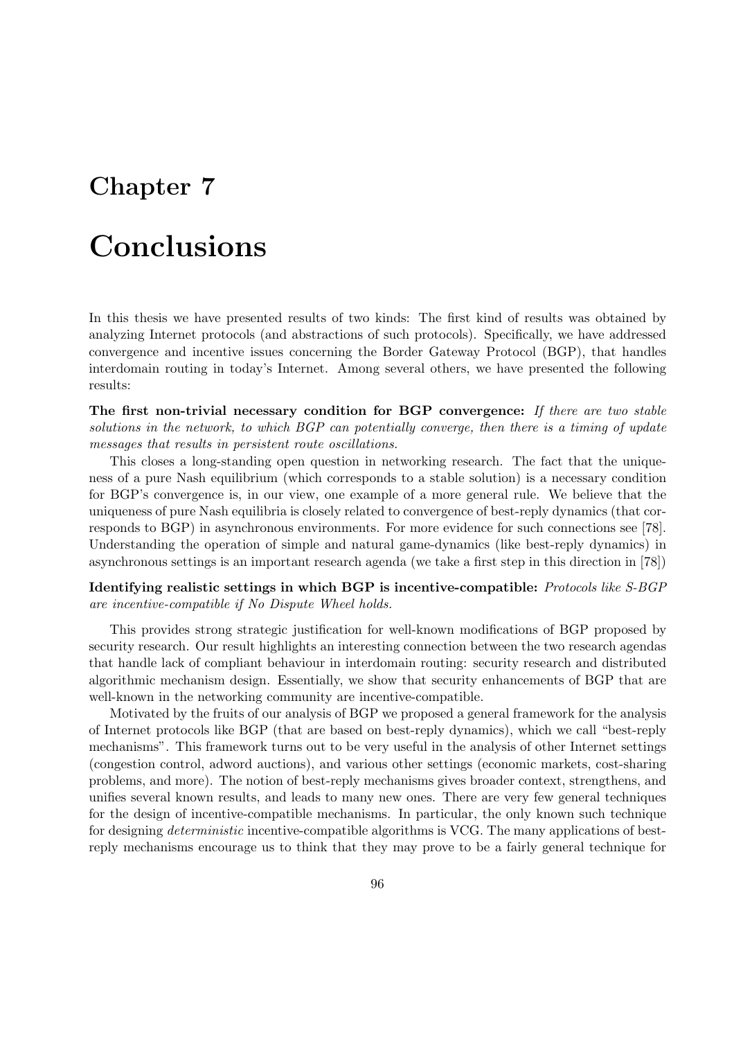# Chapter 7

# Conclusions

In this thesis we have presented results of two kinds: The first kind of results was obtained by analyzing Internet protocols (and abstractions of such protocols). Specifically, we have addressed convergence and incentive issues concerning the Border Gateway Protocol (BGP), that handles interdomain routing in today's Internet. Among several others, we have presented the following results:

**The first non-trivial necessary condition for BGP convergence:** *If there are two stable solutions in the network, to which BGP can potentially converge, then there is a timing of update messages that results in persistent route oscillations.*

This closes a long-standing open question in networking research. The fact that the uniqueness of a pure Nash equilibrium (which corresponds to a stable solution) is a necessary condition for BGP's convergence is, in our view, one example of a more general rule. We believe that the uniqueness of pure Nash equilibria is closely related to convergence of best-reply dynamics (that corresponds to BGP) in asynchronous environments. For more evidence for such connections see [78]. Understanding the operation of simple and natural game-dynamics (like best-reply dynamics) in asynchronous settings is an important research agenda (we take a first step in this direction in [78])

**Identifying realistic settings in which BGP is incentive-compatible:** *Protocols like S-BGP are incentive-compatible if No Dispute Wheel holds.*

This provides strong strategic justification for well-known modifications of BGP proposed by security research. Our result highlights an interesting connection between the two research agendas that handle lack of compliant behaviour in interdomain routing: security research and distributed algorithmic mechanism design. Essentially, we show that security enhancements of BGP that are well-known in the networking community are incentive-compatible.

Motivated by the fruits of our analysis of BGP we proposed a general framework for the analysis of Internet protocols like BGP (that are based on best-reply dynamics), which we call "best-reply mechanisms". This framework turns out to be very useful in the analysis of other Internet settings (congestion control, adword auctions), and various other settings (economic markets, cost-sharing problems, and more). The notion of best-reply mechanisms gives broader context, strengthens, and unifies several known results, and leads to many new ones. There are very few general techniques for the design of incentive-compatible mechanisms. In particular, the only known such technique for designing *deterministic* incentive-compatible algorithms is VCG. The many applications of best-reply mechanisms encourage us to think that they may prove to be a fairly general technique for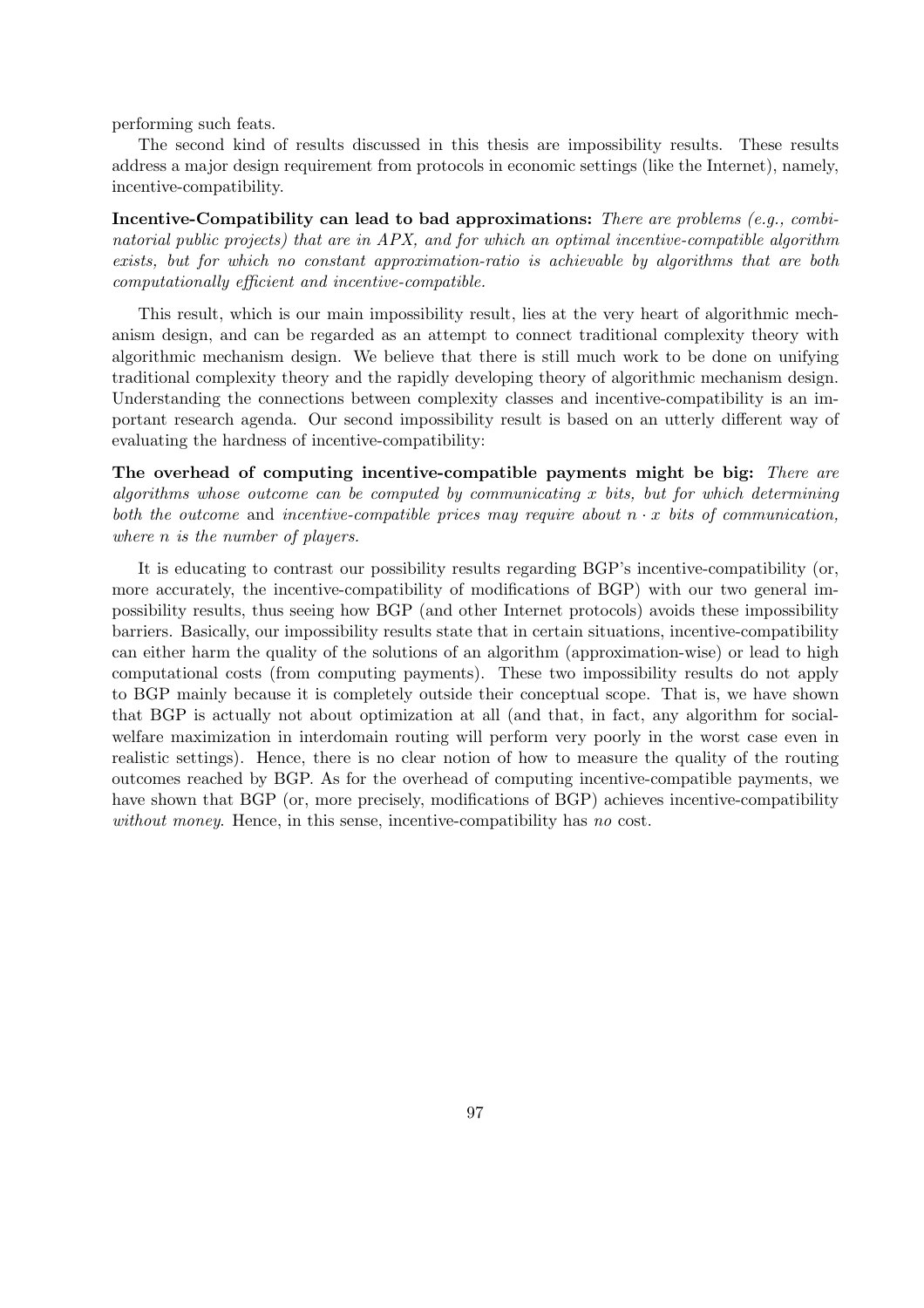performing such feats.

The second kind of results discussed in this thesis are impossibility results. These results address a major design requirement from protocols in economic settings (like the Internet), namely, incentive-compatibility.

**Incentive-Compatibility can lead to bad approximations:** *There are problems (e.g., combinatorial public projects) that are in APX, and for which an optimal incentive-compatible algorithm exists, but for which no constant approximation-ratio is achievable by algorithms that are both computationally efficient and incentive-compatible.*

This result, which is our main impossibility result, lies at the very heart of algorithmic mechanism design, and can be regarded as an attempt to connect traditional complexity theory with algorithmic mechanism design. We believe that there is still much work to be done on unifying traditional complexity theory and the rapidly developing theory of algorithmic mechanism design. Understanding the connections between complexity classes and incentive-compatibility is an important research agenda. Our second impossibility result is based on an utterly different way of evaluating the hardness of incentive-compatibility:

**The overhead of computing incentive-compatible payments might be big:** *There are algorithms whose outcome can be computed by communicating $x$ bits, but for which determining both the outcome* and *incentive-compatible prices may require about $n \cdot x$ bits of communication, where $n$ is the number of players.*

It is educating to contrast our possibility results regarding BGP's incentive-compatibility (or, more accurately, the incentive-compatibility of modifications of BGP) with our two general impossibility results, thus seeing how BGP (and other Internet protocols) avoids these impossibility barriers. Basically, our impossibility results state that in certain situations, incentive-compatibility can either harm the quality of the solutions of an algorithm (approximation-wise) or lead to high computational costs (from computing payments). These two impossibility results do not apply to BGP mainly because it is completely outside their conceptual scope. That is, we have shown that BGP is actually not about optimization at all (and that, in fact, any algorithm for social-welfare maximization in interdomain routing will perform very poorly in the worst case even in realistic settings). Hence, there is no clear notion of how to measure the quality of the routing outcomes reached by BGP. As for the overhead of computing incentive-compatible payments, we have shown that BGP (or, more precisely, modifications of BGP) achieves incentive-compatibility *without money*. Hence, in this sense, incentive-compatibility has *no* cost.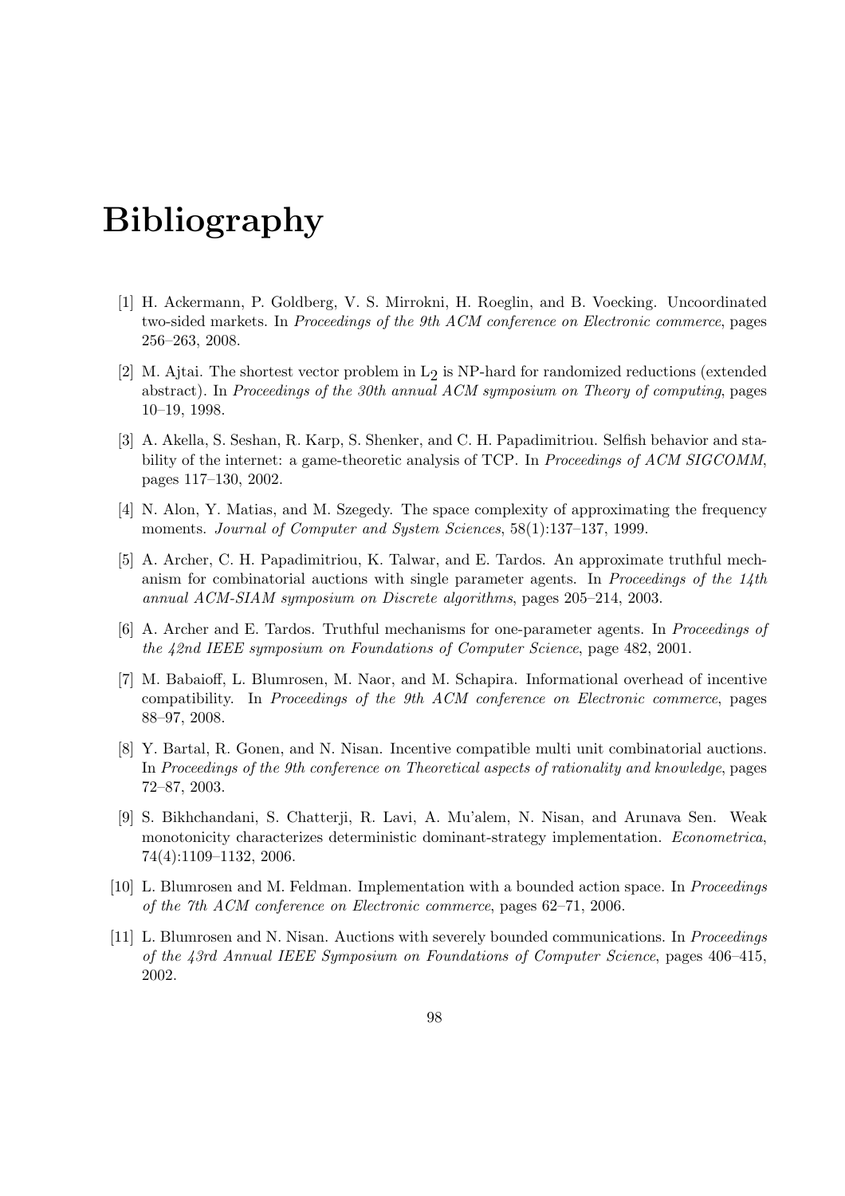# Bibliography

[1] H. Ackermann, P. Goldberg, V. S. Mirrokni, H. Roeglin, and B. Voecking. Uncoordinated two-sided markets. In *Proceedings of the 9th ACM conference on Electronic commerce*, pages 256–263, 2008.

[2] M. Ajtai. The shortest vector problem in $L_2$ is NP-hard for randomized reductions (extended abstract). In *Proceedings of the 30th annual ACM symposium on Theory of computing*, pages 10–19, 1998.

[3] A. Akella, S. Seshan, R. Karp, S. Shenker, and C. H. Papadimitriou. Selfish behavior and stability of the internet: a game-theoretic analysis of TCP. In *Proceedings of ACM SIGCOMM*, pages 117–130, 2002.

[4] N. Alon, Y. Matias, and M. Szegedy. The space complexity of approximating the frequency moments. *Journal of Computer and System Sciences*, 58(1):137–137, 1999.

[5] A. Archer, C. H. Papadimitriou, K. Talwar, and E. Tardos. An approximate truthful mechanism for combinatorial auctions with single parameter agents. In *Proceedings of the 14th annual ACM-SIAM symposium on Discrete algorithms*, pages 205–214, 2003.

[6] A. Archer and E. Tardos. Truthful mechanisms for one-parameter agents. In *Proceedings of the 42nd IEEE symposium on Foundations of Computer Science*, page 482, 2001.

[7] M. Babaioff, L. Blumrosen, M. Naor, and M. Schapira. Informational overhead of incentive compatibility. In *Proceedings of the 9th ACM conference on Electronic commerce*, pages 88–97, 2008.

[8] Y. Bartal, R. Gonen, and N. Nisan. Incentive compatible multi unit combinatorial auctions. In *Proceedings of the 9th conference on Theoretical aspects of rationality and knowledge*, pages 72–87, 2003.

[9] S. Bikhchandani, S. Chatterji, R. Lavi, A. Mu'alem, N. Nisan, and Arunava Sen. Weak monotonicity characterizes deterministic dominant-strategy implementation. *Econometrica*, 74(4):1109–1132, 2006.

[10] L. Blumrosen and M. Feldman. Implementation with a bounded action space. In *Proceedings of the 7th ACM conference on Electronic commerce*, pages 62–71, 2006.

[11] L. Blumrosen and N. Nisan. Auctions with severely bounded communications. In *Proceedings of the 43rd Annual IEEE Symposium on Foundations of Computer Science*, pages 406–415, 2002.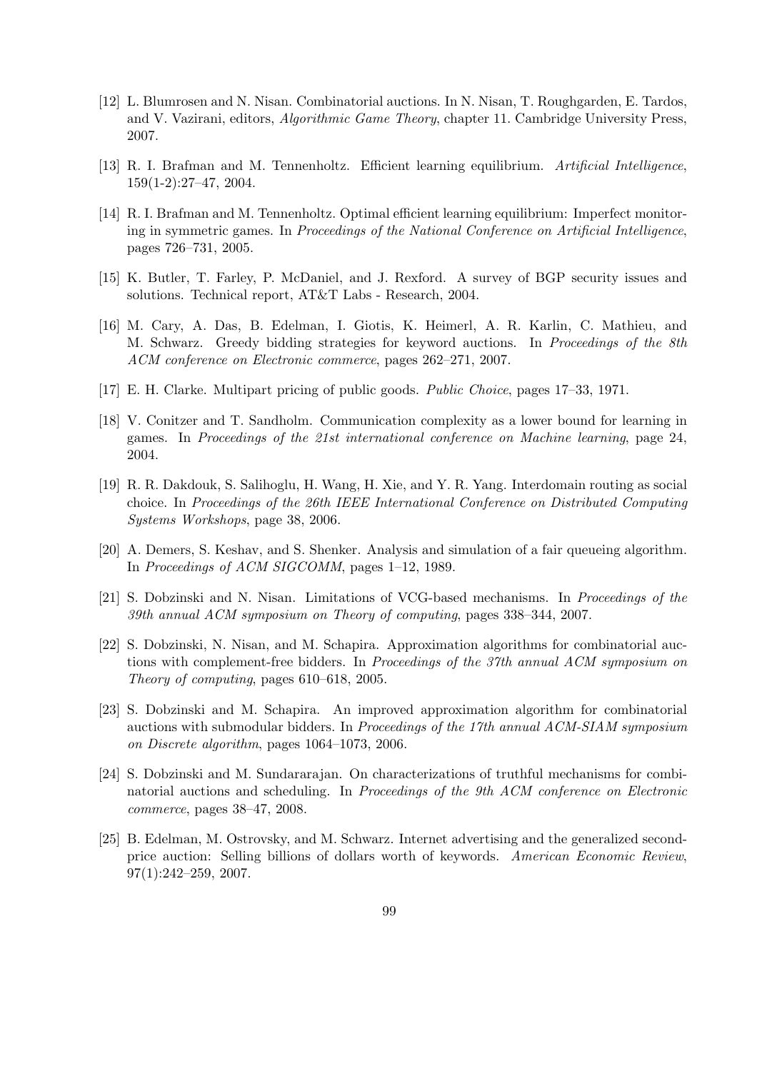[12] L. Blumrosen and N. Nisan. Combinatorial auctions. In N. Nisan, T. Roughgarden, E. Tardos, and V. Vazirani, editors, *Algorithmic Game Theory*, chapter 11. Cambridge University Press, 2007.

[13] R. I. Brafman and M. Tennenholtz. Efficient learning equilibrium. *Artificial Intelligence*, 159(1-2):27–47, 2004.

[14] R. I. Brafman and M. Tennenholtz. Optimal efficient learning equilibrium: Imperfect monitoring in symmetric games. In *Proceedings of the National Conference on Artificial Intelligence*, pages 726–731, 2005.

[15] K. Butler, T. Farley, P. McDaniel, and J. Rexford. A survey of BGP security issues and solutions. Technical report, AT&T Labs - Research, 2004.

[16] M. Cary, A. Das, B. Edelman, I. Giotis, K. Heimerl, A. R. Karlin, C. Mathieu, and M. Schwarz. Greedy bidding strategies for keyword auctions. In *Proceedings of the 8th ACM conference on Electronic commerce*, pages 262–271, 2007.

[17] E. H. Clarke. Multipart pricing of public goods. *Public Choice*, pages 17–33, 1971.

[18] V. Conitzer and T. Sandholm. Communication complexity as a lower bound for learning in games. In *Proceedings of the 21st international conference on Machine learning*, page 24, 2004.

[19] R. R. Dakdouk, S. Salihoglu, H. Wang, H. Xie, and Y. R. Yang. Interdomain routing as social choice. In *Proceedings of the 26th IEEE International Conference on Distributed Computing Systems Workshops*, page 38, 2006.

[20] A. Demers, S. Keshav, and S. Shenker. Analysis and simulation of a fair queueing algorithm. In *Proceedings of ACM SIGCOMM*, pages 1–12, 1989.

[21] S. Dobzinski and N. Nisan. Limitations of VCG-based mechanisms. In *Proceedings of the 39th annual ACM symposium on Theory of computing*, pages 338–344, 2007.

[22] S. Dobzinski, N. Nisan, and M. Schapira. Approximation algorithms for combinatorial auctions with complement-free bidders. In *Proceedings of the 37th annual ACM symposium on Theory of computing*, pages 610–618, 2005.

[23] S. Dobzinski and M. Schapira. An improved approximation algorithm for combinatorial auctions with submodular bidders. In *Proceedings of the 17th annual ACM-SIAM symposium on Discrete algorithm*, pages 1064–1073, 2006.

[24] S. Dobzinski and M. Sundararajan. On characterizations of truthful mechanisms for combinatorial auctions and scheduling. In *Proceedings of the 9th ACM conference on Electronic commerce*, pages 38–47, 2008.

[25] B. Edelman, M. Ostrovsky, and M. Schwarz. Internet advertising and the generalized second-price auction: Selling billions of dollars worth of keywords. *American Economic Review*, 97(1):242–259, 2007.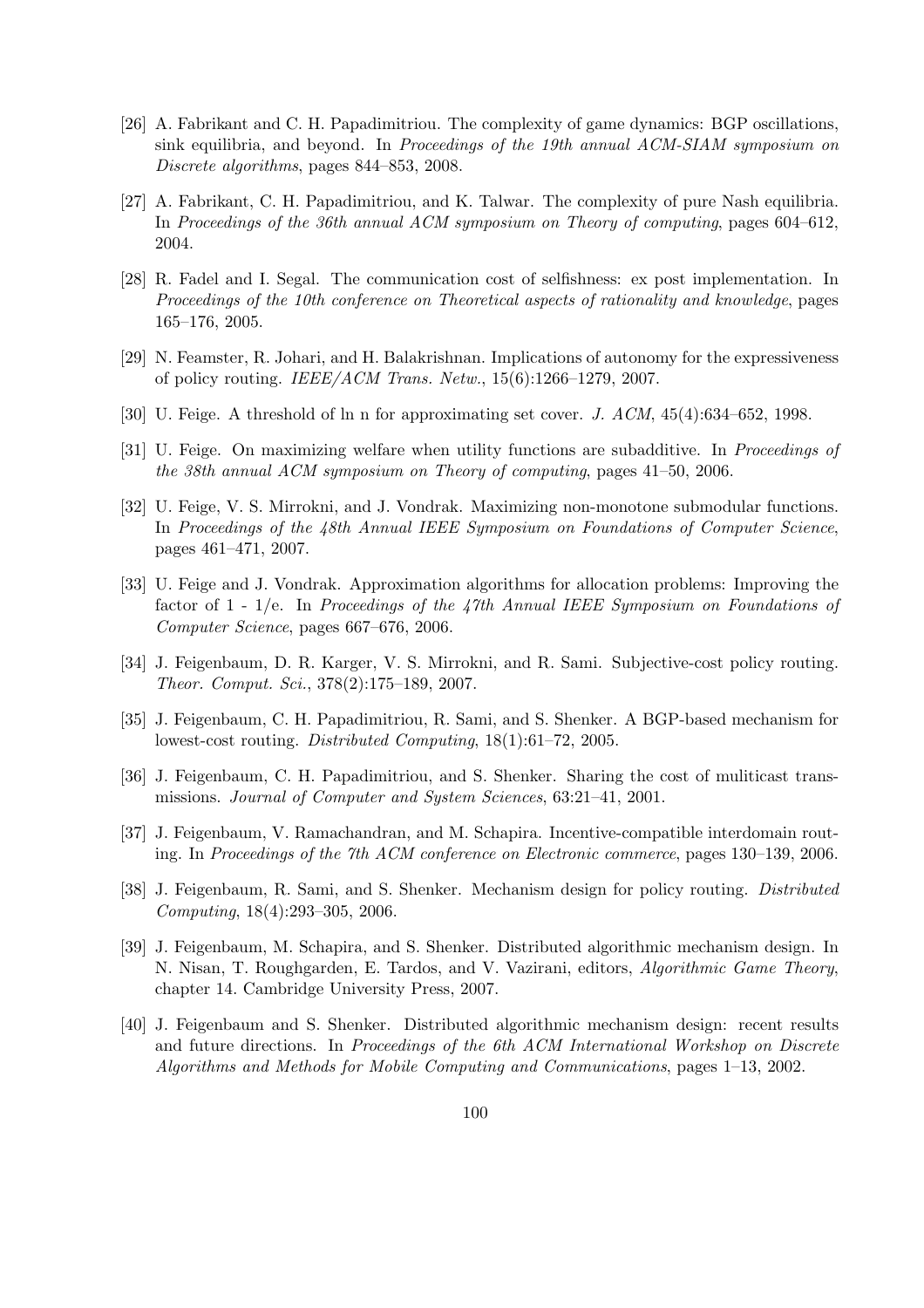[26] A. Fabrikant and C. H. Papadimitriou. The complexity of game dynamics: BGP oscillations, sink equilibria, and beyond. In *Proceedings of the 19th annual ACM-SIAM symposium on Discrete algorithms*, pages 844–853, 2008.

[27] A. Fabrikant, C. H. Papadimitriou, and K. Talwar. The complexity of pure Nash equilibria. In *Proceedings of the 36th annual ACM symposium on Theory of computing*, pages 604–612, 2004.

[28] R. Fadel and I. Segal. The communication cost of selfishness: ex post implementation. In *Proceedings of the 10th conference on Theoretical aspects of rationality and knowledge*, pages 165–176, 2005.

[29] N. Feamster, R. Johari, and H. Balakrishnan. Implications of autonomy for the expressiveness of policy routing. *IEEE/ACM Trans. Netw.*, 15(6):1266–1279, 2007.

[30] U. Feige. A threshold of ln n for approximating set cover. *J. ACM*, 45(4):634–652, 1998.

[31] U. Feige. On maximizing welfare when utility functions are subadditive. In *Proceedings of the 38th annual ACM symposium on Theory of computing*, pages 41–50, 2006.

[32] U. Feige, V. S. Mirrokni, and J. Vondrak. Maximizing non-monotone submodular functions. In *Proceedings of the 48th Annual IEEE Symposium on Foundations of Computer Science*, pages 461–471, 2007.

[33] U. Feige and J. Vondrak. Approximation algorithms for allocation problems: Improving the factor of 1 - 1/e. In *Proceedings of the 47th Annual IEEE Symposium on Foundations of Computer Science*, pages 667–676, 2006.

[34] J. Feigenbaum, D. R. Karger, V. S. Mirrokni, and R. Sami. Subjective-cost policy routing. *Theor. Comput. Sci.*, 378(2):175–189, 2007.

[35] J. Feigenbaum, C. H. Papadimitriou, R. Sami, and S. Shenker. A BGP-based mechanism for lowest-cost routing. *Distributed Computing*, 18(1):61–72, 2005.

[36] J. Feigenbaum, C. H. Papadimitriou, and S. Shenker. Sharing the cost of muliticast transmissions. *Journal of Computer and System Sciences*, 63:21–41, 2001.

[37] J. Feigenbaum, V. Ramachandran, and M. Schapira. Incentive-compatible interdomain routing. In *Proceedings of the 7th ACM conference on Electronic commerce*, pages 130–139, 2006.

[38] J. Feigenbaum, R. Sami, and S. Shenker. Mechanism design for policy routing. *Distributed Computing*, 18(4):293–305, 2006.

[39] J. Feigenbaum, M. Schapira, and S. Shenker. Distributed algorithmic mechanism design. In N. Nisan, T. Roughgarden, E. Tardos, and V. Vazirani, editors, *Algorithmic Game Theory*, chapter 14. Cambridge University Press, 2007.

[40] J. Feigenbaum and S. Shenker. Distributed algorithmic mechanism design: recent results and future directions. In *Proceedings of the 6th ACM International Workshop on Discrete Algorithms and Methods for Mobile Computing and Communications*, pages 1–13, 2002.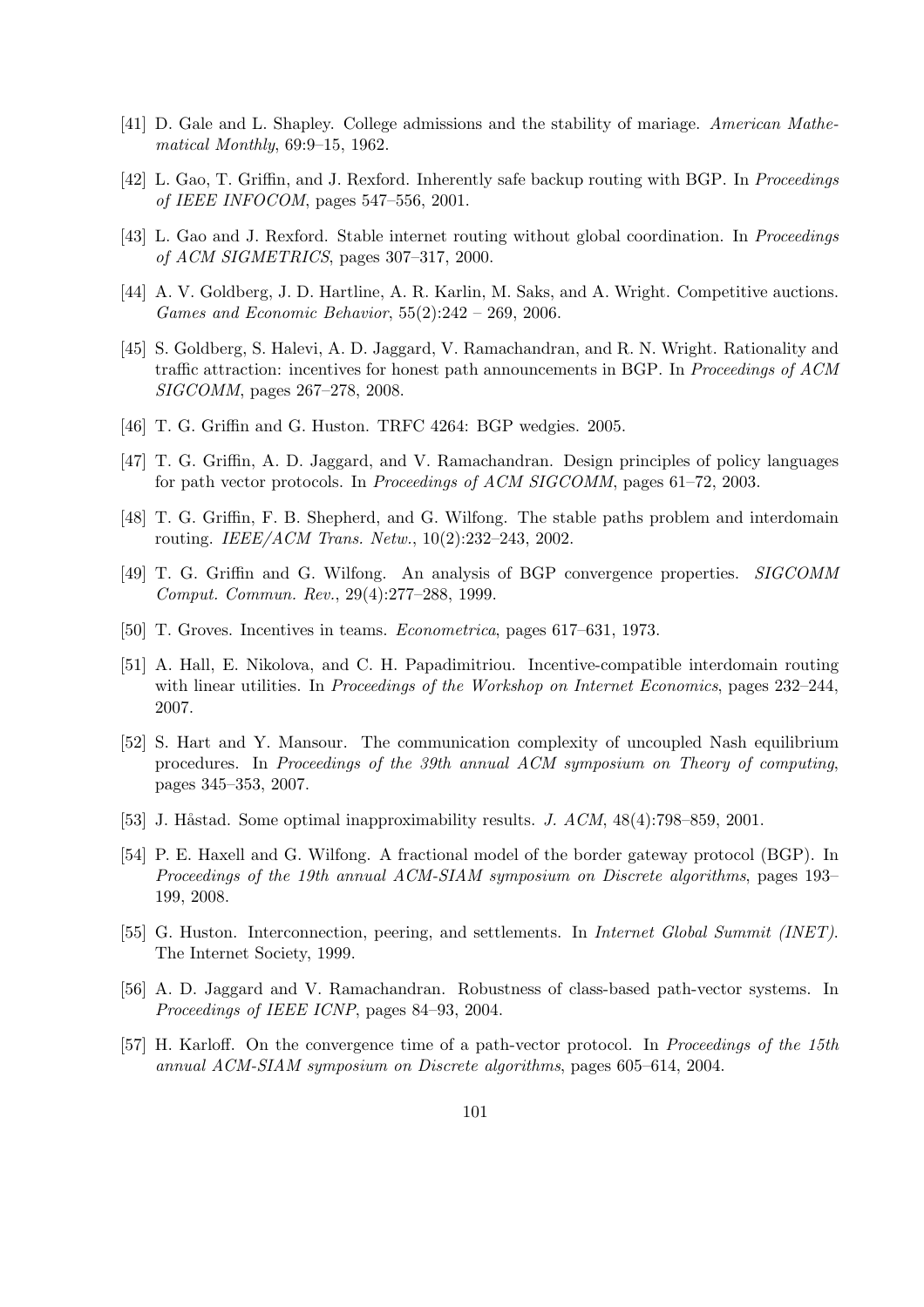[41] D. Gale and L. Shapley. College admissions and the stability of mariage. *American Mathematical Monthly*, 69:9–15, 1962.

[42] L. Gao, T. Griffin, and J. Rexford. Inherently safe backup routing with BGP. In *Proceedings of IEEE INFOCOM*, pages 547–556, 2001.

[43] L. Gao and J. Rexford. Stable internet routing without global coordination. In *Proceedings of ACM SIGMETRICS*, pages 307–317, 2000.

[44] A. V. Goldberg, J. D. Hartline, A. R. Karlin, M. Saks, and A. Wright. Competitive auctions. *Games and Economic Behavior*, 55(2):242 – 269, 2006.

[45] S. Goldberg, S. Halevi, A. D. Jaggard, V. Ramachandran, and R. N. Wright. Rationality and traffic attraction: incentives for honest path announcements in BGP. In *Proceedings of ACM SIGCOMM*, pages 267–278, 2008.

[46] T. G. Griffin and G. Huston. TRFC 4264: BGP wedgies. 2005.

[47] T. G. Griffin, A. D. Jaggard, and V. Ramachandran. Design principles of policy languages for path vector protocols. In *Proceedings of ACM SIGCOMM*, pages 61–72, 2003.

[48] T. G. Griffin, F. B. Shepherd, and G. Wilfong. The stable paths problem and interdomain routing. *IEEE/ACM Trans. Netw.*, 10(2):232–243, 2002.

[49] T. G. Griffin and G. Wilfong. An analysis of BGP convergence properties. *SIGCOMM Comput. Commun. Rev.*, 29(4):277–288, 1999.

[50] T. Groves. Incentives in teams. *Econometrica*, pages 617–631, 1973.

[51] A. Hall, E. Nikolova, and C. H. Papadimitriou. Incentive-compatible interdomain routing with linear utilities. In *Proceedings of the Workshop on Internet Economics*, pages 232–244, 2007.

[52] S. Hart and Y. Mansour. The communication complexity of uncoupled Nash equilibrium procedures. In *Proceedings of the 39th annual ACM symposium on Theory of computing*, pages 345–353, 2007.

[53] J. Håstad. Some optimal inapproximability results. *J. ACM*, 48(4):798–859, 2001.

[54] P. E. Haxell and G. Wilfong. A fractional model of the border gateway protocol (BGP). In *Proceedings of the 19th annual ACM-SIAM symposium on Discrete algorithms*, pages 193–199, 2008.

[55] G. Huston. Interconnection, peering, and settlements. In *Internet Global Summit (INET)*. The Internet Society, 1999.

[56] A. D. Jaggard and V. Ramachandran. Robustness of class-based path-vector systems. In *Proceedings of IEEE ICNP*, pages 84–93, 2004.

[57] H. Karloff. On the convergence time of a path-vector protocol. In *Proceedings of the 15th annual ACM-SIAM symposium on Discrete algorithms*, pages 605–614, 2004.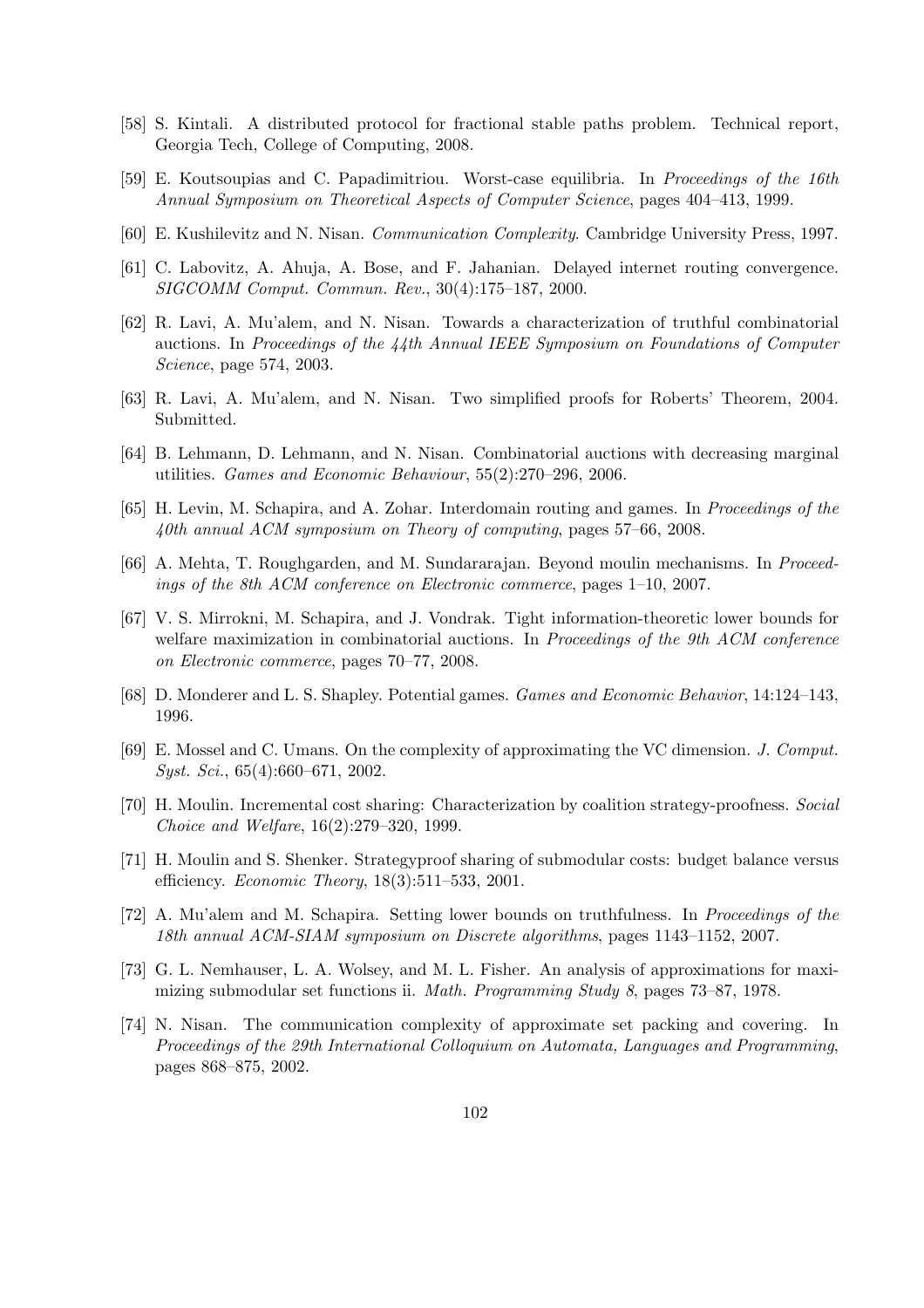[58] S. Kintali. A distributed protocol for fractional stable paths problem. Technical report, Georgia Tech, College of Computing, 2008.

[59] E. Koutsoupias and C. Papadimitriou. Worst-case equilibria. In *Proceedings of the 16th Annual Symposium on Theoretical Aspects of Computer Science*, pages 404–413, 1999.

[60] E. Kushilevitz and N. Nisan. *Communication Complexity*. Cambridge University Press, 1997.

[61] C. Labovitz, A. Ahuja, A. Bose, and F. Jahanian. Delayed internet routing convergence. *SIGCOMM Comput. Commun. Rev.*, 30(4):175–187, 2000.

[62] R. Lavi, A. Mu'alem, and N. Nisan. Towards a characterization of truthful combinatorial auctions. In *Proceedings of the 44th Annual IEEE Symposium on Foundations of Computer Science*, page 574, 2003.

[63] R. Lavi, A. Mu'alem, and N. Nisan. Two simplified proofs for Roberts' Theorem, 2004. Submitted.

[64] B. Lehmann, D. Lehmann, and N. Nisan. Combinatorial auctions with decreasing marginal utilities. *Games and Economic Behaviour*, 55(2):270–296, 2006.

[65] H. Levin, M. Schapira, and A. Zohar. Interdomain routing and games. In *Proceedings of the 40th annual ACM symposium on Theory of computing*, pages 57–66, 2008.

[66] A. Mehta, T. Roughgarden, and M. Sundararajan. Beyond moulin mechanisms. In *Proceedings of the 8th ACM conference on Electronic commerce*, pages 1–10, 2007.

[67] V. S. Mirrokni, M. Schapira, and J. Vondrak. Tight information-theoretic lower bounds for welfare maximization in combinatorial auctions. In *Proceedings of the 9th ACM conference on Electronic commerce*, pages 70–77, 2008.

[68] D. Monderer and L. S. Shapley. Potential games. *Games and Economic Behavior*, 14:124–143, 1996.

[69] E. Mossel and C. Umans. On the complexity of approximating the VC dimension. *J. Comput. Syst. Sci.*, 65(4):660–671, 2002.

[70] H. Moulin. Incremental cost sharing: Characterization by coalition strategy-proofness. *Social Choice and Welfare*, 16(2):279–320, 1999.

[71] H. Moulin and S. Shenker. Strategyproof sharing of submodular costs: budget balance versus efficiency. *Economic Theory*, 18(3):511–533, 2001.

[72] A. Mu'alem and M. Schapira. Setting lower bounds on truthfulness. In *Proceedings of the 18th annual ACM-SIAM symposium on Discrete algorithms*, pages 1143–1152, 2007.

[73] G. L. Nemhauser, L. A. Wolsey, and M. L. Fisher. An analysis of approximations for maximizing submodular set functions ii. *Math. Programming Study 8*, pages 73–87, 1978.

[74] N. Nisan. The communication complexity of approximate set packing and covering. In *Proceedings of the 29th International Colloquium on Automata, Languages and Programming*, pages 868–875, 2002.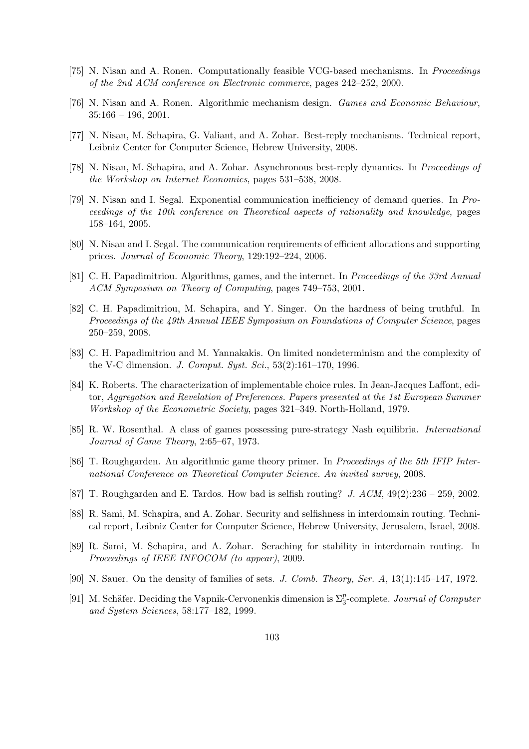[75] N. Nisan and A. Ronen. Computationally feasible VCG-based mechanisms. In *Proceedings of the 2nd ACM conference on Electronic commerce*, pages 242–252, 2000.

[76] N. Nisan and A. Ronen. Algorithmic mechanism design. *Games and Economic Behaviour*, 35:166 – 196, 2001.

[77] N. Nisan, M. Schapira, G. Valiant, and A. Zohar. Best-reply mechanisms. Technical report, Leibniz Center for Computer Science, Hebrew University, 2008.

[78] N. Nisan, M. Schapira, and A. Zohar. Asynchronous best-reply dynamics. In *Proceedings of the Workshop on Internet Economics*, pages 531–538, 2008.

[79] N. Nisan and I. Segal. Exponential communication inefficiency of demand queries. In *Proceedings of the 10th conference on Theoretical aspects of rationality and knowledge*, pages 158–164, 2005.

[80] N. Nisan and I. Segal. The communication requirements of efficient allocations and supporting prices. *Journal of Economic Theory*, 129:192–224, 2006.

[81] C. H. Papadimitriou. Algorithms, games, and the internet. In *Proceedings of the 33rd Annual ACM Symposium on Theory of Computing*, pages 749–753, 2001.

[82] C. H. Papadimitriou, M. Schapira, and Y. Singer. On the hardness of being truthful. In *Proceedings of the 49th Annual IEEE Symposium on Foundations of Computer Science*, pages 250–259, 2008.

[83] C. H. Papadimitriou and M. Yannakakis. On limited nondeterminism and the complexity of the V-C dimension. *J. Comput. Syst. Sci.*, 53(2):161–170, 1996.

[84] K. Roberts. The characterization of implementable choice rules. In Jean-Jacques Laffont, editor, *Aggregation and Revelation of Preferences. Papers presented at the 1st European Summer Workshop of the Econometric Society*, pages 321–349. North-Holland, 1979.

[85] R. W. Rosenthal. A class of games possessing pure-strategy Nash equilibria. *International Journal of Game Theory*, 2:65–67, 1973.

[86] T. Roughgarden. An algorithmic game theory primer. In *Proceedings of the 5th IFIP International Conference on Theoretical Computer Science. An invited survey*, 2008.

[87] T. Roughgarden and E. Tardos. How bad is selfish routing? *J. ACM*, 49(2):236 – 259, 2002.

[88] R. Sami, M. Schapira, and A. Zohar. Security and selfishness in interdomain routing. Technical report, Leibniz Center for Computer Science, Hebrew University, Jerusalem, Israel, 2008.

[89] R. Sami, M. Schapira, and A. Zohar. Seraching for stability in interdomain routing. In *Proceedings of IEEE INFOCOM (to appear)*, 2009.

[90] N. Sauer. On the density of families of sets. *J. Comb. Theory, Ser. A*, 13(1):145–147, 1972.

[91] M. Schäfer. Deciding the Vapnik-Cervonenkis dimension is $\Sigma_3^p$-complete. *Journal of Computer and System Sciences*, 58:177–182, 1999.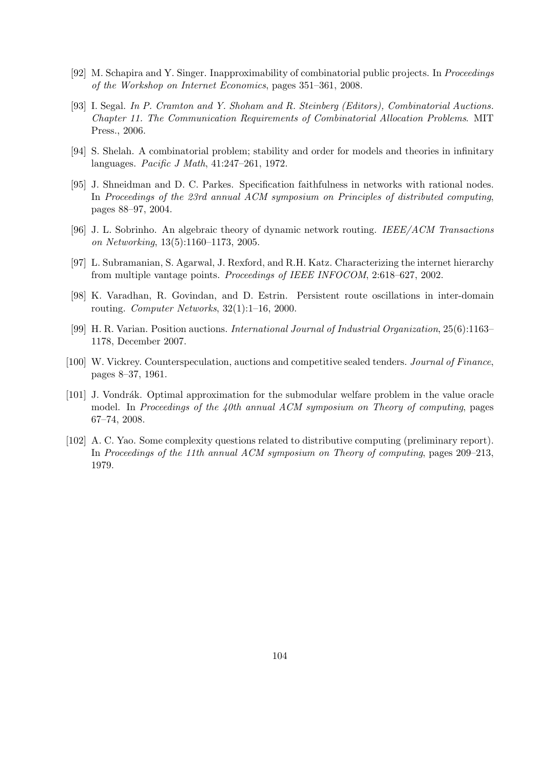[92] M. Schapira and Y. Singer. Inapproximability of combinatorial public projects. In *Proceedings of the Workshop on Internet Economics*, pages 351–361, 2008.

[93] I. Segal. *In P. Cramton and Y. Shoham and R. Steinberg (Editors), Combinatorial Auctions. Chapter 11. The Communication Requirements of Combinatorial Allocation Problems*. MIT Press., 2006.

[94] S. Shelah. A combinatorial problem; stability and order for models and theories in infinitary languages. *Pacific J Math*, 41:247–261, 1972.

[95] J. Shneidman and D. C. Parkes. Specification faithfulness in networks with rational nodes. In *Proceedings of the 23rd annual ACM symposium on Principles of distributed computing*, pages 88–97, 2004.

[96] J. L. Sobrinho. An algebraic theory of dynamic network routing. *IEEE/ACM Transactions on Networking*, 13(5):1160–1173, 2005.

[97] L. Subramanian, S. Agarwal, J. Rexford, and R.H. Katz. Characterizing the internet hierarchy from multiple vantage points. *Proceedings of IEEE INFOCOM*, 2:618–627, 2002.

[98] K. Varadhan, R. Govindan, and D. Estrin. Persistent route oscillations in inter-domain routing. *Computer Networks*, 32(1):1–16, 2000.

[99] H. R. Varian. Position auctions. *International Journal of Industrial Organization*, 25(6):1163–1178, December 2007.

[100] W. Vickrey. Counterspeculation, auctions and competitive sealed tenders. *Journal of Finance*, pages 8–37, 1961.

[101] J. Vondrák. Optimal approximation for the submodular welfare problem in the value oracle model. In *Proceedings of the 40th annual ACM symposium on Theory of computing*, pages 67–74, 2008.

[102] A. C. Yao. Some complexity questions related to distributive computing (preliminary report). In *Proceedings of the 11th annual ACM symposium on Theory of computing*, pages 209–213, 1979.